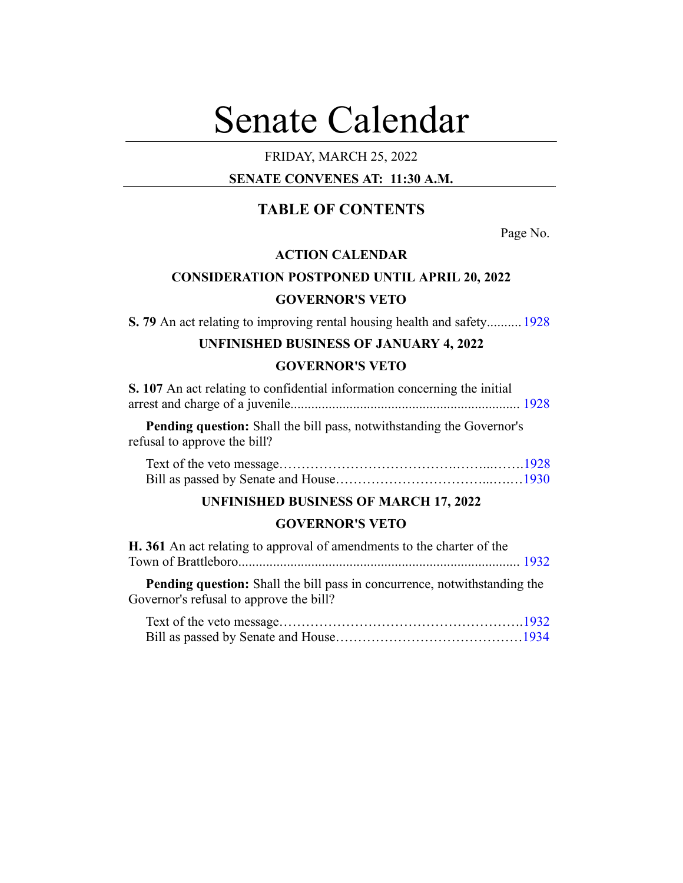# Senate Calendar

FRIDAY, MARCH 25, 2022

**SENATE CONVENES AT: 11:30 A.M.**

## TABLE OF CONTENTS

Page No.

**ACTION CALENDAR**

**CONSIDERATION POSTPONED UNTIL APRIL 20, 2022**

**GOVERNOR'S VETO**

**S. 79** An act relating to improving rental housing health and safety.......... 1928

**UNFINISHED BUSINESS OF JANUARY 4, 2022**

**GOVERNOR'S VETO**

**S. 107** An act relating to confidential information concerning the initial arrest and charge of a juvenile................................................................. 1928

**Pending question:** Shall the bill pass, notwithstanding the Governor's refusal to approve the bill?

Text of the veto message……………………………….……...…….1928
Bill as passed by Senate and House………………………...…..…1930

**UNFINISHED BUSINESS OF MARCH 17, 2022**

**GOVERNOR'S VETO**

**H. 361** An act relating to approval of amendments to the charter of the Town of Brattleboro................................................................................ 1932

**Pending question:** Shall the bill pass in concurrence, notwithstanding the Governor's refusal to approve the bill?

Text of the veto message……………………………………………….1932
Bill as passed by Senate and House……………………………………1934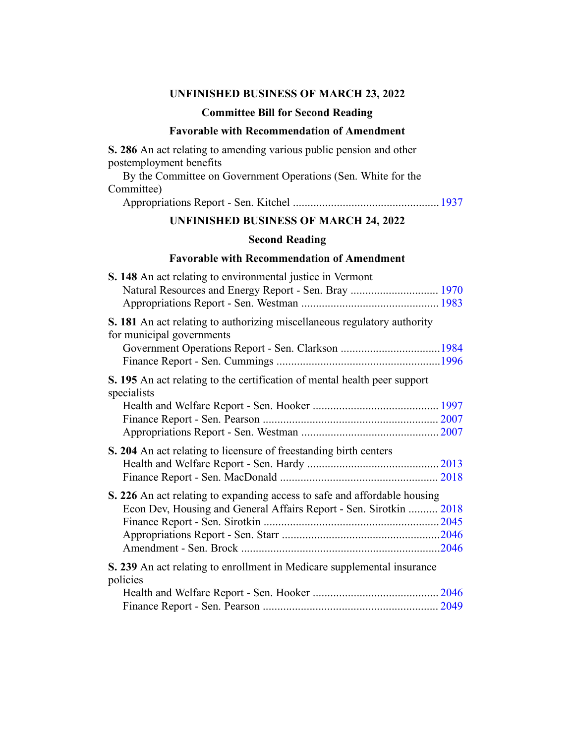## UNFINISHED BUSINESS OF MARCH 23, 2022

### Committee Bill for Second Reading

### Favorable with Recommendation of Amendment

**S. 286** An act relating to amending various public pension and other postemployment benefits

By the Committee on Government Operations (Sen. White for the Committee)

Appropriations Report - Sen. Kitchel .................................................1937

## UNFINISHED BUSINESS OF MARCH 24, 2022

### Second Reading

### Favorable with Recommendation of Amendment

**S. 148** An act relating to environmental justice in Vermont

Natural Resources and Energy Report - Sen. Bray .............................1970
Appropriations Report - Sen. Westman ...............................................1983

**S. 181** An act relating to authorizing miscellaneous regulatory authority for municipal governments

Government Operations Report - Sen. Clarkson .................................1984
Finance Report - Sen. Cummings .......................................................1996

**S. 195** An act relating to the certification of mental health peer support specialists

Health and Welfare Report - Sen. Hooker ..........................................1997
Finance Report - Sen. Pearson ...........................................................2007
Appropriations Report - Sen. Westman ..............................................2007

**S. 204** An act relating to licensure of freestanding birth centers

Health and Welfare Report - Sen. Hardy ............................................2013
Finance Report - Sen. MacDonald .....................................................2018

**S. 226** An act relating to expanding access to safe and affordable housing

Econ Dev, Housing and General Affairs Report - Sen. Sirotkin ..........2018
Finance Report - Sen. Sirotkin ...........................................................2045
Appropriations Report - Sen. Starr .....................................................2046
Amendment - Sen. Brock ...................................................................2046

**S. 239** An act relating to enrollment in Medicare supplemental insurance policies

Health and Welfare Report - Sen. Hooker ..........................................2046
Finance Report - Sen. Pearson ...........................................................2049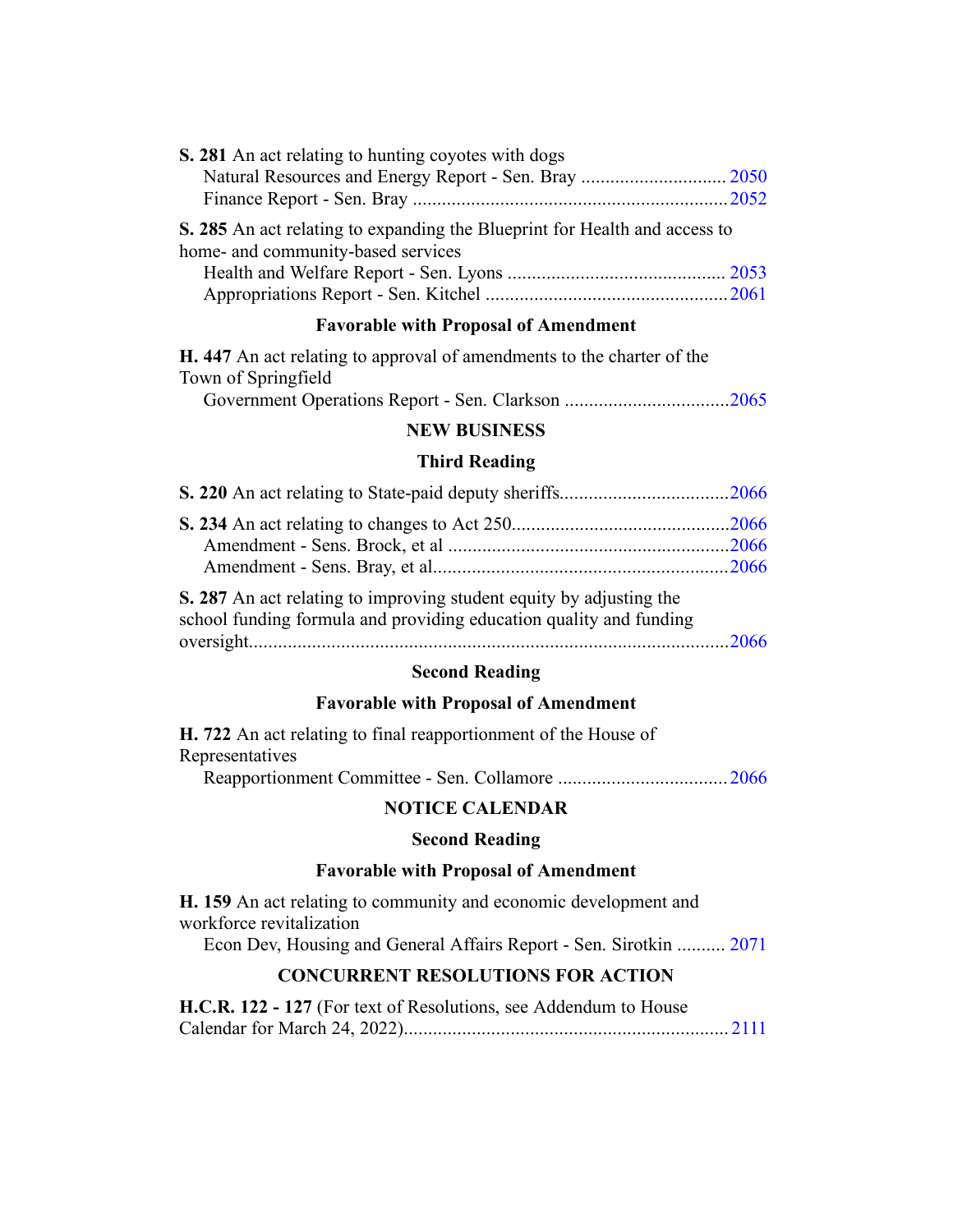**S. 281** An act relating to hunting coyotes with dogs

Natural Resources and Energy Report - Sen. Bray .............................. 2050

Finance Report - Sen. Bray ................................................................ 2052

**S. 285** An act relating to expanding the Blueprint for Health and access to home- and community-based services

Health and Welfare Report - Sen. Lyons ............................................ 2053

Appropriations Report - Sen. Kitchel ................................................. 2061

### Favorable with Proposal of Amendment

**H. 447** An act relating to approval of amendments to the charter of the Town of Springfield

Government Operations Report - Sen. Clarkson ................................. 2065

## NEW BUSINESS

### Third Reading

**S. 220** An act relating to State-paid deputy sheriffs.................................. 2066

**S. 234** An act relating to changes to Act 250............................................ 2066

Amendment - Sens. Brock, et al .......................................................... 2066

Amendment - Sens. Bray, et al............................................................. 2066

**S. 287** An act relating to improving student equity by adjusting the school funding formula and providing education quality and funding oversight.................................................................................................. 2066

### Second Reading

### Favorable with Proposal of Amendment

**H. 722** An act relating to final reapportionment of the House of Representatives

Reapportionment Committee - Sen. Collamore .................................. 2066

## NOTICE CALENDAR

### Second Reading

### Favorable with Proposal of Amendment

**H. 159** An act relating to community and economic development and workforce revitalization

Econ Dev, Housing and General Affairs Report - Sen. Sirotkin .......... 2071

## CONCURRENT RESOLUTIONS FOR ACTION

**H.C.R. 122 - 127** (For text of Resolutions, see Addendum to House Calendar for March 24, 2022)................................................................... 2111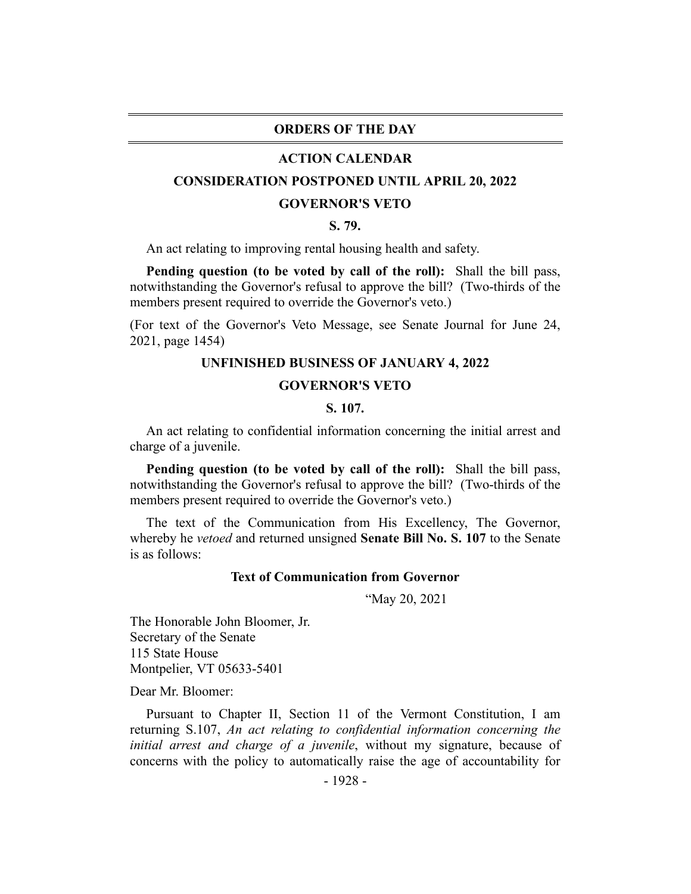## ORDERS OF THE DAY

### ACTION CALENDAR

### CONSIDERATION POSTPONED UNTIL APRIL 20, 2022

### GOVERNOR'S VETO

### S. 79.

An act relating to improving rental housing health and safety.

**Pending question (to be voted by call of the roll):** Shall the bill pass, notwithstanding the Governor's refusal to approve the bill? (Two-thirds of the members present required to override the Governor's veto.)

(For text of the Governor's Veto Message, see Senate Journal for June 24, 2021, page 1454)

### UNFINISHED BUSINESS OF JANUARY 4, 2022

### GOVERNOR'S VETO

### S. 107.

An act relating to confidential information concerning the initial arrest and charge of a juvenile.

**Pending question (to be voted by call of the roll):** Shall the bill pass, notwithstanding the Governor's refusal to approve the bill? (Two-thirds of the members present required to override the Governor's veto.)

The text of the Communication from His Excellency, The Governor, whereby he *vetoed* and returned unsigned **Senate Bill No. S. 107** to the Senate is as follows:

**Text of Communication from Governor**

"May 20, 2021

The Honorable John Bloomer, Jr.
Secretary of the Senate
115 State House
Montpelier, VT 05633-5401

Dear Mr. Bloomer:

Pursuant to Chapter II, Section 11 of the Vermont Constitution, I am returning S.107, *An act relating to confidential information concerning the initial arrest and charge of a juvenile*, without my signature, because of concerns with the policy to automatically raise the age of accountability for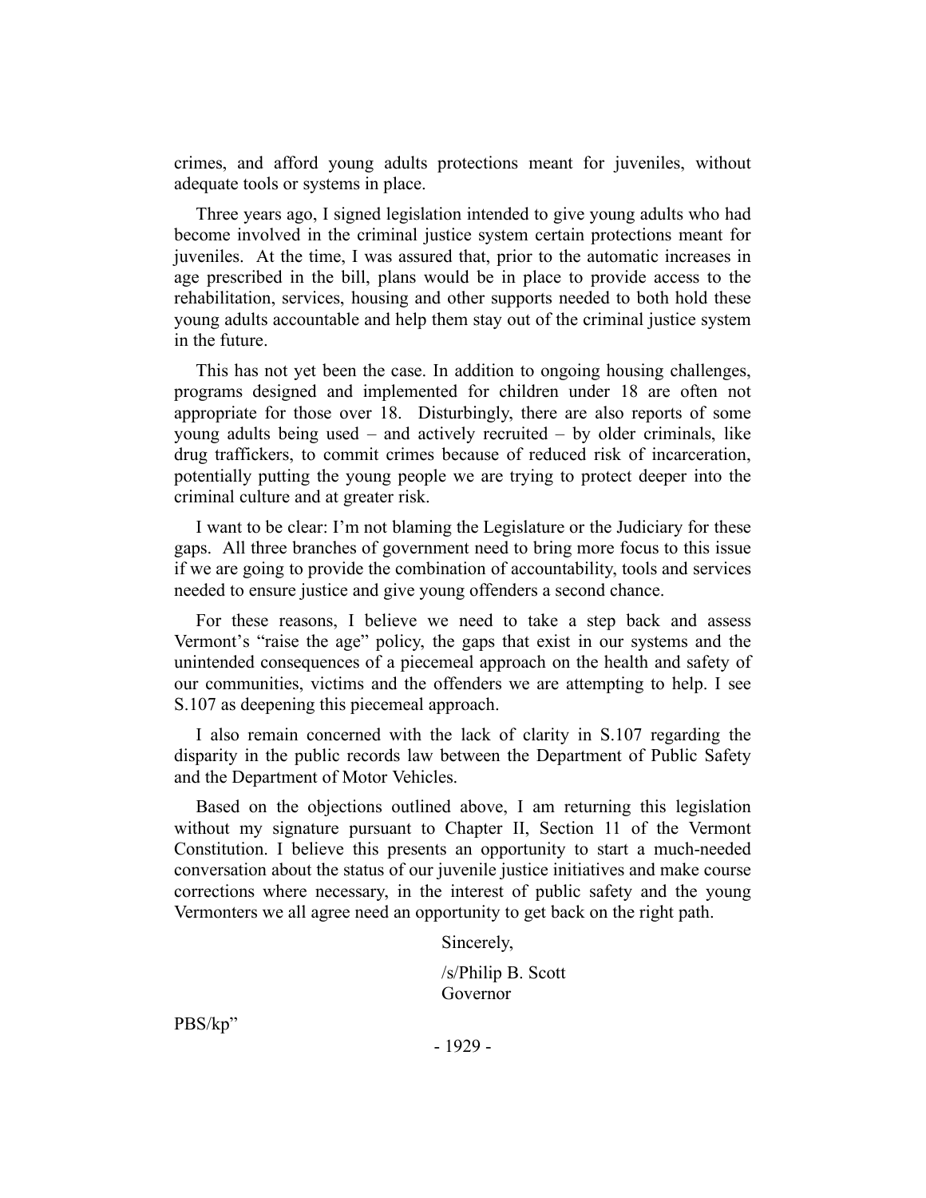crimes, and afford young adults protections meant for juveniles, without adequate tools or systems in place.

Three years ago, I signed legislation intended to give young adults who had become involved in the criminal justice system certain protections meant for juveniles. At the time, I was assured that, prior to the automatic increases in age prescribed in the bill, plans would be in place to provide access to the rehabilitation, services, housing and other supports needed to both hold these young adults accountable and help them stay out of the criminal justice system in the future.

This has not yet been the case. In addition to ongoing housing challenges, programs designed and implemented for children under 18 are often not appropriate for those over 18. Disturbingly, there are also reports of some young adults being used – and actively recruited – by older criminals, like drug traffickers, to commit crimes because of reduced risk of incarceration, potentially putting the young people we are trying to protect deeper into the criminal culture and at greater risk.

I want to be clear: I'm not blaming the Legislature or the Judiciary for these gaps. All three branches of government need to bring more focus to this issue if we are going to provide the combination of accountability, tools and services needed to ensure justice and give young offenders a second chance.

For these reasons, I believe we need to take a step back and assess Vermont's "raise the age" policy, the gaps that exist in our systems and the unintended consequences of a piecemeal approach on the health and safety of our communities, victims and the offenders we are attempting to help. I see S.107 as deepening this piecemeal approach.

I also remain concerned with the lack of clarity in S.107 regarding the disparity in the public records law between the Department of Public Safety and the Department of Motor Vehicles.

Based on the objections outlined above, I am returning this legislation without my signature pursuant to Chapter II, Section 11 of the Vermont Constitution. I believe this presents an opportunity to start a much-needed conversation about the status of our juvenile justice initiatives and make course corrections where necessary, in the interest of public safety and the young Vermonters we all agree need an opportunity to get back on the right path.

Sincerely,

/s/Philip B. Scott
Governor

PBS/kp"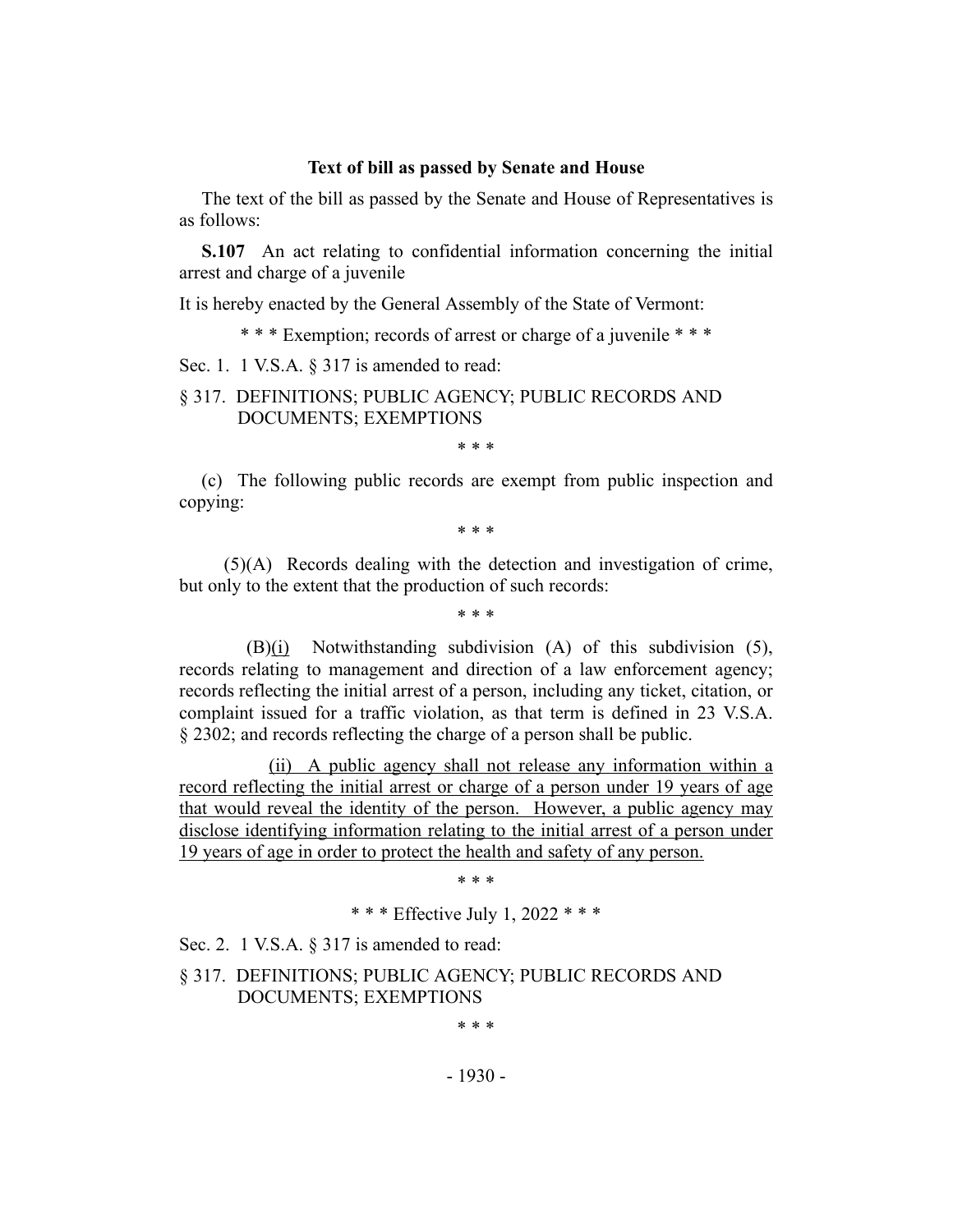**Text of bill as passed by Senate and House**

The text of the bill as passed by the Senate and House of Representatives is as follows:

**S.107** An act relating to confidential information concerning the initial arrest and charge of a juvenile

It is hereby enacted by the General Assembly of the State of Vermont:

\* \* \* Exemption; records of arrest or charge of a juvenile \* \* \*

Sec. 1. 1 V.S.A. § 317 is amended to read:

§ 317. DEFINITIONS; PUBLIC AGENCY; PUBLIC RECORDS AND DOCUMENTS; EXEMPTIONS

\* \* \*

(c) The following public records are exempt from public inspection and copying:

\* \* \*

(5)(A) Records dealing with the detection and investigation of crime, but only to the extent that the production of such records:

\* \* \*

(B)<u>(i)</u> Notwithstanding subdivision (A) of this subdivision (5), records relating to management and direction of a law enforcement agency; records reflecting the initial arrest of a person, including any ticket, citation, or complaint issued for a traffic violation, as that term is defined in 23 V.S.A. § 2302; and records reflecting the charge of a person shall be public.

<u>(ii) A public agency shall not release any information within a record reflecting the initial arrest or charge of a person under 19 years of age that would reveal the identity of the person. However, a public agency may disclose identifying information relating to the initial arrest of a person under 19 years of age in order to protect the health and safety of any person.</u>

\* \* \*

\* \* \* Effective July 1, 2022 \* \* \*

Sec. 2. 1 V.S.A. § 317 is amended to read:

§ 317. DEFINITIONS; PUBLIC AGENCY; PUBLIC RECORDS AND DOCUMENTS; EXEMPTIONS

\* \* \*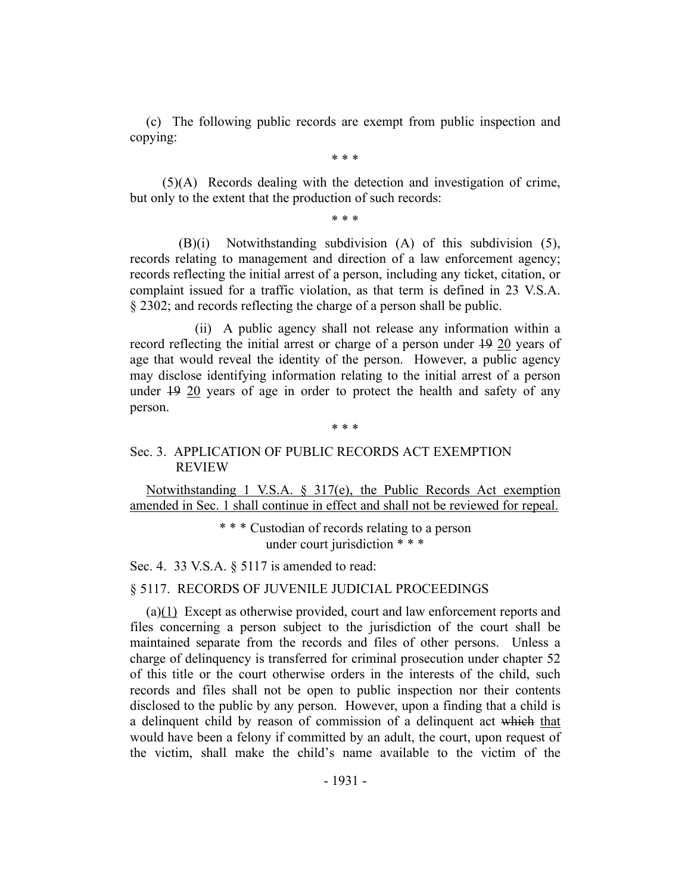(c) The following public records are exempt from public inspection and copying:

\* \* \*

(5)(A) Records dealing with the detection and investigation of crime, but only to the extent that the production of such records:

\* \* \*

(B)(i) Notwithstanding subdivision (A) of this subdivision (5), records relating to management and direction of a law enforcement agency; records reflecting the initial arrest of a person, including any ticket, citation, or complaint issued for a traffic violation, as that term is defined in 23 V.S.A. § 2302; and records reflecting the charge of a person shall be public.

(ii) A public agency shall not release any information within a record reflecting the initial arrest or charge of a person under ~~19~~ <u>20</u> years of age that would reveal the identity of the person. However, a public agency may disclose identifying information relating to the initial arrest of a person under ~~19~~ <u>20</u> years of age in order to protect the health and safety of any person.

\* \* \*

Sec. 3. APPLICATION OF PUBLIC RECORDS ACT EXEMPTION REVIEW

<u>Notwithstanding 1 V.S.A. § 317(e), the Public Records Act exemption amended in Sec. 1 shall continue in effect and shall not be reviewed for repeal.</u>

\* \* \* Custodian of records relating to a person under court jurisdiction \* \* \*

Sec. 4. 33 V.S.A. § 5117 is amended to read:

§ 5117. RECORDS OF JUVENILE JUDICIAL PROCEEDINGS

(a)<u>(1)</u> Except as otherwise provided, court and law enforcement reports and files concerning a person subject to the jurisdiction of the court shall be maintained separate from the records and files of other persons. Unless a charge of delinquency is transferred for criminal prosecution under chapter 52 of this title or the court otherwise orders in the interests of the child, such records and files shall not be open to public inspection nor their contents disclosed to the public by any person. However, upon a finding that a child is a delinquent child by reason of commission of a delinquent act ~~which~~ <u>that</u> would have been a felony if committed by an adult, the court, upon request of the victim, shall make the child's name available to the victim of the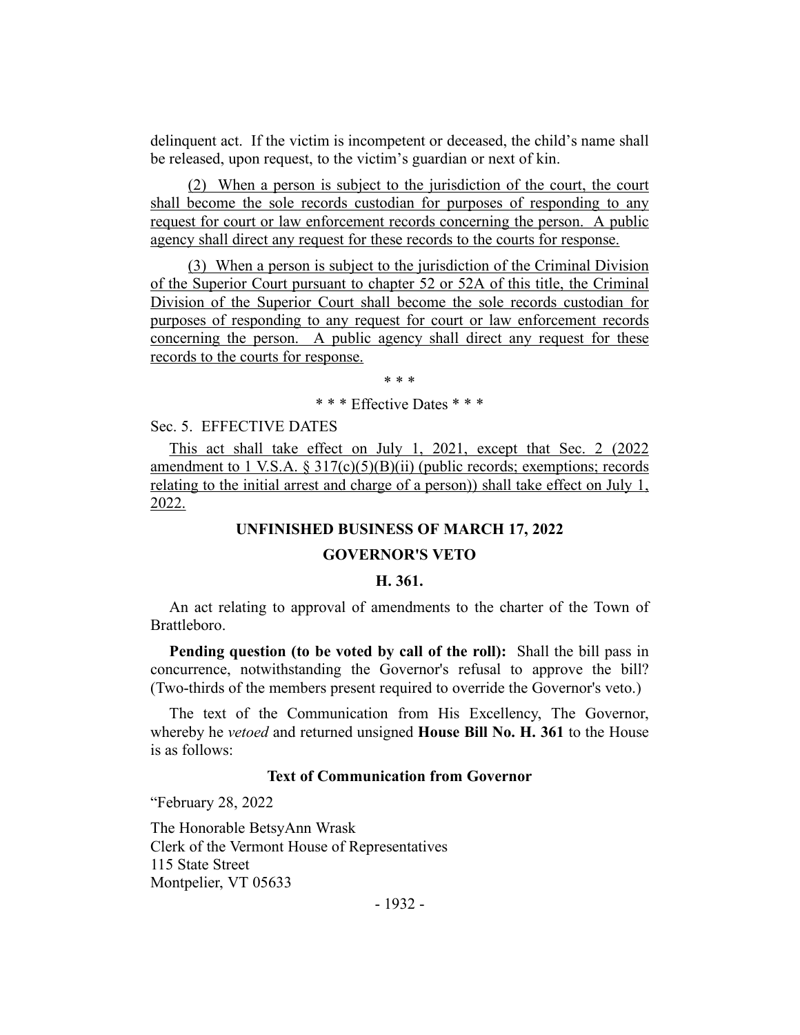delinquent act. If the victim is incompetent or deceased, the child's name shall be released, upon request, to the victim's guardian or next of kin.

(2) When a person is subject to the jurisdiction of the court, the court shall become the sole records custodian for purposes of responding to any request for court or law enforcement records concerning the person. A public agency shall direct any request for these records to the courts for response.

(3) When a person is subject to the jurisdiction of the Criminal Division of the Superior Court pursuant to chapter 52 or 52A of this title, the Criminal Division of the Superior Court shall become the sole records custodian for purposes of responding to any request for court or law enforcement records concerning the person. A public agency shall direct any request for these records to the courts for response.

\* \* \*

\* \* \* Effective Dates \* \* \*

Sec. 5. EFFECTIVE DATES

This act shall take effect on July 1, 2021, except that Sec. 2 (2022 amendment to 1 V.S.A. § 317(c)(5)(B)(ii) (public records; exemptions; records relating to the initial arrest and charge of a person)) shall take effect on July 1, 2022.

## UNFINISHED BUSINESS OF MARCH 17, 2022

## GOVERNOR'S VETO

### H. 361.

An act relating to approval of amendments to the charter of the Town of Brattleboro.

**Pending question (to be voted by call of the roll):** Shall the bill pass in concurrence, notwithstanding the Governor's refusal to approve the bill? (Two-thirds of the members present required to override the Governor's veto.)

The text of the Communication from His Excellency, The Governor, whereby he *vetoed* and returned unsigned **House Bill No. H. 361** to the House is as follows:

**Text of Communication from Governor**

"February 28, 2022

The Honorable BetsyAnn Wrask
Clerk of the Vermont House of Representatives
115 State Street
Montpelier, VT 05633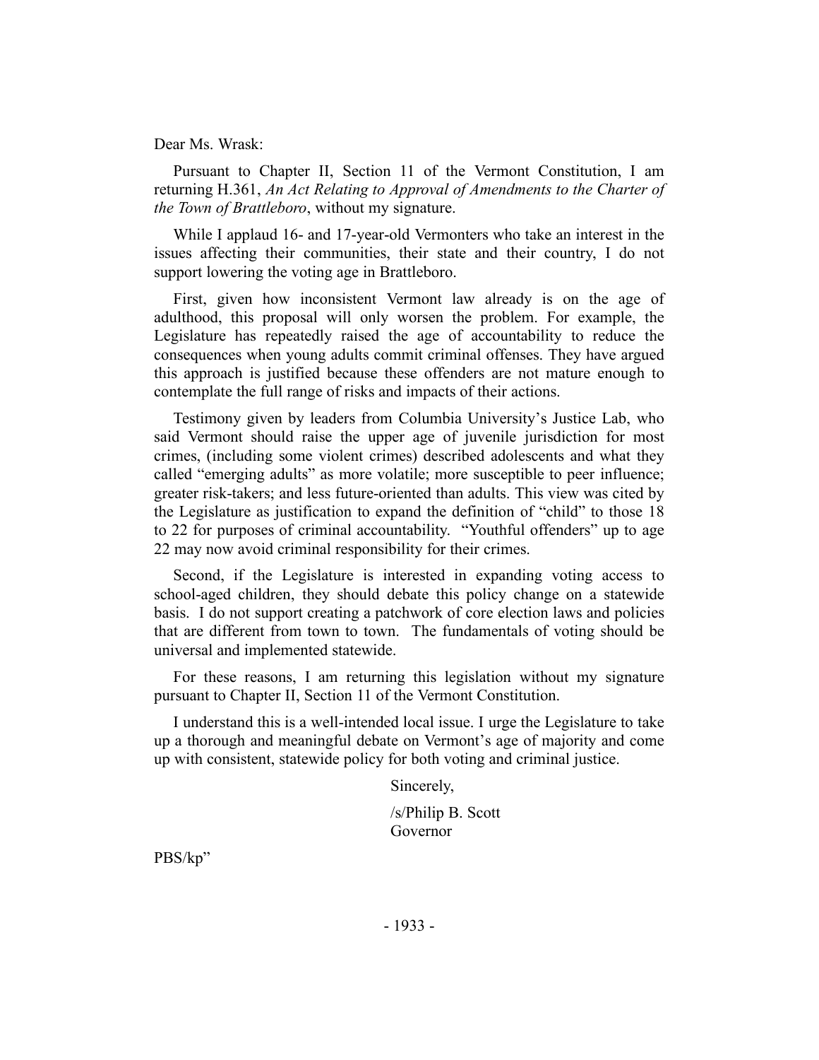Dear Ms. Wrask:

Pursuant to Chapter II, Section 11 of the Vermont Constitution, I am returning H.361, *An Act Relating to Approval of Amendments to the Charter of the Town of Brattleboro*, without my signature.

While I applaud 16- and 17-year-old Vermonters who take an interest in the issues affecting their communities, their state and their country, I do not support lowering the voting age in Brattleboro.

First, given how inconsistent Vermont law already is on the age of adulthood, this proposal will only worsen the problem. For example, the Legislature has repeatedly raised the age of accountability to reduce the consequences when young adults commit criminal offenses. They have argued this approach is justified because these offenders are not mature enough to contemplate the full range of risks and impacts of their actions.

Testimony given by leaders from Columbia University's Justice Lab, who said Vermont should raise the upper age of juvenile jurisdiction for most crimes, (including some violent crimes) described adolescents and what they called "emerging adults" as more volatile; more susceptible to peer influence; greater risk-takers; and less future-oriented than adults. This view was cited by the Legislature as justification to expand the definition of "child" to those 18 to 22 for purposes of criminal accountability. "Youthful offenders" up to age 22 may now avoid criminal responsibility for their crimes.

Second, if the Legislature is interested in expanding voting access to school-aged children, they should debate this policy change on a statewide basis. I do not support creating a patchwork of core election laws and policies that are different from town to town. The fundamentals of voting should be universal and implemented statewide.

For these reasons, I am returning this legislation without my signature pursuant to Chapter II, Section 11 of the Vermont Constitution.

I understand this is a well-intended local issue. I urge the Legislature to take up a thorough and meaningful debate on Vermont's age of majority and come up with consistent, statewide policy for both voting and criminal justice.

Sincerely,

/s/Philip B. Scott
Governor

PBS/kp"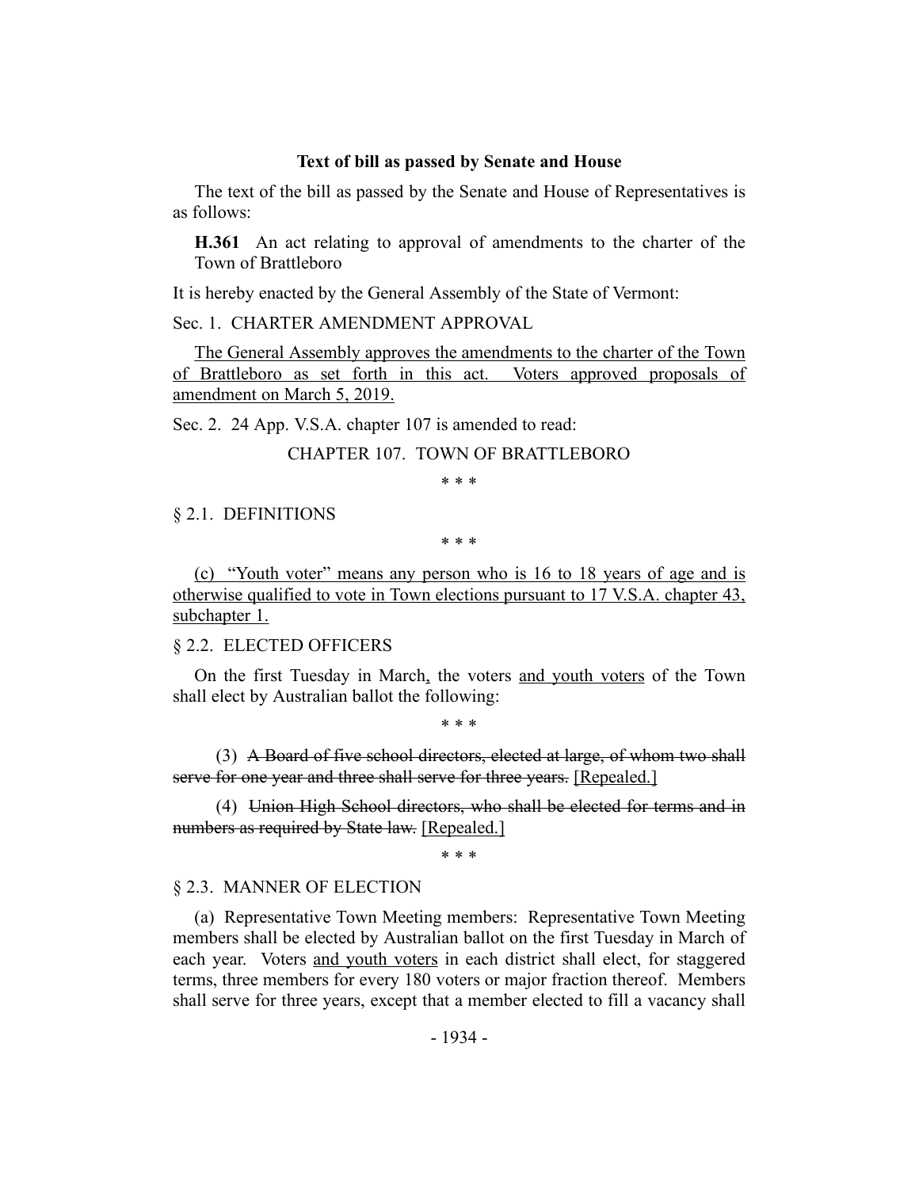**Text of bill as passed by Senate and House**

The text of the bill as passed by the Senate and House of Representatives is as follows:

**H.361** An act relating to approval of amendments to the charter of the Town of Brattleboro

It is hereby enacted by the General Assembly of the State of Vermont:

Sec. 1. CHARTER AMENDMENT APPROVAL

<u>The General Assembly approves the amendments to the charter of the Town of Brattleboro as set forth in this act. Voters approved proposals of amendment on March 5, 2019.</u>

Sec. 2. 24 App. V.S.A. chapter 107 is amended to read:

CHAPTER 107. TOWN OF BRATTLEBORO

\* \* \*

§ 2.1. DEFINITIONS

\* \* \*

<u>(c) "Youth voter" means any person who is 16 to 18 years of age and is otherwise qualified to vote in Town elections pursuant to 17 V.S.A. chapter 43, subchapter 1.</u>

§ 2.2. ELECTED OFFICERS

On the first Tuesday in March<u>,</u> the voters <u>and youth voters</u> of the Town shall elect by Australian ballot the following:

\* \* \*

(3) ~~A Board of five school directors, elected at large, of whom two shall serve for one year and three shall serve for three years.~~ <u>[Repealed.]</u>

(4) ~~Union High School directors, who shall be elected for terms and in numbers as required by State law.~~ <u>[Repealed.]</u>

\* \* \*

§ 2.3. MANNER OF ELECTION

(a) Representative Town Meeting members: Representative Town Meeting members shall be elected by Australian ballot on the first Tuesday in March of each year. Voters <u>and youth voters</u> in each district shall elect, for staggered terms, three members for every 180 voters or major fraction thereof. Members shall serve for three years, except that a member elected to fill a vacancy shall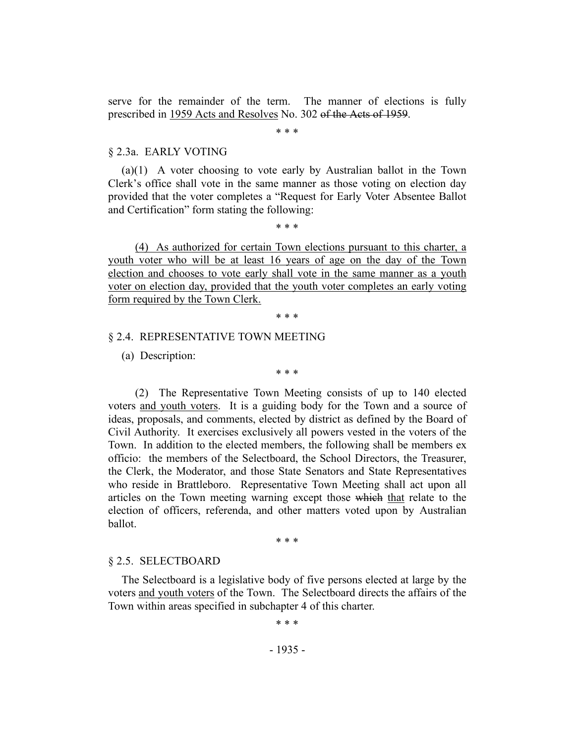serve for the remainder of the term. The manner of elections is fully prescribed in 1959 Acts and Resolves No. 302 ~~of the Acts of 1959~~.

\* \* \*

§ 2.3a. EARLY VOTING

(a)(1) A voter choosing to vote early by Australian ballot in the Town Clerk's office shall vote in the same manner as those voting on election day provided that the voter completes a "Request for Early Voter Absentee Ballot and Certification" form stating the following:

\* \* \*

(4) As authorized for certain Town elections pursuant to this charter, a youth voter who will be at least 16 years of age on the day of the Town election and chooses to vote early shall vote in the same manner as a youth voter on election day, provided that the youth voter completes an early voting form required by the Town Clerk.

\* \* \*

§ 2.4. REPRESENTATIVE TOWN MEETING

(a) Description:

\* \* \*

(2) The Representative Town Meeting consists of up to 140 elected voters and youth voters. It is a guiding body for the Town and a source of ideas, proposals, and comments, elected by district as defined by the Board of Civil Authority. It exercises exclusively all powers vested in the voters of the Town. In addition to the elected members, the following shall be members ex officio: the members of the Selectboard, the School Directors, the Treasurer, the Clerk, the Moderator, and those State Senators and State Representatives who reside in Brattleboro. Representative Town Meeting shall act upon all articles on the Town meeting warning except those ~~which~~ that relate to the election of officers, referenda, and other matters voted upon by Australian ballot.

\* \* \*

§ 2.5. SELECTBOARD

The Selectboard is a legislative body of five persons elected at large by the voters and youth voters of the Town. The Selectboard directs the affairs of the Town within areas specified in subchapter 4 of this charter.

\* \* \*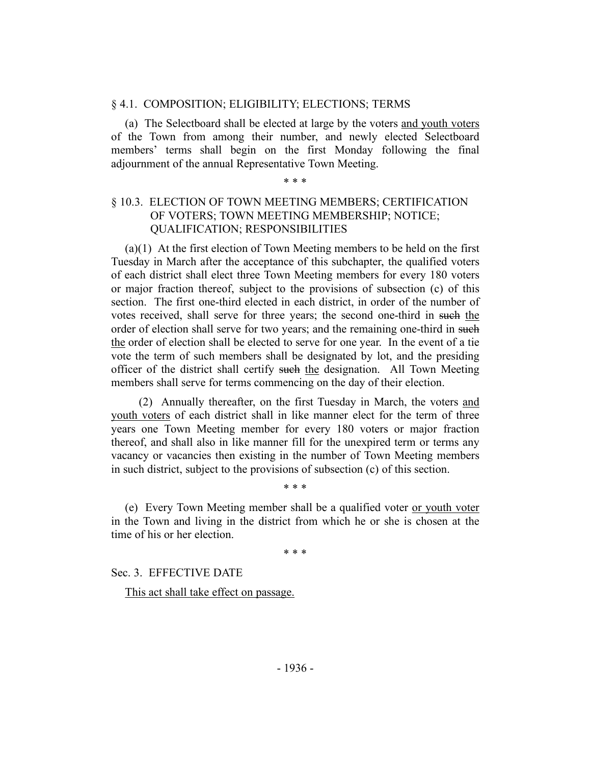§ 4.1. COMPOSITION; ELIGIBILITY; ELECTIONS; TERMS

(a) The Selectboard shall be elected at large by the voters and youth voters of the Town from among their number, and newly elected Selectboard members' terms shall begin on the first Monday following the final adjournment of the annual Representative Town Meeting.

\* \* \*

§ 10.3. ELECTION OF TOWN MEETING MEMBERS; CERTIFICATION OF VOTERS; TOWN MEETING MEMBERSHIP; NOTICE; QUALIFICATION; RESPONSIBILITIES

(a)(1) At the first election of Town Meeting members to be held on the first Tuesday in March after the acceptance of this subchapter, the qualified voters of each district shall elect three Town Meeting members for every 180 voters or major fraction thereof, subject to the provisions of subsection (c) of this section. The first one-third elected in each district, in order of the number of votes received, shall serve for three years; the second one-third in ~~such~~ the order of election shall serve for two years; and the remaining one-third in ~~such~~ the order of election shall be elected to serve for one year. In the event of a tie vote the term of such members shall be designated by lot, and the presiding officer of the district shall certify ~~such~~ the designation. All Town Meeting members shall serve for terms commencing on the day of their election.

(2) Annually thereafter, on the first Tuesday in March, the voters and youth voters of each district shall in like manner elect for the term of three years one Town Meeting member for every 180 voters or major fraction thereof, and shall also in like manner fill for the unexpired term or terms any vacancy or vacancies then existing in the number of Town Meeting members in such district, subject to the provisions of subsection (c) of this section.

\* \* \*

(e) Every Town Meeting member shall be a qualified voter or youth voter in the Town and living in the district from which he or she is chosen at the time of his or her election.

\* \* \*

Sec. 3. EFFECTIVE DATE

This act shall take effect on passage.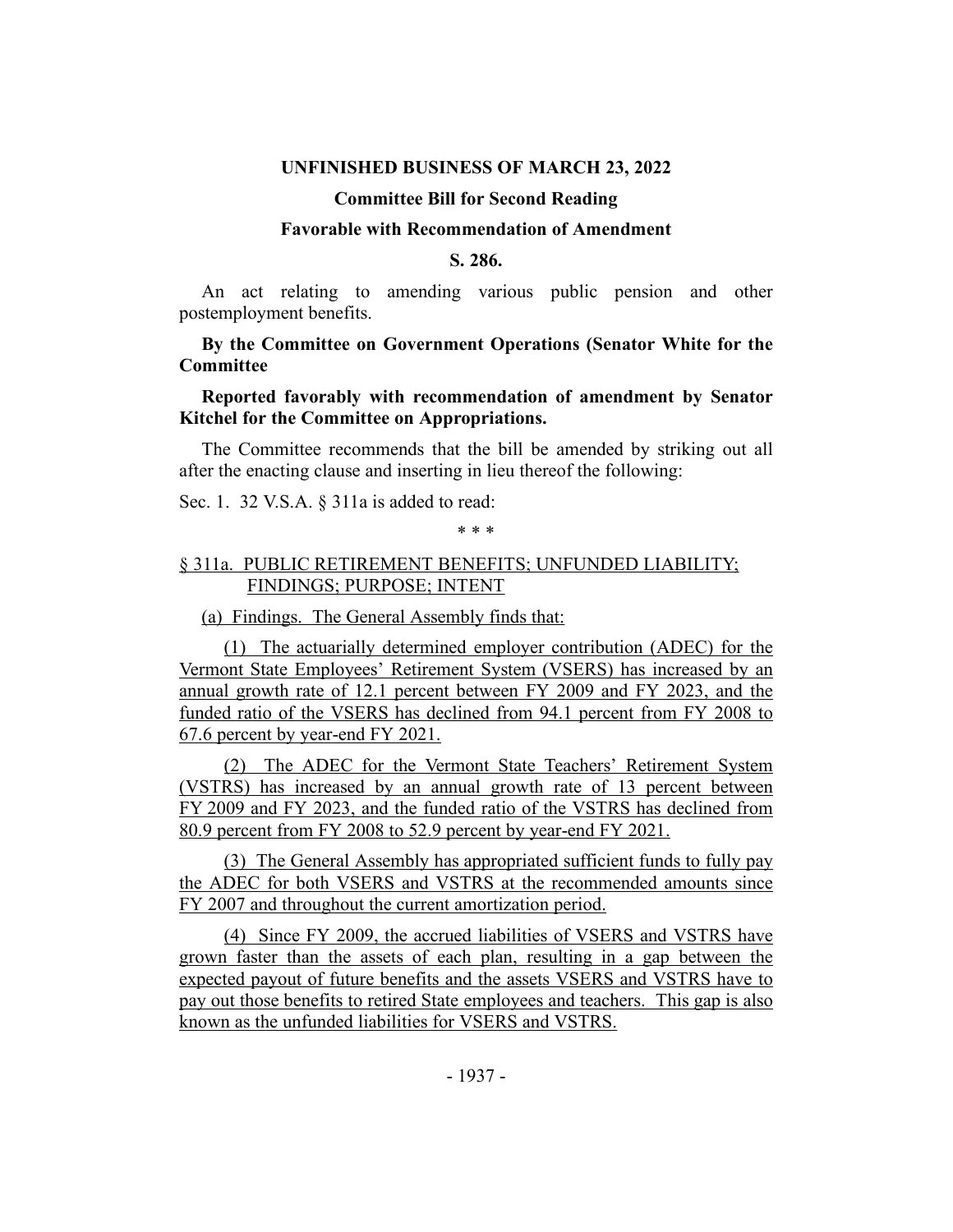**UNFINISHED BUSINESS OF MARCH 23, 2022**

**Committee Bill for Second Reading**

**Favorable with Recommendation of Amendment**

**S. 286.**

An act relating to amending various public pension and other postemployment benefits.

**By the Committee on Government Operations (Senator White for the Committee**

**Reported favorably with recommendation of amendment by Senator Kitchel for the Committee on Appropriations.**

The Committee recommends that the bill be amended by striking out all after the enacting clause and inserting in lieu thereof the following:

Sec. 1. 32 V.S.A. § 311a is added to read:

\* \* \*

§ 311a. PUBLIC RETIREMENT BENEFITS; UNFUNDED LIABILITY; FINDINGS; PURPOSE; INTENT

(a) Findings. The General Assembly finds that:

(1) The actuarially determined employer contribution (ADEC) for the Vermont State Employees' Retirement System (VSERS) has increased by an annual growth rate of 12.1 percent between FY 2009 and FY 2023, and the funded ratio of the VSERS has declined from 94.1 percent from FY 2008 to 67.6 percent by year-end FY 2021.

(2) The ADEC for the Vermont State Teachers' Retirement System (VSTRS) has increased by an annual growth rate of 13 percent between FY 2009 and FY 2023, and the funded ratio of the VSTRS has declined from 80.9 percent from FY 2008 to 52.9 percent by year-end FY 2021.

(3) The General Assembly has appropriated sufficient funds to fully pay the ADEC for both VSERS and VSTRS at the recommended amounts since FY 2007 and throughout the current amortization period.

(4) Since FY 2009, the accrued liabilities of VSERS and VSTRS have grown faster than the assets of each plan, resulting in a gap between the expected payout of future benefits and the assets VSERS and VSTRS have to pay out those benefits to retired State employees and teachers. This gap is also known as the unfunded liabilities for VSERS and VSTRS.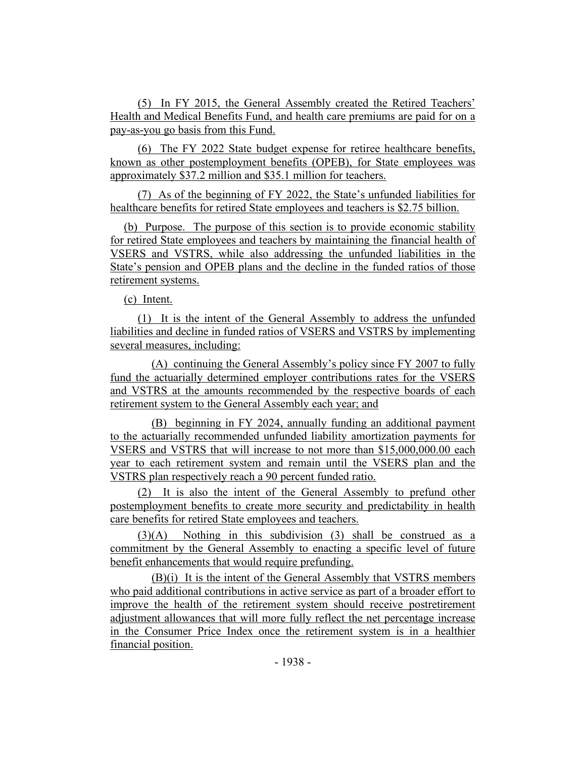(5) In FY 2015, the General Assembly created the Retired Teachers' Health and Medical Benefits Fund, and health care premiums are paid for on a pay-as-you go basis from this Fund.

(6) The FY 2022 State budget expense for retiree healthcare benefits, known as other postemployment benefits (OPEB), for State employees was approximately $37.2 million and $35.1 million for teachers.

(7) As of the beginning of FY 2022, the State's unfunded liabilities for healthcare benefits for retired State employees and teachers is $2.75 billion.

(b) Purpose. The purpose of this section is to provide economic stability for retired State employees and teachers by maintaining the financial health of VSERS and VSTRS, while also addressing the unfunded liabilities in the State's pension and OPEB plans and the decline in the funded ratios of those retirement systems.

(c) Intent.

(1) It is the intent of the General Assembly to address the unfunded liabilities and decline in funded ratios of VSERS and VSTRS by implementing several measures, including:

(A) continuing the General Assembly's policy since FY 2007 to fully fund the actuarially determined employer contributions rates for the VSERS and VSTRS at the amounts recommended by the respective boards of each retirement system to the General Assembly each year; and

(B) beginning in FY 2024, annually funding an additional payment to the actuarially recommended unfunded liability amortization payments for VSERS and VSTRS that will increase to not more than $15,000,000.00 each year to each retirement system and remain until the VSERS plan and the VSTRS plan respectively reach a 90 percent funded ratio.

(2) It is also the intent of the General Assembly to prefund other postemployment benefits to create more security and predictability in health care benefits for retired State employees and teachers.

(3)(A) Nothing in this subdivision (3) shall be construed as a commitment by the General Assembly to enacting a specific level of future benefit enhancements that would require prefunding.

(B)(i) It is the intent of the General Assembly that VSTRS members who paid additional contributions in active service as part of a broader effort to improve the health of the retirement system should receive postretirement adjustment allowances that will more fully reflect the net percentage increase in the Consumer Price Index once the retirement system is in a healthier financial position.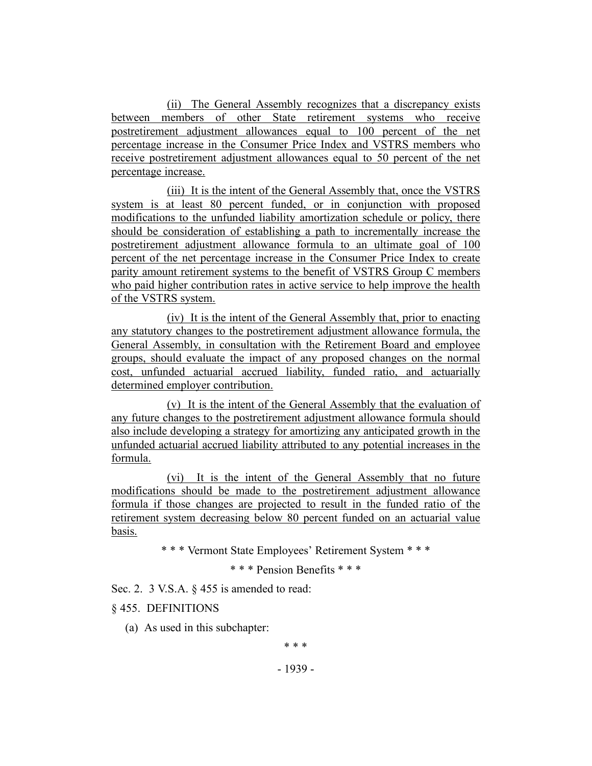(ii) The General Assembly recognizes that a discrepancy exists between members of other State retirement systems who receive postretirement adjustment allowances equal to 100 percent of the net percentage increase in the Consumer Price Index and VSTRS members who receive postretirement adjustment allowances equal to 50 percent of the net percentage increase.

(iii) It is the intent of the General Assembly that, once the VSTRS system is at least 80 percent funded, or in conjunction with proposed modifications to the unfunded liability amortization schedule or policy, there should be consideration of establishing a path to incrementally increase the postretirement adjustment allowance formula to an ultimate goal of 100 percent of the net percentage increase in the Consumer Price Index to create parity amount retirement systems to the benefit of VSTRS Group C members who paid higher contribution rates in active service to help improve the health of the VSTRS system.

(iv) It is the intent of the General Assembly that, prior to enacting any statutory changes to the postretirement adjustment allowance formula, the General Assembly, in consultation with the Retirement Board and employee groups, should evaluate the impact of any proposed changes on the normal cost, unfunded actuarial accrued liability, funded ratio, and actuarially determined employer contribution.

(v) It is the intent of the General Assembly that the evaluation of any future changes to the postretirement adjustment allowance formula should also include developing a strategy for amortizing any anticipated growth in the unfunded actuarial accrued liability attributed to any potential increases in the formula.

(vi) It is the intent of the General Assembly that no future modifications should be made to the postretirement adjustment allowance formula if those changes are projected to result in the funded ratio of the retirement system decreasing below 80 percent funded on an actuarial value basis.

\* \* \* Vermont State Employees' Retirement System \* \* \*

\* \* \* Pension Benefits \* \* \*

Sec. 2. 3 V.S.A. § 455 is amended to read:

§ 455. DEFINITIONS

(a) As used in this subchapter:

\* \* \*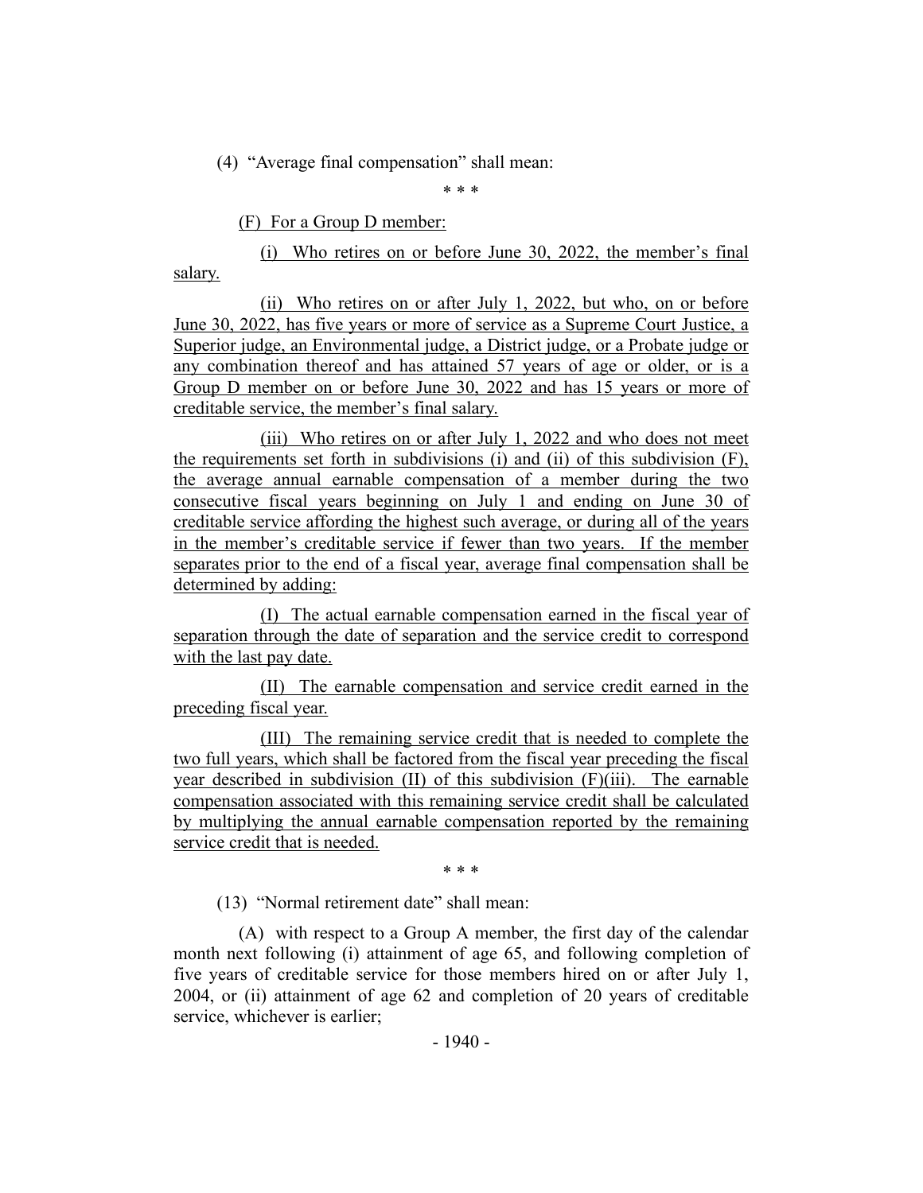(4) "Average final compensation" shall mean:

\* \* \*

(F) For a Group D member:

(i) Who retires on or before June 30, 2022, the member's final salary.

(ii) Who retires on or after July 1, 2022, but who, on or before June 30, 2022, has five years or more of service as a Supreme Court Justice, a Superior judge, an Environmental judge, a District judge, or a Probate judge or any combination thereof and has attained 57 years of age or older, or is a Group D member on or before June 30, 2022 and has 15 years or more of creditable service, the member's final salary.

(iii) Who retires on or after July 1, 2022 and who does not meet the requirements set forth in subdivisions (i) and (ii) of this subdivision (F), the average annual earnable compensation of a member during the two consecutive fiscal years beginning on July 1 and ending on June 30 of creditable service affording the highest such average, or during all of the years in the member's creditable service if fewer than two years. If the member separates prior to the end of a fiscal year, average final compensation shall be determined by adding:

(I) The actual earnable compensation earned in the fiscal year of separation through the date of separation and the service credit to correspond with the last pay date.

(II) The earnable compensation and service credit earned in the preceding fiscal year.

(III) The remaining service credit that is needed to complete the two full years, which shall be factored from the fiscal year preceding the fiscal year described in subdivision (II) of this subdivision (F)(iii). The earnable compensation associated with this remaining service credit shall be calculated by multiplying the annual earnable compensation reported by the remaining service credit that is needed.

\* \* \*

(13) "Normal retirement date" shall mean:

(A) with respect to a Group A member, the first day of the calendar month next following (i) attainment of age 65, and following completion of five years of creditable service for those members hired on or after July 1, 2004, or (ii) attainment of age 62 and completion of 20 years of creditable service, whichever is earlier;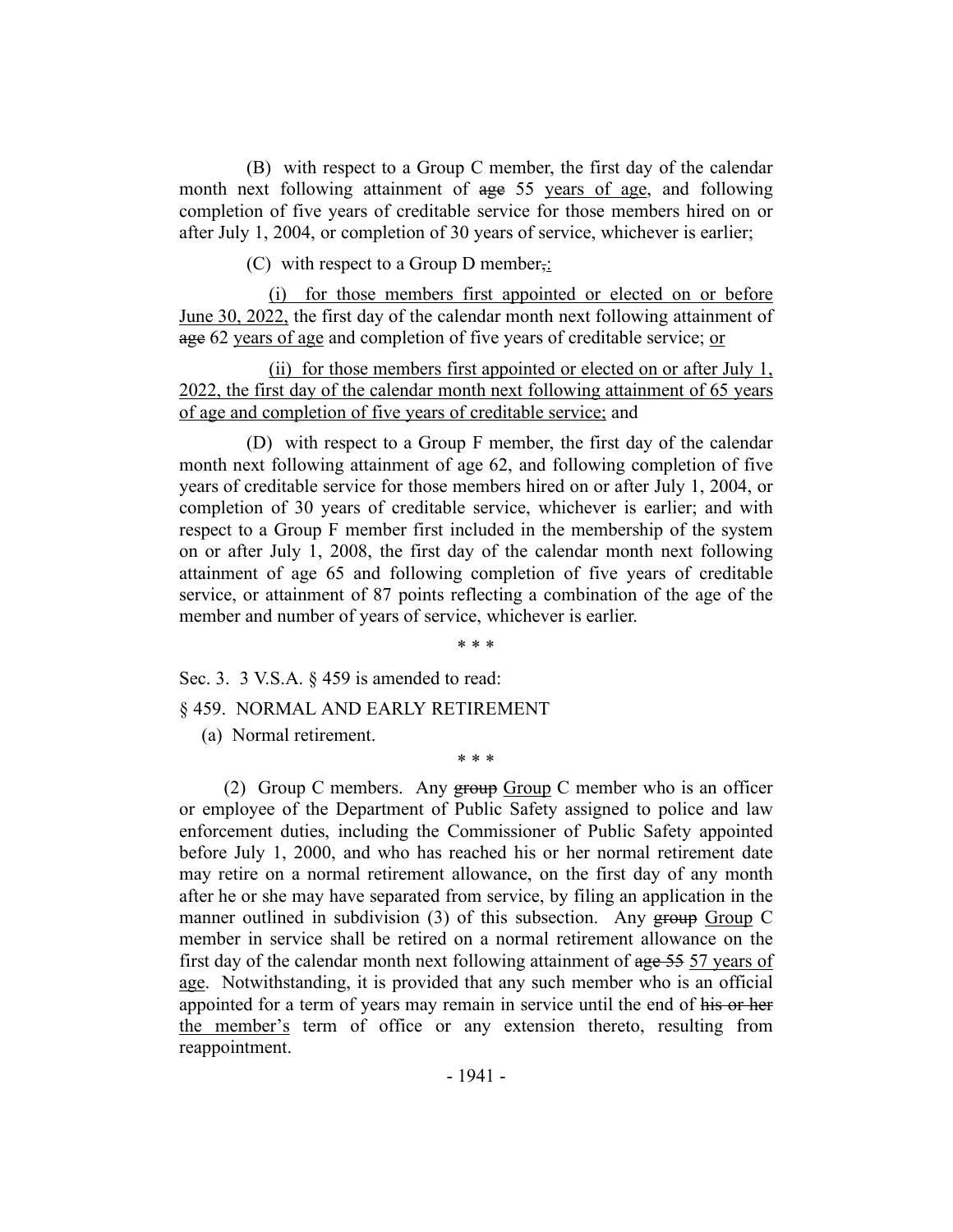(B) with respect to a Group C member, the first day of the calendar month next following attainment of ~~age~~ 55 <u>years of age</u>, and following completion of five years of creditable service for those members hired on or after July 1, 2004, or completion of 30 years of service, whichever is earlier;

(C) with respect to a Group D member~~,~~<u>:</u>

<u>(i) for those members first appointed or elected on or before June 30, 2022,</u> the first day of the calendar month next following attainment of ~~age~~ 62 <u>years of age</u> and completion of five years of creditable service; <u>or</u>

<u>(ii) for those members first appointed or elected on or after July 1, 2022, the first day of the calendar month next following attainment of 65 years of age and completion of five years of creditable service;</u> and

(D) with respect to a Group F member, the first day of the calendar month next following attainment of age 62, and following completion of five years of creditable service for those members hired on or after July 1, 2004, or completion of 30 years of creditable service, whichever is earlier; and with respect to a Group F member first included in the membership of the system on or after July 1, 2008, the first day of the calendar month next following attainment of age 65 and following completion of five years of creditable service, or attainment of 87 points reflecting a combination of the age of the member and number of years of service, whichever is earlier.

\* \* \*

Sec. 3. 3 V.S.A. § 459 is amended to read:

§ 459. NORMAL AND EARLY RETIREMENT

(a) Normal retirement.

\* \* \*

(2) Group C members. Any ~~group~~ <u>Group</u> C member who is an officer or employee of the Department of Public Safety assigned to police and law enforcement duties, including the Commissioner of Public Safety appointed before July 1, 2000, and who has reached his or her normal retirement date may retire on a normal retirement allowance, on the first day of any month after he or she may have separated from service, by filing an application in the manner outlined in subdivision (3) of this subsection. Any ~~group~~ <u>Group</u> C member in service shall be retired on a normal retirement allowance on the first day of the calendar month next following attainment of ~~age 55~~ <u>57 years of age</u>. Notwithstanding, it is provided that any such member who is an official appointed for a term of years may remain in service until the end of ~~his or her~~ <u>the member's</u> term of office or any extension thereto, resulting from reappointment.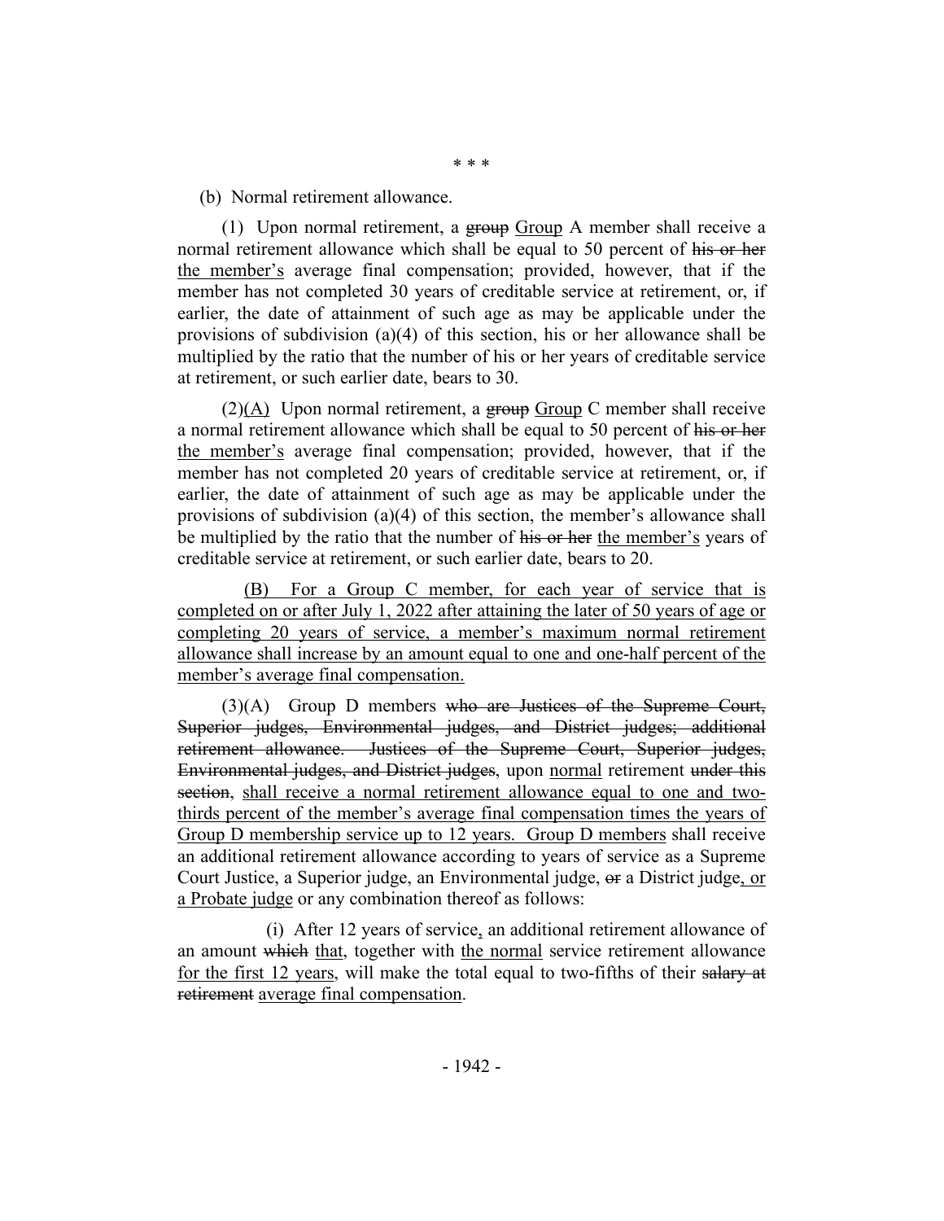\* \* \*

(b) Normal retirement allowance.

(1) Upon normal retirement, a ~~group~~ <u>Group</u> A member shall receive a normal retirement allowance which shall be equal to 50 percent of ~~his or her~~ <u>the member's</u> average final compensation; provided, however, that if the member has not completed 30 years of creditable service at retirement, or, if earlier, the date of attainment of such age as may be applicable under the provisions of subdivision (a)(4) of this section, his or her allowance shall be multiplied by the ratio that the number of his or her years of creditable service at retirement, or such earlier date, bears to 30.

(2)<u>(A)</u> Upon normal retirement, a ~~group~~ <u>Group</u> C member shall receive a normal retirement allowance which shall be equal to 50 percent of ~~his or her~~ <u>the member's</u> average final compensation; provided, however, that if the member has not completed 20 years of creditable service at retirement, or, if earlier, the date of attainment of such age as may be applicable under the provisions of subdivision (a)(4) of this section, the member's allowance shall be multiplied by the ratio that the number of ~~his or her~~ <u>the member's</u> years of creditable service at retirement, or such earlier date, bears to 20.

<u>(B) For a Group C member, for each year of service that is completed on or after July 1, 2022 after attaining the later of 50 years of age or completing 20 years of service, a member's maximum normal retirement allowance shall increase by an amount equal to one and one-half percent of the member's average final compensation.</u>

(3)(A) Group D members ~~who are Justices of the Supreme Court, Superior judges, Environmental judges, and District judges; additional retirement allowance. Justices of the Supreme Court, Superior judges, Environmental judges, and District judges~~, upon <u>normal</u> retirement ~~under this section~~, <u>shall receive a normal retirement allowance equal to one and two-thirds percent of the member's average final compensation times the years of Group D membership service up to 12 years. Group D members</u> shall receive an additional retirement allowance according to years of service as a Supreme Court Justice, a Superior judge, an Environmental judge, ~~or~~ a District judge<u>, or a Probate judge</u> or any combination thereof as follows:

(i) After 12 years of service<u>,</u> an additional retirement allowance of an amount ~~which~~ <u>that</u>, together with <u>the normal</u> service retirement allowance <u>for the first 12 years</u>, will make the total equal to two-fifths of their ~~salary at retirement~~ <u>average final compensation</u>.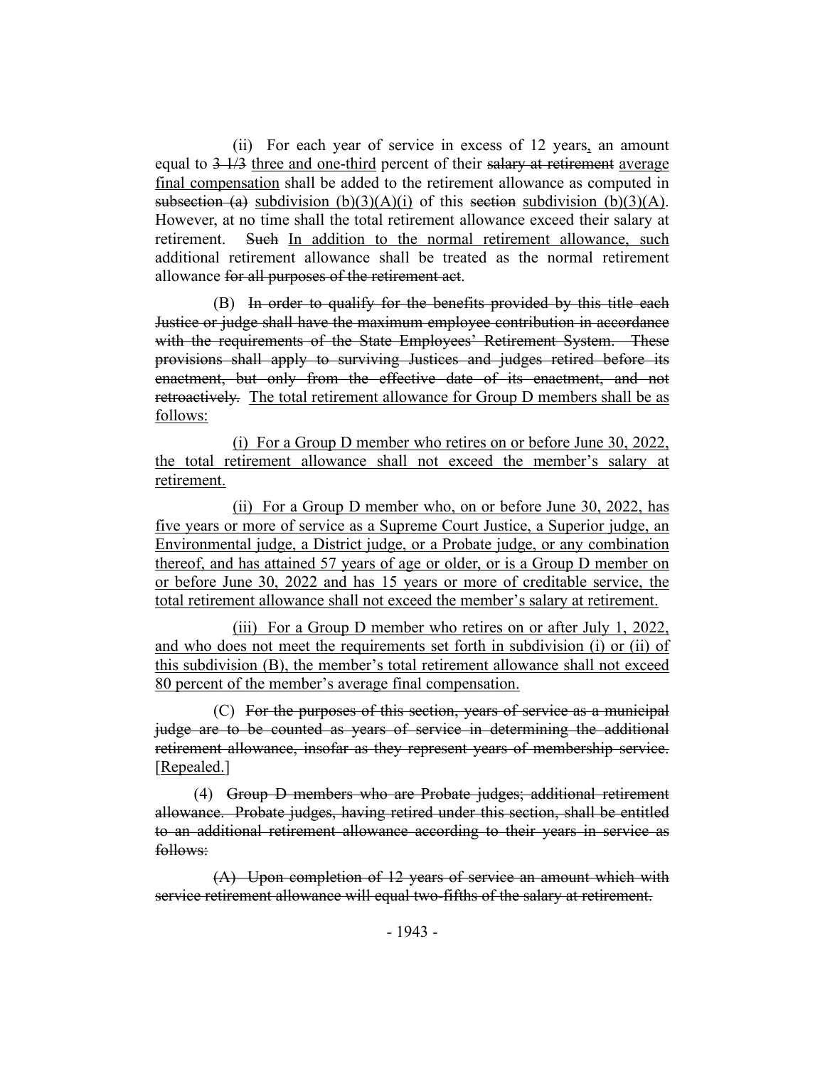(ii) For each year of service in excess of 12 years<u>,</u> an amount equal to ~~3 1/3~~ <u>three and one-third</u> percent of their ~~salary at retirement~~ <u>average final compensation</u> shall be added to the retirement allowance as computed in ~~subsection (a)~~ <u>subdivision (b)(3)(A)(i)</u> of this ~~section~~ <u>subdivision (b)(3)(A)</u>. However, at no time shall the total retirement allowance exceed their salary at retirement. ~~Such~~ <u>In addition to the normal retirement allowance, such</u> additional retirement allowance shall be treated as the normal retirement allowance ~~for all purposes of the retirement act~~.

(B) ~~In order to qualify for the benefits provided by this title each Justice or judge shall have the maximum employee contribution in accordance with the requirements of the State Employees' Retirement System. These provisions shall apply to surviving Justices and judges retired before its enactment, but only from the effective date of its enactment, and not retroactively.~~ <u>The total retirement allowance for Group D members shall be as follows:</u>

<u>(i) For a Group D member who retires on or before June 30, 2022, the total retirement allowance shall not exceed the member's salary at retirement.</u>

<u>(ii) For a Group D member who, on or before June 30, 2022, has five years or more of service as a Supreme Court Justice, a Superior judge, an Environmental judge, a District judge, or a Probate judge, or any combination thereof, and has attained 57 years of age or older, or is a Group D member on or before June 30, 2022 and has 15 years or more of creditable service, the total retirement allowance shall not exceed the member's salary at retirement.</u>

<u>(iii) For a Group D member who retires on or after July 1, 2022, and who does not meet the requirements set forth in subdivision (i) or (ii) of this subdivision (B), the member's total retirement allowance shall not exceed 80 percent of the member's average final compensation.</u>

(C) ~~For the purposes of this section, years of service as a municipal judge are to be counted as years of service in determining the additional retirement allowance, insofar as they represent years of membership service.~~ <u>[Repealed.]</u>

(4) ~~Group D members who are Probate judges; additional retirement allowance. Probate judges, having retired under this section, shall be entitled to an additional retirement allowance according to their years in service as follows:~~

~~(A) Upon completion of 12 years of service an amount which with service retirement allowance will equal two-fifths of the salary at retirement.~~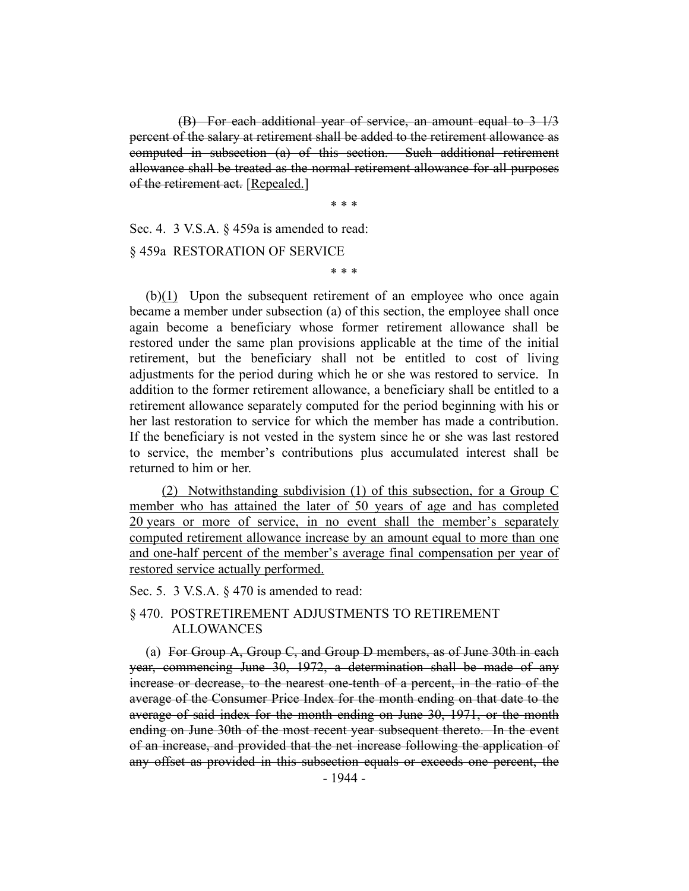(B) ~~For each additional year of service, an amount equal to 3 1/3 percent of the salary at retirement shall be added to the retirement allowance as computed in subsection (a) of this section. Such additional retirement allowance shall be treated as the normal retirement allowance for all purposes of the retirement act.~~ <u>[Repealed.]</u>

\* \* \*

Sec. 4. 3 V.S.A. § 459a is amended to read:

§ 459a RESTORATION OF SERVICE

\* \* \*

(b)<u>(1)</u> Upon the subsequent retirement of an employee who once again became a member under subsection (a) of this section, the employee shall once again become a beneficiary whose former retirement allowance shall be restored under the same plan provisions applicable at the time of the initial retirement, but the beneficiary shall not be entitled to cost of living adjustments for the period during which he or she was restored to service. In addition to the former retirement allowance, a beneficiary shall be entitled to a retirement allowance separately computed for the period beginning with his or her last restoration to service for which the member has made a contribution. If the beneficiary is not vested in the system since he or she was last restored to service, the member's contributions plus accumulated interest shall be returned to him or her.

<u>(2) Notwithstanding subdivision (1) of this subsection, for a Group C member who has attained the later of 50 years of age and has completed 20 years or more of service, in no event shall the member's separately computed retirement allowance increase by an amount equal to more than one and one-half percent of the member's average final compensation per year of restored service actually performed.</u>

Sec. 5. 3 V.S.A. § 470 is amended to read:

§ 470. POSTRETIREMENT ADJUSTMENTS TO RETIREMENT ALLOWANCES

(a) ~~For Group A, Group C, and Group D members, as of June 30th in each year, commencing June 30, 1972, a determination shall be made of any increase or decrease, to the nearest one-tenth of a percent, in the ratio of the average of the Consumer Price Index for the month ending on that date to the average of said index for the month ending on June 30, 1971, or the month ending on June 30th of the most recent year subsequent thereto. In the event of an increase, and provided that the net increase following the application of any offset as provided in this subsection equals or exceeds one percent, the~~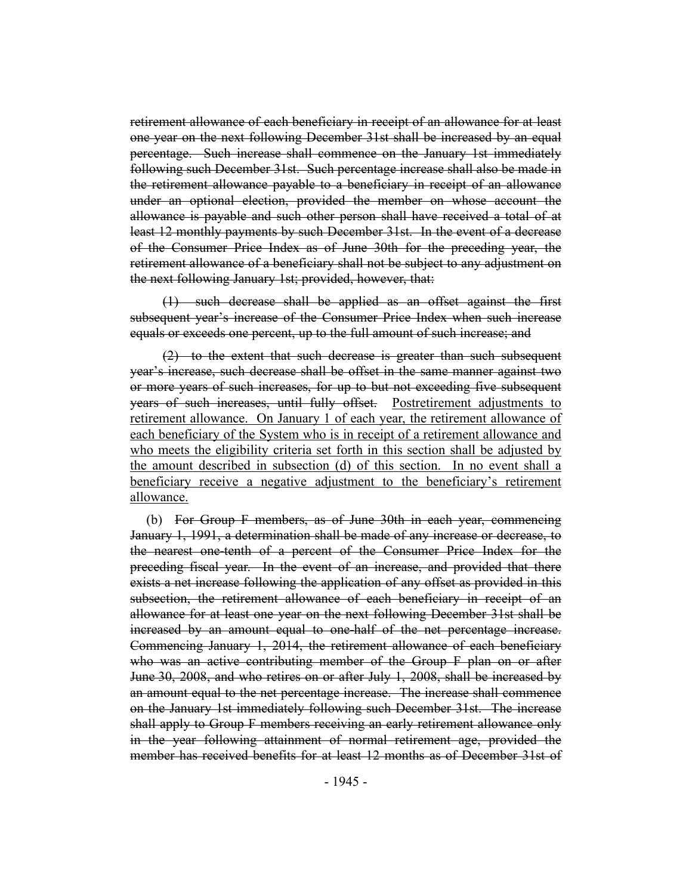~~retirement allowance of each beneficiary in receipt of an allowance for at least one year on the next following December 31st shall be increased by an equal percentage. Such increase shall commence on the January 1st immediately following such December 31st. Such percentage increase shall also be made in the retirement allowance payable to a beneficiary in receipt of an allowance under an optional election, provided the member on whose account the allowance is payable and such other person shall have received a total of at least 12 monthly payments by such December 31st. In the event of a decrease of the Consumer Price Index as of June 30th for the preceding year, the retirement allowance of a beneficiary shall not be subject to any adjustment on the next following January 1st; provided, however, that:~~

~~(1) such decrease shall be applied as an offset against the first subsequent year's increase of the Consumer Price Index when such increase equals or exceeds one percent, up to the full amount of such increase; and~~

~~(2) to the extent that such decrease is greater than such subsequent year's increase, such decrease shall be offset in the same manner against two or more years of such increases, for up to but not exceeding five subsequent years of such increases, until fully offset.~~ <u>Postretirement adjustments to retirement allowance. On January 1 of each year, the retirement allowance of each beneficiary of the System who is in receipt of a retirement allowance and who meets the eligibility criteria set forth in this section shall be adjusted by the amount described in subsection (d) of this section. In no event shall a beneficiary receive a negative adjustment to the beneficiary's retirement allowance.</u>

(b) ~~For Group F members, as of June 30th in each year, commencing January 1, 1991, a determination shall be made of any increase or decrease, to the nearest one-tenth of a percent of the Consumer Price Index for the preceding fiscal year. In the event of an increase, and provided that there exists a net increase following the application of any offset as provided in this subsection, the retirement allowance of each beneficiary in receipt of an allowance for at least one year on the next following December 31st shall be increased by an amount equal to one-half of the net percentage increase. Commencing January 1, 2014, the retirement allowance of each beneficiary who was an active contributing member of the Group F plan on or after June 30, 2008, and who retires on or after July 1, 2008, shall be increased by an amount equal to the net percentage increase. The increase shall commence on the January 1st immediately following such December 31st. The increase shall apply to Group F members receiving an early retirement allowance only in the year following attainment of normal retirement age, provided the member has received benefits for at least 12 months as of December 31st of~~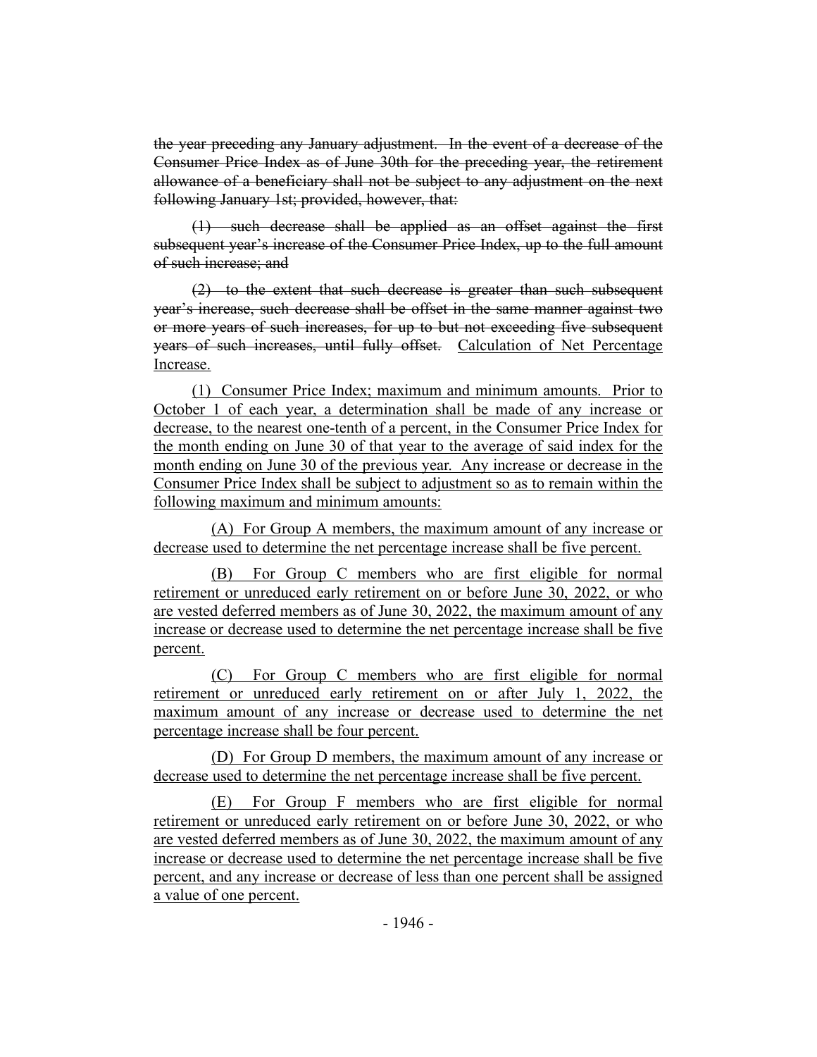~~the year preceding any January adjustment. In the event of a decrease of the Consumer Price Index as of June 30th for the preceding year, the retirement allowance of a beneficiary shall not be subject to any adjustment on the next following January 1st; provided, however, that:~~

~~(1) such decrease shall be applied as an offset against the first subsequent year's increase of the Consumer Price Index, up to the full amount of such increase; and~~

~~(2) to the extent that such decrease is greater than such subsequent year's increase, such decrease shall be offset in the same manner against two or more years of such increases, for up to but not exceeding five subsequent years of such increases, until fully offset.~~ <u>Calculation of Net Percentage Increase.</u>

<u>(1) Consumer Price Index; maximum and minimum amounts. Prior to October 1 of each year, a determination shall be made of any increase or decrease, to the nearest one-tenth of a percent, in the Consumer Price Index for the month ending on June 30 of that year to the average of said index for the month ending on June 30 of the previous year. Any increase or decrease in the Consumer Price Index shall be subject to adjustment so as to remain within the following maximum and minimum amounts:</u>

<u>(A) For Group A members, the maximum amount of any increase or decrease used to determine the net percentage increase shall be five percent.</u>

<u>(B) For Group C members who are first eligible for normal retirement or unreduced early retirement on or before June 30, 2022, or who are vested deferred members as of June 30, 2022, the maximum amount of any increase or decrease used to determine the net percentage increase shall be five percent.</u>

<u>(C) For Group C members who are first eligible for normal retirement or unreduced early retirement on or after July 1, 2022, the maximum amount of any increase or decrease used to determine the net percentage increase shall be four percent.</u>

<u>(D) For Group D members, the maximum amount of any increase or decrease used to determine the net percentage increase shall be five percent.</u>

<u>(E) For Group F members who are first eligible for normal retirement or unreduced early retirement on or before June 30, 2022, or who are vested deferred members as of June 30, 2022, the maximum amount of any increase or decrease used to determine the net percentage increase shall be five percent, and any increase or decrease of less than one percent shall be assigned a value of one percent.</u>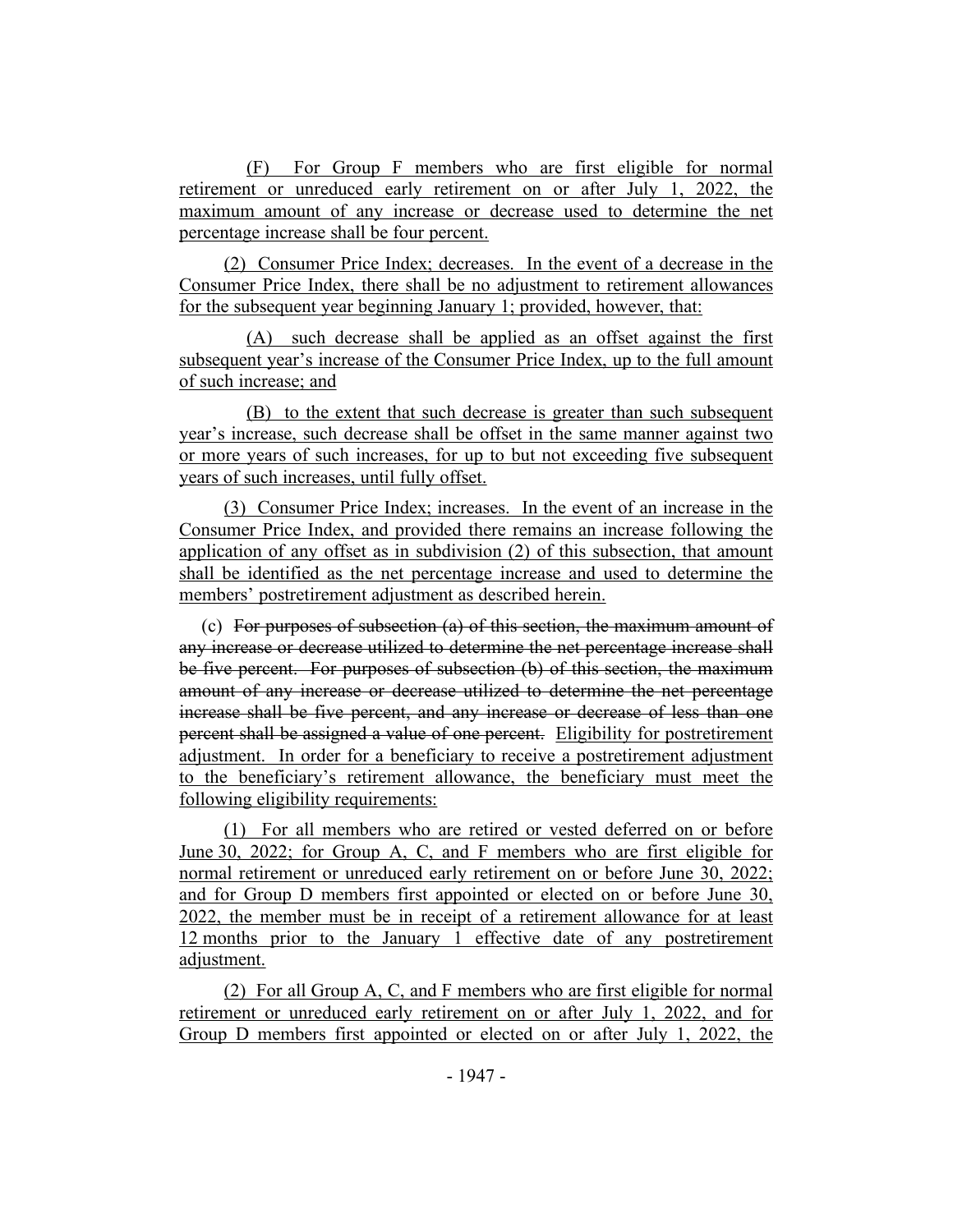(F) For Group F members who are first eligible for normal retirement or unreduced early retirement on or after July 1, 2022, the maximum amount of any increase or decrease used to determine the net percentage increase shall be four percent.

(2) Consumer Price Index; decreases. In the event of a decrease in the Consumer Price Index, there shall be no adjustment to retirement allowances for the subsequent year beginning January 1; provided, however, that:

(A) such decrease shall be applied as an offset against the first subsequent year's increase of the Consumer Price Index, up to the full amount of such increase; and

(B) to the extent that such decrease is greater than such subsequent year's increase, such decrease shall be offset in the same manner against two or more years of such increases, for up to but not exceeding five subsequent years of such increases, until fully offset.

(3) Consumer Price Index; increases. In the event of an increase in the Consumer Price Index, and provided there remains an increase following the application of any offset as in subdivision (2) of this subsection, that amount shall be identified as the net percentage increase and used to determine the members' postretirement adjustment as described herein.

(c) ~~For purposes of subsection (a) of this section, the maximum amount of any increase or decrease utilized to determine the net percentage increase shall be five percent. For purposes of subsection (b) of this section, the maximum amount of any increase or decrease utilized to determine the net percentage increase shall be five percent, and any increase or decrease of less than one percent shall be assigned a value of one percent.~~ Eligibility for postretirement adjustment. In order for a beneficiary to receive a postretirement adjustment to the beneficiary's retirement allowance, the beneficiary must meet the following eligibility requirements:

(1) For all members who are retired or vested deferred on or before June 30, 2022; for Group A, C, and F members who are first eligible for normal retirement or unreduced early retirement on or before June 30, 2022; and for Group D members first appointed or elected on or before June 30, 2022, the member must be in receipt of a retirement allowance for at least 12 months prior to the January 1 effective date of any postretirement adjustment.

(2) For all Group A, C, and F members who are first eligible for normal retirement or unreduced early retirement on or after July 1, 2022, and for Group D members first appointed or elected on or after July 1, 2022, the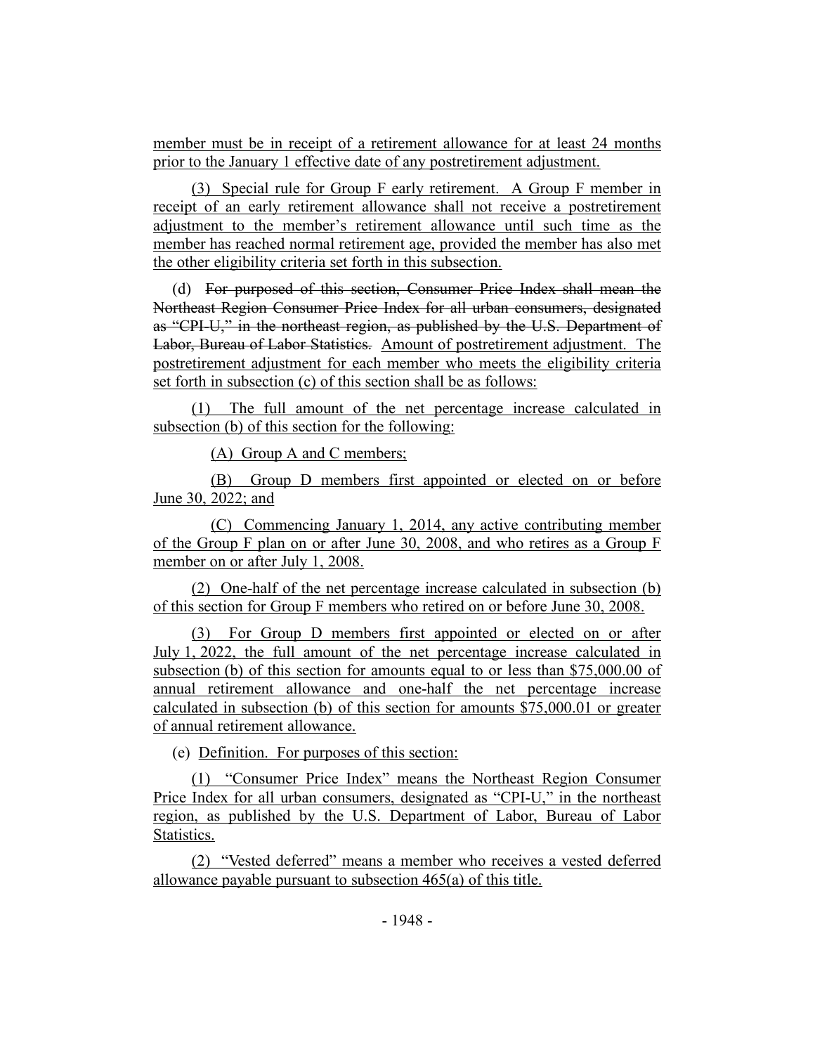member must be in receipt of a retirement allowance for at least 24 months prior to the January 1 effective date of any postretirement adjustment.

(3) Special rule for Group F early retirement. A Group F member in receipt of an early retirement allowance shall not receive a postretirement adjustment to the member's retirement allowance until such time as the member has reached normal retirement age, provided the member has also met the other eligibility criteria set forth in this subsection.

(d) ~~For purposed of this section, Consumer Price Index shall mean the Northeast Region Consumer Price Index for all urban consumers, designated as "CPI-U," in the northeast region, as published by the U.S. Department of Labor, Bureau of Labor Statistics.~~ Amount of postretirement adjustment. The postretirement adjustment for each member who meets the eligibility criteria set forth in subsection (c) of this section shall be as follows:

(1) The full amount of the net percentage increase calculated in subsection (b) of this section for the following:

(A) Group A and C members;

(B) Group D members first appointed or elected on or before June 30, 2022; and

(C) Commencing January 1, 2014, any active contributing member of the Group F plan on or after June 30, 2008, and who retires as a Group F member on or after July 1, 2008.

(2) One-half of the net percentage increase calculated in subsection (b) of this section for Group F members who retired on or before June 30, 2008.

(3) For Group D members first appointed or elected on or after July 1, 2022, the full amount of the net percentage increase calculated in subsection (b) of this section for amounts equal to or less than $75,000.00 of annual retirement allowance and one-half the net percentage increase calculated in subsection (b) of this section for amounts $75,000.01 or greater of annual retirement allowance.

(e) Definition. For purposes of this section:

(1) "Consumer Price Index" means the Northeast Region Consumer Price Index for all urban consumers, designated as "CPI-U," in the northeast region, as published by the U.S. Department of Labor, Bureau of Labor Statistics.

(2) "Vested deferred" means a member who receives a vested deferred allowance payable pursuant to subsection 465(a) of this title.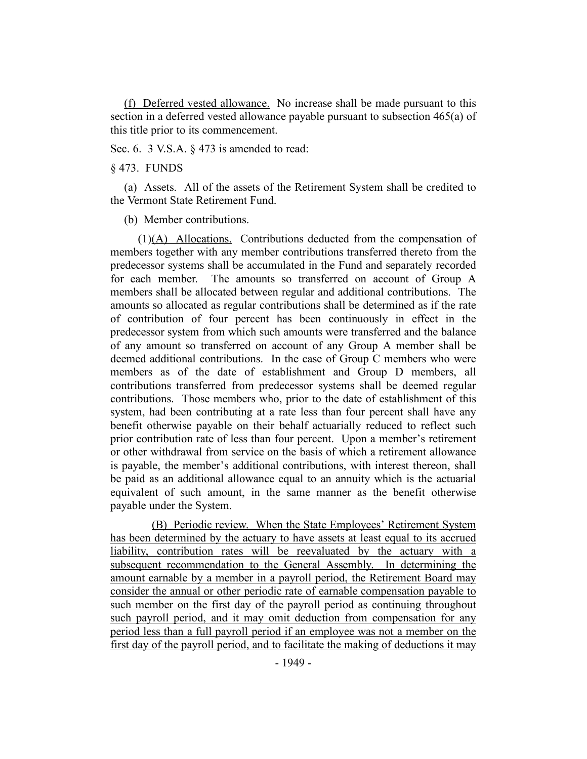(f) Deferred vested allowance. No increase shall be made pursuant to this section in a deferred vested allowance payable pursuant to subsection 465(a) of this title prior to its commencement.

Sec. 6. 3 V.S.A. § 473 is amended to read:

§ 473. FUNDS

(a) Assets. All of the assets of the Retirement System shall be credited to the Vermont State Retirement Fund.

(b) Member contributions.

(1)(A) Allocations. Contributions deducted from the compensation of members together with any member contributions transferred thereto from the predecessor systems shall be accumulated in the Fund and separately recorded for each member. The amounts so transferred on account of Group A members shall be allocated between regular and additional contributions. The amounts so allocated as regular contributions shall be determined as if the rate of contribution of four percent has been continuously in effect in the predecessor system from which such amounts were transferred and the balance of any amount so transferred on account of any Group A member shall be deemed additional contributions. In the case of Group C members who were members as of the date of establishment and Group D members, all contributions transferred from predecessor systems shall be deemed regular contributions. Those members who, prior to the date of establishment of this system, had been contributing at a rate less than four percent shall have any benefit otherwise payable on their behalf actuarially reduced to reflect such prior contribution rate of less than four percent. Upon a member's retirement or other withdrawal from service on the basis of which a retirement allowance is payable, the member's additional contributions, with interest thereon, shall be paid as an additional allowance equal to an annuity which is the actuarial equivalent of such amount, in the same manner as the benefit otherwise payable under the System.

(B) Periodic review. When the State Employees' Retirement System has been determined by the actuary to have assets at least equal to its accrued liability, contribution rates will be reevaluated by the actuary with a subsequent recommendation to the General Assembly. In determining the amount earnable by a member in a payroll period, the Retirement Board may consider the annual or other periodic rate of earnable compensation payable to such member on the first day of the payroll period as continuing throughout such payroll period, and it may omit deduction from compensation for any period less than a full payroll period if an employee was not a member on the first day of the payroll period, and to facilitate the making of deductions it may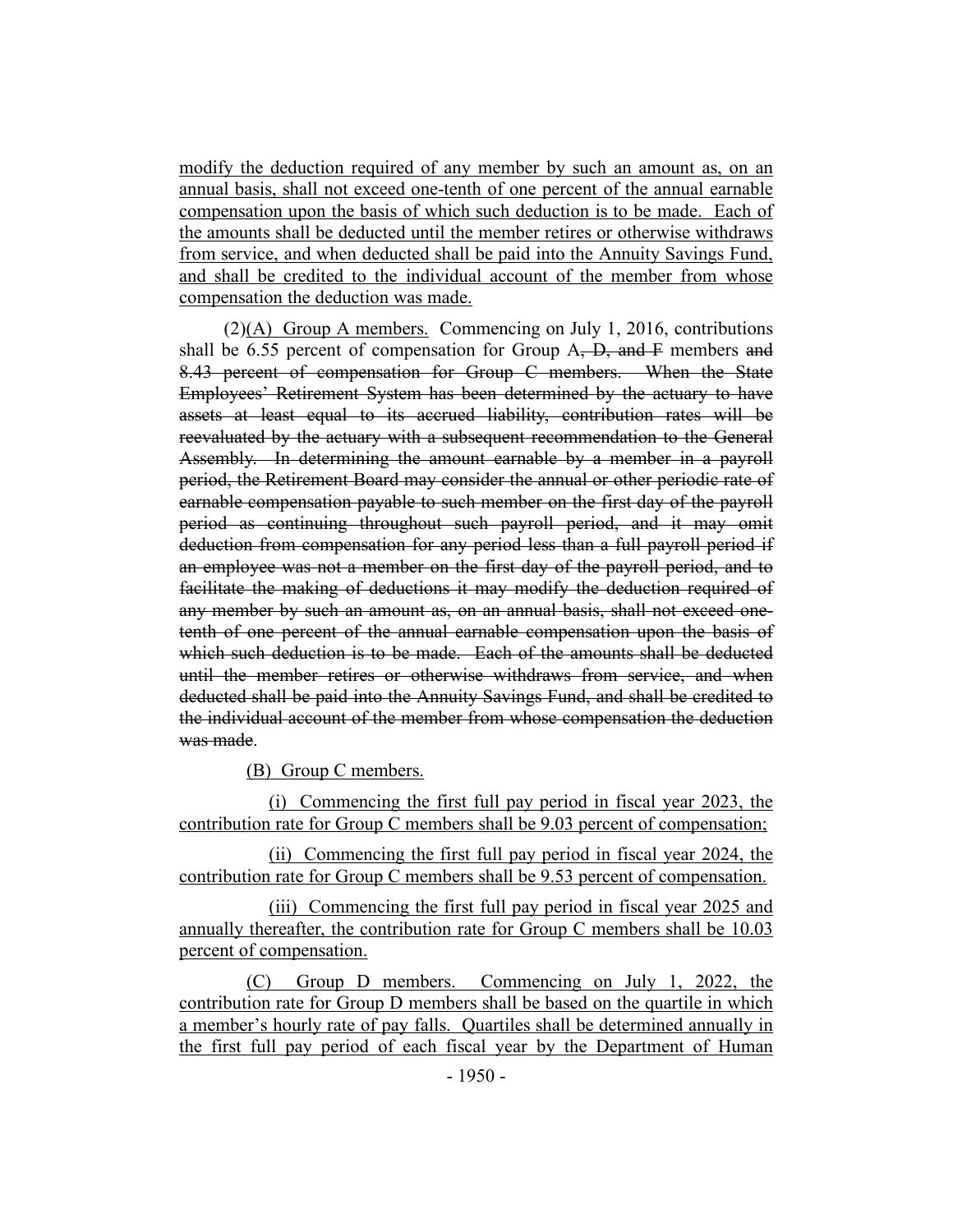modify the deduction required of any member by such an amount as, on an annual basis, shall not exceed one-tenth of one percent of the annual earnable compensation upon the basis of which such deduction is to be made. Each of the amounts shall be deducted until the member retires or otherwise withdraws from service, and when deducted shall be paid into the Annuity Savings Fund, and shall be credited to the individual account of the member from whose compensation the deduction was made.

(2)(A) Group A members. Commencing on July 1, 2016, contributions shall be 6.55 percent of compensation for Group A~~, D, and F~~ members ~~and 8.43 percent of compensation for Group C members. When the State Employees' Retirement System has been determined by the actuary to have assets at least equal to its accrued liability, contribution rates will be reevaluated by the actuary with a subsequent recommendation to the General Assembly. In determining the amount earnable by a member in a payroll period, the Retirement Board may consider the annual or other periodic rate of earnable compensation payable to such member on the first day of the payroll period as continuing throughout such payroll period, and it may omit deduction from compensation for any period less than a full payroll period if an employee was not a member on the first day of the payroll period, and to facilitate the making of deductions it may modify the deduction required of any member by such an amount as, on an annual basis, shall not exceed one-tenth of one percent of the annual earnable compensation upon the basis of which such deduction is to be made. Each of the amounts shall be deducted until the member retires or otherwise withdraws from service, and when deducted shall be paid into the Annuity Savings Fund, and shall be credited to the individual account of the member from whose compensation the deduction was made~~.

(B) Group C members.

(i) Commencing the first full pay period in fiscal year 2023, the contribution rate for Group C members shall be 9.03 percent of compensation;

(ii) Commencing the first full pay period in fiscal year 2024, the contribution rate for Group C members shall be 9.53 percent of compensation.

(iii) Commencing the first full pay period in fiscal year 2025 and annually thereafter, the contribution rate for Group C members shall be 10.03 percent of compensation.

(C) Group D members. Commencing on July 1, 2022, the contribution rate for Group D members shall be based on the quartile in which a member's hourly rate of pay falls. Quartiles shall be determined annually in the first full pay period of each fiscal year by the Department of Human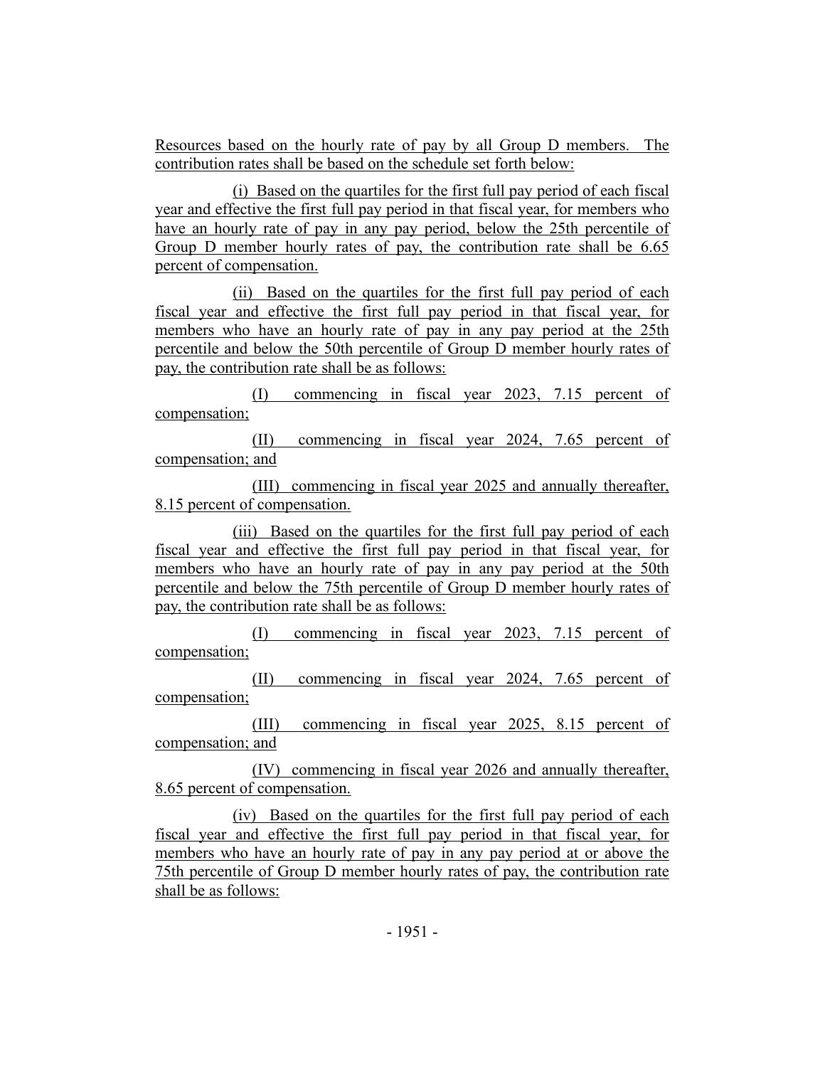Resources based on the hourly rate of pay by all Group D members. The contribution rates shall be based on the schedule set forth below:

(i) Based on the quartiles for the first full pay period of each fiscal year and effective the first full pay period in that fiscal year, for members who have an hourly rate of pay in any pay period, below the 25th percentile of Group D member hourly rates of pay, the contribution rate shall be 6.65 percent of compensation.

(ii) Based on the quartiles for the first full pay period of each fiscal year and effective the first full pay period in that fiscal year, for members who have an hourly rate of pay in any pay period at the 25th percentile and below the 50th percentile of Group D member hourly rates of pay, the contribution rate shall be as follows:

(I) commencing in fiscal year 2023, 7.15 percent of compensation;

(II) commencing in fiscal year 2024, 7.65 percent of compensation; and

(III) commencing in fiscal year 2025 and annually thereafter, 8.15 percent of compensation.

(iii) Based on the quartiles for the first full pay period of each fiscal year and effective the first full pay period in that fiscal year, for members who have an hourly rate of pay in any pay period at the 50th percentile and below the 75th percentile of Group D member hourly rates of pay, the contribution rate shall be as follows:

(I) commencing in fiscal year 2023, 7.15 percent of compensation;

(II) commencing in fiscal year 2024, 7.65 percent of compensation;

(III) commencing in fiscal year 2025, 8.15 percent of compensation; and

(IV) commencing in fiscal year 2026 and annually thereafter, 8.65 percent of compensation.

(iv) Based on the quartiles for the first full pay period of each fiscal year and effective the first full pay period in that fiscal year, for members who have an hourly rate of pay in any pay period at or above the 75th percentile of Group D member hourly rates of pay, the contribution rate shall be as follows: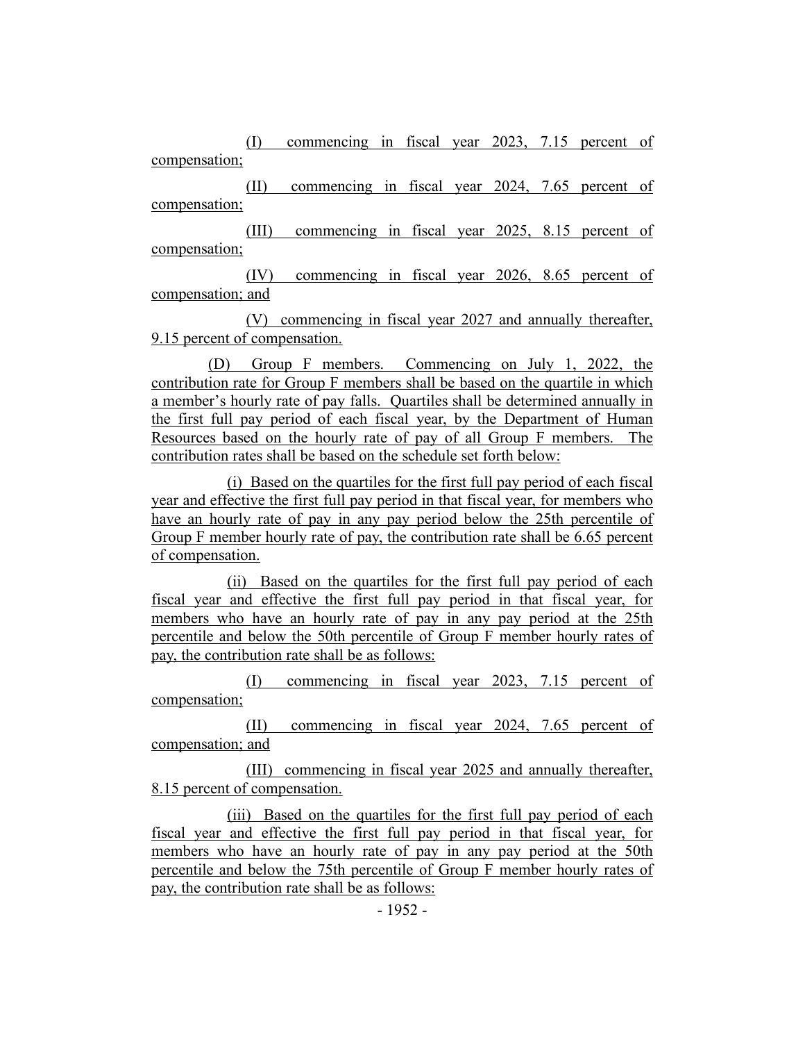(I) commencing in fiscal year 2023, 7.15 percent of compensation;

(II) commencing in fiscal year 2024, 7.65 percent of compensation;

(III) commencing in fiscal year 2025, 8.15 percent of compensation;

(IV) commencing in fiscal year 2026, 8.65 percent of compensation; and

(V) commencing in fiscal year 2027 and annually thereafter, 9.15 percent of compensation.

(D) Group F members. Commencing on July 1, 2022, the contribution rate for Group F members shall be based on the quartile in which a member's hourly rate of pay falls. Quartiles shall be determined annually in the first full pay period of each fiscal year, by the Department of Human Resources based on the hourly rate of pay of all Group F members. The contribution rates shall be based on the schedule set forth below:

(i) Based on the quartiles for the first full pay period of each fiscal year and effective the first full pay period in that fiscal year, for members who have an hourly rate of pay in any pay period below the 25th percentile of Group F member hourly rate of pay, the contribution rate shall be 6.65 percent of compensation.

(ii) Based on the quartiles for the first full pay period of each fiscal year and effective the first full pay period in that fiscal year, for members who have an hourly rate of pay in any pay period at the 25th percentile and below the 50th percentile of Group F member hourly rates of pay, the contribution rate shall be as follows:

(I) commencing in fiscal year 2023, 7.15 percent of compensation;

(II) commencing in fiscal year 2024, 7.65 percent of compensation; and

(III) commencing in fiscal year 2025 and annually thereafter, 8.15 percent of compensation.

(iii) Based on the quartiles for the first full pay period of each fiscal year and effective the first full pay period in that fiscal year, for members who have an hourly rate of pay in any pay period at the 50th percentile and below the 75th percentile of Group F member hourly rates of pay, the contribution rate shall be as follows: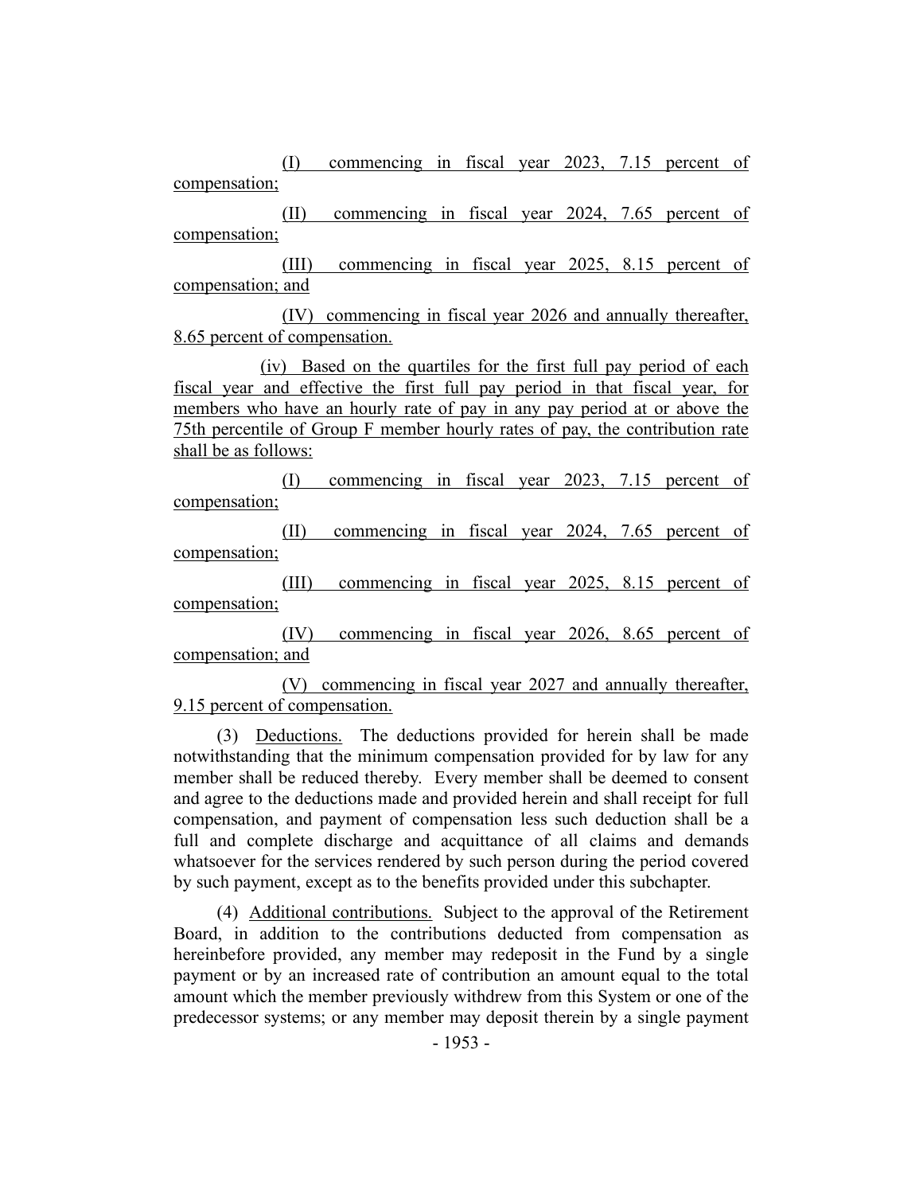(I) commencing in fiscal year 2023, 7.15 percent of compensation;

(II) commencing in fiscal year 2024, 7.65 percent of compensation;

(III) commencing in fiscal year 2025, 8.15 percent of compensation; and

(IV) commencing in fiscal year 2026 and annually thereafter, 8.65 percent of compensation.

(iv) Based on the quartiles for the first full pay period of each fiscal year and effective the first full pay period in that fiscal year, for members who have an hourly rate of pay in any pay period at or above the 75th percentile of Group F member hourly rates of pay, the contribution rate shall be as follows:

(I) commencing in fiscal year 2023, 7.15 percent of compensation;

(II) commencing in fiscal year 2024, 7.65 percent of compensation;

(III) commencing in fiscal year 2025, 8.15 percent of compensation;

(IV) commencing in fiscal year 2026, 8.65 percent of compensation; and

(V) commencing in fiscal year 2027 and annually thereafter, 9.15 percent of compensation.

(3) Deductions. The deductions provided for herein shall be made notwithstanding that the minimum compensation provided for by law for any member shall be reduced thereby. Every member shall be deemed to consent and agree to the deductions made and provided herein and shall receipt for full compensation, and payment of compensation less such deduction shall be a full and complete discharge and acquittance of all claims and demands whatsoever for the services rendered by such person during the period covered by such payment, except as to the benefits provided under this subchapter.

(4) Additional contributions. Subject to the approval of the Retirement Board, in addition to the contributions deducted from compensation as hereinbefore provided, any member may redeposit in the Fund by a single payment or by an increased rate of contribution an amount equal to the total amount which the member previously withdrew from this System or one of the predecessor systems; or any member may deposit therein by a single payment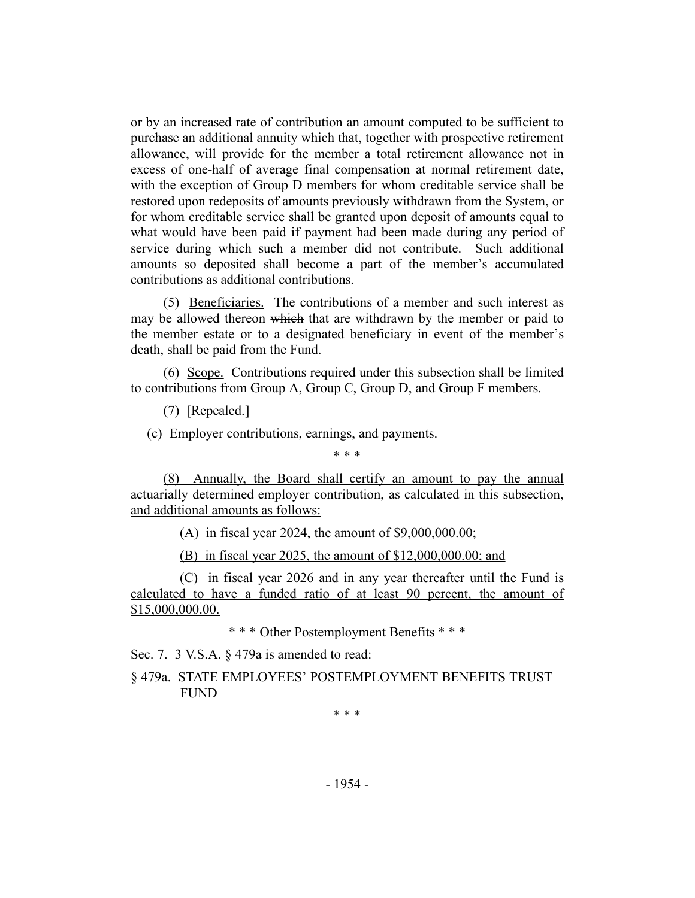or by an increased rate of contribution an amount computed to be sufficient to purchase an additional annuity ~~which~~ <u>that</u>, together with prospective retirement allowance, will provide for the member a total retirement allowance not in excess of one-half of average final compensation at normal retirement date, with the exception of Group D members for whom creditable service shall be restored upon redeposits of amounts previously withdrawn from the System, or for whom creditable service shall be granted upon deposit of amounts equal to what would have been paid if payment had been made during any period of service during which such a member did not contribute. Such additional amounts so deposited shall become a part of the member's accumulated contributions as additional contributions.

(5) <u>Beneficiaries.</u> The contributions of a member and such interest as may be allowed thereon ~~which~~ <u>that</u> are withdrawn by the member or paid to the member estate or to a designated beneficiary in event of the member's death~~,~~ shall be paid from the Fund.

(6) <u>Scope.</u> Contributions required under this subsection shall be limited to contributions from Group A, Group C, Group D, and Group F members.

(7) [Repealed.]

(c) Employer contributions, earnings, and payments.

\* \* \*

<u>(8) Annually, the Board shall certify an amount to pay the annual actuarially determined employer contribution, as calculated in this subsection, and additional amounts as follows:</u>

<u>(A) in fiscal year 2024, the amount of $9,000,000.00;</u>

<u>(B) in fiscal year 2025, the amount of $12,000,000.00; and</u>

<u>(C) in fiscal year 2026 and in any year thereafter until the Fund is calculated to have a funded ratio of at least 90 percent, the amount of $15,000,000.00.</u>

\* \* \* Other Postemployment Benefits \* \* \*

Sec. 7. 3 V.S.A. § 479a is amended to read:

§ 479a. STATE EMPLOYEES' POSTEMPLOYMENT BENEFITS TRUST FUND

\* \* \*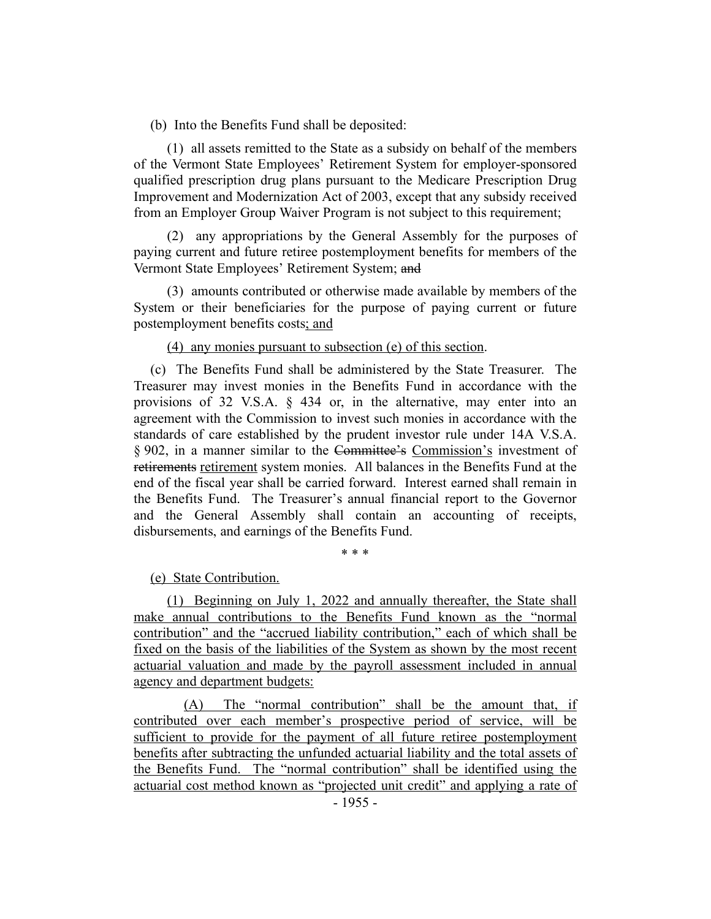(b) Into the Benefits Fund shall be deposited:

(1) all assets remitted to the State as a subsidy on behalf of the members of the Vermont State Employees' Retirement System for employer-sponsored qualified prescription drug plans pursuant to the Medicare Prescription Drug Improvement and Modernization Act of 2003, except that any subsidy received from an Employer Group Waiver Program is not subject to this requirement;

(2) any appropriations by the General Assembly for the purposes of paying current and future retiree postemployment benefits for members of the Vermont State Employees' Retirement System; ~~and~~

(3) amounts contributed or otherwise made available by members of the System or their beneficiaries for the purpose of paying current or future postemployment benefits costs<u>; and</u>

<u>(4) any monies pursuant to subsection (e) of this section</u>.

(c) The Benefits Fund shall be administered by the State Treasurer. The Treasurer may invest monies in the Benefits Fund in accordance with the provisions of 32 V.S.A. § 434 or, in the alternative, may enter into an agreement with the Commission to invest such monies in accordance with the standards of care established by the prudent investor rule under 14A V.S.A. § 902, in a manner similar to the ~~Committee's~~ <u>Commission's</u> investment of ~~retirements~~ <u>retirement</u> system monies. All balances in the Benefits Fund at the end of the fiscal year shall be carried forward. Interest earned shall remain in the Benefits Fund. The Treasurer's annual financial report to the Governor and the General Assembly shall contain an accounting of receipts, disbursements, and earnings of the Benefits Fund.

\* \* \*

<u>(e) State Contribution.</u>

<u>(1) Beginning on July 1, 2022 and annually thereafter, the State shall make annual contributions to the Benefits Fund known as the "normal contribution" and the "accrued liability contribution," each of which shall be fixed on the basis of the liabilities of the System as shown by the most recent actuarial valuation and made by the payroll assessment included in annual agency and department budgets:</u>

<u>(A) The "normal contribution" shall be the amount that, if contributed over each member's prospective period of service, will be sufficient to provide for the payment of all future retiree postemployment benefits after subtracting the unfunded actuarial liability and the total assets of the Benefits Fund. The "normal contribution" shall be identified using the actuarial cost method known as "projected unit credit" and applying a rate of</u>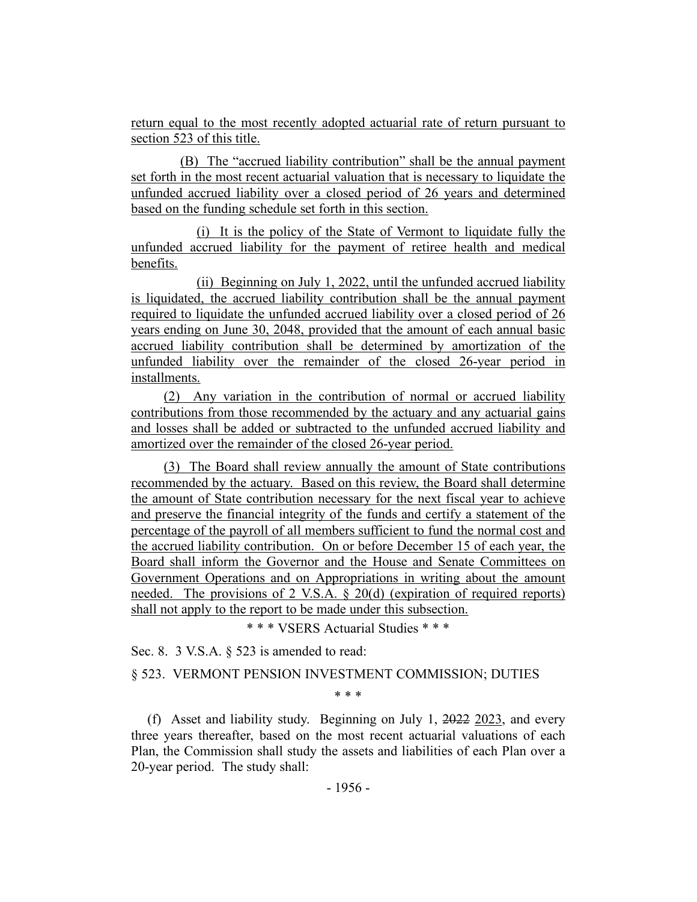return equal to the most recently adopted actuarial rate of return pursuant to section 523 of this title.

(B) The "accrued liability contribution" shall be the annual payment set forth in the most recent actuarial valuation that is necessary to liquidate the unfunded accrued liability over a closed period of 26 years and determined based on the funding schedule set forth in this section.

(i) It is the policy of the State of Vermont to liquidate fully the unfunded accrued liability for the payment of retiree health and medical benefits.

(ii) Beginning on July 1, 2022, until the unfunded accrued liability is liquidated, the accrued liability contribution shall be the annual payment required to liquidate the unfunded accrued liability over a closed period of 26 years ending on June 30, 2048, provided that the amount of each annual basic accrued liability contribution shall be determined by amortization of the unfunded liability over the remainder of the closed 26-year period in installments.

(2) Any variation in the contribution of normal or accrued liability contributions from those recommended by the actuary and any actuarial gains and losses shall be added or subtracted to the unfunded accrued liability and amortized over the remainder of the closed 26-year period.

(3) The Board shall review annually the amount of State contributions recommended by the actuary. Based on this review, the Board shall determine the amount of State contribution necessary for the next fiscal year to achieve and preserve the financial integrity of the funds and certify a statement of the percentage of the payroll of all members sufficient to fund the normal cost and the accrued liability contribution. On or before December 15 of each year, the Board shall inform the Governor and the House and Senate Committees on Government Operations and on Appropriations in writing about the amount needed. The provisions of 2 V.S.A. § 20(d) (expiration of required reports) shall not apply to the report to be made under this subsection.

\* \* \* VSERS Actuarial Studies \* \* \*

Sec. 8. 3 V.S.A. § 523 is amended to read:

§ 523. VERMONT PENSION INVESTMENT COMMISSION; DUTIES

\* \* \*

(f) Asset and liability study. Beginning on July 1, ~~2022~~ 2023, and every three years thereafter, based on the most recent actuarial valuations of each Plan, the Commission shall study the assets and liabilities of each Plan over a 20-year period. The study shall: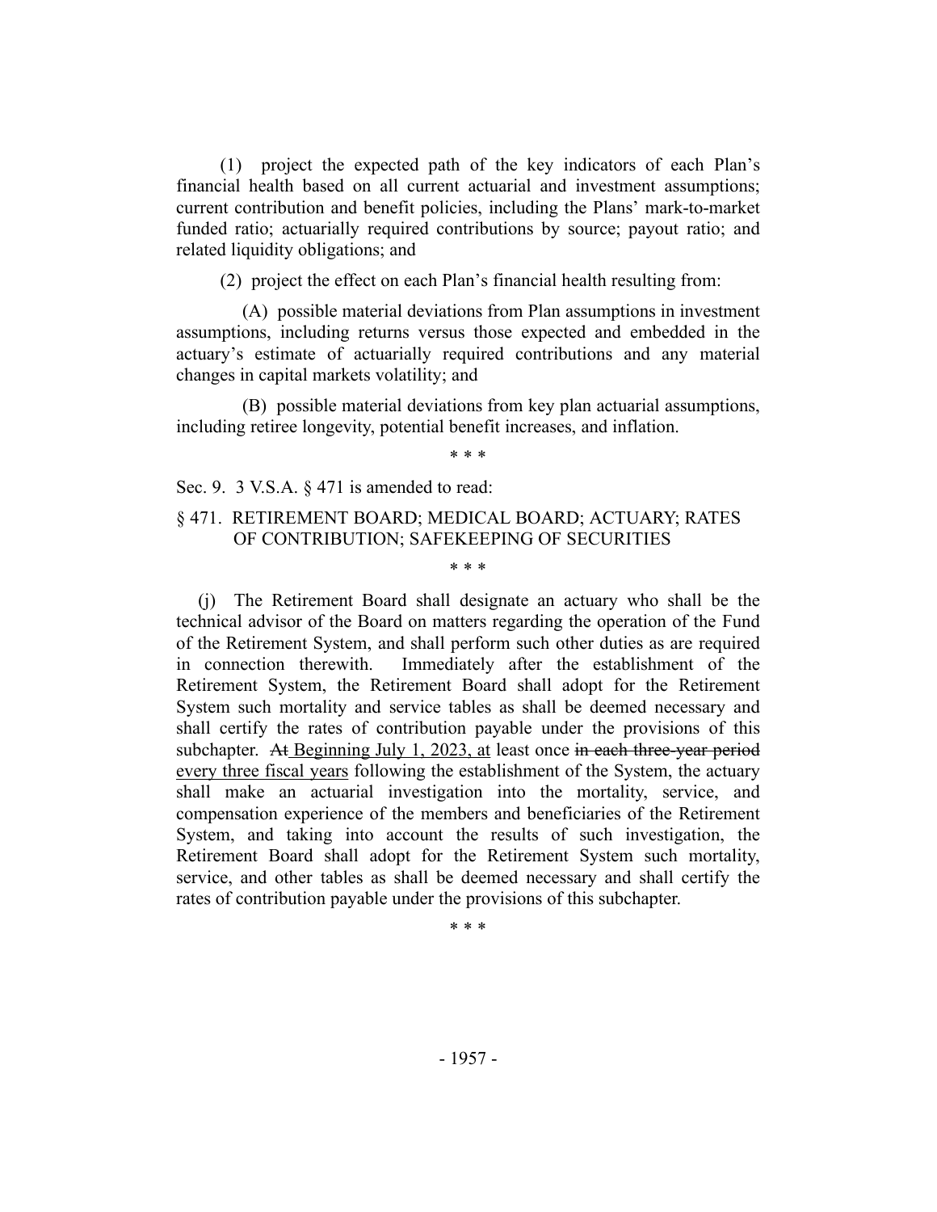(1) project the expected path of the key indicators of each Plan's financial health based on all current actuarial and investment assumptions; current contribution and benefit policies, including the Plans' mark-to-market funded ratio; actuarially required contributions by source; payout ratio; and related liquidity obligations; and

(2) project the effect on each Plan's financial health resulting from:

(A) possible material deviations from Plan assumptions in investment assumptions, including returns versus those expected and embedded in the actuary's estimate of actuarially required contributions and any material changes in capital markets volatility; and

(B) possible material deviations from key plan actuarial assumptions, including retiree longevity, potential benefit increases, and inflation.

\* \* \*

Sec. 9. 3 V.S.A. § 471 is amended to read:

§ 471. RETIREMENT BOARD; MEDICAL BOARD; ACTUARY; RATES OF CONTRIBUTION; SAFEKEEPING OF SECURITIES

\* \* \*

(j) The Retirement Board shall designate an actuary who shall be the technical advisor of the Board on matters regarding the operation of the Fund of the Retirement System, and shall perform such other duties as are required in connection therewith. Immediately after the establishment of the Retirement System, the Retirement Board shall adopt for the Retirement System such mortality and service tables as shall be deemed necessary and shall certify the rates of contribution payable under the provisions of this subchapter. ~~At~~ <u>Beginning July 1, 2023, at</u> least once ~~in each three-year period~~ <u>every three fiscal years</u> following the establishment of the System, the actuary shall make an actuarial investigation into the mortality, service, and compensation experience of the members and beneficiaries of the Retirement System, and taking into account the results of such investigation, the Retirement Board shall adopt for the Retirement System such mortality, service, and other tables as shall be deemed necessary and shall certify the rates of contribution payable under the provisions of this subchapter.

\* \* \*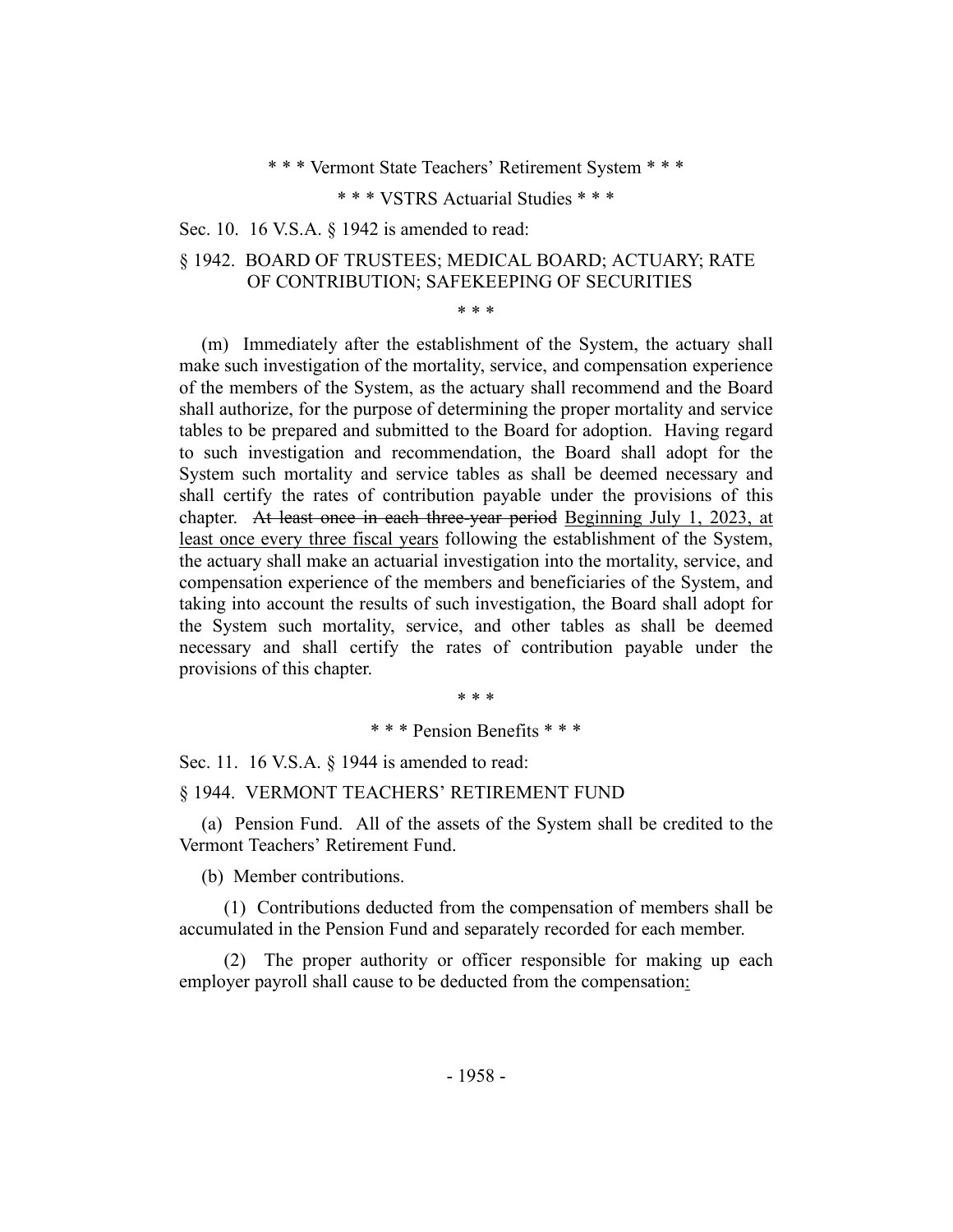\* \* \* Vermont State Teachers' Retirement System \* \* \*

\* \* \* VSTRS Actuarial Studies \* \* \*

Sec. 10. 16 V.S.A. § 1942 is amended to read:

§ 1942. BOARD OF TRUSTEES; MEDICAL BOARD; ACTUARY; RATE OF CONTRIBUTION; SAFEKEEPING OF SECURITIES

\* \* \*

(m) Immediately after the establishment of the System, the actuary shall make such investigation of the mortality, service, and compensation experience of the members of the System, as the actuary shall recommend and the Board shall authorize, for the purpose of determining the proper mortality and service tables to be prepared and submitted to the Board for adoption. Having regard to such investigation and recommendation, the Board shall adopt for the System such mortality and service tables as shall be deemed necessary and shall certify the rates of contribution payable under the provisions of this chapter. ~~At least once in each three-year period~~ <u>Beginning July 1, 2023, at least once every three fiscal years</u> following the establishment of the System, the actuary shall make an actuarial investigation into the mortality, service, and compensation experience of the members and beneficiaries of the System, and taking into account the results of such investigation, the Board shall adopt for the System such mortality, service, and other tables as shall be deemed necessary and shall certify the rates of contribution payable under the provisions of this chapter.

\* \* \*

\* \* \* Pension Benefits \* \* \*

Sec. 11. 16 V.S.A. § 1944 is amended to read:

§ 1944. VERMONT TEACHERS' RETIREMENT FUND

(a) Pension Fund. All of the assets of the System shall be credited to the Vermont Teachers' Retirement Fund.

(b) Member contributions.

(1) Contributions deducted from the compensation of members shall be accumulated in the Pension Fund and separately recorded for each member.

(2) The proper authority or officer responsible for making up each employer payroll shall cause to be deducted from the compensation<u>:</u>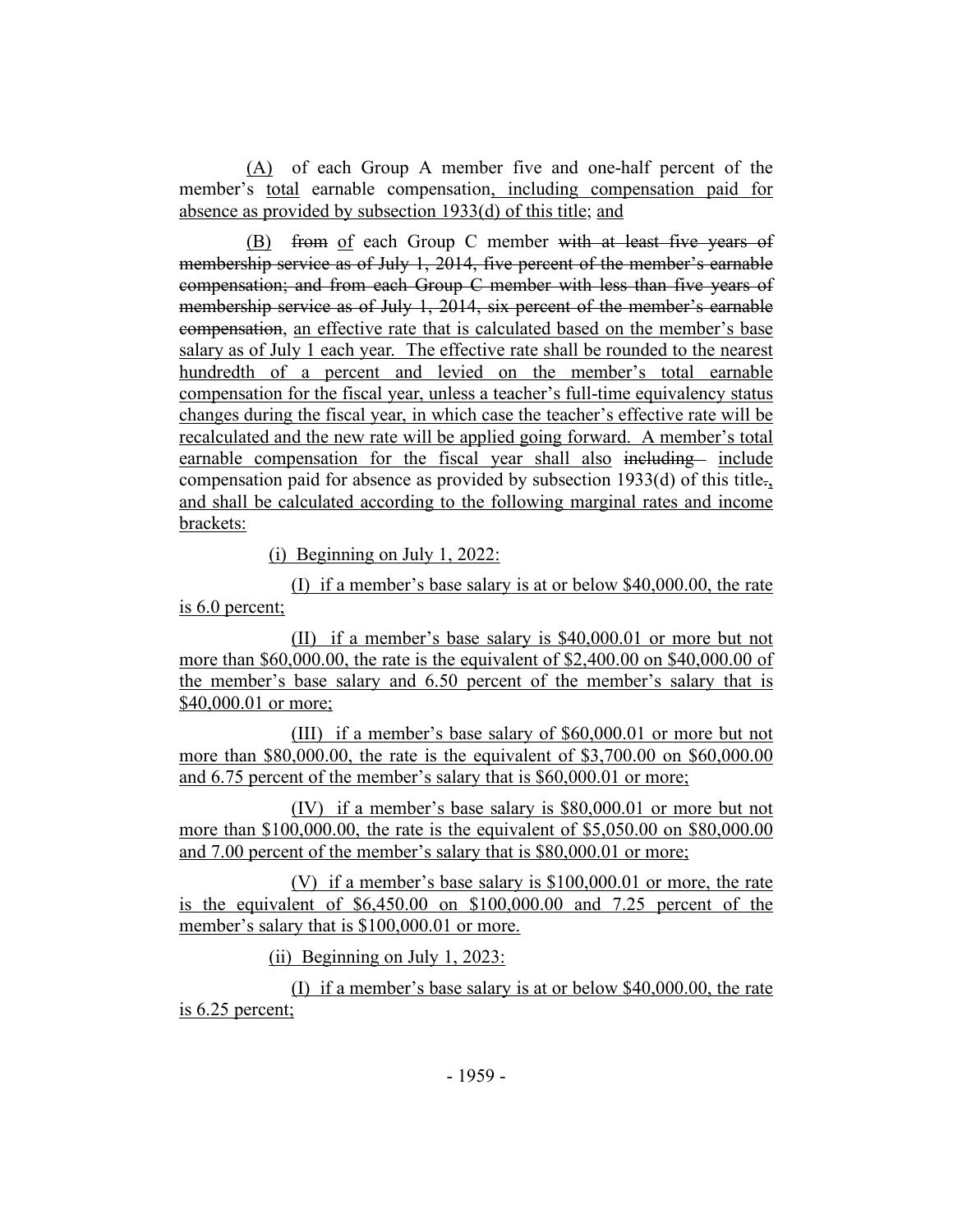(A) of each Group A member five and one-half percent of the member's total earnable compensation, including compensation paid for absence as provided by subsection 1933(d) of this title; and

(B) ~~from~~ of each Group C member ~~with at least five years of membership service as of July 1, 2014, five percent of the member's earnable compensation; and from each Group C member with less than five years of membership service as of July 1, 2014, six percent of the member's earnable compensation~~, an effective rate that is calculated based on the member's base salary as of July 1 each year. The effective rate shall be rounded to the nearest hundredth of a percent and levied on the member's total earnable compensation for the fiscal year, unless a teacher's full-time equivalency status changes during the fiscal year, in which case the teacher's effective rate will be recalculated and the new rate will be applied going forward. A member's total earnable compensation for the fiscal year shall also ~~including~~ include compensation paid for absence as provided by subsection 1933(d) of this title~~.~~, and shall be calculated according to the following marginal rates and income brackets:

(i) Beginning on July 1, 2022:

(I) if a member's base salary is at or below $40,000.00, the rate is 6.0 percent;

(II) if a member's base salary is $40,000.01 or more but not more than $60,000.00, the rate is the equivalent of $2,400.00 on $40,000.00 of the member's base salary and 6.50 percent of the member's salary that is $40,000.01 or more;

(III) if a member's base salary of $60,000.01 or more but not more than $80,000.00, the rate is the equivalent of $3,700.00 on $60,000.00 and 6.75 percent of the member's salary that is $60,000.01 or more;

(IV) if a member's base salary is $80,000.01 or more but not more than $100,000.00, the rate is the equivalent of $5,050.00 on $80,000.00 and 7.00 percent of the member's salary that is $80,000.01 or more;

(V) if a member's base salary is $100,000.01 or more, the rate is the equivalent of $6,450.00 on $100,000.00 and 7.25 percent of the member's salary that is $100,000.01 or more.

(ii) Beginning on July 1, 2023:

(I) if a member's base salary is at or below $40,000.00, the rate is 6.25 percent;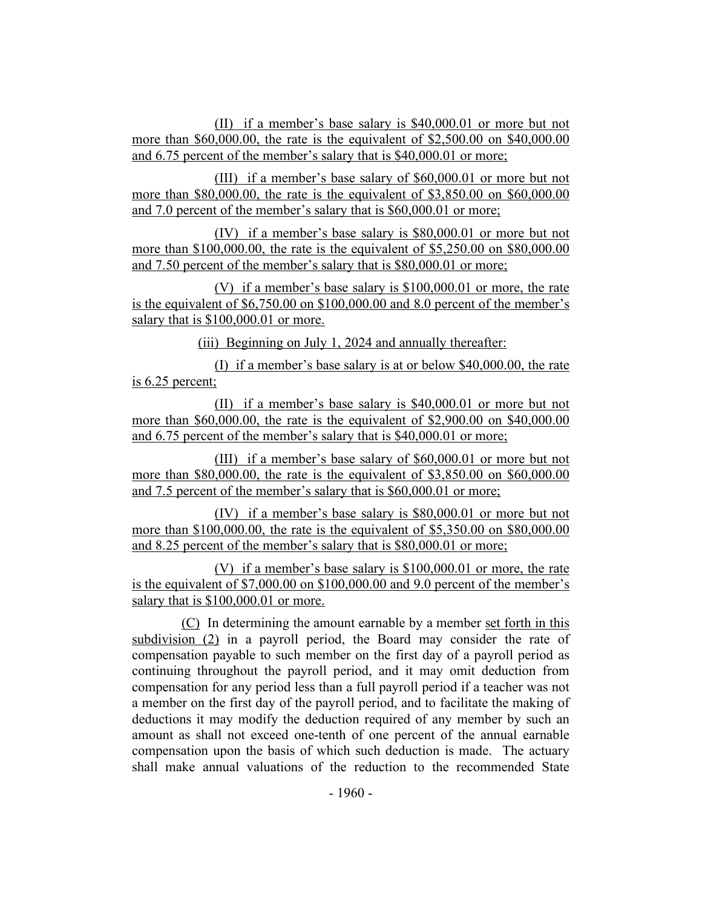(II) if a member's base salary is $40,000.01 or more but not more than $60,000.00, the rate is the equivalent of $2,500.00 on $40,000.00 and 6.75 percent of the member's salary that is $40,000.01 or more;

(III) if a member's base salary of $60,000.01 or more but not more than $80,000.00, the rate is the equivalent of $3,850.00 on $60,000.00 and 7.0 percent of the member's salary that is $60,000.01 or more;

(IV) if a member's base salary is $80,000.01 or more but not more than $100,000.00, the rate is the equivalent of $5,250.00 on $80,000.00 and 7.50 percent of the member's salary that is $80,000.01 or more;

(V) if a member's base salary is $100,000.01 or more, the rate is the equivalent of $6,750.00 on $100,000.00 and 8.0 percent of the member's salary that is $100,000.01 or more.

(iii) Beginning on July 1, 2024 and annually thereafter:

(I) if a member's base salary is at or below $40,000.00, the rate is 6.25 percent;

(II) if a member's base salary is $40,000.01 or more but not more than $60,000.00, the rate is the equivalent of $2,900.00 on $40,000.00 and 6.75 percent of the member's salary that is $40,000.01 or more;

(III) if a member's base salary of $60,000.01 or more but not more than $80,000.00, the rate is the equivalent of $3,850.00 on $60,000.00 and 7.5 percent of the member's salary that is $60,000.01 or more;

(IV) if a member's base salary is $80,000.01 or more but not more than $100,000.00, the rate is the equivalent of $5,350.00 on $80,000.00 and 8.25 percent of the member's salary that is $80,000.01 or more;

(V) if a member's base salary is $100,000.01 or more, the rate is the equivalent of $7,000.00 on $100,000.00 and 9.0 percent of the member's salary that is $100,000.01 or more.

(C) In determining the amount earnable by a member set forth in this subdivision (2) in a payroll period, the Board may consider the rate of compensation payable to such member on the first day of a payroll period as continuing throughout the payroll period, and it may omit deduction from compensation for any period less than a full payroll period if a teacher was not a member on the first day of the payroll period, and to facilitate the making of deductions it may modify the deduction required of any member by such an amount as shall not exceed one-tenth of one percent of the annual earnable compensation upon the basis of which such deduction is made. The actuary shall make annual valuations of the reduction to the recommended State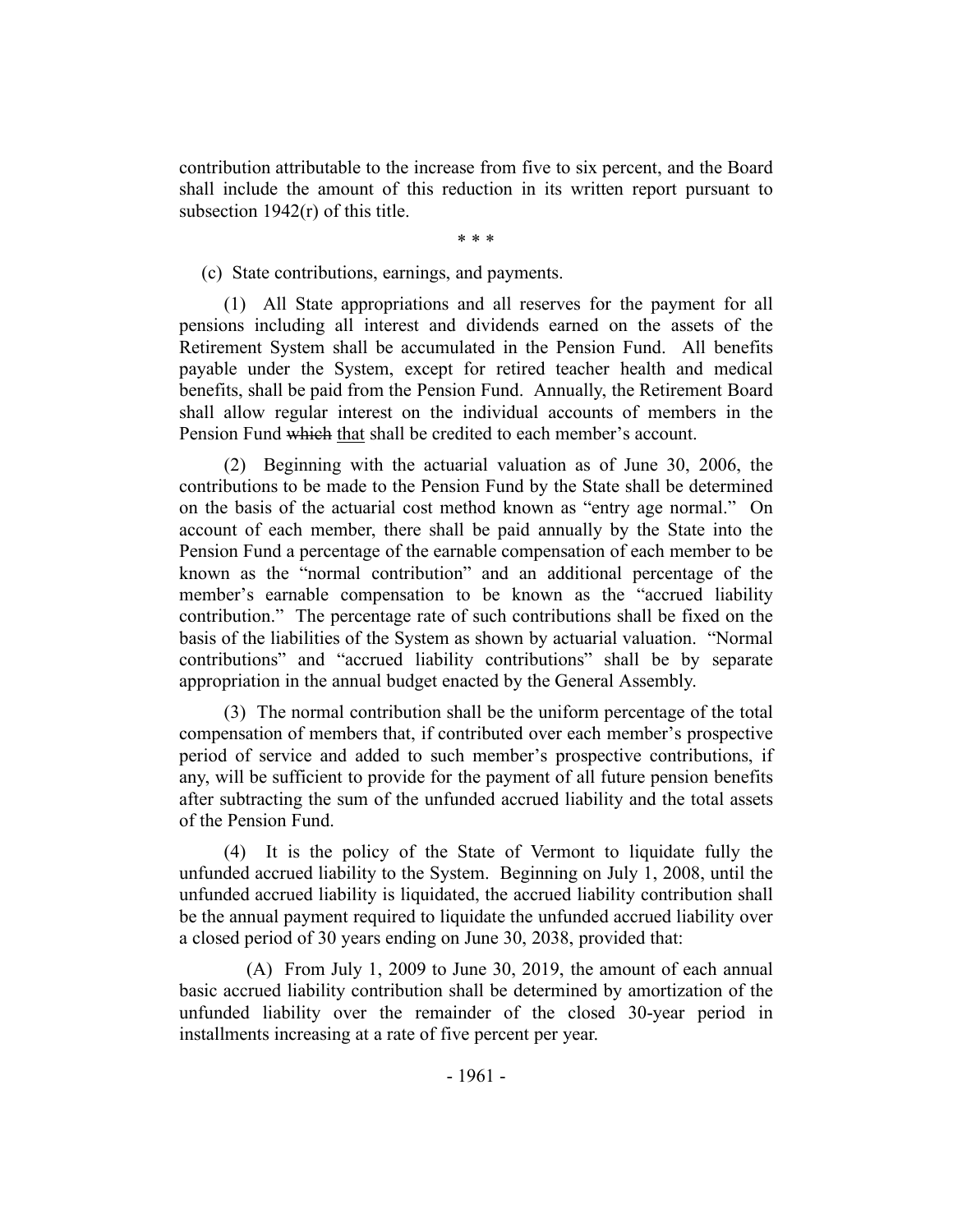contribution attributable to the increase from five to six percent, and the Board shall include the amount of this reduction in its written report pursuant to subsection 1942(r) of this title.

\* \* \*

(c) State contributions, earnings, and payments.

(1) All State appropriations and all reserves for the payment for all pensions including all interest and dividends earned on the assets of the Retirement System shall be accumulated in the Pension Fund. All benefits payable under the System, except for retired teacher health and medical benefits, shall be paid from the Pension Fund. Annually, the Retirement Board shall allow regular interest on the individual accounts of members in the Pension Fund ~~which~~ <u>that</u> shall be credited to each member's account.

(2) Beginning with the actuarial valuation as of June 30, 2006, the contributions to be made to the Pension Fund by the State shall be determined on the basis of the actuarial cost method known as "entry age normal." On account of each member, there shall be paid annually by the State into the Pension Fund a percentage of the earnable compensation of each member to be known as the "normal contribution" and an additional percentage of the member's earnable compensation to be known as the "accrued liability contribution." The percentage rate of such contributions shall be fixed on the basis of the liabilities of the System as shown by actuarial valuation. "Normal contributions" and "accrued liability contributions" shall be by separate appropriation in the annual budget enacted by the General Assembly.

(3) The normal contribution shall be the uniform percentage of the total compensation of members that, if contributed over each member's prospective period of service and added to such member's prospective contributions, if any, will be sufficient to provide for the payment of all future pension benefits after subtracting the sum of the unfunded accrued liability and the total assets of the Pension Fund.

(4) It is the policy of the State of Vermont to liquidate fully the unfunded accrued liability to the System. Beginning on July 1, 2008, until the unfunded accrued liability is liquidated, the accrued liability contribution shall be the annual payment required to liquidate the unfunded accrued liability over a closed period of 30 years ending on June 30, 2038, provided that:

(A) From July 1, 2009 to June 30, 2019, the amount of each annual basic accrued liability contribution shall be determined by amortization of the unfunded liability over the remainder of the closed 30-year period in installments increasing at a rate of five percent per year.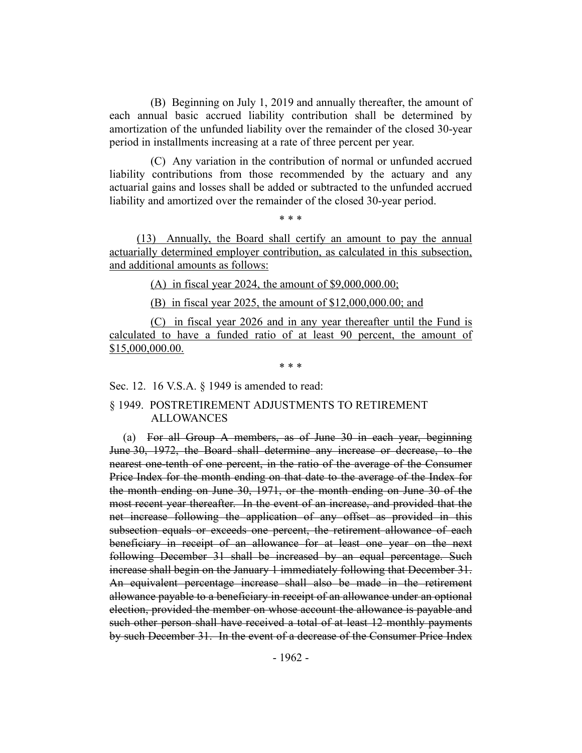(B) Beginning on July 1, 2019 and annually thereafter, the amount of each annual basic accrued liability contribution shall be determined by amortization of the unfunded liability over the remainder of the closed 30-year period in installments increasing at a rate of three percent per year.

(C) Any variation in the contribution of normal or unfunded accrued liability contributions from those recommended by the actuary and any actuarial gains and losses shall be added or subtracted to the unfunded accrued liability and amortized over the remainder of the closed 30-year period.

\* \* \*

<u>(13) Annually, the Board shall certify an amount to pay the annual actuarially determined employer contribution, as calculated in this subsection, and additional amounts as follows:</u>

<u>(A) in fiscal year 2024, the amount of $9,000,000.00;</u>

<u>(B) in fiscal year 2025, the amount of $12,000,000.00; and</u>

<u>(C) in fiscal year 2026 and in any year thereafter until the Fund is calculated to have a funded ratio of at least 90 percent, the amount of $15,000,000.00.</u>

\* \* \*

Sec. 12. 16 V.S.A. § 1949 is amended to read:

§ 1949. POSTRETIREMENT ADJUSTMENTS TO RETIREMENT ALLOWANCES

(a) ~~For all Group A members, as of June 30 in each year, beginning June 30, 1972, the Board shall determine any increase or decrease, to the nearest one-tenth of one percent, in the ratio of the average of the Consumer Price Index for the month ending on that date to the average of the Index for the month ending on June 30, 1971, or the month ending on June 30 of the most recent year thereafter. In the event of an increase, and provided that the net increase following the application of any offset as provided in this subsection equals or exceeds one percent, the retirement allowance of each beneficiary in receipt of an allowance for at least one year on the next following December 31 shall be increased by an equal percentage. Such increase shall begin on the January 1 immediately following that December 31. An equivalent percentage increase shall also be made in the retirement allowance payable to a beneficiary in receipt of an allowance under an optional election, provided the member on whose account the allowance is payable and such other person shall have received a total of at least 12 monthly payments by such December 31. In the event of a decrease of the Consumer Price Index~~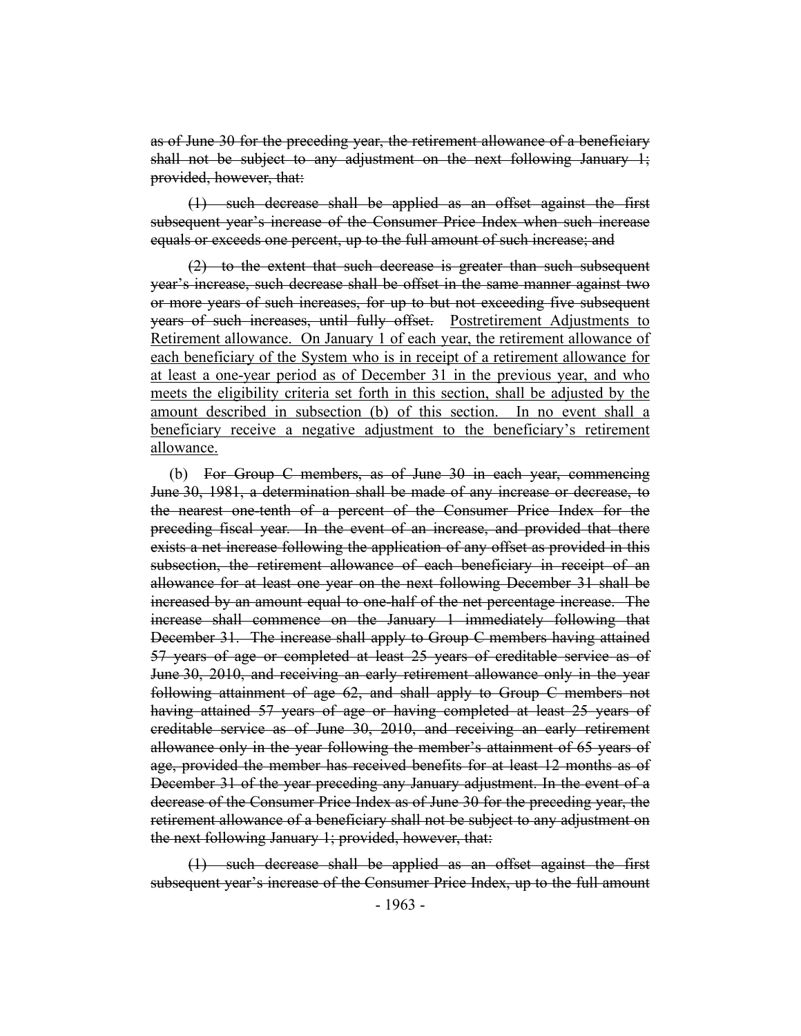~~as of June 30 for the preceding year, the retirement allowance of a beneficiary shall not be subject to any adjustment on the next following January 1; provided, however, that:~~

~~(1) such decrease shall be applied as an offset against the first subsequent year's increase of the Consumer Price Index when such increase equals or exceeds one percent, up to the full amount of such increase; and~~

~~(2) to the extent that such decrease is greater than such subsequent year's increase, such decrease shall be offset in the same manner against two or more years of such increases, for up to but not exceeding five subsequent years of such increases, until fully offset.~~ <u>Postretirement Adjustments to Retirement allowance. On January 1 of each year, the retirement allowance of each beneficiary of the System who is in receipt of a retirement allowance for at least a one-year period as of December 31 in the previous year, and who meets the eligibility criteria set forth in this section, shall be adjusted by the amount described in subsection (b) of this section. In no event shall a beneficiary receive a negative adjustment to the beneficiary's retirement allowance.</u>

(b) ~~For Group C members, as of June 30 in each year, commencing June 30, 1981, a determination shall be made of any increase or decrease, to the nearest one-tenth of a percent of the Consumer Price Index for the preceding fiscal year. In the event of an increase, and provided that there exists a net increase following the application of any offset as provided in this subsection, the retirement allowance of each beneficiary in receipt of an allowance for at least one year on the next following December 31 shall be increased by an amount equal to one-half of the net percentage increase. The increase shall commence on the January 1 immediately following that December 31. The increase shall apply to Group C members having attained 57 years of age or completed at least 25 years of creditable service as of June 30, 2010, and receiving an early retirement allowance only in the year following attainment of age 62, and shall apply to Group C members not having attained 57 years of age or having completed at least 25 years of creditable service as of June 30, 2010, and receiving an early retirement allowance only in the year following the member's attainment of 65 years of age, provided the member has received benefits for at least 12 months as of December 31 of the year preceding any January adjustment. In the event of a decrease of the Consumer Price Index as of June 30 for the preceding year, the retirement allowance of a beneficiary shall not be subject to any adjustment on the next following January 1; provided, however, that:~~

~~(1) such decrease shall be applied as an offset against the first subsequent year's increase of the Consumer Price Index, up to the full amount~~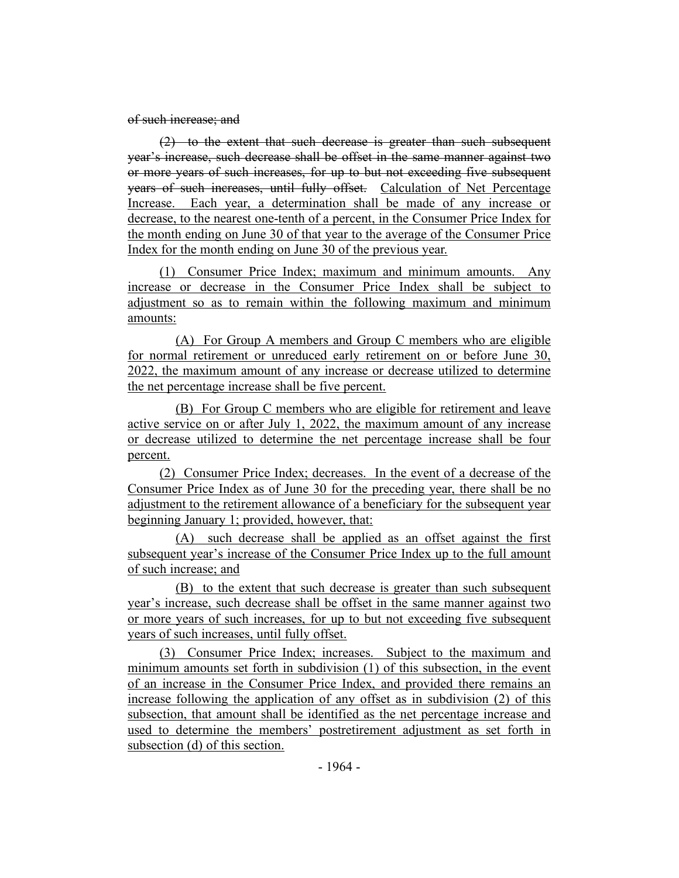~~of such increase; and~~

~~(2) to the extent that such decrease is greater than such subsequent year's increase, such decrease shall be offset in the same manner against two or more years of such increases, for up to but not exceeding five subsequent years of such increases, until fully offset.~~ <u>Calculation of Net Percentage Increase. Each year, a determination shall be made of any increase or decrease, to the nearest one-tenth of a percent, in the Consumer Price Index for the month ending on June 30 of that year to the average of the Consumer Price Index for the month ending on June 30 of the previous year.</u>

<u>(1) Consumer Price Index; maximum and minimum amounts. Any increase or decrease in the Consumer Price Index shall be subject to adjustment so as to remain within the following maximum and minimum amounts:</u>

<u>(A) For Group A members and Group C members who are eligible for normal retirement or unreduced early retirement on or before June 30, 2022, the maximum amount of any increase or decrease utilized to determine the net percentage increase shall be five percent.</u>

<u>(B) For Group C members who are eligible for retirement and leave active service on or after July 1, 2022, the maximum amount of any increase or decrease utilized to determine the net percentage increase shall be four percent.</u>

<u>(2) Consumer Price Index; decreases. In the event of a decrease of the Consumer Price Index as of June 30 for the preceding year, there shall be no adjustment to the retirement allowance of a beneficiary for the subsequent year beginning January 1; provided, however, that:</u>

<u>(A) such decrease shall be applied as an offset against the first subsequent year's increase of the Consumer Price Index up to the full amount of such increase; and</u>

<u>(B) to the extent that such decrease is greater than such subsequent year's increase, such decrease shall be offset in the same manner against two or more years of such increases, for up to but not exceeding five subsequent years of such increases, until fully offset.</u>

<u>(3) Consumer Price Index; increases. Subject to the maximum and minimum amounts set forth in subdivision (1) of this subsection, in the event of an increase in the Consumer Price Index, and provided there remains an increase following the application of any offset as in subdivision (2) of this subsection, that amount shall be identified as the net percentage increase and used to determine the members' postretirement adjustment as set forth in subsection (d) of this section.</u>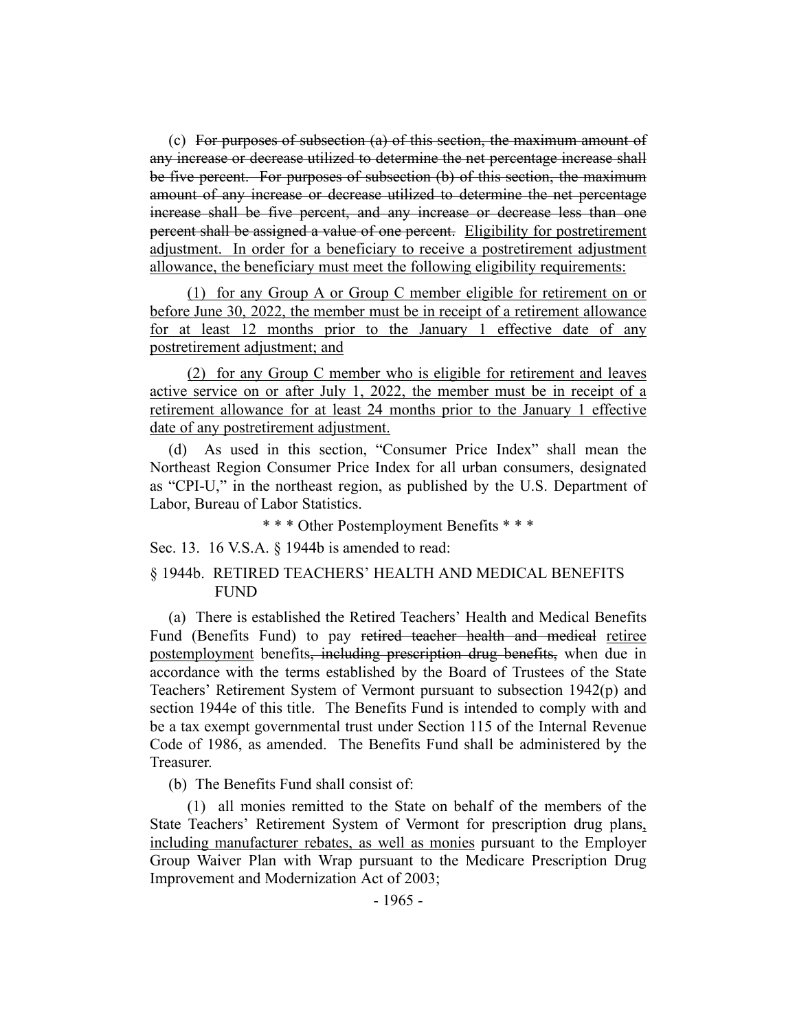(c) ~~For purposes of subsection (a) of this section, the maximum amount of any increase or decrease utilized to determine the net percentage increase shall be five percent. For purposes of subsection (b) of this section, the maximum amount of any increase or decrease utilized to determine the net percentage increase shall be five percent, and any increase or decrease less than one percent shall be assigned a value of one percent.~~ <u>Eligibility for postretirement adjustment. In order for a beneficiary to receive a postretirement adjustment allowance, the beneficiary must meet the following eligibility requirements:</u>

<u>(1) for any Group A or Group C member eligible for retirement on or before June 30, 2022, the member must be in receipt of a retirement allowance for at least 12 months prior to the January 1 effective date of any postretirement adjustment; and</u>

<u>(2) for any Group C member who is eligible for retirement and leaves active service on or after July 1, 2022, the member must be in receipt of a retirement allowance for at least 24 months prior to the January 1 effective date of any postretirement adjustment.</u>

(d) As used in this section, "Consumer Price Index" shall mean the Northeast Region Consumer Price Index for all urban consumers, designated as "CPI-U," in the northeast region, as published by the U.S. Department of Labor, Bureau of Labor Statistics.

\* \* \* Other Postemployment Benefits \* \* \*

Sec. 13. 16 V.S.A. § 1944b is amended to read:

§ 1944b. RETIRED TEACHERS' HEALTH AND MEDICAL BENEFITS FUND

(a) There is established the Retired Teachers' Health and Medical Benefits Fund (Benefits Fund) to pay ~~retired teacher health and medical~~ <u>retiree postemployment</u> benefits~~, including prescription drug benefits,~~ when due in accordance with the terms established by the Board of Trustees of the State Teachers' Retirement System of Vermont pursuant to subsection 1942(p) and section 1944e of this title. The Benefits Fund is intended to comply with and be a tax exempt governmental trust under Section 115 of the Internal Revenue Code of 1986, as amended. The Benefits Fund shall be administered by the Treasurer.

(b) The Benefits Fund shall consist of:

(1) all monies remitted to the State on behalf of the members of the State Teachers' Retirement System of Vermont for prescription drug plans<u>, including manufacturer rebates, as well as monies</u> pursuant to the Employer Group Waiver Plan with Wrap pursuant to the Medicare Prescription Drug Improvement and Modernization Act of 2003;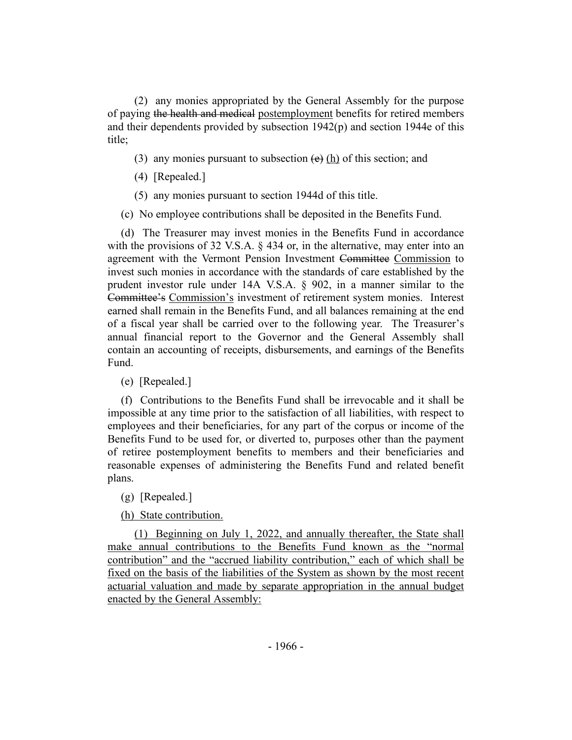(2) any monies appropriated by the General Assembly for the purpose of paying ~~the health and medical~~ <u>postemployment</u> benefits for retired members and their dependents provided by subsection 1942(p) and section 1944e of this title;

(3) any monies pursuant to subsection ~~(e)~~ <u>(h)</u> of this section; and

(4) [Repealed.]

(5) any monies pursuant to section 1944d of this title.

(c) No employee contributions shall be deposited in the Benefits Fund.

(d) The Treasurer may invest monies in the Benefits Fund in accordance with the provisions of 32 V.S.A. § 434 or, in the alternative, may enter into an agreement with the Vermont Pension Investment ~~Committee~~ <u>Commission</u> to invest such monies in accordance with the standards of care established by the prudent investor rule under 14A V.S.A. § 902, in a manner similar to the ~~Committee's~~ <u>Commission's</u> investment of retirement system monies. Interest earned shall remain in the Benefits Fund, and all balances remaining at the end of a fiscal year shall be carried over to the following year. The Treasurer's annual financial report to the Governor and the General Assembly shall contain an accounting of receipts, disbursements, and earnings of the Benefits Fund.

(e) [Repealed.]

(f) Contributions to the Benefits Fund shall be irrevocable and it shall be impossible at any time prior to the satisfaction of all liabilities, with respect to employees and their beneficiaries, for any part of the corpus or income of the Benefits Fund to be used for, or diverted to, purposes other than the payment of retiree postemployment benefits to members and their beneficiaries and reasonable expenses of administering the Benefits Fund and related benefit plans.

(g) [Repealed.]

<u>(h) State contribution.</u>

<u>(1) Beginning on July 1, 2022, and annually thereafter, the State shall make annual contributions to the Benefits Fund known as the "normal contribution" and the "accrued liability contribution," each of which shall be fixed on the basis of the liabilities of the System as shown by the most recent actuarial valuation and made by separate appropriation in the annual budget enacted by the General Assembly:</u>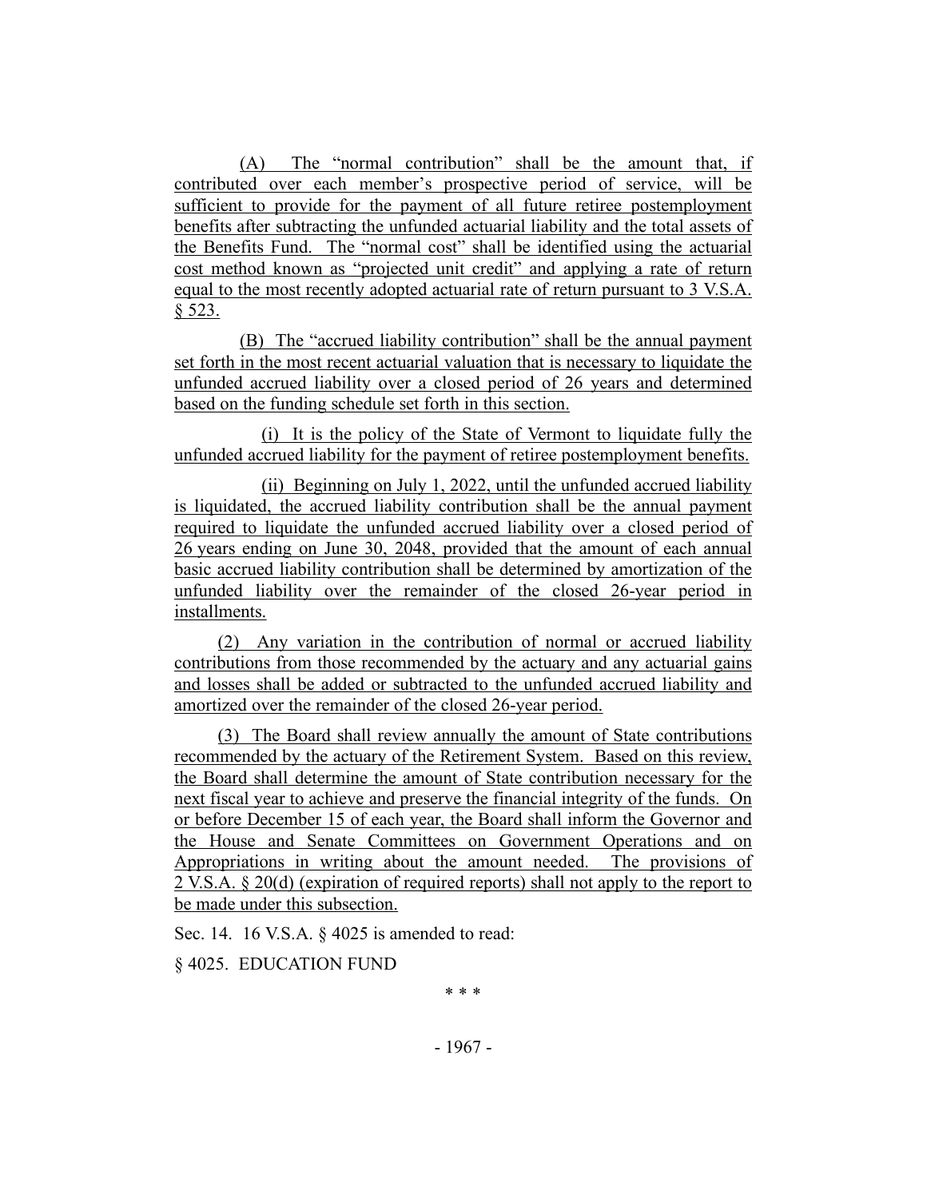(A) The "normal contribution" shall be the amount that, if contributed over each member's prospective period of service, will be sufficient to provide for the payment of all future retiree postemployment benefits after subtracting the unfunded actuarial liability and the total assets of the Benefits Fund. The "normal cost" shall be identified using the actuarial cost method known as "projected unit credit" and applying a rate of return equal to the most recently adopted actuarial rate of return pursuant to 3 V.S.A. § 523.

(B) The "accrued liability contribution" shall be the annual payment set forth in the most recent actuarial valuation that is necessary to liquidate the unfunded accrued liability over a closed period of 26 years and determined based on the funding schedule set forth in this section.

(i) It is the policy of the State of Vermont to liquidate fully the unfunded accrued liability for the payment of retiree postemployment benefits.

(ii) Beginning on July 1, 2022, until the unfunded accrued liability is liquidated, the accrued liability contribution shall be the annual payment required to liquidate the unfunded accrued liability over a closed period of 26 years ending on June 30, 2048, provided that the amount of each annual basic accrued liability contribution shall be determined by amortization of the unfunded liability over the remainder of the closed 26-year period in installments.

(2) Any variation in the contribution of normal or accrued liability contributions from those recommended by the actuary and any actuarial gains and losses shall be added or subtracted to the unfunded accrued liability and amortized over the remainder of the closed 26-year period.

(3) The Board shall review annually the amount of State contributions recommended by the actuary of the Retirement System. Based on this review, the Board shall determine the amount of State contribution necessary for the next fiscal year to achieve and preserve the financial integrity of the funds. On or before December 15 of each year, the Board shall inform the Governor and the House and Senate Committees on Government Operations and on Appropriations in writing about the amount needed. The provisions of 2 V.S.A. § 20(d) (expiration of required reports) shall not apply to the report to be made under this subsection.

Sec. 14. 16 V.S.A. § 4025 is amended to read:

§ 4025. EDUCATION FUND

\* \* \*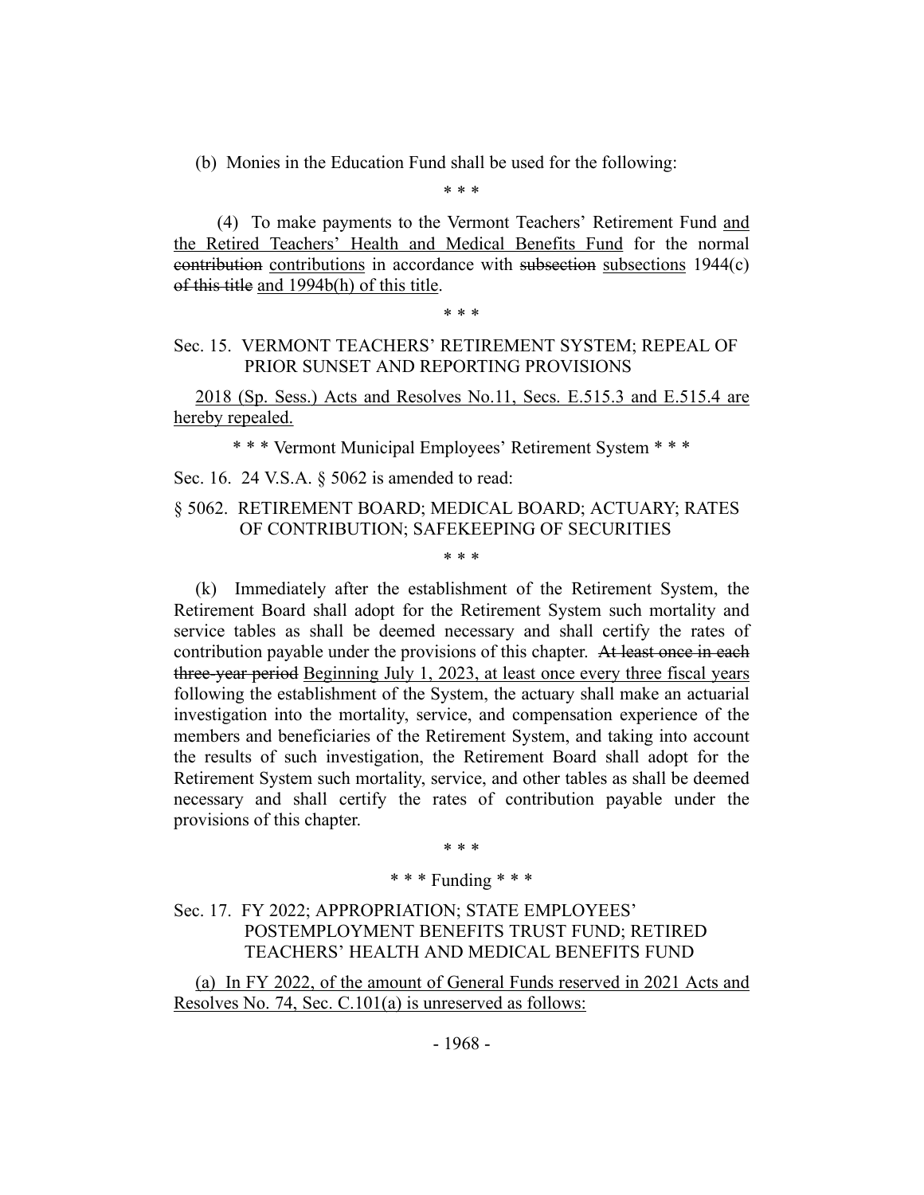(b) Monies in the Education Fund shall be used for the following:

\* \* \*

(4) To make payments to the Vermont Teachers' Retirement Fund and the Retired Teachers' Health and Medical Benefits Fund for the normal ~~contribution~~ contributions in accordance with ~~subsection~~ subsections 1944(c) ~~of this title~~ and 1994b(h) of this title.

\* \* \*

Sec. 15. VERMONT TEACHERS' RETIREMENT SYSTEM; REPEAL OF PRIOR SUNSET AND REPORTING PROVISIONS

2018 (Sp. Sess.) Acts and Resolves No.11, Secs. E.515.3 and E.515.4 are hereby repealed.

\* \* \* Vermont Municipal Employees' Retirement System \* \* \*

Sec. 16. 24 V.S.A. § 5062 is amended to read:

§ 5062. RETIREMENT BOARD; MEDICAL BOARD; ACTUARY; RATES OF CONTRIBUTION; SAFEKEEPING OF SECURITIES

\* \* \*

(k) Immediately after the establishment of the Retirement System, the Retirement Board shall adopt for the Retirement System such mortality and service tables as shall be deemed necessary and shall certify the rates of contribution payable under the provisions of this chapter. ~~At least once in each three-year period~~ Beginning July 1, 2023, at least once every three fiscal years following the establishment of the System, the actuary shall make an actuarial investigation into the mortality, service, and compensation experience of the members and beneficiaries of the Retirement System, and taking into account the results of such investigation, the Retirement Board shall adopt for the Retirement System such mortality, service, and other tables as shall be deemed necessary and shall certify the rates of contribution payable under the provisions of this chapter.

\* \* \*

\* \* \* Funding \* \* \*

Sec. 17. FY 2022; APPROPRIATION; STATE EMPLOYEES' POSTEMPLOYMENT BENEFITS TRUST FUND; RETIRED TEACHERS' HEALTH AND MEDICAL BENEFITS FUND

(a) In FY 2022, of the amount of General Funds reserved in 2021 Acts and Resolves No. 74, Sec. C.101(a) is unreserved as follows: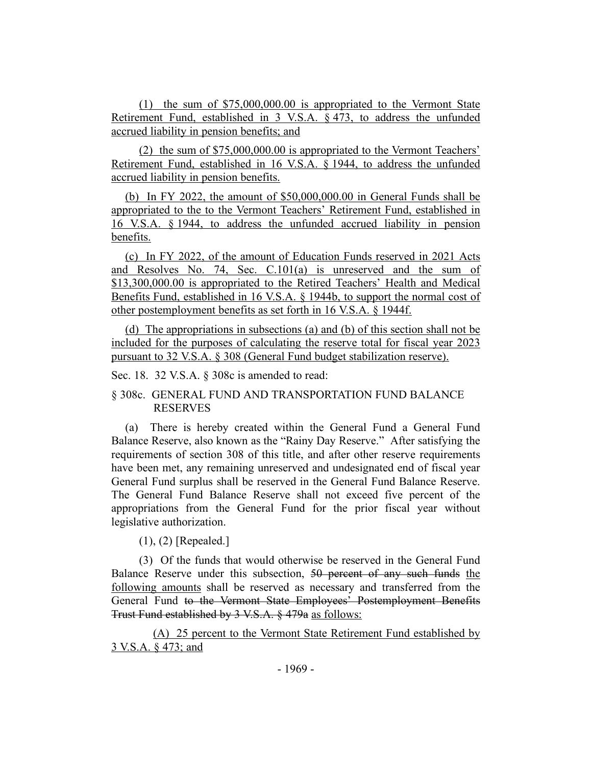(1) the sum of $75,000,000.00 is appropriated to the Vermont State Retirement Fund, established in 3 V.S.A. § 473, to address the unfunded accrued liability in pension benefits; and

(2) the sum of $75,000,000.00 is appropriated to the Vermont Teachers' Retirement Fund, established in 16 V.S.A. § 1944, to address the unfunded accrued liability in pension benefits.

(b) In FY 2022, the amount of $50,000,000.00 in General Funds shall be appropriated to the to the Vermont Teachers' Retirement Fund, established in 16 V.S.A. § 1944, to address the unfunded accrued liability in pension benefits.

(c) In FY 2022, of the amount of Education Funds reserved in 2021 Acts and Resolves No. 74, Sec. C.101(a) is unreserved and the sum of $13,300,000.00 is appropriated to the Retired Teachers' Health and Medical Benefits Fund, established in 16 V.S.A. § 1944b, to support the normal cost of other postemployment benefits as set forth in 16 V.S.A. § 1944f.

(d) The appropriations in subsections (a) and (b) of this section shall not be included for the purposes of calculating the reserve total for fiscal year 2023 pursuant to 32 V.S.A. § 308 (General Fund budget stabilization reserve).

Sec. 18. 32 V.S.A. § 308c is amended to read:

§ 308c. GENERAL FUND AND TRANSPORTATION FUND BALANCE RESERVES

(a) There is hereby created within the General Fund a General Fund Balance Reserve, also known as the "Rainy Day Reserve." After satisfying the requirements of section 308 of this title, and after other reserve requirements have been met, any remaining unreserved and undesignated end of fiscal year General Fund surplus shall be reserved in the General Fund Balance Reserve. The General Fund Balance Reserve shall not exceed five percent of the appropriations from the General Fund for the prior fiscal year without legislative authorization.

(1), (2) [Repealed.]

(3) Of the funds that would otherwise be reserved in the General Fund Balance Reserve under this subsection, ~~50 percent of any such funds~~ the following amounts shall be reserved as necessary and transferred from the General Fund ~~to the Vermont State Employees' Postemployment Benefits Trust Fund established by 3 V.S.A. § 479a~~ as follows:

(A) 25 percent to the Vermont State Retirement Fund established by 3 V.S.A. § 473; and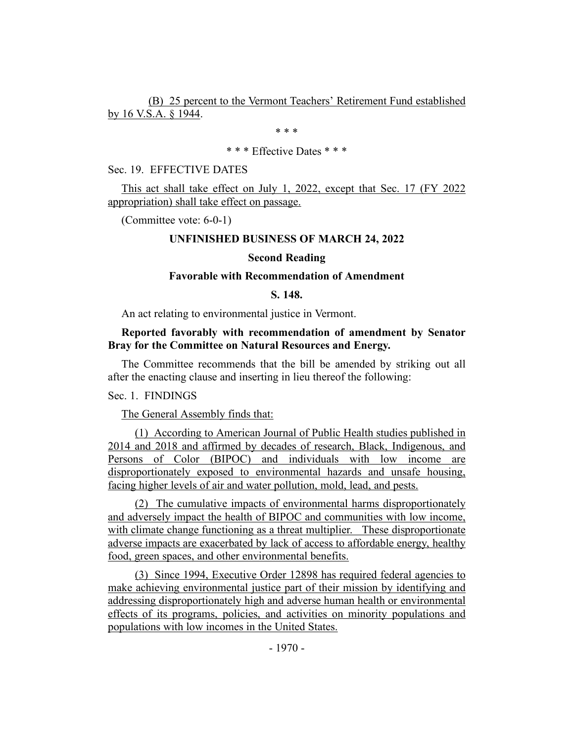(B) 25 percent to the Vermont Teachers' Retirement Fund established by 16 V.S.A. § 1944.

\* \* \*

\* \* \* Effective Dates \* \* \*

Sec. 19. EFFECTIVE DATES

This act shall take effect on July 1, 2022, except that Sec. 17 (FY 2022 appropriation) shall take effect on passage.

(Committee vote: 6-0-1)

**UNFINISHED BUSINESS OF MARCH 24, 2022**

**Second Reading**

**Favorable with Recommendation of Amendment**

**S. 148.**

An act relating to environmental justice in Vermont.

**Reported favorably with recommendation of amendment by Senator Bray for the Committee on Natural Resources and Energy.**

The Committee recommends that the bill be amended by striking out all after the enacting clause and inserting in lieu thereof the following:

Sec. 1. FINDINGS

The General Assembly finds that:

(1) According to American Journal of Public Health studies published in 2014 and 2018 and affirmed by decades of research, Black, Indigenous, and Persons of Color (BIPOC) and individuals with low income are disproportionately exposed to environmental hazards and unsafe housing, facing higher levels of air and water pollution, mold, lead, and pests.

(2) The cumulative impacts of environmental harms disproportionately and adversely impact the health of BIPOC and communities with low income, with climate change functioning as a threat multiplier. These disproportionate adverse impacts are exacerbated by lack of access to affordable energy, healthy food, green spaces, and other environmental benefits.

(3) Since 1994, Executive Order 12898 has required federal agencies to make achieving environmental justice part of their mission by identifying and addressing disproportionately high and adverse human health or environmental effects of its programs, policies, and activities on minority populations and populations with low incomes in the United States.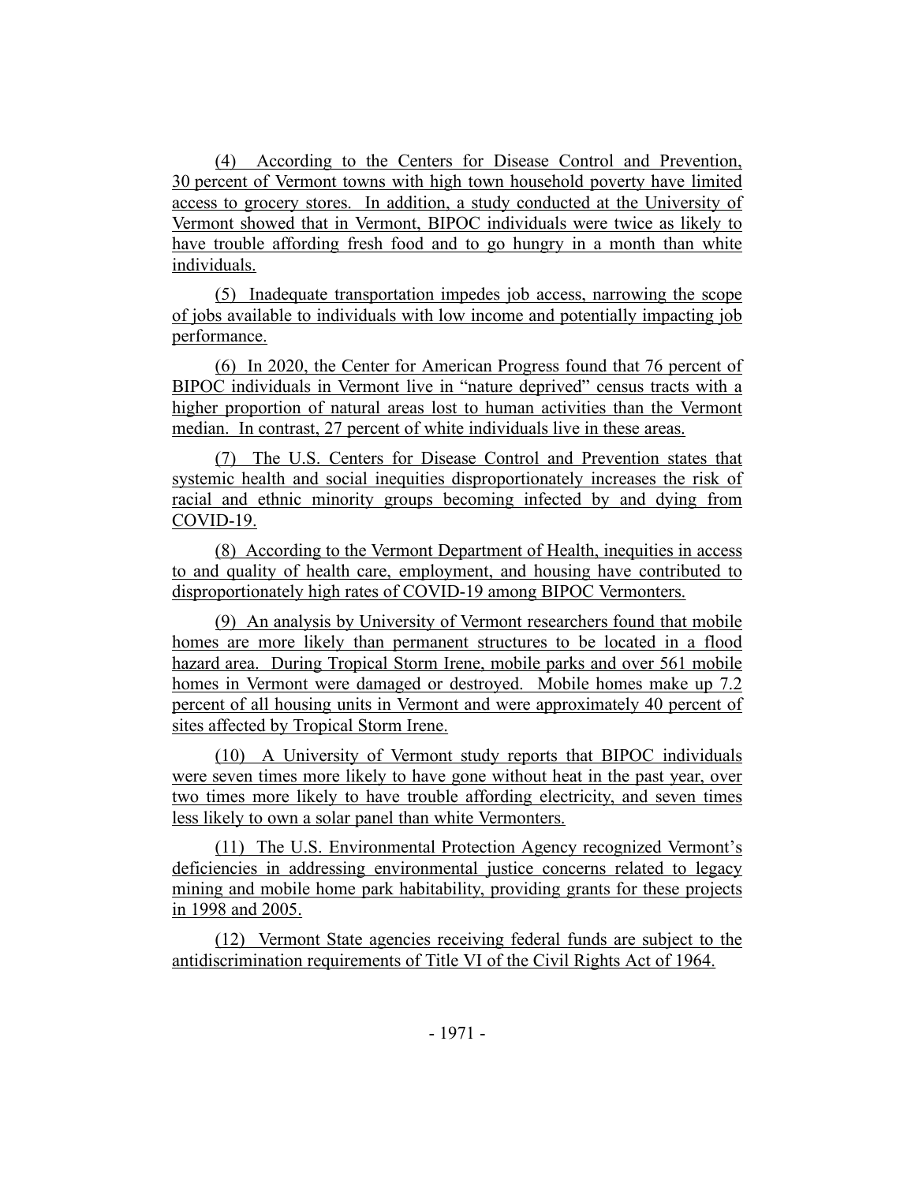(4) According to the Centers for Disease Control and Prevention, 30 percent of Vermont towns with high town household poverty have limited access to grocery stores. In addition, a study conducted at the University of Vermont showed that in Vermont, BIPOC individuals were twice as likely to have trouble affording fresh food and to go hungry in a month than white individuals.

(5) Inadequate transportation impedes job access, narrowing the scope of jobs available to individuals with low income and potentially impacting job performance.

(6) In 2020, the Center for American Progress found that 76 percent of BIPOC individuals in Vermont live in "nature deprived" census tracts with a higher proportion of natural areas lost to human activities than the Vermont median. In contrast, 27 percent of white individuals live in these areas.

(7) The U.S. Centers for Disease Control and Prevention states that systemic health and social inequities disproportionately increases the risk of racial and ethnic minority groups becoming infected by and dying from COVID-19.

(8) According to the Vermont Department of Health, inequities in access to and quality of health care, employment, and housing have contributed to disproportionately high rates of COVID-19 among BIPOC Vermonters.

(9) An analysis by University of Vermont researchers found that mobile homes are more likely than permanent structures to be located in a flood hazard area. During Tropical Storm Irene, mobile parks and over 561 mobile homes in Vermont were damaged or destroyed. Mobile homes make up 7.2 percent of all housing units in Vermont and were approximately 40 percent of sites affected by Tropical Storm Irene.

(10) A University of Vermont study reports that BIPOC individuals were seven times more likely to have gone without heat in the past year, over two times more likely to have trouble affording electricity, and seven times less likely to own a solar panel than white Vermonters.

(11) The U.S. Environmental Protection Agency recognized Vermont's deficiencies in addressing environmental justice concerns related to legacy mining and mobile home park habitability, providing grants for these projects in 1998 and 2005.

(12) Vermont State agencies receiving federal funds are subject to the antidiscrimination requirements of Title VI of the Civil Rights Act of 1964.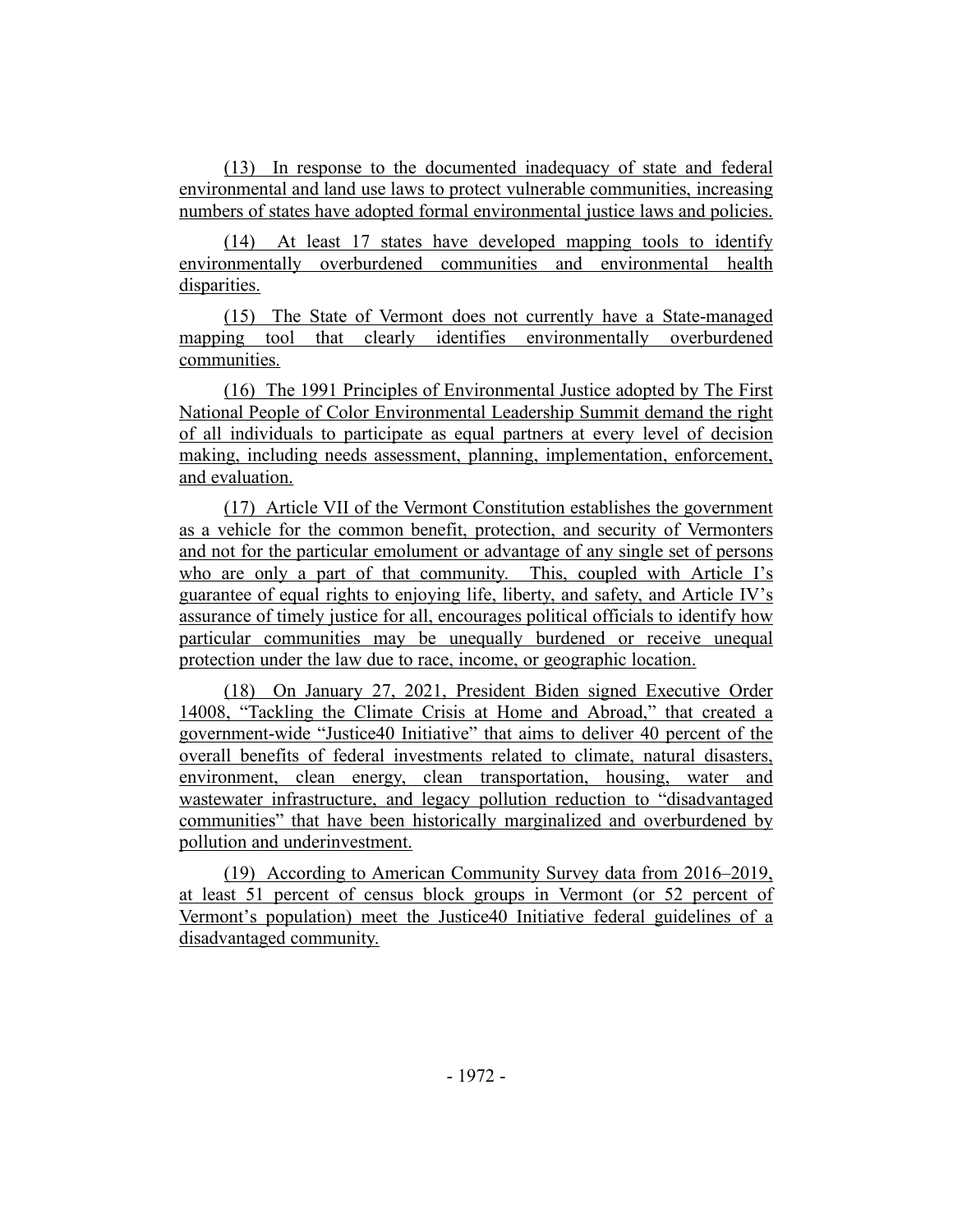(13) In response to the documented inadequacy of state and federal environmental and land use laws to protect vulnerable communities, increasing numbers of states have adopted formal environmental justice laws and policies.

(14) At least 17 states have developed mapping tools to identify environmentally overburdened communities and environmental health disparities.

(15) The State of Vermont does not currently have a State-managed mapping tool that clearly identifies environmentally overburdened communities.

(16) The 1991 Principles of Environmental Justice adopted by The First National People of Color Environmental Leadership Summit demand the right of all individuals to participate as equal partners at every level of decision making, including needs assessment, planning, implementation, enforcement, and evaluation.

(17) Article VII of the Vermont Constitution establishes the government as a vehicle for the common benefit, protection, and security of Vermonters and not for the particular emolument or advantage of any single set of persons who are only a part of that community. This, coupled with Article I's guarantee of equal rights to enjoying life, liberty, and safety, and Article IV's assurance of timely justice for all, encourages political officials to identify how particular communities may be unequally burdened or receive unequal protection under the law due to race, income, or geographic location.

(18) On January 27, 2021, President Biden signed Executive Order 14008, "Tackling the Climate Crisis at Home and Abroad," that created a government-wide "Justice40 Initiative" that aims to deliver 40 percent of the overall benefits of federal investments related to climate, natural disasters, environment, clean energy, clean transportation, housing, water and wastewater infrastructure, and legacy pollution reduction to "disadvantaged communities" that have been historically marginalized and overburdened by pollution and underinvestment.

(19) According to American Community Survey data from 2016–2019, at least 51 percent of census block groups in Vermont (or 52 percent of Vermont's population) meet the Justice40 Initiative federal guidelines of a disadvantaged community.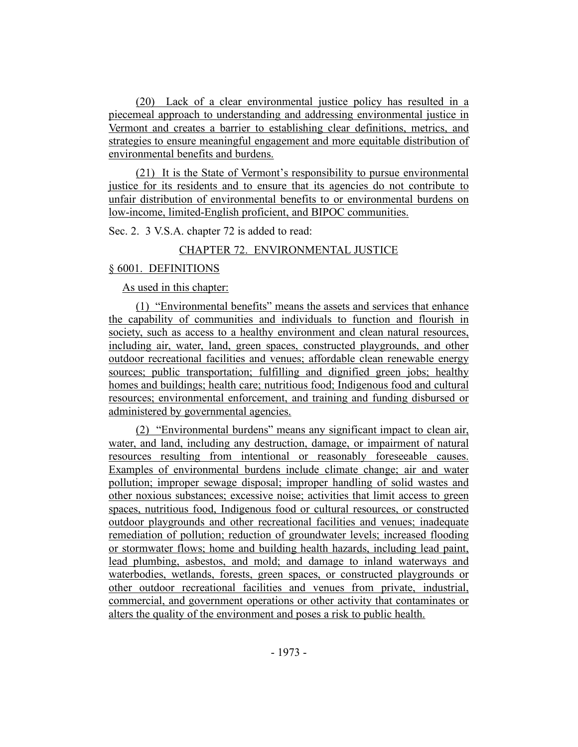(20) Lack of a clear environmental justice policy has resulted in a piecemeal approach to understanding and addressing environmental justice in Vermont and creates a barrier to establishing clear definitions, metrics, and strategies to ensure meaningful engagement and more equitable distribution of environmental benefits and burdens.

(21) It is the State of Vermont's responsibility to pursue environmental justice for its residents and to ensure that its agencies do not contribute to unfair distribution of environmental benefits to or environmental burdens on low-income, limited-English proficient, and BIPOC communities.

Sec. 2. 3 V.S.A. chapter 72 is added to read:

CHAPTER 72. ENVIRONMENTAL JUSTICE

§ 6001. DEFINITIONS

As used in this chapter:

(1) "Environmental benefits" means the assets and services that enhance the capability of communities and individuals to function and flourish in society, such as access to a healthy environment and clean natural resources, including air, water, land, green spaces, constructed playgrounds, and other outdoor recreational facilities and venues; affordable clean renewable energy sources; public transportation; fulfilling and dignified green jobs; healthy homes and buildings; health care; nutritious food; Indigenous food and cultural resources; environmental enforcement, and training and funding disbursed or administered by governmental agencies.

(2) "Environmental burdens" means any significant impact to clean air, water, and land, including any destruction, damage, or impairment of natural resources resulting from intentional or reasonably foreseeable causes. Examples of environmental burdens include climate change; air and water pollution; improper sewage disposal; improper handling of solid wastes and other noxious substances; excessive noise; activities that limit access to green spaces, nutritious food, Indigenous food or cultural resources, or constructed outdoor playgrounds and other recreational facilities and venues; inadequate remediation of pollution; reduction of groundwater levels; increased flooding or stormwater flows; home and building health hazards, including lead paint, lead plumbing, asbestos, and mold; and damage to inland waterways and waterbodies, wetlands, forests, green spaces, or constructed playgrounds or other outdoor recreational facilities and venues from private, industrial, commercial, and government operations or other activity that contaminates or alters the quality of the environment and poses a risk to public health.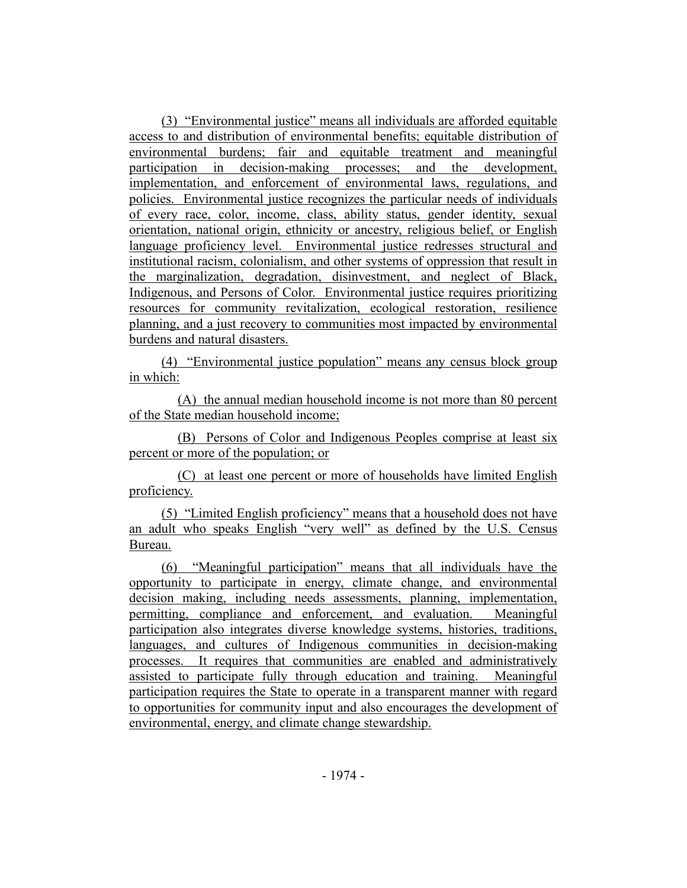(3) "Environmental justice" means all individuals are afforded equitable access to and distribution of environmental benefits; equitable distribution of environmental burdens; fair and equitable treatment and meaningful participation in decision-making processes; and the development, implementation, and enforcement of environmental laws, regulations, and policies. Environmental justice recognizes the particular needs of individuals of every race, color, income, class, ability status, gender identity, sexual orientation, national origin, ethnicity or ancestry, religious belief, or English language proficiency level. Environmental justice redresses structural and institutional racism, colonialism, and other systems of oppression that result in the marginalization, degradation, disinvestment, and neglect of Black, Indigenous, and Persons of Color. Environmental justice requires prioritizing resources for community revitalization, ecological restoration, resilience planning, and a just recovery to communities most impacted by environmental burdens and natural disasters.

(4) "Environmental justice population" means any census block group in which:

(A) the annual median household income is not more than 80 percent of the State median household income;

(B) Persons of Color and Indigenous Peoples comprise at least six percent or more of the population; or

(C) at least one percent or more of households have limited English proficiency.

(5) "Limited English proficiency" means that a household does not have an adult who speaks English "very well" as defined by the U.S. Census Bureau.

(6) "Meaningful participation" means that all individuals have the opportunity to participate in energy, climate change, and environmental decision making, including needs assessments, planning, implementation, permitting, compliance and enforcement, and evaluation. Meaningful participation also integrates diverse knowledge systems, histories, traditions, languages, and cultures of Indigenous communities in decision-making processes. It requires that communities are enabled and administratively assisted to participate fully through education and training. Meaningful participation requires the State to operate in a transparent manner with regard to opportunities for community input and also encourages the development of environmental, energy, and climate change stewardship.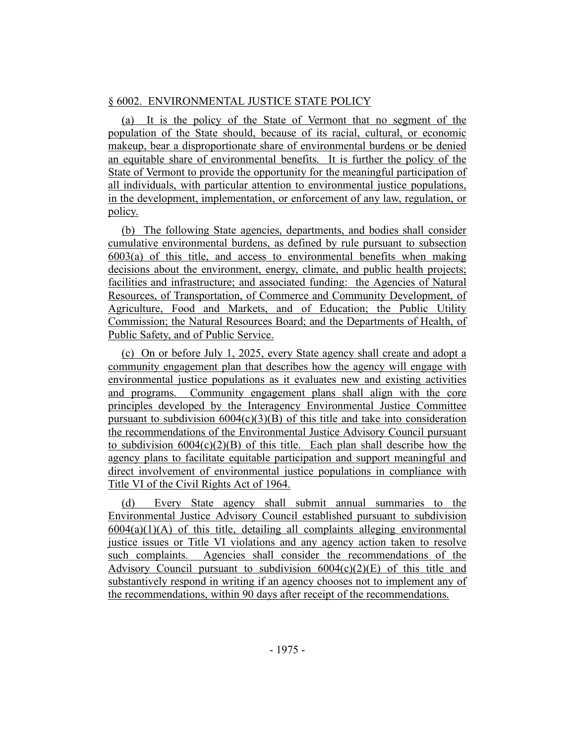§ 6002. ENVIRONMENTAL JUSTICE STATE POLICY

(a) It is the policy of the State of Vermont that no segment of the population of the State should, because of its racial, cultural, or economic makeup, bear a disproportionate share of environmental burdens or be denied an equitable share of environmental benefits. It is further the policy of the State of Vermont to provide the opportunity for the meaningful participation of all individuals, with particular attention to environmental justice populations, in the development, implementation, or enforcement of any law, regulation, or policy.

(b) The following State agencies, departments, and bodies shall consider cumulative environmental burdens, as defined by rule pursuant to subsection 6003(a) of this title, and access to environmental benefits when making decisions about the environment, energy, climate, and public health projects; facilities and infrastructure; and associated funding: the Agencies of Natural Resources, of Transportation, of Commerce and Community Development, of Agriculture, Food and Markets, and of Education; the Public Utility Commission; the Natural Resources Board; and the Departments of Health, of Public Safety, and of Public Service.

(c) On or before July 1, 2025, every State agency shall create and adopt a community engagement plan that describes how the agency will engage with environmental justice populations as it evaluates new and existing activities and programs. Community engagement plans shall align with the core principles developed by the Interagency Environmental Justice Committee pursuant to subdivision 6004(c)(3)(B) of this title and take into consideration the recommendations of the Environmental Justice Advisory Council pursuant to subdivision 6004(c)(2)(B) of this title. Each plan shall describe how the agency plans to facilitate equitable participation and support meaningful and direct involvement of environmental justice populations in compliance with Title VI of the Civil Rights Act of 1964.

(d) Every State agency shall submit annual summaries to the Environmental Justice Advisory Council established pursuant to subdivision 6004(a)(1)(A) of this title, detailing all complaints alleging environmental justice issues or Title VI violations and any agency action taken to resolve such complaints. Agencies shall consider the recommendations of the Advisory Council pursuant to subdivision 6004(c)(2)(E) of this title and substantively respond in writing if an agency chooses not to implement any of the recommendations, within 90 days after receipt of the recommendations.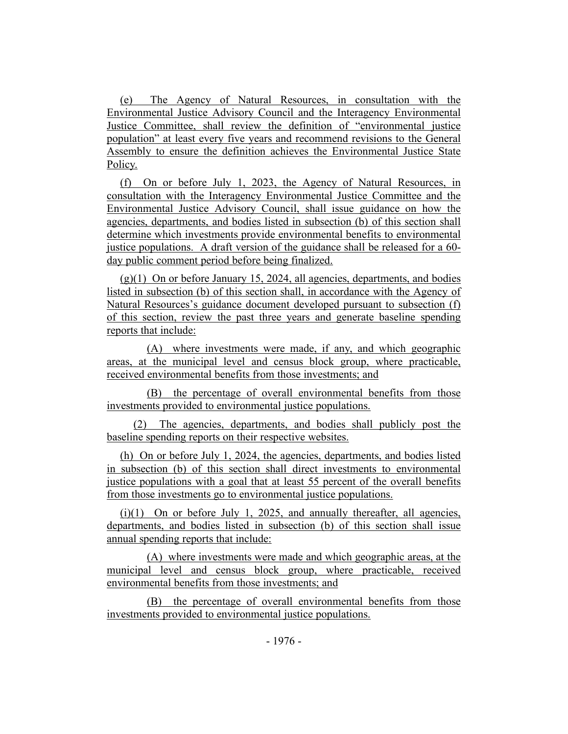(e) The Agency of Natural Resources, in consultation with the Environmental Justice Advisory Council and the Interagency Environmental Justice Committee, shall review the definition of "environmental justice population" at least every five years and recommend revisions to the General Assembly to ensure the definition achieves the Environmental Justice State Policy.

(f) On or before July 1, 2023, the Agency of Natural Resources, in consultation with the Interagency Environmental Justice Committee and the Environmental Justice Advisory Council, shall issue guidance on how the agencies, departments, and bodies listed in subsection (b) of this section shall determine which investments provide environmental benefits to environmental justice populations. A draft version of the guidance shall be released for a 60-day public comment period before being finalized.

(g)(1) On or before January 15, 2024, all agencies, departments, and bodies listed in subsection (b) of this section shall, in accordance with the Agency of Natural Resources's guidance document developed pursuant to subsection (f) of this section, review the past three years and generate baseline spending reports that include:

(A) where investments were made, if any, and which geographic areas, at the municipal level and census block group, where practicable, received environmental benefits from those investments; and

(B) the percentage of overall environmental benefits from those investments provided to environmental justice populations.

(2) The agencies, departments, and bodies shall publicly post the baseline spending reports on their respective websites.

(h) On or before July 1, 2024, the agencies, departments, and bodies listed in subsection (b) of this section shall direct investments to environmental justice populations with a goal that at least 55 percent of the overall benefits from those investments go to environmental justice populations.

(i)(1) On or before July 1, 2025, and annually thereafter, all agencies, departments, and bodies listed in subsection (b) of this section shall issue annual spending reports that include:

(A) where investments were made and which geographic areas, at the municipal level and census block group, where practicable, received environmental benefits from those investments; and

(B) the percentage of overall environmental benefits from those investments provided to environmental justice populations.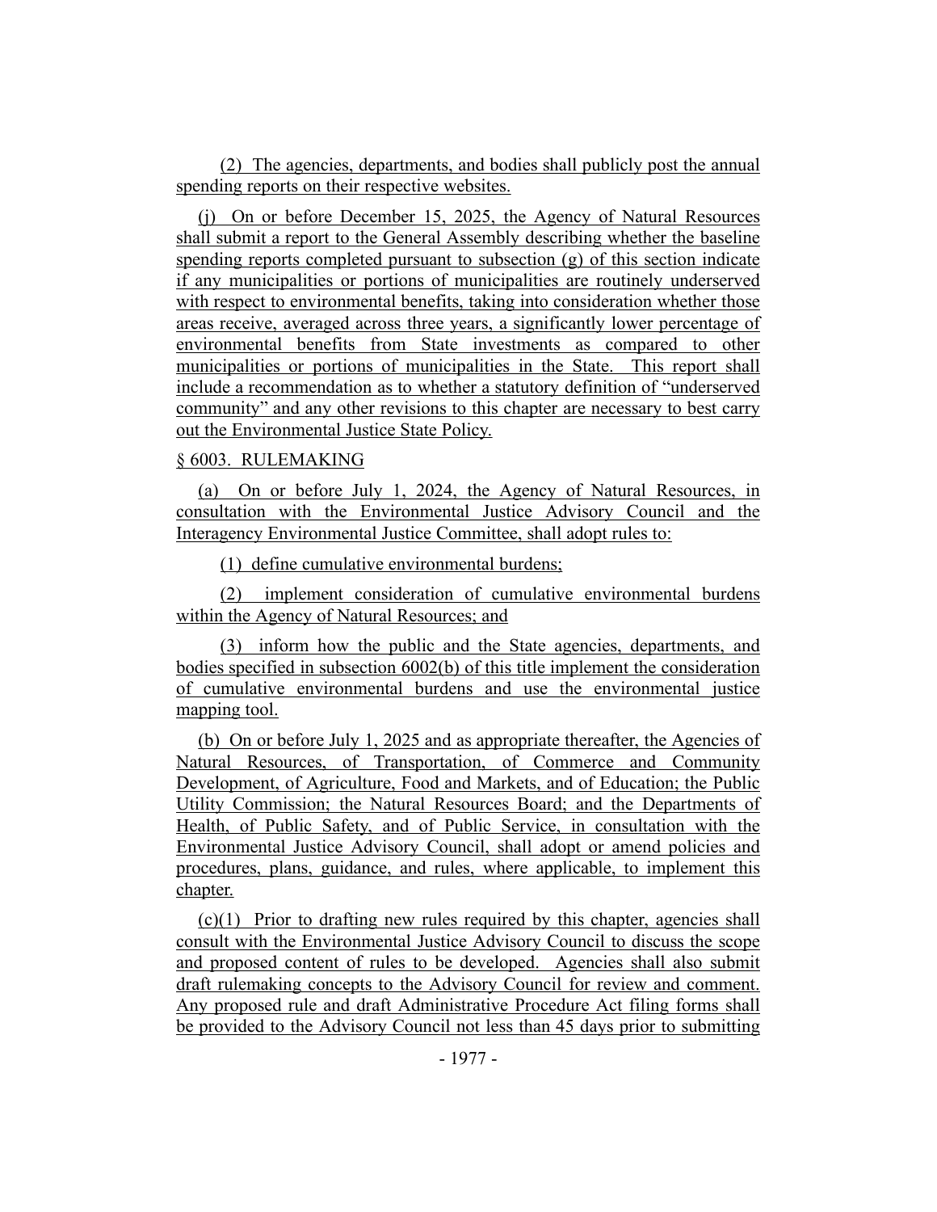(2) The agencies, departments, and bodies shall publicly post the annual spending reports on their respective websites.

(j) On or before December 15, 2025, the Agency of Natural Resources shall submit a report to the General Assembly describing whether the baseline spending reports completed pursuant to subsection (g) of this section indicate if any municipalities or portions of municipalities are routinely underserved with respect to environmental benefits, taking into consideration whether those areas receive, averaged across three years, a significantly lower percentage of environmental benefits from State investments as compared to other municipalities or portions of municipalities in the State. This report shall include a recommendation as to whether a statutory definition of "underserved community" and any other revisions to this chapter are necessary to best carry out the Environmental Justice State Policy.

§ 6003. RULEMAKING

(a) On or before July 1, 2024, the Agency of Natural Resources, in consultation with the Environmental Justice Advisory Council and the Interagency Environmental Justice Committee, shall adopt rules to:

(1) define cumulative environmental burdens;

(2) implement consideration of cumulative environmental burdens within the Agency of Natural Resources; and

(3) inform how the public and the State agencies, departments, and bodies specified in subsection 6002(b) of this title implement the consideration of cumulative environmental burdens and use the environmental justice mapping tool.

(b) On or before July 1, 2025 and as appropriate thereafter, the Agencies of Natural Resources, of Transportation, of Commerce and Community Development, of Agriculture, Food and Markets, and of Education; the Public Utility Commission; the Natural Resources Board; and the Departments of Health, of Public Safety, and of Public Service, in consultation with the Environmental Justice Advisory Council, shall adopt or amend policies and procedures, plans, guidance, and rules, where applicable, to implement this chapter.

(c)(1) Prior to drafting new rules required by this chapter, agencies shall consult with the Environmental Justice Advisory Council to discuss the scope and proposed content of rules to be developed. Agencies shall also submit draft rulemaking concepts to the Advisory Council for review and comment. Any proposed rule and draft Administrative Procedure Act filing forms shall be provided to the Advisory Council not less than 45 days prior to submitting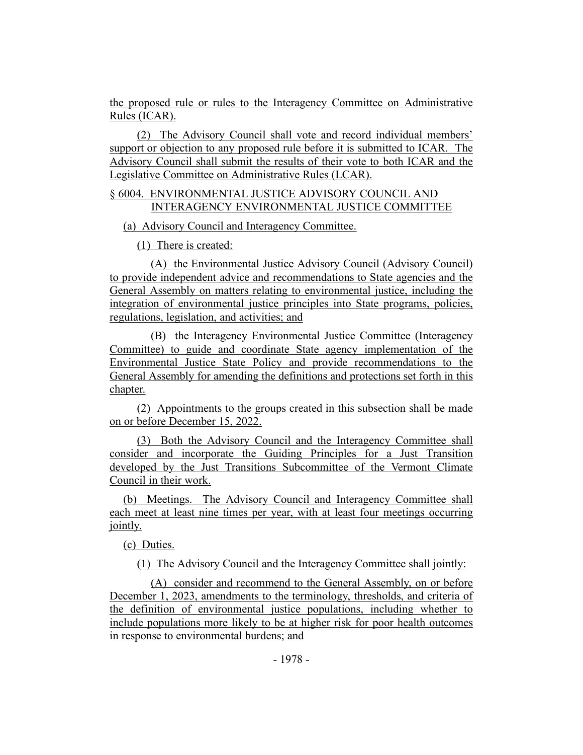the proposed rule or rules to the Interagency Committee on Administrative Rules (ICAR).

(2) The Advisory Council shall vote and record individual members' support or objection to any proposed rule before it is submitted to ICAR. The Advisory Council shall submit the results of their vote to both ICAR and the Legislative Committee on Administrative Rules (LCAR).

§ 6004. ENVIRONMENTAL JUSTICE ADVISORY COUNCIL AND INTERAGENCY ENVIRONMENTAL JUSTICE COMMITTEE

(a) Advisory Council and Interagency Committee.

(1) There is created:

(A) the Environmental Justice Advisory Council (Advisory Council) to provide independent advice and recommendations to State agencies and the General Assembly on matters relating to environmental justice, including the integration of environmental justice principles into State programs, policies, regulations, legislation, and activities; and

(B) the Interagency Environmental Justice Committee (Interagency Committee) to guide and coordinate State agency implementation of the Environmental Justice State Policy and provide recommendations to the General Assembly for amending the definitions and protections set forth in this chapter.

(2) Appointments to the groups created in this subsection shall be made on or before December 15, 2022.

(3) Both the Advisory Council and the Interagency Committee shall consider and incorporate the Guiding Principles for a Just Transition developed by the Just Transitions Subcommittee of the Vermont Climate Council in their work.

(b) Meetings. The Advisory Council and Interagency Committee shall each meet at least nine times per year, with at least four meetings occurring jointly.

(c) Duties.

(1) The Advisory Council and the Interagency Committee shall jointly:

(A) consider and recommend to the General Assembly, on or before December 1, 2023, amendments to the terminology, thresholds, and criteria of the definition of environmental justice populations, including whether to include populations more likely to be at higher risk for poor health outcomes in response to environmental burdens; and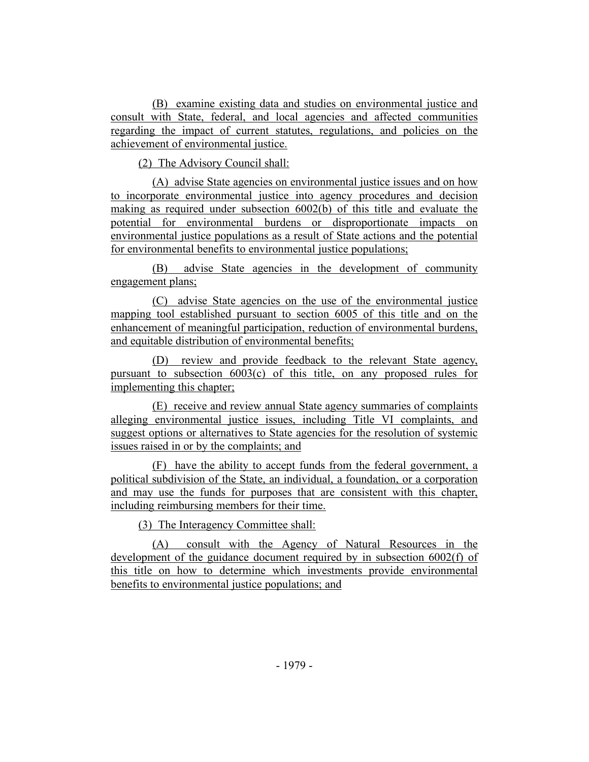(B) examine existing data and studies on environmental justice and consult with State, federal, and local agencies and affected communities regarding the impact of current statutes, regulations, and policies on the achievement of environmental justice.

(2) The Advisory Council shall:

(A) advise State agencies on environmental justice issues and on how to incorporate environmental justice into agency procedures and decision making as required under subsection 6002(b) of this title and evaluate the potential for environmental burdens or disproportionate impacts on environmental justice populations as a result of State actions and the potential for environmental benefits to environmental justice populations;

(B) advise State agencies in the development of community engagement plans;

(C) advise State agencies on the use of the environmental justice mapping tool established pursuant to section 6005 of this title and on the enhancement of meaningful participation, reduction of environmental burdens, and equitable distribution of environmental benefits;

(D) review and provide feedback to the relevant State agency, pursuant to subsection 6003(c) of this title, on any proposed rules for implementing this chapter;

(E) receive and review annual State agency summaries of complaints alleging environmental justice issues, including Title VI complaints, and suggest options or alternatives to State agencies for the resolution of systemic issues raised in or by the complaints; and

(F) have the ability to accept funds from the federal government, a political subdivision of the State, an individual, a foundation, or a corporation and may use the funds for purposes that are consistent with this chapter, including reimbursing members for their time.

(3) The Interagency Committee shall:

(A) consult with the Agency of Natural Resources in the development of the guidance document required by in subsection 6002(f) of this title on how to determine which investments provide environmental benefits to environmental justice populations; and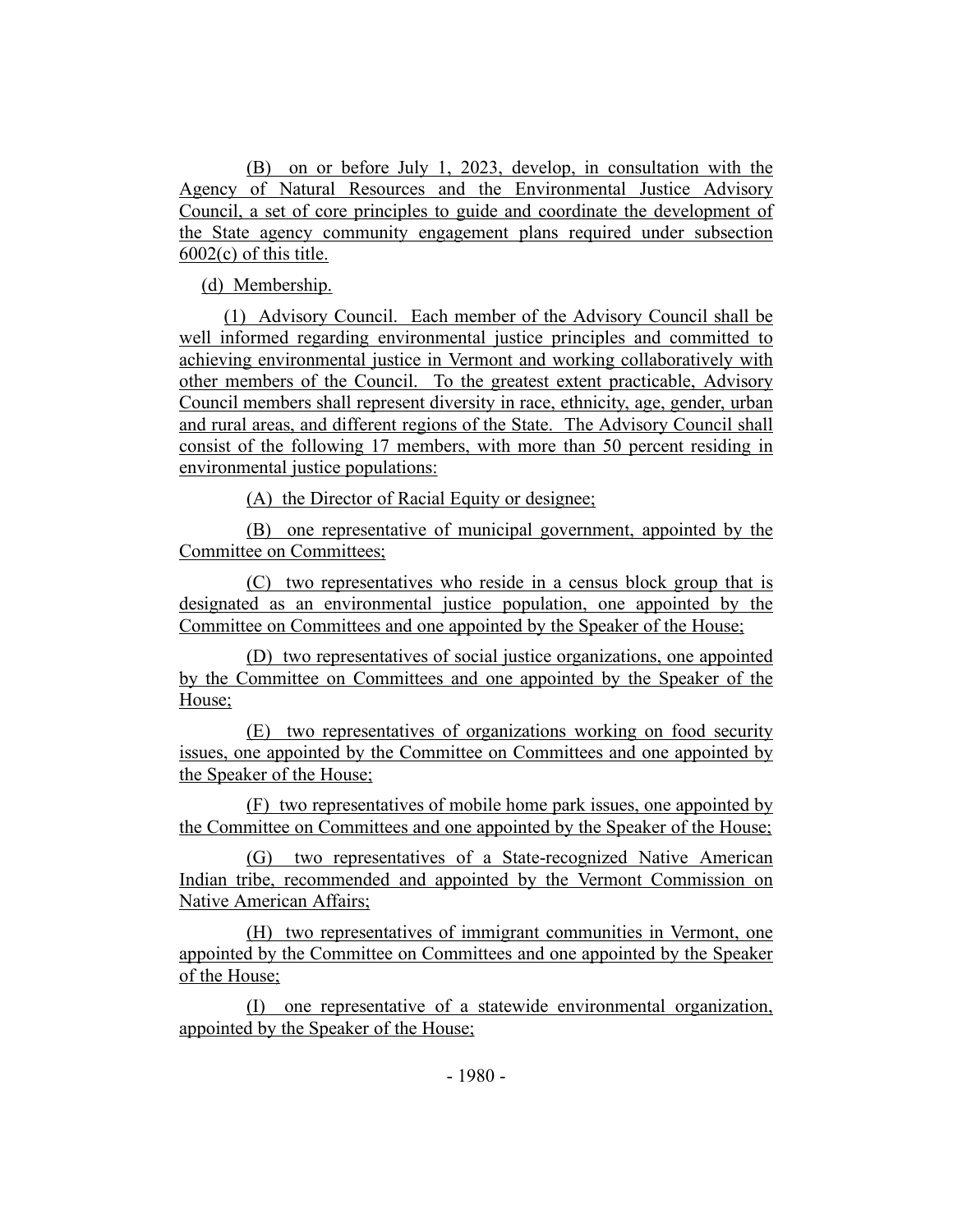(B) on or before July 1, 2023, develop, in consultation with the Agency of Natural Resources and the Environmental Justice Advisory Council, a set of core principles to guide and coordinate the development of the State agency community engagement plans required under subsection 6002(c) of this title.

(d) Membership.

(1) Advisory Council. Each member of the Advisory Council shall be well informed regarding environmental justice principles and committed to achieving environmental justice in Vermont and working collaboratively with other members of the Council. To the greatest extent practicable, Advisory Council members shall represent diversity in race, ethnicity, age, gender, urban and rural areas, and different regions of the State. The Advisory Council shall consist of the following 17 members, with more than 50 percent residing in environmental justice populations:

(A) the Director of Racial Equity or designee;

(B) one representative of municipal government, appointed by the Committee on Committees;

(C) two representatives who reside in a census block group that is designated as an environmental justice population, one appointed by the Committee on Committees and one appointed by the Speaker of the House;

(D) two representatives of social justice organizations, one appointed by the Committee on Committees and one appointed by the Speaker of the House;

(E) two representatives of organizations working on food security issues, one appointed by the Committee on Committees and one appointed by the Speaker of the House;

(F) two representatives of mobile home park issues, one appointed by the Committee on Committees and one appointed by the Speaker of the House;

(G) two representatives of a State-recognized Native American Indian tribe, recommended and appointed by the Vermont Commission on Native American Affairs;

(H) two representatives of immigrant communities in Vermont, one appointed by the Committee on Committees and one appointed by the Speaker of the House;

(I) one representative of a statewide environmental organization, appointed by the Speaker of the House;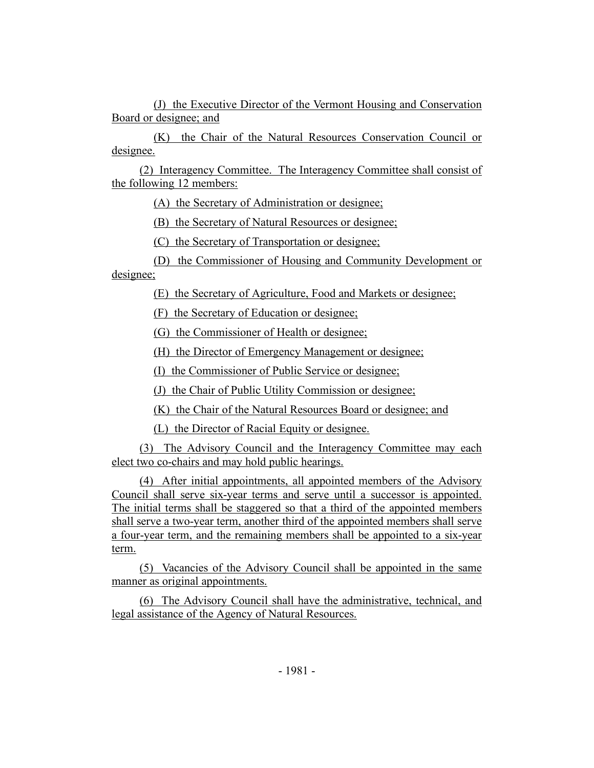(J) the Executive Director of the Vermont Housing and Conservation Board or designee; and

(K) the Chair of the Natural Resources Conservation Council or designee.

(2) Interagency Committee. The Interagency Committee shall consist of the following 12 members:

(A) the Secretary of Administration or designee;

(B) the Secretary of Natural Resources or designee;

(C) the Secretary of Transportation or designee;

(D) the Commissioner of Housing and Community Development or designee;

(E) the Secretary of Agriculture, Food and Markets or designee;

(F) the Secretary of Education or designee;

(G) the Commissioner of Health or designee;

(H) the Director of Emergency Management or designee;

(I) the Commissioner of Public Service or designee;

(J) the Chair of Public Utility Commission or designee;

(K) the Chair of the Natural Resources Board or designee; and

(L) the Director of Racial Equity or designee.

(3) The Advisory Council and the Interagency Committee may each elect two co-chairs and may hold public hearings.

(4) After initial appointments, all appointed members of the Advisory Council shall serve six-year terms and serve until a successor is appointed. The initial terms shall be staggered so that a third of the appointed members shall serve a two-year term, another third of the appointed members shall serve a four-year term, and the remaining members shall be appointed to a six-year term.

(5) Vacancies of the Advisory Council shall be appointed in the same manner as original appointments.

(6) The Advisory Council shall have the administrative, technical, and legal assistance of the Agency of Natural Resources.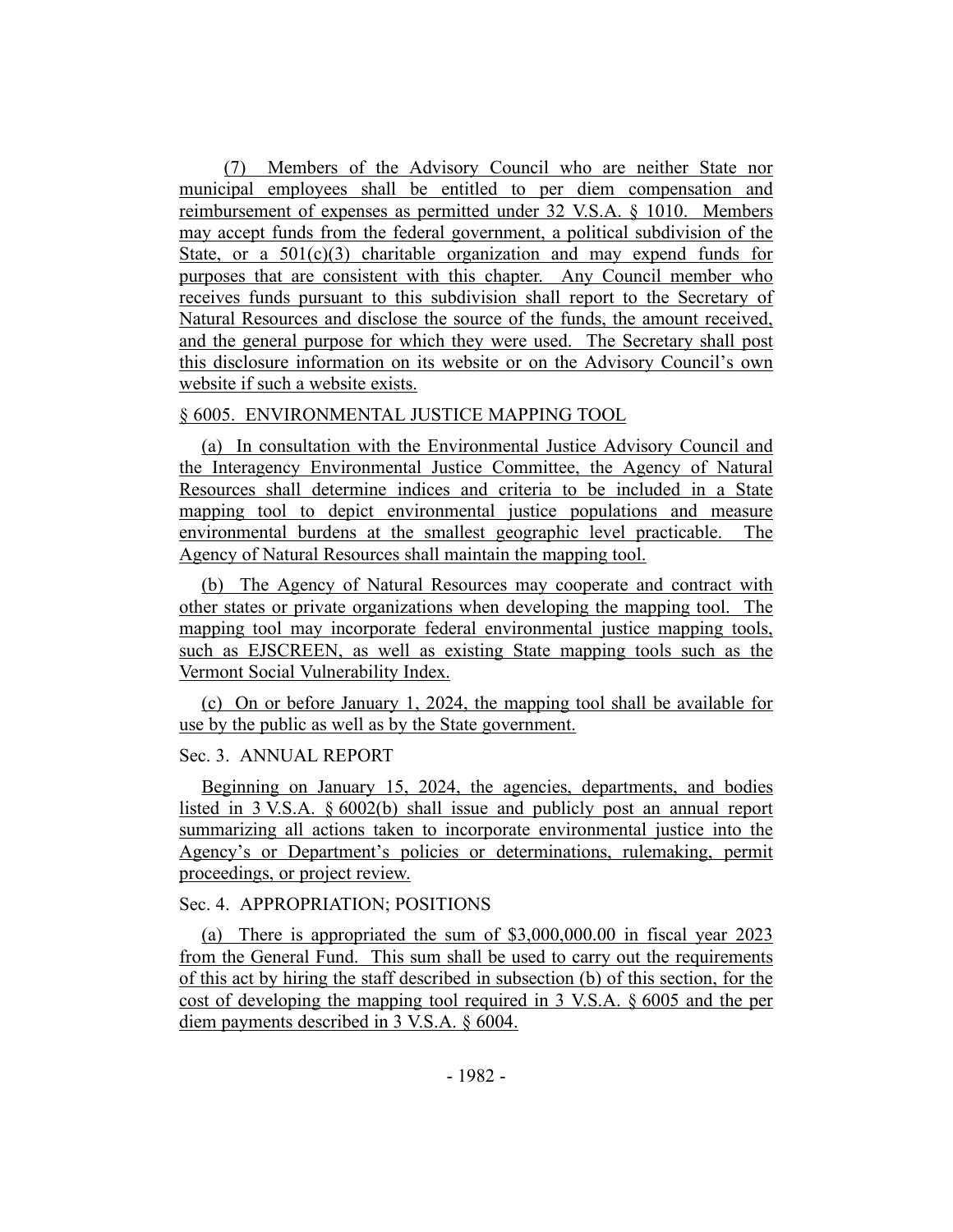(7) Members of the Advisory Council who are neither State nor municipal employees shall be entitled to per diem compensation and reimbursement of expenses as permitted under 32 V.S.A. § 1010. Members may accept funds from the federal government, a political subdivision of the State, or a 501(c)(3) charitable organization and may expend funds for purposes that are consistent with this chapter. Any Council member who receives funds pursuant to this subdivision shall report to the Secretary of Natural Resources and disclose the source of the funds, the amount received, and the general purpose for which they were used. The Secretary shall post this disclosure information on its website or on the Advisory Council's own website if such a website exists.

§ 6005. ENVIRONMENTAL JUSTICE MAPPING TOOL

(a) In consultation with the Environmental Justice Advisory Council and the Interagency Environmental Justice Committee, the Agency of Natural Resources shall determine indices and criteria to be included in a State mapping tool to depict environmental justice populations and measure environmental burdens at the smallest geographic level practicable. The Agency of Natural Resources shall maintain the mapping tool.

(b) The Agency of Natural Resources may cooperate and contract with other states or private organizations when developing the mapping tool. The mapping tool may incorporate federal environmental justice mapping tools, such as EJSCREEN, as well as existing State mapping tools such as the Vermont Social Vulnerability Index.

(c) On or before January 1, 2024, the mapping tool shall be available for use by the public as well as by the State government.

Sec. 3. ANNUAL REPORT

Beginning on January 15, 2024, the agencies, departments, and bodies listed in 3 V.S.A. § 6002(b) shall issue and publicly post an annual report summarizing all actions taken to incorporate environmental justice into the Agency's or Department's policies or determinations, rulemaking, permit proceedings, or project review.

Sec. 4. APPROPRIATION; POSITIONS

(a) There is appropriated the sum of $3,000,000.00 in fiscal year 2023 from the General Fund. This sum shall be used to carry out the requirements of this act by hiring the staff described in subsection (b) of this section, for the cost of developing the mapping tool required in 3 V.S.A. § 6005 and the per diem payments described in 3 V.S.A. § 6004.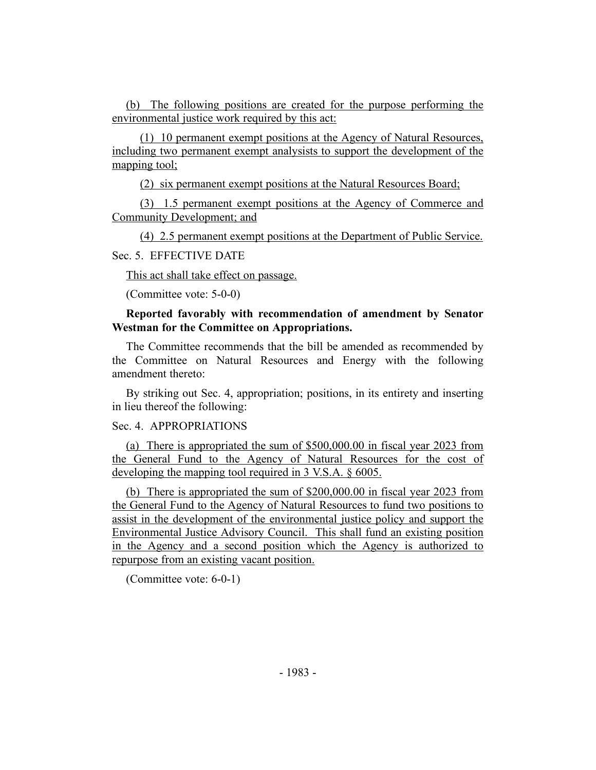(b) The following positions are created for the purpose performing the environmental justice work required by this act:

(1) 10 permanent exempt positions at the Agency of Natural Resources, including two permanent exempt analysists to support the development of the mapping tool;

(2) six permanent exempt positions at the Natural Resources Board;

(3) 1.5 permanent exempt positions at the Agency of Commerce and Community Development; and

(4) 2.5 permanent exempt positions at the Department of Public Service.

Sec. 5. EFFECTIVE DATE

This act shall take effect on passage.

(Committee vote: 5-0-0)

**Reported favorably with recommendation of amendment by Senator Westman for the Committee on Appropriations.**

The Committee recommends that the bill be amended as recommended by the Committee on Natural Resources and Energy with the following amendment thereto:

By striking out Sec. 4, appropriation; positions, in its entirety and inserting in lieu thereof the following:

Sec. 4. APPROPRIATIONS

(a) There is appropriated the sum of $500,000.00 in fiscal year 2023 from the General Fund to the Agency of Natural Resources for the cost of developing the mapping tool required in 3 V.S.A. § 6005.

(b) There is appropriated the sum of $200,000.00 in fiscal year 2023 from the General Fund to the Agency of Natural Resources to fund two positions to assist in the development of the environmental justice policy and support the Environmental Justice Advisory Council. This shall fund an existing position in the Agency and a second position which the Agency is authorized to repurpose from an existing vacant position.

(Committee vote: 6-0-1)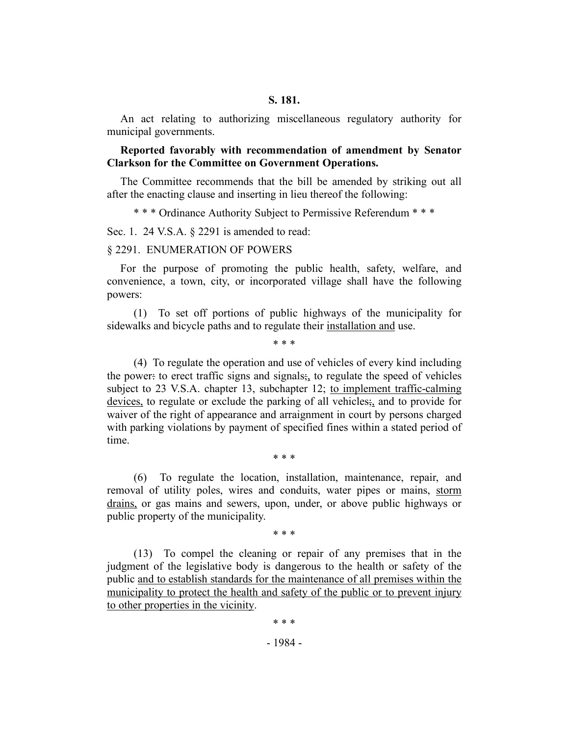**S. 181.**

An act relating to authorizing miscellaneous regulatory authority for municipal governments.

**Reported favorably with recommendation of amendment by Senator Clarkson for the Committee on Government Operations.**

The Committee recommends that the bill be amended by striking out all after the enacting clause and inserting in lieu thereof the following:

* * * Ordinance Authority Subject to Permissive Referendum * * *

Sec. 1. 24 V.S.A. § 2291 is amended to read:

§ 2291. ENUMERATION OF POWERS

For the purpose of promoting the public health, safety, welfare, and convenience, a town, city, or incorporated village shall have the following powers:

(1) To set off portions of public highways of the municipality for sidewalks and bicycle paths and to regulate their <u>installation and</u> use.

* * *

(4) To regulate the operation and use of vehicles of every kind including the power~~:~~ to erect traffic signs and signals~~;~~, to regulate the speed of vehicles subject to 23 V.S.A. chapter 13, subchapter 12; <u>to implement traffic-calming devices,</u> to regulate or exclude the parking of all vehicles~~;~~, and to provide for waiver of the right of appearance and arraignment in court by persons charged with parking violations by payment of specified fines within a stated period of time.

* * *

(6) To regulate the location, installation, maintenance, repair, and removal of utility poles, wires and conduits, water pipes or mains, <u>storm drains,</u> or gas mains and sewers, upon, under, or above public highways or public property of the municipality.

* * *

(13) To compel the cleaning or repair of any premises that in the judgment of the legislative body is dangerous to the health or safety of the public <u>and to establish standards for the maintenance of all premises within the municipality to protect the health and safety of the public or to prevent injury to other properties in the vicinity</u>.

* * *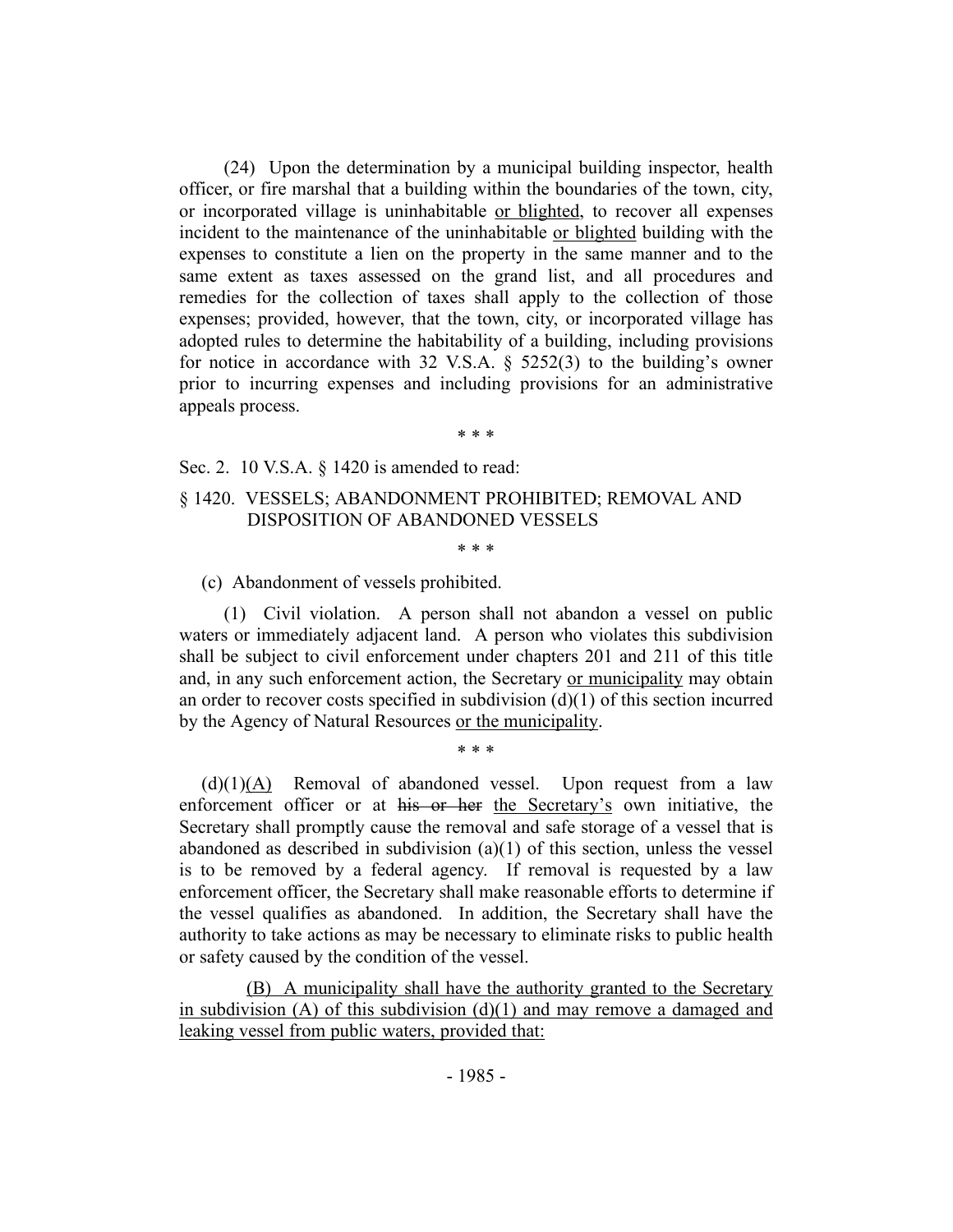(24) Upon the determination by a municipal building inspector, health officer, or fire marshal that a building within the boundaries of the town, city, or incorporated village is uninhabitable <u>or blighted</u>, to recover all expenses incident to the maintenance of the uninhabitable <u>or blighted</u> building with the expenses to constitute a lien on the property in the same manner and to the same extent as taxes assessed on the grand list, and all procedures and remedies for the collection of taxes shall apply to the collection of those expenses; provided, however, that the town, city, or incorporated village has adopted rules to determine the habitability of a building, including provisions for notice in accordance with 32 V.S.A. § 5252(3) to the building's owner prior to incurring expenses and including provisions for an administrative appeals process.

\* \* \*

Sec. 2. 10 V.S.A. § 1420 is amended to read:

§ 1420. VESSELS; ABANDONMENT PROHIBITED; REMOVAL AND DISPOSITION OF ABANDONED VESSELS

\* \* \*

(c) Abandonment of vessels prohibited.

(1) Civil violation. A person shall not abandon a vessel on public waters or immediately adjacent land. A person who violates this subdivision shall be subject to civil enforcement under chapters 201 and 211 of this title and, in any such enforcement action, the Secretary <u>or municipality</u> may obtain an order to recover costs specified in subdivision (d)(1) of this section incurred by the Agency of Natural Resources <u>or the municipality</u>.

\* \* \*

(d)(1)<u>(A)</u> Removal of abandoned vessel. Upon request from a law enforcement officer or at ~~his or her~~ <u>the Secretary's</u> own initiative, the Secretary shall promptly cause the removal and safe storage of a vessel that is abandoned as described in subdivision (a)(1) of this section, unless the vessel is to be removed by a federal agency. If removal is requested by a law enforcement officer, the Secretary shall make reasonable efforts to determine if the vessel qualifies as abandoned. In addition, the Secretary shall have the authority to take actions as may be necessary to eliminate risks to public health or safety caused by the condition of the vessel.

<u>(B) A municipality shall have the authority granted to the Secretary in subdivision (A) of this subdivision (d)(1) and may remove a damaged and leaking vessel from public waters, provided that:</u>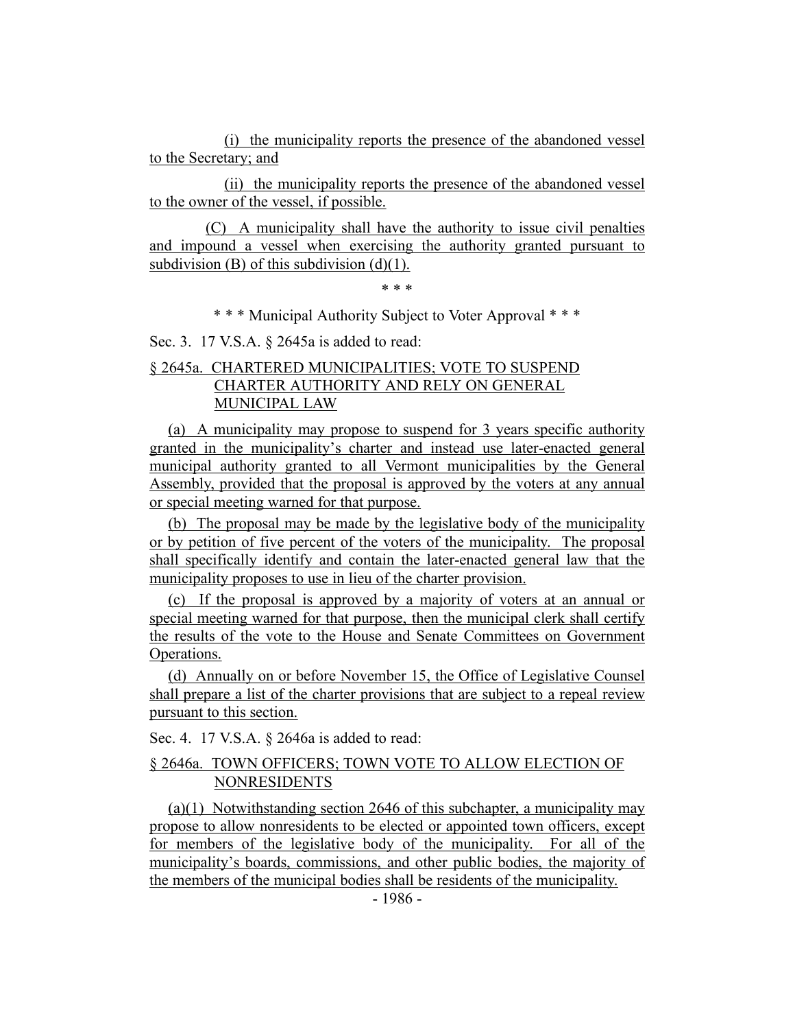(i) the municipality reports the presence of the abandoned vessel to the Secretary; and

(ii) the municipality reports the presence of the abandoned vessel to the owner of the vessel, if possible.

(C) A municipality shall have the authority to issue civil penalties and impound a vessel when exercising the authority granted pursuant to subdivision (B) of this subdivision (d)(1).

\* \* \*

\* \* \* Municipal Authority Subject to Voter Approval \* \* \*

Sec. 3. 17 V.S.A. § 2645a is added to read:

§ 2645a. CHARTERED MUNICIPALITIES; VOTE TO SUSPEND CHARTER AUTHORITY AND RELY ON GENERAL MUNICIPAL LAW

(a) A municipality may propose to suspend for 3 years specific authority granted in the municipality's charter and instead use later-enacted general municipal authority granted to all Vermont municipalities by the General Assembly, provided that the proposal is approved by the voters at any annual or special meeting warned for that purpose.

(b) The proposal may be made by the legislative body of the municipality or by petition of five percent of the voters of the municipality. The proposal shall specifically identify and contain the later-enacted general law that the municipality proposes to use in lieu of the charter provision.

(c) If the proposal is approved by a majority of voters at an annual or special meeting warned for that purpose, then the municipal clerk shall certify the results of the vote to the House and Senate Committees on Government Operations.

(d) Annually on or before November 15, the Office of Legislative Counsel shall prepare a list of the charter provisions that are subject to a repeal review pursuant to this section.

Sec. 4. 17 V.S.A. § 2646a is added to read:

§ 2646a. TOWN OFFICERS; TOWN VOTE TO ALLOW ELECTION OF NONRESIDENTS

(a)(1) Notwithstanding section 2646 of this subchapter, a municipality may propose to allow nonresidents to be elected or appointed town officers, except for members of the legislative body of the municipality. For all of the municipality's boards, commissions, and other public bodies, the majority of the members of the municipal bodies shall be residents of the municipality.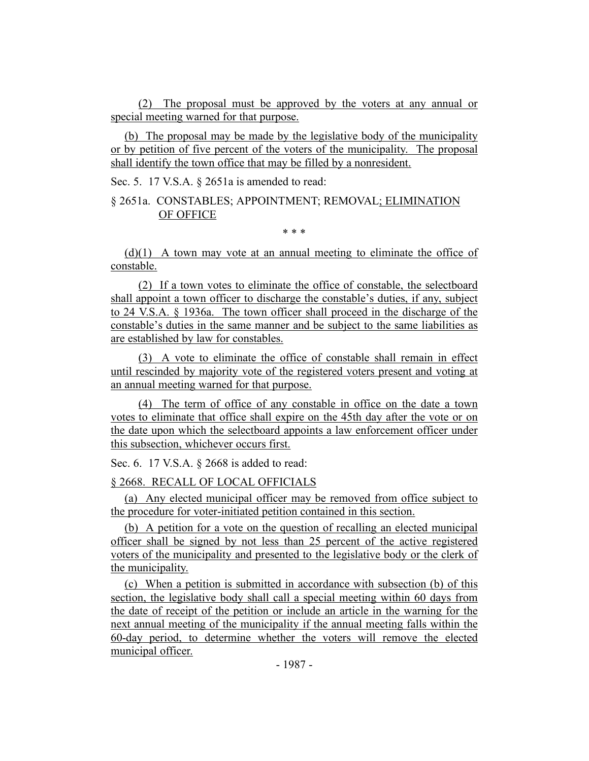(2) The proposal must be approved by the voters at any annual or special meeting warned for that purpose.

(b) The proposal may be made by the legislative body of the municipality or by petition of five percent of the voters of the municipality. The proposal shall identify the town office that may be filled by a nonresident.

Sec. 5. 17 V.S.A. § 2651a is amended to read:

§ 2651a. CONSTABLES; APPOINTMENT; REMOVAL; ELIMINATION OF OFFICE

\* \* \*

(d)(1) A town may vote at an annual meeting to eliminate the office of constable.

(2) If a town votes to eliminate the office of constable, the selectboard shall appoint a town officer to discharge the constable's duties, if any, subject to 24 V.S.A. § 1936a. The town officer shall proceed in the discharge of the constable's duties in the same manner and be subject to the same liabilities as are established by law for constables.

(3) A vote to eliminate the office of constable shall remain in effect until rescinded by majority vote of the registered voters present and voting at an annual meeting warned for that purpose.

(4) The term of office of any constable in office on the date a town votes to eliminate that office shall expire on the 45th day after the vote or on the date upon which the selectboard appoints a law enforcement officer under this subsection, whichever occurs first.

Sec. 6. 17 V.S.A. § 2668 is added to read:

§ 2668. RECALL OF LOCAL OFFICIALS

(a) Any elected municipal officer may be removed from office subject to the procedure for voter-initiated petition contained in this section.

(b) A petition for a vote on the question of recalling an elected municipal officer shall be signed by not less than 25 percent of the active registered voters of the municipality and presented to the legislative body or the clerk of the municipality.

(c) When a petition is submitted in accordance with subsection (b) of this section, the legislative body shall call a special meeting within 60 days from the date of receipt of the petition or include an article in the warning for the next annual meeting of the municipality if the annual meeting falls within the 60-day period, to determine whether the voters will remove the elected municipal officer.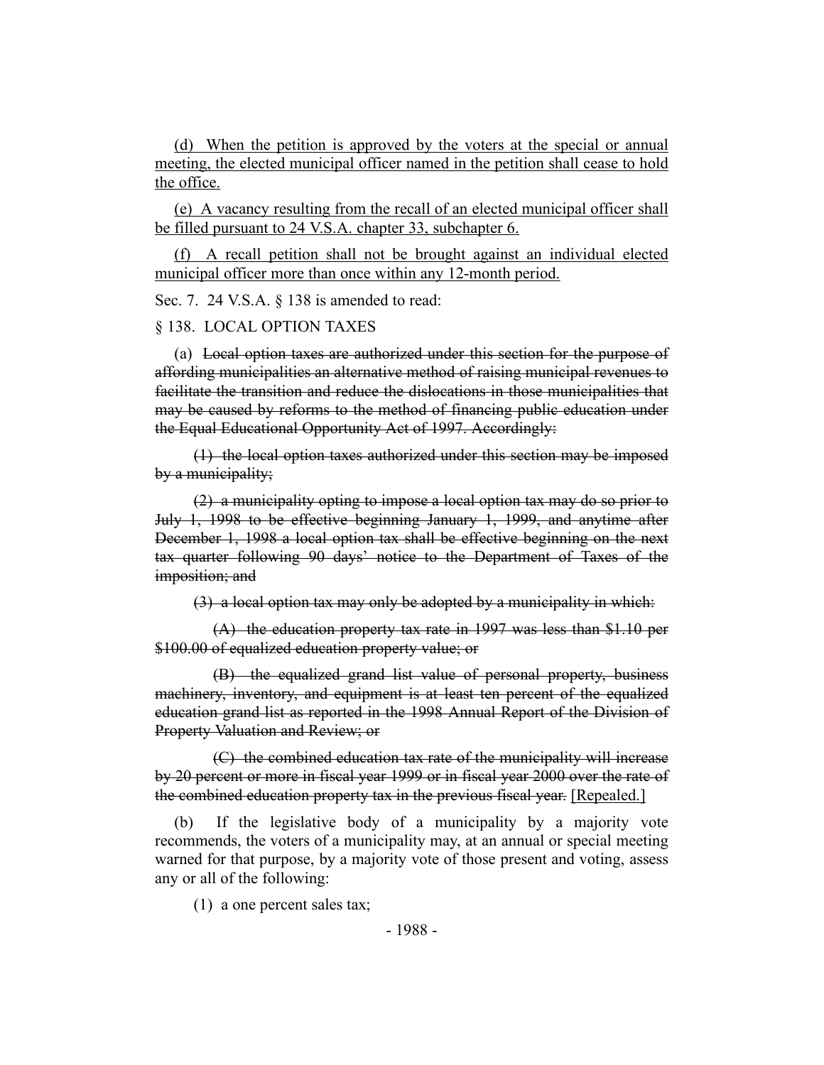<u>(d) When the petition is approved by the voters at the special or annual meeting, the elected municipal officer named in the petition shall cease to hold the office.</u>

<u>(e) A vacancy resulting from the recall of an elected municipal officer shall be filled pursuant to 24 V.S.A. chapter 33, subchapter 6.</u>

<u>(f) A recall petition shall not be brought against an individual elected municipal officer more than once within any 12-month period.</u>

Sec. 7. 24 V.S.A. § 138 is amended to read:

§ 138. LOCAL OPTION TAXES

(a) ~~Local option taxes are authorized under this section for the purpose of affording municipalities an alternative method of raising municipal revenues to facilitate the transition and reduce the dislocations in those municipalities that may be caused by reforms to the method of financing public education under the Equal Educational Opportunity Act of 1997. Accordingly:~~

~~(1) the local option taxes authorized under this section may be imposed by a municipality;~~

~~(2) a municipality opting to impose a local option tax may do so prior to July 1, 1998 to be effective beginning January 1, 1999, and anytime after December 1, 1998 a local option tax shall be effective beginning on the next tax quarter following 90 days' notice to the Department of Taxes of the imposition; and~~

~~(3) a local option tax may only be adopted by a municipality in which:~~

~~(A) the education property tax rate in 1997 was less than $1.10 per $100.00 of equalized education property value; or~~

~~(B) the equalized grand list value of personal property, business machinery, inventory, and equipment is at least ten percent of the equalized education grand list as reported in the 1998 Annual Report of the Division of Property Valuation and Review; or~~

~~(C) the combined education tax rate of the municipality will increase by 20 percent or more in fiscal year 1999 or in fiscal year 2000 over the rate of the combined education property tax in the previous fiscal year.~~ <u>[Repealed.]</u>

(b) If the legislative body of a municipality by a majority vote recommends, the voters of a municipality may, at an annual or special meeting warned for that purpose, by a majority vote of those present and voting, assess any or all of the following:

(1) a one percent sales tax;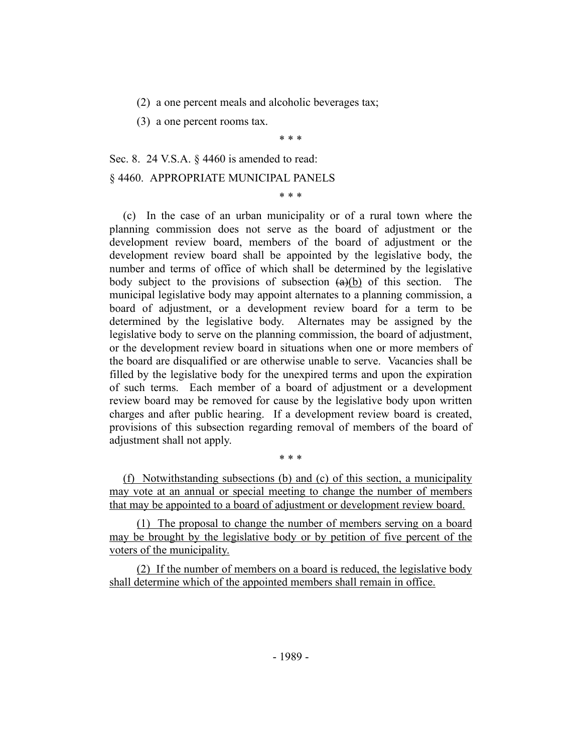(2) a one percent meals and alcoholic beverages tax;

(3) a one percent rooms tax.

\* \* \*

Sec. 8. 24 V.S.A. § 4460 is amended to read:

§ 4460. APPROPRIATE MUNICIPAL PANELS

\* \* \*

(c) In the case of an urban municipality or of a rural town where the planning commission does not serve as the board of adjustment or the development review board, members of the board of adjustment or the development review board shall be appointed by the legislative body, the number and terms of office of which shall be determined by the legislative body subject to the provisions of subsection ~~(a)~~<u>(b)</u> of this section. The municipal legislative body may appoint alternates to a planning commission, a board of adjustment, or a development review board for a term to be determined by the legislative body. Alternates may be assigned by the legislative body to serve on the planning commission, the board of adjustment, or the development review board in situations when one or more members of the board are disqualified or are otherwise unable to serve. Vacancies shall be filled by the legislative body for the unexpired terms and upon the expiration of such terms. Each member of a board of adjustment or a development review board may be removed for cause by the legislative body upon written charges and after public hearing. If a development review board is created, provisions of this subsection regarding removal of members of the board of adjustment shall not apply.

\* \* \*

<u>(f) Notwithstanding subsections (b) and (c) of this section, a municipality may vote at an annual or special meeting to change the number of members that may be appointed to a board of adjustment or development review board.</u>

<u>(1) The proposal to change the number of members serving on a board may be brought by the legislative body or by petition of five percent of the voters of the municipality.</u>

<u>(2) If the number of members on a board is reduced, the legislative body shall determine which of the appointed members shall remain in office.</u>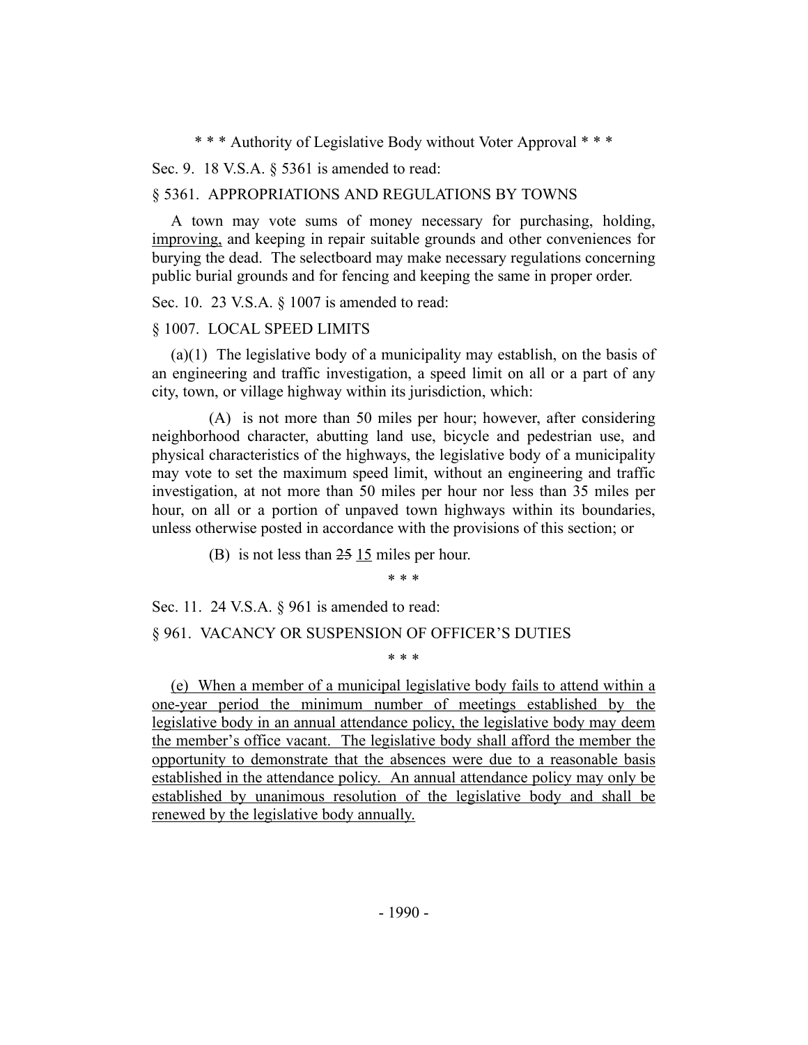\* \* \* Authority of Legislative Body without Voter Approval \* \* \*

Sec. 9. 18 V.S.A. § 5361 is amended to read:

§ 5361. APPROPRIATIONS AND REGULATIONS BY TOWNS

A town may vote sums of money necessary for purchasing, holding, <u>improving,</u> and keeping in repair suitable grounds and other conveniences for burying the dead. The selectboard may make necessary regulations concerning public burial grounds and for fencing and keeping the same in proper order.

Sec. 10. 23 V.S.A. § 1007 is amended to read:

§ 1007. LOCAL SPEED LIMITS

(a)(1) The legislative body of a municipality may establish, on the basis of an engineering and traffic investigation, a speed limit on all or a part of any city, town, or village highway within its jurisdiction, which:

(A) is not more than 50 miles per hour; however, after considering neighborhood character, abutting land use, bicycle and pedestrian use, and physical characteristics of the highways, the legislative body of a municipality may vote to set the maximum speed limit, without an engineering and traffic investigation, at not more than 50 miles per hour nor less than 35 miles per hour, on all or a portion of unpaved town highways within its boundaries, unless otherwise posted in accordance with the provisions of this section; or

(B) is not less than ~~25~~ <u>15</u> miles per hour.

\* \* \*

Sec. 11. 24 V.S.A. § 961 is amended to read:

§ 961. VACANCY OR SUSPENSION OF OFFICER'S DUTIES

\* \* \*

<u>(e) When a member of a municipal legislative body fails to attend within a one-year period the minimum number of meetings established by the legislative body in an annual attendance policy, the legislative body may deem the member's office vacant. The legislative body shall afford the member the opportunity to demonstrate that the absences were due to a reasonable basis established in the attendance policy. An annual attendance policy may only be established by unanimous resolution of the legislative body and shall be renewed by the legislative body annually.</u>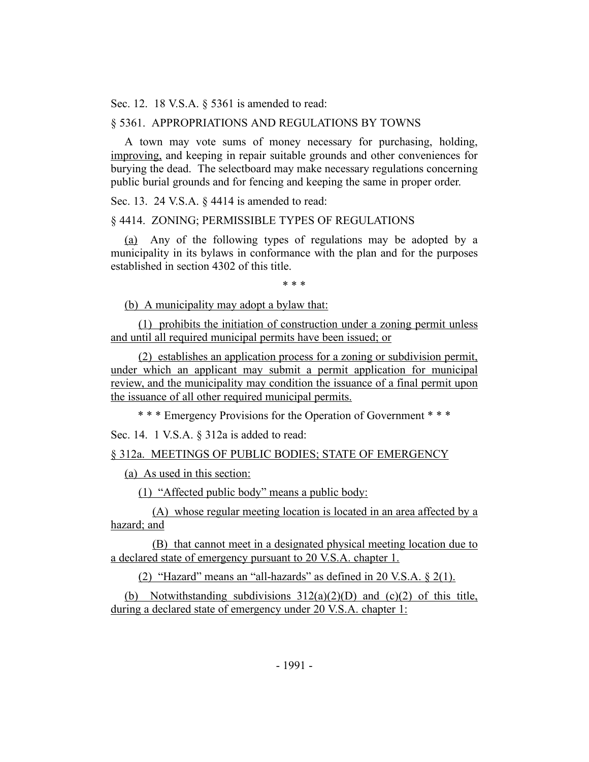Sec. 12. 18 V.S.A. § 5361 is amended to read:

§ 5361. APPROPRIATIONS AND REGULATIONS BY TOWNS

A town may vote sums of money necessary for purchasing, holding, improving, and keeping in repair suitable grounds and other conveniences for burying the dead. The selectboard may make necessary regulations concerning public burial grounds and for fencing and keeping the same in proper order.

Sec. 13. 24 V.S.A. § 4414 is amended to read:

§ 4414. ZONING; PERMISSIBLE TYPES OF REGULATIONS

(a) Any of the following types of regulations may be adopted by a municipality in its bylaws in conformance with the plan and for the purposes established in section 4302 of this title.

\* \* \*

(b) A municipality may adopt a bylaw that:

(1) prohibits the initiation of construction under a zoning permit unless and until all required municipal permits have been issued; or

(2) establishes an application process for a zoning or subdivision permit, under which an applicant may submit a permit application for municipal review, and the municipality may condition the issuance of a final permit upon the issuance of all other required municipal permits.

\* \* \* Emergency Provisions for the Operation of Government \* \* \*

Sec. 14. 1 V.S.A. § 312a is added to read:

§ 312a. MEETINGS OF PUBLIC BODIES; STATE OF EMERGENCY

(a) As used in this section:

(1) "Affected public body" means a public body:

(A) whose regular meeting location is located in an area affected by a hazard; and

(B) that cannot meet in a designated physical meeting location due to a declared state of emergency pursuant to 20 V.S.A. chapter 1.

(2) "Hazard" means an "all-hazards" as defined in 20 V.S.A. § 2(1).

(b) Notwithstanding subdivisions 312(a)(2)(D) and (c)(2) of this title, during a declared state of emergency under 20 V.S.A. chapter 1: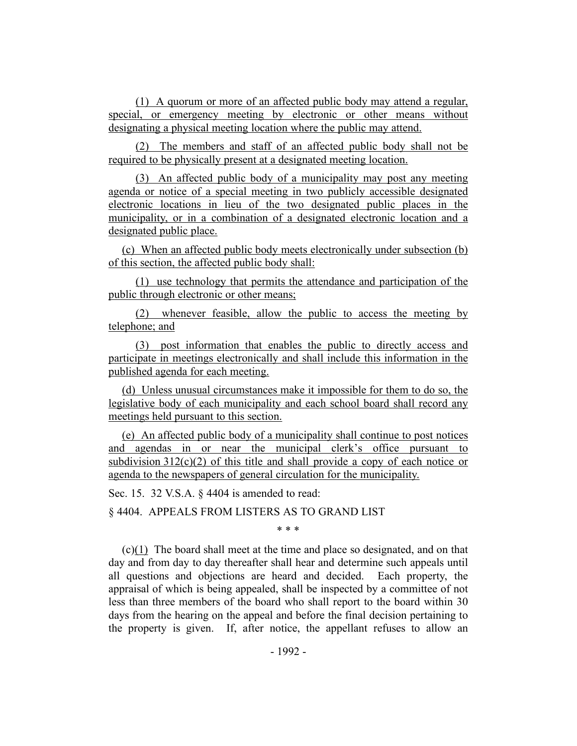(1) A quorum or more of an affected public body may attend a regular, special, or emergency meeting by electronic or other means without designating a physical meeting location where the public may attend.

(2) The members and staff of an affected public body shall not be required to be physically present at a designated meeting location.

(3) An affected public body of a municipality may post any meeting agenda or notice of a special meeting in two publicly accessible designated electronic locations in lieu of the two designated public places in the municipality, or in a combination of a designated electronic location and a designated public place.

(c) When an affected public body meets electronically under subsection (b) of this section, the affected public body shall:

(1) use technology that permits the attendance and participation of the public through electronic or other means;

(2) whenever feasible, allow the public to access the meeting by telephone; and

(3) post information that enables the public to directly access and participate in meetings electronically and shall include this information in the published agenda for each meeting.

(d) Unless unusual circumstances make it impossible for them to do so, the legislative body of each municipality and each school board shall record any meetings held pursuant to this section.

(e) An affected public body of a municipality shall continue to post notices and agendas in or near the municipal clerk's office pursuant to subdivision 312(c)(2) of this title and shall provide a copy of each notice or agenda to the newspapers of general circulation for the municipality.

Sec. 15. 32 V.S.A. § 4404 is amended to read:

§ 4404. APPEALS FROM LISTERS AS TO GRAND LIST

\* \* \*

(c)(1) The board shall meet at the time and place so designated, and on that day and from day to day thereafter shall hear and determine such appeals until all questions and objections are heard and decided. Each property, the appraisal of which is being appealed, shall be inspected by a committee of not less than three members of the board who shall report to the board within 30 days from the hearing on the appeal and before the final decision pertaining to the property is given. If, after notice, the appellant refuses to allow an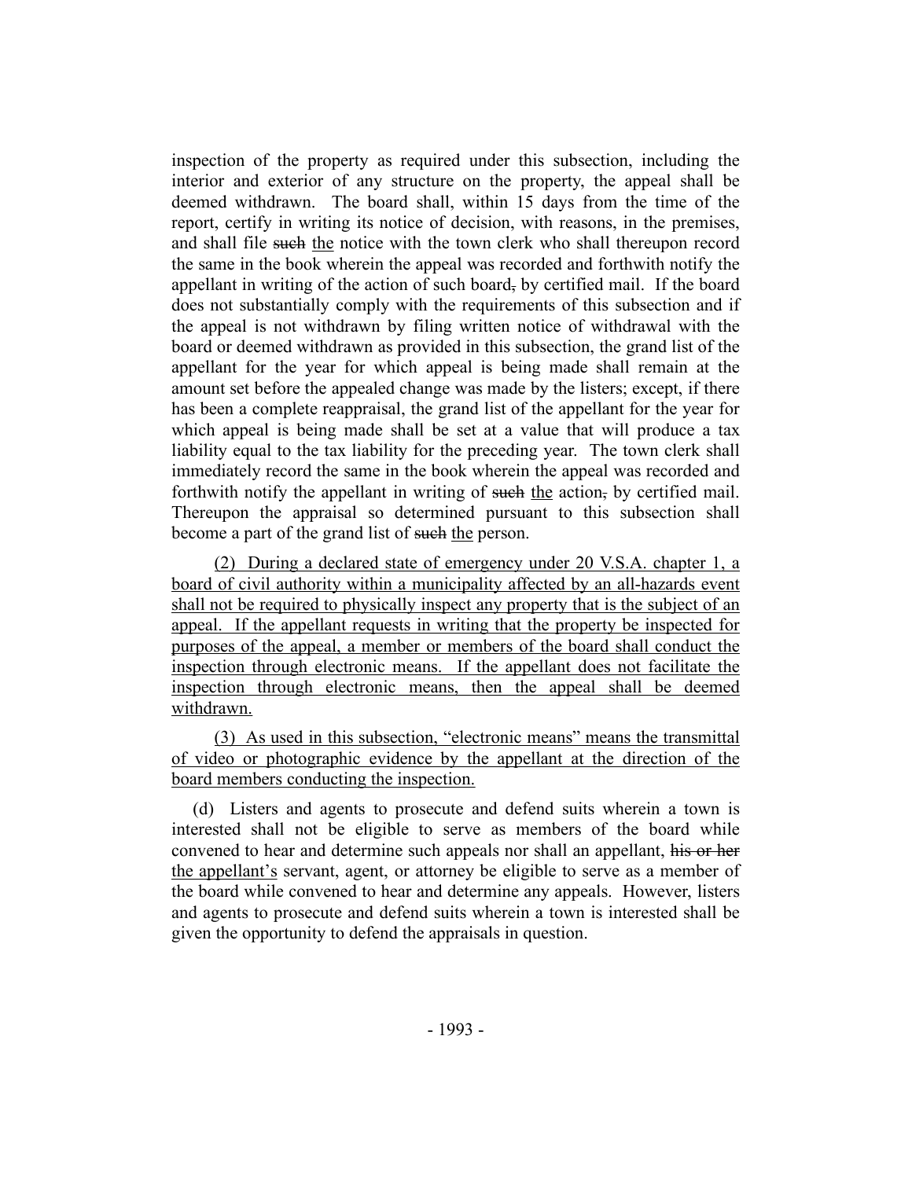inspection of the property as required under this subsection, including the interior and exterior of any structure on the property, the appeal shall be deemed withdrawn. The board shall, within 15 days from the time of the report, certify in writing its notice of decision, with reasons, in the premises, and shall file ~~such~~ the notice with the town clerk who shall thereupon record the same in the book wherein the appeal was recorded and forthwith notify the appellant in writing of the action of such board~~,~~ by certified mail. If the board does not substantially comply with the requirements of this subsection and if the appeal is not withdrawn by filing written notice of withdrawal with the board or deemed withdrawn as provided in this subsection, the grand list of the appellant for the year for which appeal is being made shall remain at the amount set before the appealed change was made by the listers; except, if there has been a complete reappraisal, the grand list of the appellant for the year for which appeal is being made shall be set at a value that will produce a tax liability equal to the tax liability for the preceding year. The town clerk shall immediately record the same in the book wherein the appeal was recorded and forthwith notify the appellant in writing of ~~such~~ the action~~,~~ by certified mail. Thereupon the appraisal so determined pursuant to this subsection shall become a part of the grand list of ~~such~~ the person.

(2) During a declared state of emergency under 20 V.S.A. chapter 1, a board of civil authority within a municipality affected by an all-hazards event shall not be required to physically inspect any property that is the subject of an appeal. If the appellant requests in writing that the property be inspected for purposes of the appeal, a member or members of the board shall conduct the inspection through electronic means. If the appellant does not facilitate the inspection through electronic means, then the appeal shall be deemed withdrawn.

(3) As used in this subsection, "electronic means" means the transmittal of video or photographic evidence by the appellant at the direction of the board members conducting the inspection.

(d) Listers and agents to prosecute and defend suits wherein a town is interested shall not be eligible to serve as members of the board while convened to hear and determine such appeals nor shall an appellant, ~~his or her~~ the appellant's servant, agent, or attorney be eligible to serve as a member of the board while convened to hear and determine any appeals. However, listers and agents to prosecute and defend suits wherein a town is interested shall be given the opportunity to defend the appraisals in question.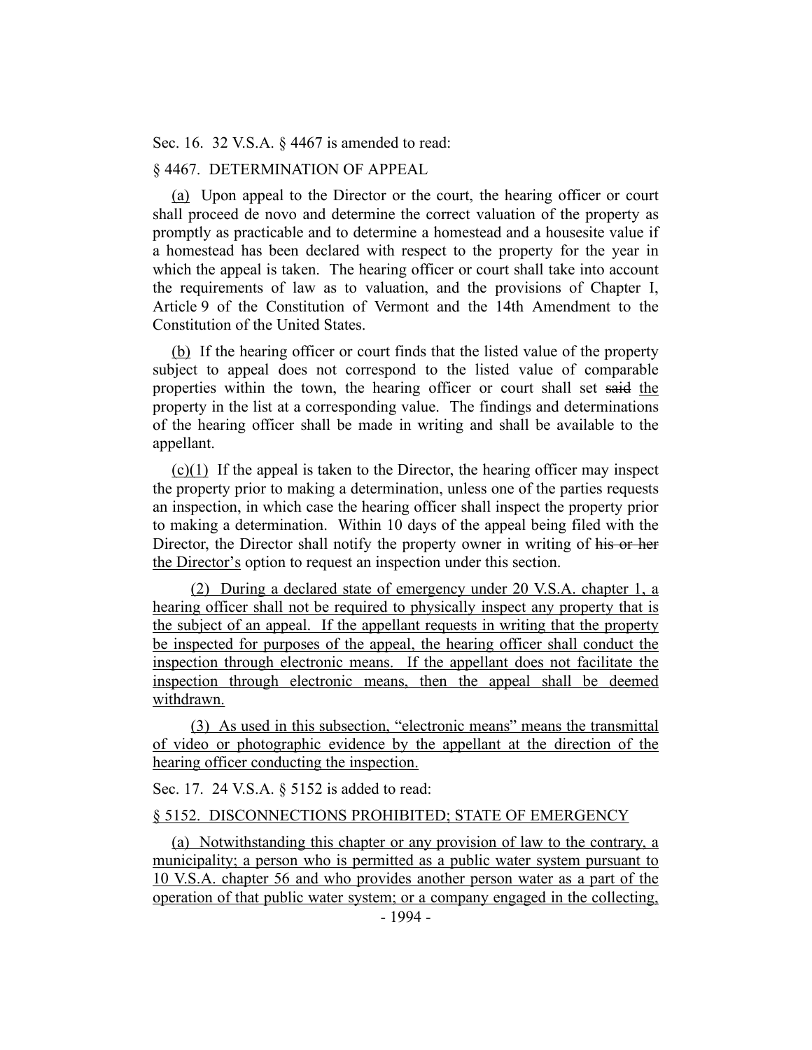Sec. 16. 32 V.S.A. § 4467 is amended to read:

§ 4467. DETERMINATION OF APPEAL

<u>(a)</u> Upon appeal to the Director or the court, the hearing officer or court shall proceed de novo and determine the correct valuation of the property as promptly as practicable and to determine a homestead and a housesite value if a homestead has been declared with respect to the property for the year in which the appeal is taken. The hearing officer or court shall take into account the requirements of law as to valuation, and the provisions of Chapter I, Article 9 of the Constitution of Vermont and the 14th Amendment to the Constitution of the United States.

<u>(b)</u> If the hearing officer or court finds that the listed value of the property subject to appeal does not correspond to the listed value of comparable properties within the town, the hearing officer or court shall set ~~said~~ <u>the</u> property in the list at a corresponding value. The findings and determinations of the hearing officer shall be made in writing and shall be available to the appellant.

<u>(c)(1)</u> If the appeal is taken to the Director, the hearing officer may inspect the property prior to making a determination, unless one of the parties requests an inspection, in which case the hearing officer shall inspect the property prior to making a determination. Within 10 days of the appeal being filed with the Director, the Director shall notify the property owner in writing of ~~his or her~~ <u>the Director's</u> option to request an inspection under this section.

<u>(2) During a declared state of emergency under 20 V.S.A. chapter 1, a hearing officer shall not be required to physically inspect any property that is the subject of an appeal. If the appellant requests in writing that the property be inspected for purposes of the appeal, the hearing officer shall conduct the inspection through electronic means. If the appellant does not facilitate the inspection through electronic means, then the appeal shall be deemed withdrawn.</u>

<u>(3) As used in this subsection, "electronic means" means the transmittal of video or photographic evidence by the appellant at the direction of the hearing officer conducting the inspection.</u>

Sec. 17. 24 V.S.A. § 5152 is added to read:

<u>§ 5152. DISCONNECTIONS PROHIBITED; STATE OF EMERGENCY</u>

<u>(a) Notwithstanding this chapter or any provision of law to the contrary, a municipality; a person who is permitted as a public water system pursuant to 10 V.S.A. chapter 56 and who provides another person water as a part of the operation of that public water system; or a company engaged in the collecting,</u>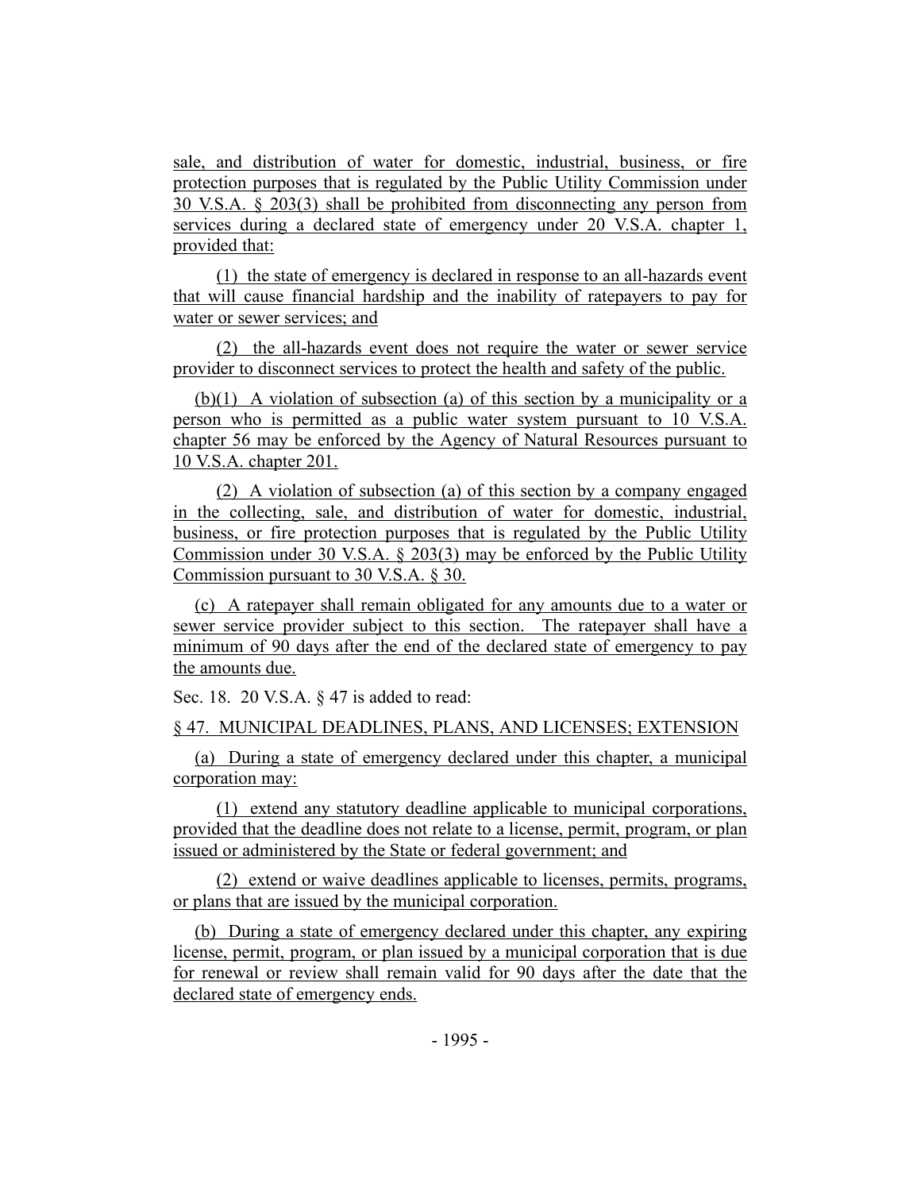sale, and distribution of water for domestic, industrial, business, or fire protection purposes that is regulated by the Public Utility Commission under 30 V.S.A. § 203(3) shall be prohibited from disconnecting any person from services during a declared state of emergency under 20 V.S.A. chapter 1, provided that:

(1) the state of emergency is declared in response to an all-hazards event that will cause financial hardship and the inability of ratepayers to pay for water or sewer services; and

(2) the all-hazards event does not require the water or sewer service provider to disconnect services to protect the health and safety of the public.

(b)(1) A violation of subsection (a) of this section by a municipality or a person who is permitted as a public water system pursuant to 10 V.S.A. chapter 56 may be enforced by the Agency of Natural Resources pursuant to 10 V.S.A. chapter 201.

(2) A violation of subsection (a) of this section by a company engaged in the collecting, sale, and distribution of water for domestic, industrial, business, or fire protection purposes that is regulated by the Public Utility Commission under 30 V.S.A. § 203(3) may be enforced by the Public Utility Commission pursuant to 30 V.S.A. § 30.

(c) A ratepayer shall remain obligated for any amounts due to a water or sewer service provider subject to this section. The ratepayer shall have a minimum of 90 days after the end of the declared state of emergency to pay the amounts due.

Sec. 18. 20 V.S.A. § 47 is added to read:

§ 47. MUNICIPAL DEADLINES, PLANS, AND LICENSES; EXTENSION

(a) During a state of emergency declared under this chapter, a municipal corporation may:

(1) extend any statutory deadline applicable to municipal corporations, provided that the deadline does not relate to a license, permit, program, or plan issued or administered by the State or federal government; and

(2) extend or waive deadlines applicable to licenses, permits, programs, or plans that are issued by the municipal corporation.

(b) During a state of emergency declared under this chapter, any expiring license, permit, program, or plan issued by a municipal corporation that is due for renewal or review shall remain valid for 90 days after the date that the declared state of emergency ends.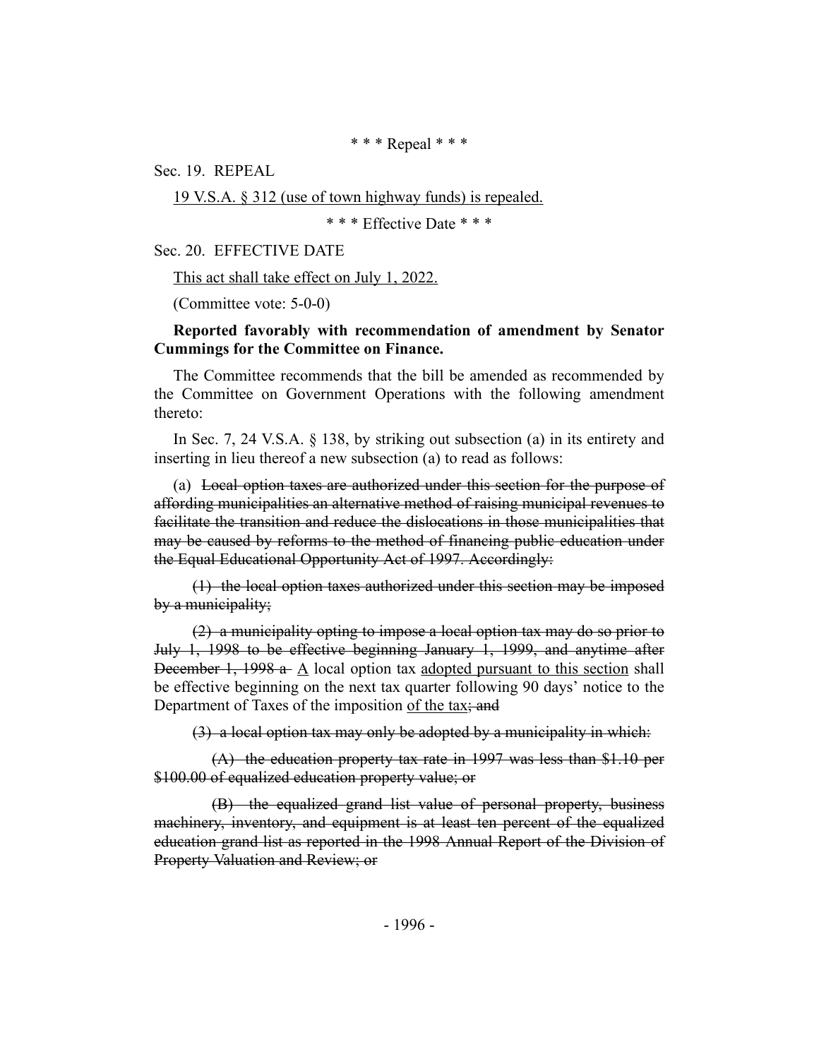\* \* \* Repeal \* \* \*

Sec. 19. REPEAL

<u>19 V.S.A. § 312 (use of town highway funds) is repealed.</u>

\* \* \* Effective Date \* \* \*

Sec. 20. EFFECTIVE DATE

<u>This act shall take effect on July 1, 2022.</u>

(Committee vote: 5-0-0)

**Reported favorably with recommendation of amendment by Senator Cummings for the Committee on Finance.**

The Committee recommends that the bill be amended as recommended by the Committee on Government Operations with the following amendment thereto:

In Sec. 7, 24 V.S.A. § 138, by striking out subsection (a) in its entirety and inserting in lieu thereof a new subsection (a) to read as follows:

(a) ~~Local option taxes are authorized under this section for the purpose of affording municipalities an alternative method of raising municipal revenues to facilitate the transition and reduce the dislocations in those municipalities that may be caused by reforms to the method of financing public education under the Equal Educational Opportunity Act of 1997. Accordingly:~~

~~(1) the local option taxes authorized under this section may be imposed by a municipality;~~

~~(2) a municipality opting to impose a local option tax may do so prior to July 1, 1998 to be effective beginning January 1, 1999, and anytime after December 1, 1998 a~~ <u>A</u> local option tax <u>adopted pursuant to this section</u> shall be effective beginning on the next tax quarter following 90 days' notice to the Department of Taxes of the imposition <u>of the tax</u>~~; and~~

~~(3) a local option tax may only be adopted by a municipality in which:~~

~~(A) the education property tax rate in 1997 was less than \$1.10 per \$100.00 of equalized education property value; or~~

~~(B) the equalized grand list value of personal property, business machinery, inventory, and equipment is at least ten percent of the equalized education grand list as reported in the 1998 Annual Report of the Division of Property Valuation and Review; or~~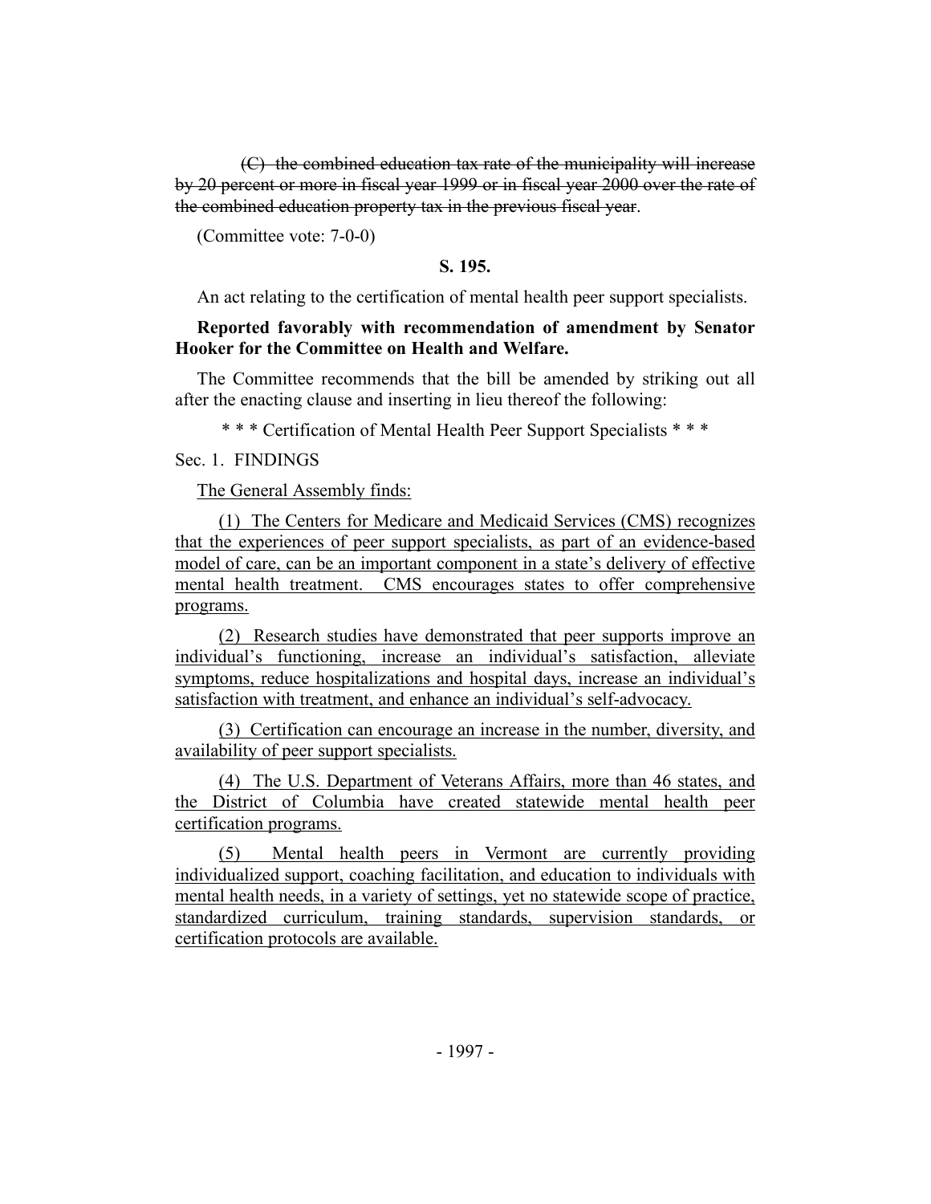~~(C) the combined education tax rate of the municipality will increase by 20 percent or more in fiscal year 1999 or in fiscal year 2000 over the rate of the combined education property tax in the previous fiscal year~~.

(Committee vote: 7-0-0)

**S. 195.**

An act relating to the certification of mental health peer support specialists.

**Reported favorably with recommendation of amendment by Senator Hooker for the Committee on Health and Welfare.**

The Committee recommends that the bill be amended by striking out all after the enacting clause and inserting in lieu thereof the following:

\* \* \* Certification of Mental Health Peer Support Specialists \* \* \*

Sec. 1. FINDINGS

<u>The General Assembly finds:</u>

<u>(1) The Centers for Medicare and Medicaid Services (CMS) recognizes that the experiences of peer support specialists, as part of an evidence-based model of care, can be an important component in a state's delivery of effective mental health treatment. CMS encourages states to offer comprehensive programs.</u>

<u>(2) Research studies have demonstrated that peer supports improve an individual's functioning, increase an individual's satisfaction, alleviate symptoms, reduce hospitalizations and hospital days, increase an individual's satisfaction with treatment, and enhance an individual's self-advocacy.</u>

<u>(3) Certification can encourage an increase in the number, diversity, and availability of peer support specialists.</u>

<u>(4) The U.S. Department of Veterans Affairs, more than 46 states, and the District of Columbia have created statewide mental health peer certification programs.</u>

<u>(5) Mental health peers in Vermont are currently providing individualized support, coaching facilitation, and education to individuals with mental health needs, in a variety of settings, yet no statewide scope of practice, standardized curriculum, training standards, supervision standards, or certification protocols are available.</u>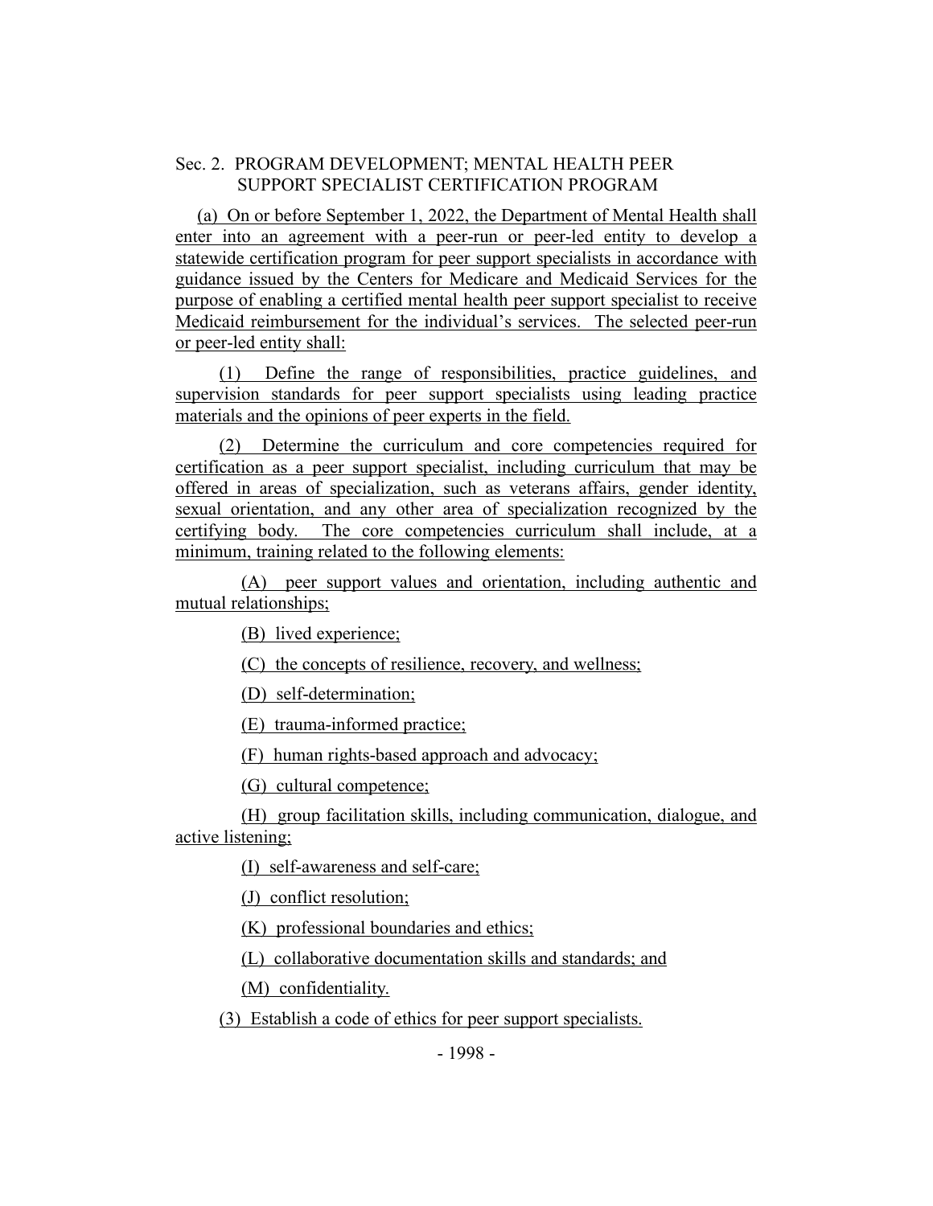Sec. 2. PROGRAM DEVELOPMENT; MENTAL HEALTH PEER SUPPORT SPECIALIST CERTIFICATION PROGRAM

(a) On or before September 1, 2022, the Department of Mental Health shall enter into an agreement with a peer-run or peer-led entity to develop a statewide certification program for peer support specialists in accordance with guidance issued by the Centers for Medicare and Medicaid Services for the purpose of enabling a certified mental health peer support specialist to receive Medicaid reimbursement for the individual's services. The selected peer-run or peer-led entity shall:

(1) Define the range of responsibilities, practice guidelines, and supervision standards for peer support specialists using leading practice materials and the opinions of peer experts in the field.

(2) Determine the curriculum and core competencies required for certification as a peer support specialist, including curriculum that may be offered in areas of specialization, such as veterans affairs, gender identity, sexual orientation, and any other area of specialization recognized by the certifying body. The core competencies curriculum shall include, at a minimum, training related to the following elements:

(A) peer support values and orientation, including authentic and mutual relationships;

(B) lived experience;

(C) the concepts of resilience, recovery, and wellness;

(D) self-determination;

(E) trauma-informed practice;

(F) human rights-based approach and advocacy;

(G) cultural competence;

(H) group facilitation skills, including communication, dialogue, and active listening;

(I) self-awareness and self-care;

(J) conflict resolution;

(K) professional boundaries and ethics;

(L) collaborative documentation skills and standards; and

(M) confidentiality.

(3) Establish a code of ethics for peer support specialists.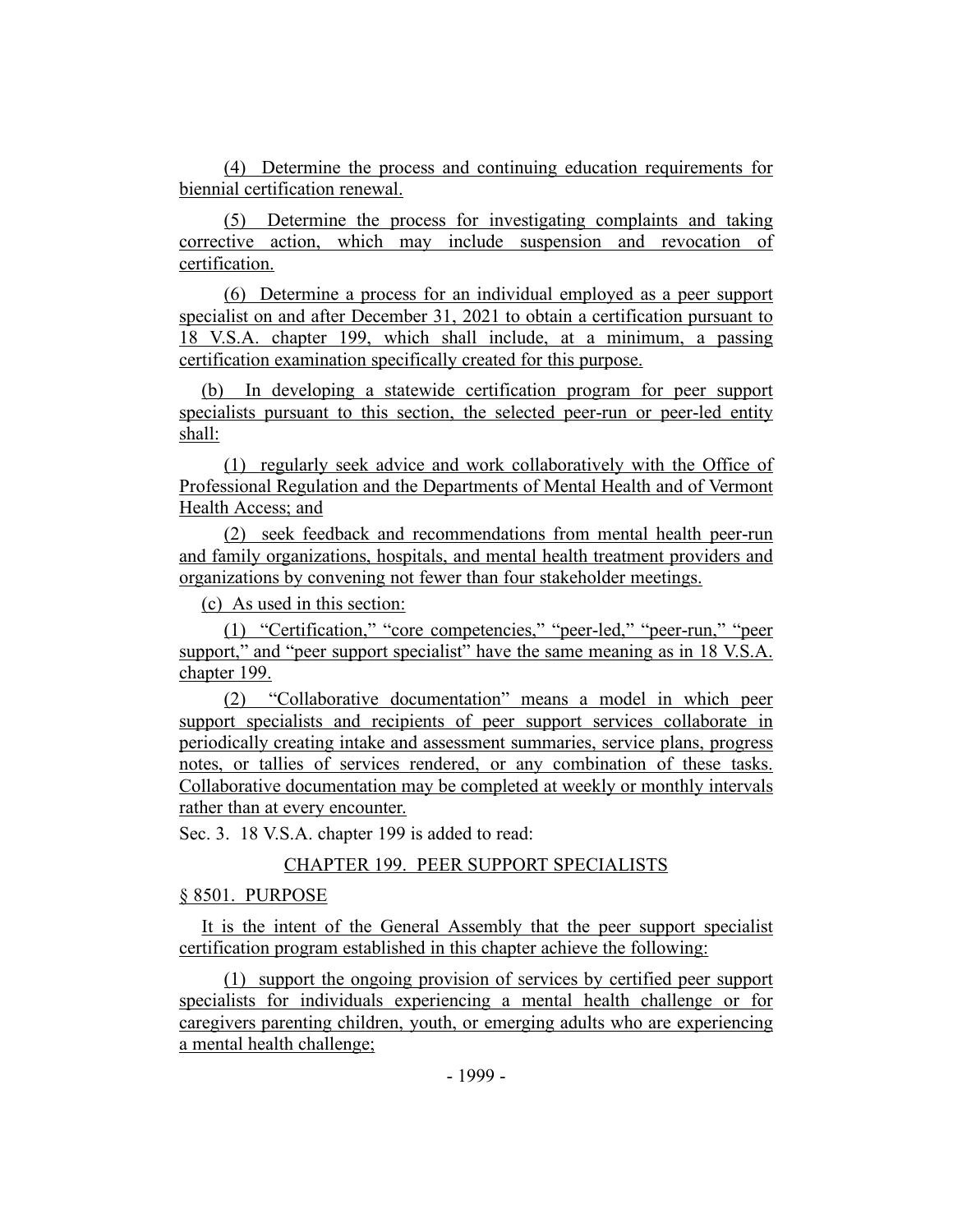(4) Determine the process and continuing education requirements for biennial certification renewal.

(5) Determine the process for investigating complaints and taking corrective action, which may include suspension and revocation of certification.

(6) Determine a process for an individual employed as a peer support specialist on and after December 31, 2021 to obtain a certification pursuant to 18 V.S.A. chapter 199, which shall include, at a minimum, a passing certification examination specifically created for this purpose.

(b) In developing a statewide certification program for peer support specialists pursuant to this section, the selected peer-run or peer-led entity shall:

(1) regularly seek advice and work collaboratively with the Office of Professional Regulation and the Departments of Mental Health and of Vermont Health Access; and

(2) seek feedback and recommendations from mental health peer-run and family organizations, hospitals, and mental health treatment providers and organizations by convening not fewer than four stakeholder meetings.

(c) As used in this section:

(1) "Certification," "core competencies," "peer-led," "peer-run," "peer support," and "peer support specialist" have the same meaning as in 18 V.S.A. chapter 199.

(2) "Collaborative documentation" means a model in which peer support specialists and recipients of peer support services collaborate in periodically creating intake and assessment summaries, service plans, progress notes, or tallies of services rendered, or any combination of these tasks. Collaborative documentation may be completed at weekly or monthly intervals rather than at every encounter.

Sec. 3. 18 V.S.A. chapter 199 is added to read:

CHAPTER 199. PEER SUPPORT SPECIALISTS

§ 8501. PURPOSE

It is the intent of the General Assembly that the peer support specialist certification program established in this chapter achieve the following:

(1) support the ongoing provision of services by certified peer support specialists for individuals experiencing a mental health challenge or for caregivers parenting children, youth, or emerging adults who are experiencing a mental health challenge;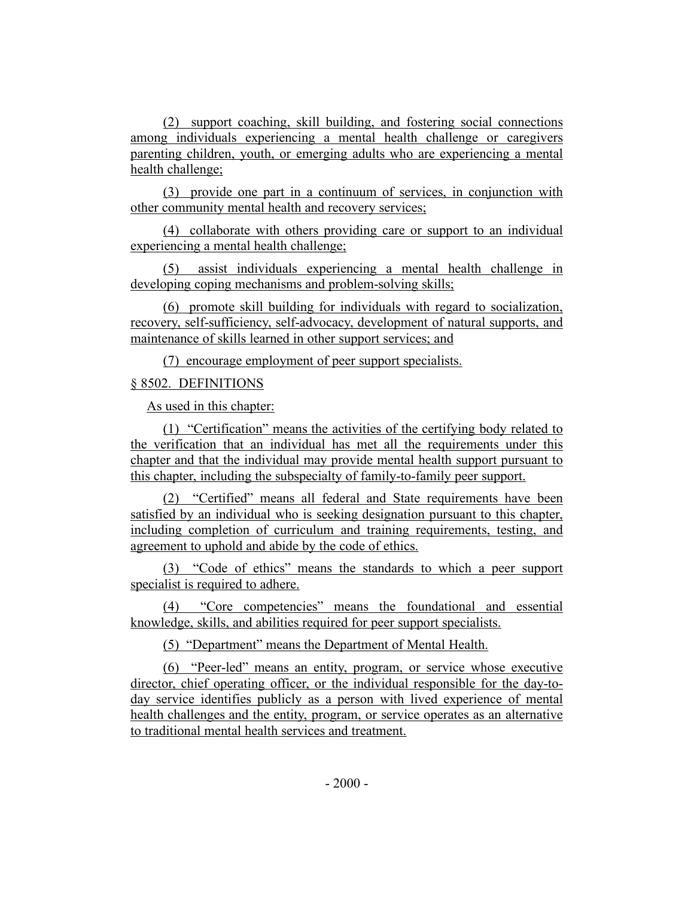(2) support coaching, skill building, and fostering social connections among individuals experiencing a mental health challenge or caregivers parenting children, youth, or emerging adults who are experiencing a mental health challenge;

(3) provide one part in a continuum of services, in conjunction with other community mental health and recovery services;

(4) collaborate with others providing care or support to an individual experiencing a mental health challenge;

(5) assist individuals experiencing a mental health challenge in developing coping mechanisms and problem-solving skills;

(6) promote skill building for individuals with regard to socialization, recovery, self-sufficiency, self-advocacy, development of natural supports, and maintenance of skills learned in other support services; and

(7) encourage employment of peer support specialists.

§ 8502. DEFINITIONS

As used in this chapter:

(1) "Certification" means the activities of the certifying body related to the verification that an individual has met all the requirements under this chapter and that the individual may provide mental health support pursuant to this chapter, including the subspecialty of family-to-family peer support.

(2) "Certified" means all federal and State requirements have been satisfied by an individual who is seeking designation pursuant to this chapter, including completion of curriculum and training requirements, testing, and agreement to uphold and abide by the code of ethics.

(3) "Code of ethics" means the standards to which a peer support specialist is required to adhere.

(4) "Core competencies" means the foundational and essential knowledge, skills, and abilities required for peer support specialists.

(5) "Department" means the Department of Mental Health.

(6) "Peer-led" means an entity, program, or service whose executive director, chief operating officer, or the individual responsible for the day-to-day service identifies publicly as a person with lived experience of mental health challenges and the entity, program, or service operates as an alternative to traditional mental health services and treatment.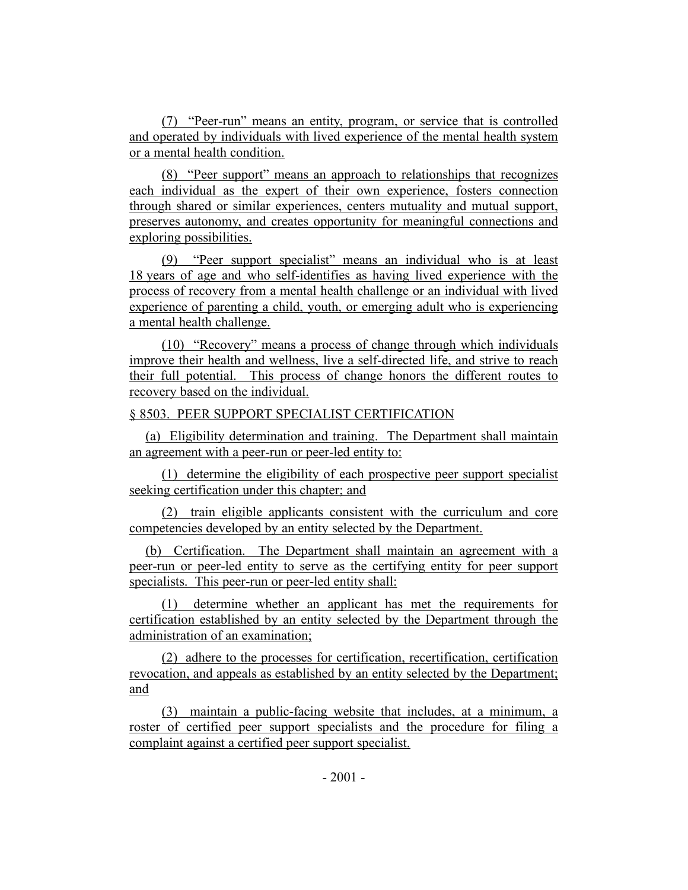(7) "Peer-run" means an entity, program, or service that is controlled and operated by individuals with lived experience of the mental health system or a mental health condition.

(8) "Peer support" means an approach to relationships that recognizes each individual as the expert of their own experience, fosters connection through shared or similar experiences, centers mutuality and mutual support, preserves autonomy, and creates opportunity for meaningful connections and exploring possibilities.

(9) "Peer support specialist" means an individual who is at least 18 years of age and who self-identifies as having lived experience with the process of recovery from a mental health challenge or an individual with lived experience of parenting a child, youth, or emerging adult who is experiencing a mental health challenge.

(10) "Recovery" means a process of change through which individuals improve their health and wellness, live a self-directed life, and strive to reach their full potential. This process of change honors the different routes to recovery based on the individual.

§ 8503. PEER SUPPORT SPECIALIST CERTIFICATION

(a) Eligibility determination and training. The Department shall maintain an agreement with a peer-run or peer-led entity to:

(1) determine the eligibility of each prospective peer support specialist seeking certification under this chapter; and

(2) train eligible applicants consistent with the curriculum and core competencies developed by an entity selected by the Department.

(b) Certification. The Department shall maintain an agreement with a peer-run or peer-led entity to serve as the certifying entity for peer support specialists. This peer-run or peer-led entity shall:

(1) determine whether an applicant has met the requirements for certification established by an entity selected by the Department through the administration of an examination;

(2) adhere to the processes for certification, recertification, certification revocation, and appeals as established by an entity selected by the Department; and

(3) maintain a public-facing website that includes, at a minimum, a roster of certified peer support specialists and the procedure for filing a complaint against a certified peer support specialist.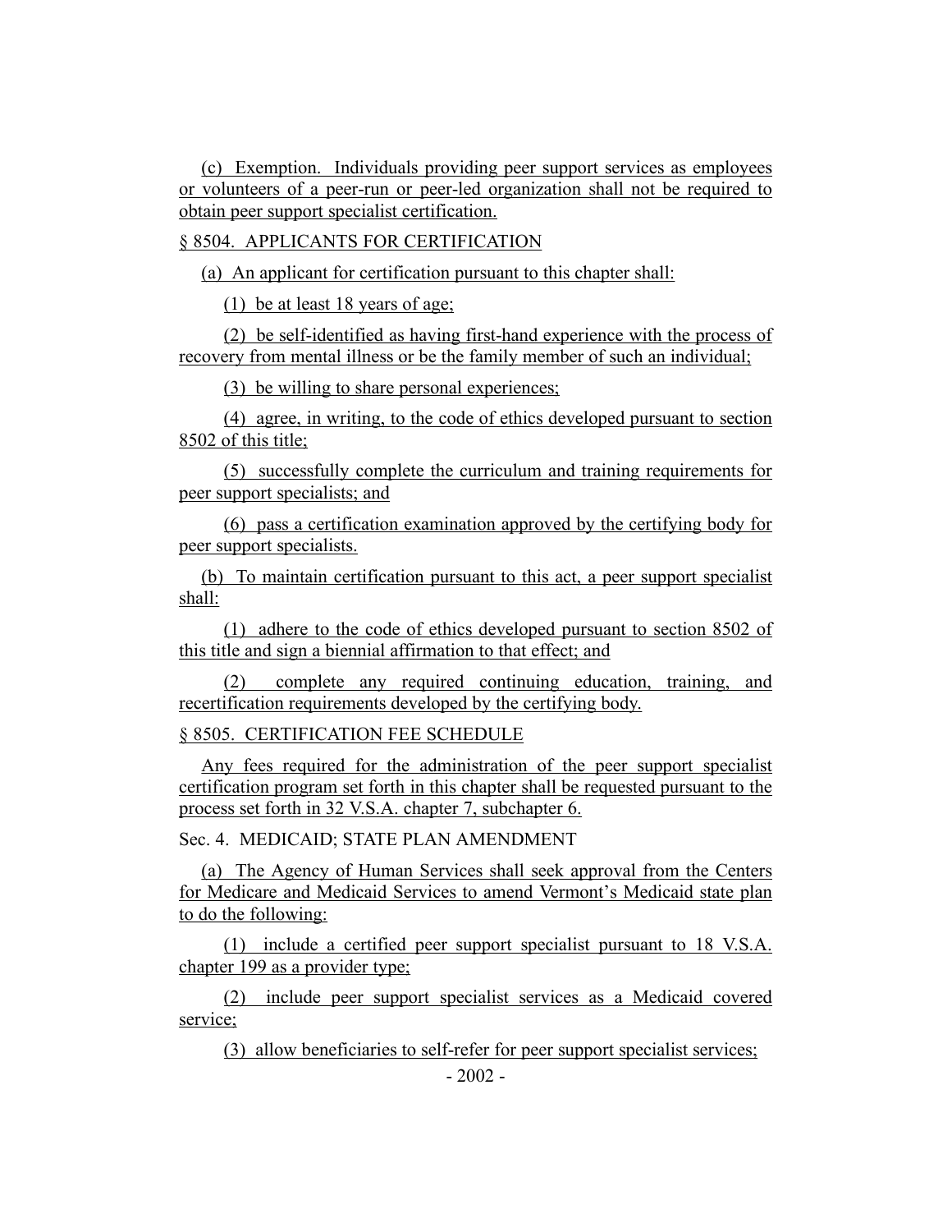(c) Exemption. Individuals providing peer support services as employees or volunteers of a peer-run or peer-led organization shall not be required to obtain peer support specialist certification.

§ 8504. APPLICANTS FOR CERTIFICATION

(a) An applicant for certification pursuant to this chapter shall:

(1) be at least 18 years of age;

(2) be self-identified as having first-hand experience with the process of recovery from mental illness or be the family member of such an individual;

(3) be willing to share personal experiences;

(4) agree, in writing, to the code of ethics developed pursuant to section 8502 of this title;

(5) successfully complete the curriculum and training requirements for peer support specialists; and

(6) pass a certification examination approved by the certifying body for peer support specialists.

(b) To maintain certification pursuant to this act, a peer support specialist shall:

(1) adhere to the code of ethics developed pursuant to section 8502 of this title and sign a biennial affirmation to that effect; and

(2) complete any required continuing education, training, and recertification requirements developed by the certifying body.

§ 8505. CERTIFICATION FEE SCHEDULE

Any fees required for the administration of the peer support specialist certification program set forth in this chapter shall be requested pursuant to the process set forth in 32 V.S.A. chapter 7, subchapter 6.

Sec. 4. MEDICAID; STATE PLAN AMENDMENT

(a) The Agency of Human Services shall seek approval from the Centers for Medicare and Medicaid Services to amend Vermont's Medicaid state plan to do the following:

(1) include a certified peer support specialist pursuant to 18 V.S.A. chapter 199 as a provider type;

(2) include peer support specialist services as a Medicaid covered service;

(3) allow beneficiaries to self-refer for peer support specialist services;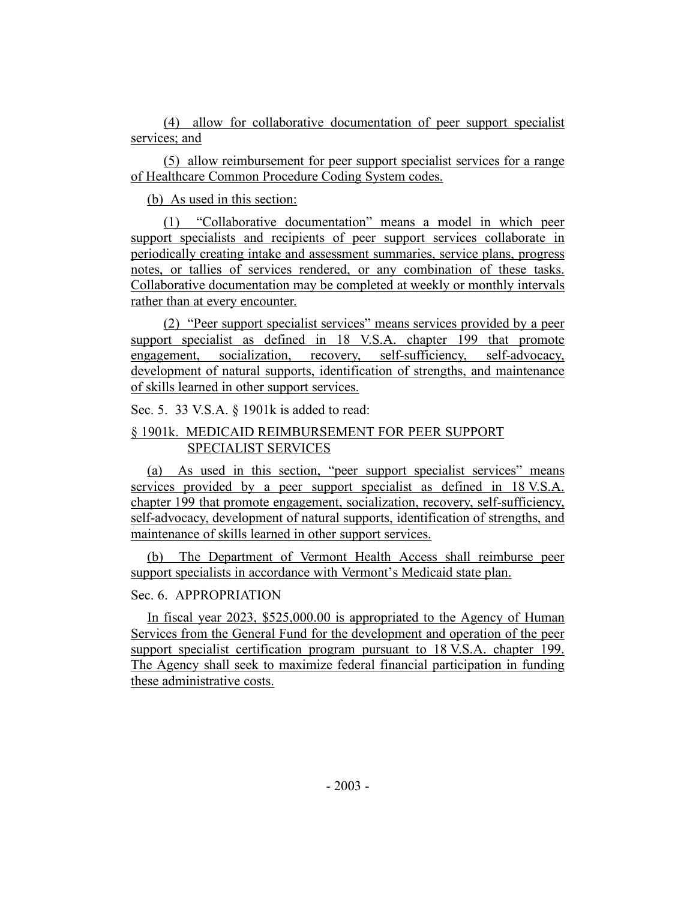(4) allow for collaborative documentation of peer support specialist services; and

(5) allow reimbursement for peer support specialist services for a range of Healthcare Common Procedure Coding System codes.

(b) As used in this section:

(1) "Collaborative documentation" means a model in which peer support specialists and recipients of peer support services collaborate in periodically creating intake and assessment summaries, service plans, progress notes, or tallies of services rendered, or any combination of these tasks. Collaborative documentation may be completed at weekly or monthly intervals rather than at every encounter.

(2) "Peer support specialist services" means services provided by a peer support specialist as defined in 18 V.S.A. chapter 199 that promote engagement, socialization, recovery, self-sufficiency, self-advocacy, development of natural supports, identification of strengths, and maintenance of skills learned in other support services.

Sec. 5. 33 V.S.A. § 1901k is added to read:

§ 1901k. MEDICAID REIMBURSEMENT FOR PEER SUPPORT SPECIALIST SERVICES

(a) As used in this section, "peer support specialist services" means services provided by a peer support specialist as defined in 18 V.S.A. chapter 199 that promote engagement, socialization, recovery, self-sufficiency, self-advocacy, development of natural supports, identification of strengths, and maintenance of skills learned in other support services.

(b) The Department of Vermont Health Access shall reimburse peer support specialists in accordance with Vermont's Medicaid state plan.

Sec. 6. APPROPRIATION

In fiscal year 2023, $525,000.00 is appropriated to the Agency of Human Services from the General Fund for the development and operation of the peer support specialist certification program pursuant to 18 V.S.A. chapter 199. The Agency shall seek to maximize federal financial participation in funding these administrative costs.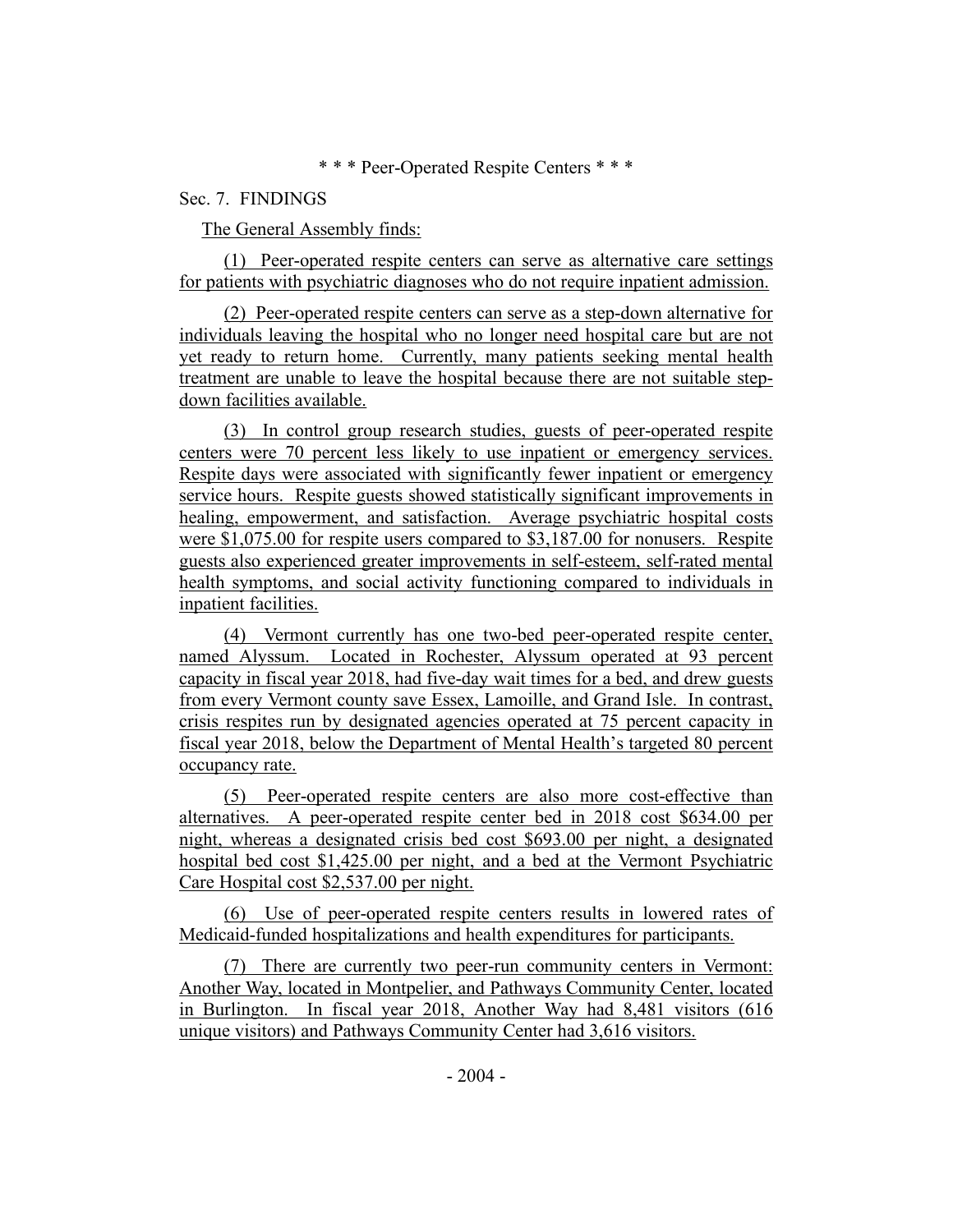\* \* \* Peer-Operated Respite Centers \* \* \*

Sec. 7. FINDINGS

The General Assembly finds:

(1) Peer-operated respite centers can serve as alternative care settings for patients with psychiatric diagnoses who do not require inpatient admission.

(2) Peer-operated respite centers can serve as a step-down alternative for individuals leaving the hospital who no longer need hospital care but are not yet ready to return home. Currently, many patients seeking mental health treatment are unable to leave the hospital because there are not suitable step-down facilities available.

(3) In control group research studies, guests of peer-operated respite centers were 70 percent less likely to use inpatient or emergency services. Respite days were associated with significantly fewer inpatient or emergency service hours. Respite guests showed statistically significant improvements in healing, empowerment, and satisfaction. Average psychiatric hospital costs were $1,075.00 for respite users compared to $3,187.00 for nonusers. Respite guests also experienced greater improvements in self-esteem, self-rated mental health symptoms, and social activity functioning compared to individuals in inpatient facilities.

(4) Vermont currently has one two-bed peer-operated respite center, named Alyssum. Located in Rochester, Alyssum operated at 93 percent capacity in fiscal year 2018, had five-day wait times for a bed, and drew guests from every Vermont county save Essex, Lamoille, and Grand Isle. In contrast, crisis respites run by designated agencies operated at 75 percent capacity in fiscal year 2018, below the Department of Mental Health's targeted 80 percent occupancy rate.

(5) Peer-operated respite centers are also more cost-effective than alternatives. A peer-operated respite center bed in 2018 cost $634.00 per night, whereas a designated crisis bed cost $693.00 per night, a designated hospital bed cost $1,425.00 per night, and a bed at the Vermont Psychiatric Care Hospital cost $2,537.00 per night.

(6) Use of peer-operated respite centers results in lowered rates of Medicaid-funded hospitalizations and health expenditures for participants.

(7) There are currently two peer-run community centers in Vermont: Another Way, located in Montpelier, and Pathways Community Center, located in Burlington. In fiscal year 2018, Another Way had 8,481 visitors (616 unique visitors) and Pathways Community Center had 3,616 visitors.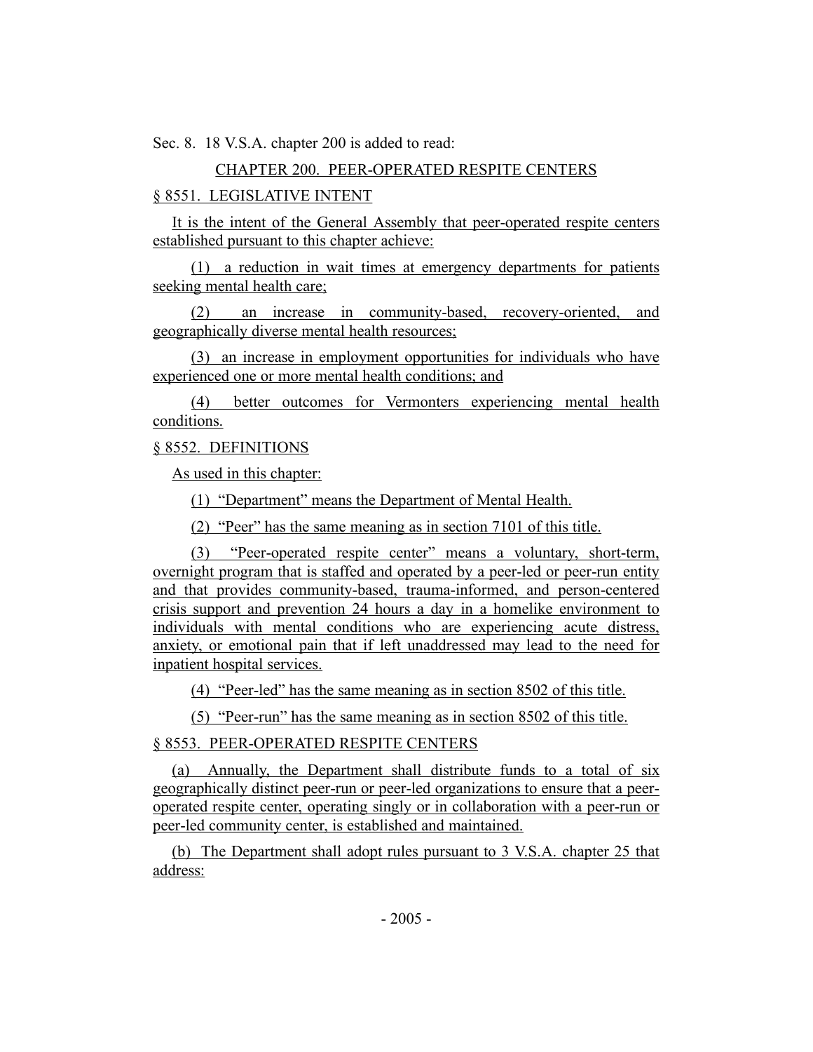Sec. 8. 18 V.S.A. chapter 200 is added to read:

CHAPTER 200. PEER-OPERATED RESPITE CENTERS

§ 8551. LEGISLATIVE INTENT

It is the intent of the General Assembly that peer-operated respite centers established pursuant to this chapter achieve:

(1) a reduction in wait times at emergency departments for patients seeking mental health care;

(2) an increase in community-based, recovery-oriented, and geographically diverse mental health resources;

(3) an increase in employment opportunities for individuals who have experienced one or more mental health conditions; and

(4) better outcomes for Vermonters experiencing mental health conditions.

§ 8552. DEFINITIONS

As used in this chapter:

(1) "Department" means the Department of Mental Health.

(2) "Peer" has the same meaning as in section 7101 of this title.

(3) "Peer-operated respite center" means a voluntary, short-term, overnight program that is staffed and operated by a peer-led or peer-run entity and that provides community-based, trauma-informed, and person-centered crisis support and prevention 24 hours a day in a homelike environment to individuals with mental conditions who are experiencing acute distress, anxiety, or emotional pain that if left unaddressed may lead to the need for inpatient hospital services.

(4) "Peer-led" has the same meaning as in section 8502 of this title.

(5) "Peer-run" has the same meaning as in section 8502 of this title.

§ 8553. PEER-OPERATED RESPITE CENTERS

(a) Annually, the Department shall distribute funds to a total of six geographically distinct peer-run or peer-led organizations to ensure that a peer-operated respite center, operating singly or in collaboration with a peer-run or peer-led community center, is established and maintained.

(b) The Department shall adopt rules pursuant to 3 V.S.A. chapter 25 that address: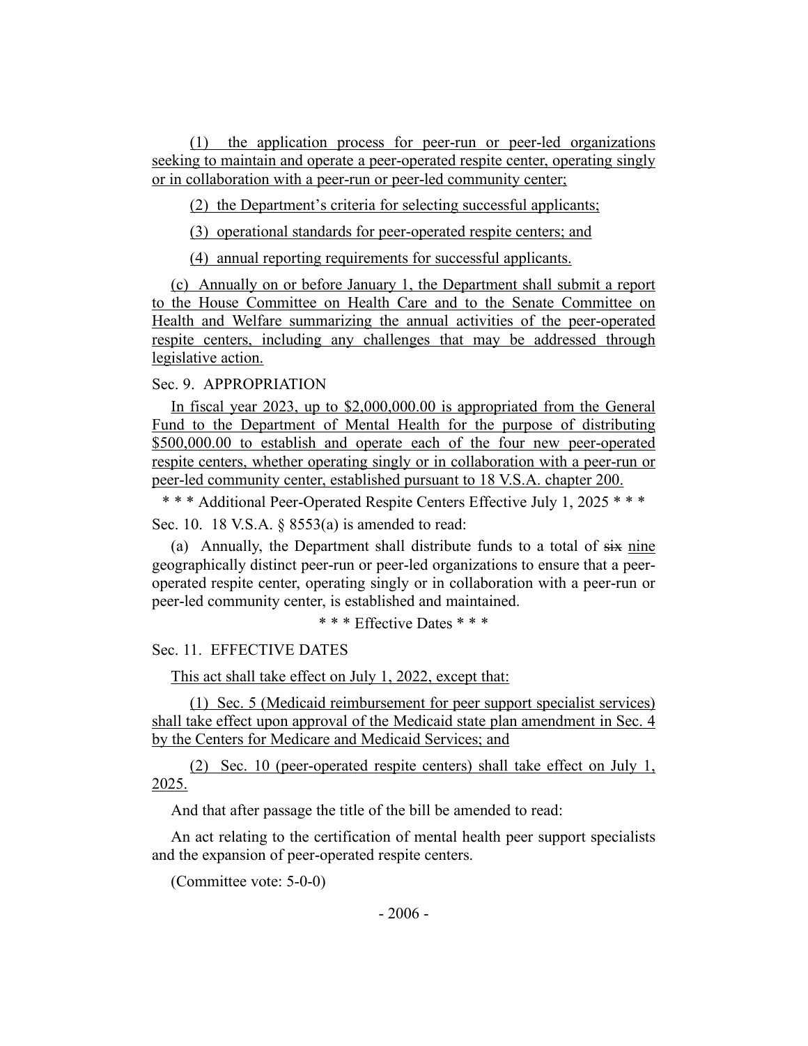(1) the application process for peer-run or peer-led organizations seeking to maintain and operate a peer-operated respite center, operating singly or in collaboration with a peer-run or peer-led community center;

(2) the Department's criteria for selecting successful applicants;

(3) operational standards for peer-operated respite centers; and

(4) annual reporting requirements for successful applicants.

(c) Annually on or before January 1, the Department shall submit a report to the House Committee on Health Care and to the Senate Committee on Health and Welfare summarizing the annual activities of the peer-operated respite centers, including any challenges that may be addressed through legislative action.

Sec. 9. APPROPRIATION

In fiscal year 2023, up to $2,000,000.00 is appropriated from the General Fund to the Department of Mental Health for the purpose of distributing $500,000.00 to establish and operate each of the four new peer-operated respite centers, whether operating singly or in collaboration with a peer-run or peer-led community center, established pursuant to 18 V.S.A. chapter 200.

\* \* \* Additional Peer-Operated Respite Centers Effective July 1, 2025 \* \* \*

Sec. 10. 18 V.S.A. § 8553(a) is amended to read:

(a) Annually, the Department shall distribute funds to a total of ~~six~~ nine geographically distinct peer-run or peer-led organizations to ensure that a peer-operated respite center, operating singly or in collaboration with a peer-run or peer-led community center, is established and maintained.

\* \* \* Effective Dates \* \* \*

Sec. 11. EFFECTIVE DATES

This act shall take effect on July 1, 2022, except that:

(1) Sec. 5 (Medicaid reimbursement for peer support specialist services) shall take effect upon approval of the Medicaid state plan amendment in Sec. 4 by the Centers for Medicare and Medicaid Services; and

(2) Sec. 10 (peer-operated respite centers) shall take effect on July 1, 2025.

And that after passage the title of the bill be amended to read:

An act relating to the certification of mental health peer support specialists and the expansion of peer-operated respite centers.

(Committee vote: 5-0-0)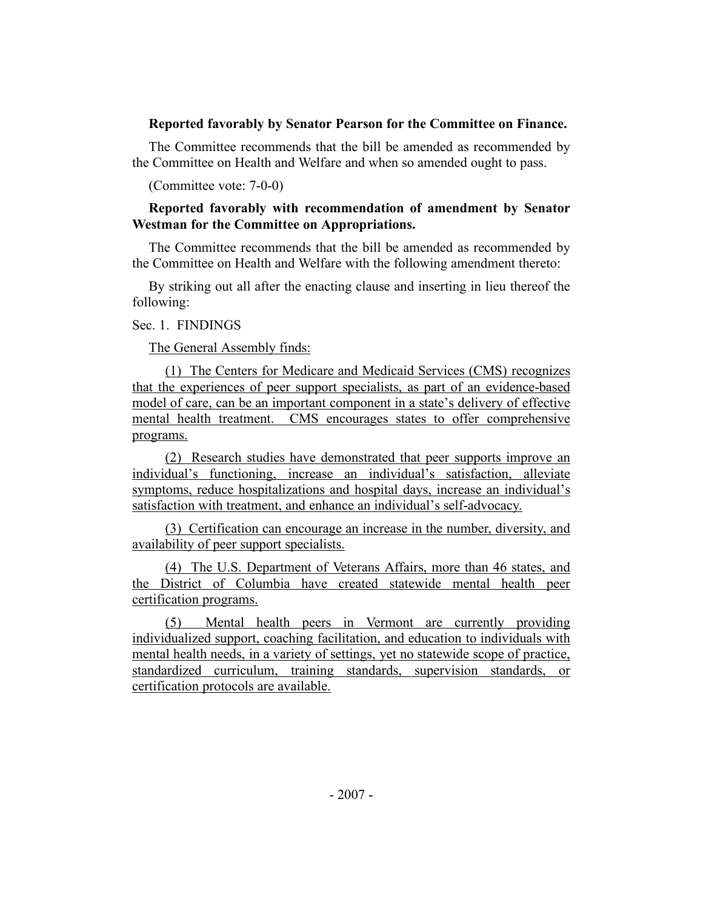**Reported favorably by Senator Pearson for the Committee on Finance.**

The Committee recommends that the bill be amended as recommended by the Committee on Health and Welfare and when so amended ought to pass.

(Committee vote: 7-0-0)

**Reported favorably with recommendation of amendment by Senator Westman for the Committee on Appropriations.**

The Committee recommends that the bill be amended as recommended by the Committee on Health and Welfare with the following amendment thereto:

By striking out all after the enacting clause and inserting in lieu thereof the following:

Sec. 1. FINDINGS

The General Assembly finds:

(1) The Centers for Medicare and Medicaid Services (CMS) recognizes that the experiences of peer support specialists, as part of an evidence-based model of care, can be an important component in a state's delivery of effective mental health treatment. CMS encourages states to offer comprehensive programs.

(2) Research studies have demonstrated that peer supports improve an individual's functioning, increase an individual's satisfaction, alleviate symptoms, reduce hospitalizations and hospital days, increase an individual's satisfaction with treatment, and enhance an individual's self-advocacy.

(3) Certification can encourage an increase in the number, diversity, and availability of peer support specialists.

(4) The U.S. Department of Veterans Affairs, more than 46 states, and the District of Columbia have created statewide mental health peer certification programs.

(5) Mental health peers in Vermont are currently providing individualized support, coaching facilitation, and education to individuals with mental health needs, in a variety of settings, yet no statewide scope of practice, standardized curriculum, training standards, supervision standards, or certification protocols are available.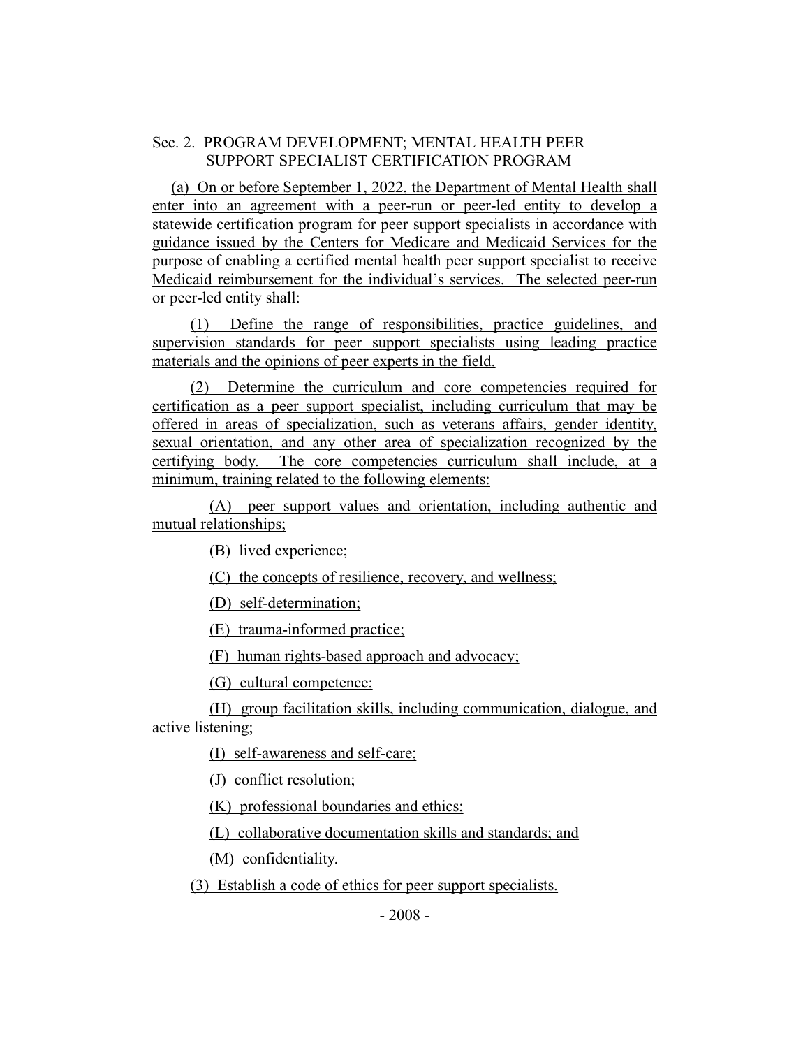Sec. 2. PROGRAM DEVELOPMENT; MENTAL HEALTH PEER SUPPORT SPECIALIST CERTIFICATION PROGRAM

(a) On or before September 1, 2022, the Department of Mental Health shall enter into an agreement with a peer-run or peer-led entity to develop a statewide certification program for peer support specialists in accordance with guidance issued by the Centers for Medicare and Medicaid Services for the purpose of enabling a certified mental health peer support specialist to receive Medicaid reimbursement for the individual's services. The selected peer-run or peer-led entity shall:

(1) Define the range of responsibilities, practice guidelines, and supervision standards for peer support specialists using leading practice materials and the opinions of peer experts in the field.

(2) Determine the curriculum and core competencies required for certification as a peer support specialist, including curriculum that may be offered in areas of specialization, such as veterans affairs, gender identity, sexual orientation, and any other area of specialization recognized by the certifying body. The core competencies curriculum shall include, at a minimum, training related to the following elements:

(A) peer support values and orientation, including authentic and mutual relationships;

(B) lived experience;

(C) the concepts of resilience, recovery, and wellness;

(D) self-determination;

(E) trauma-informed practice;

(F) human rights-based approach and advocacy;

(G) cultural competence;

(H) group facilitation skills, including communication, dialogue, and active listening;

(I) self-awareness and self-care;

(J) conflict resolution;

(K) professional boundaries and ethics;

(L) collaborative documentation skills and standards; and

(M) confidentiality.

(3) Establish a code of ethics for peer support specialists.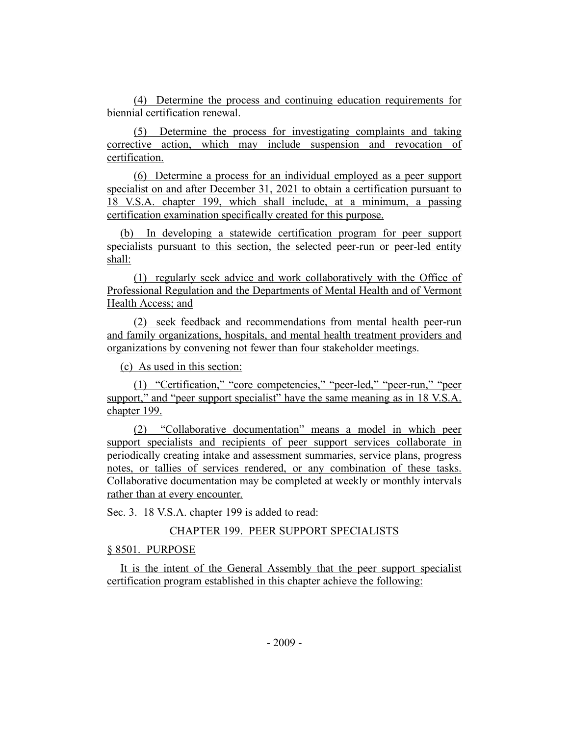(4) Determine the process and continuing education requirements for biennial certification renewal.

(5) Determine the process for investigating complaints and taking corrective action, which may include suspension and revocation of certification.

(6) Determine a process for an individual employed as a peer support specialist on and after December 31, 2021 to obtain a certification pursuant to 18 V.S.A. chapter 199, which shall include, at a minimum, a passing certification examination specifically created for this purpose.

(b) In developing a statewide certification program for peer support specialists pursuant to this section, the selected peer-run or peer-led entity shall:

(1) regularly seek advice and work collaboratively with the Office of Professional Regulation and the Departments of Mental Health and of Vermont Health Access; and

(2) seek feedback and recommendations from mental health peer-run and family organizations, hospitals, and mental health treatment providers and organizations by convening not fewer than four stakeholder meetings.

(c) As used in this section:

(1) "Certification," "core competencies," "peer-led," "peer-run," "peer support," and "peer support specialist" have the same meaning as in 18 V.S.A. chapter 199.

(2) "Collaborative documentation" means a model in which peer support specialists and recipients of peer support services collaborate in periodically creating intake and assessment summaries, service plans, progress notes, or tallies of services rendered, or any combination of these tasks. Collaborative documentation may be completed at weekly or monthly intervals rather than at every encounter.

Sec. 3. 18 V.S.A. chapter 199 is added to read:

CHAPTER 199. PEER SUPPORT SPECIALISTS

§ 8501. PURPOSE

It is the intent of the General Assembly that the peer support specialist certification program established in this chapter achieve the following: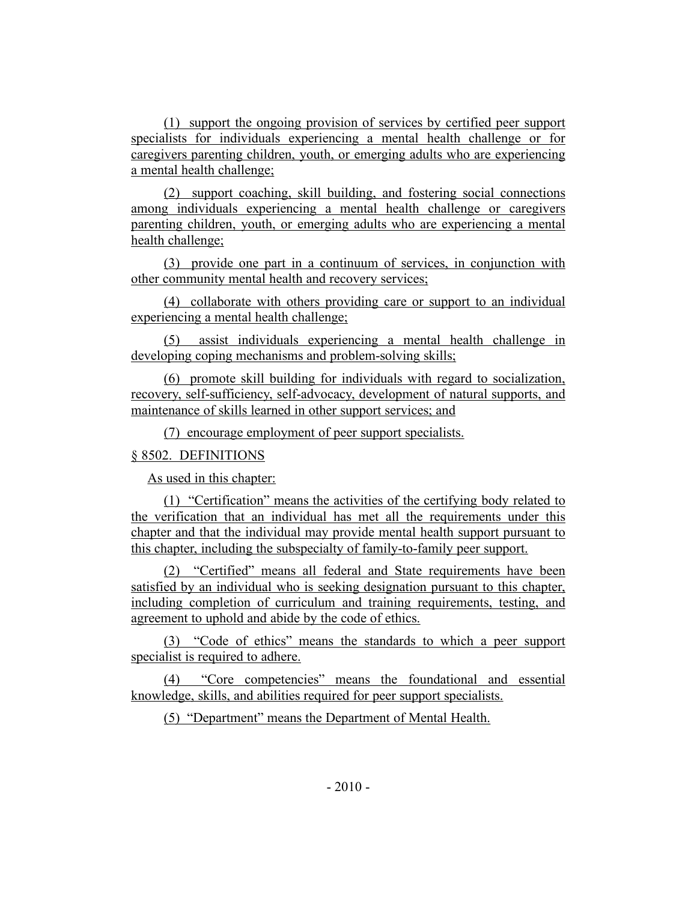(1) support the ongoing provision of services by certified peer support specialists for individuals experiencing a mental health challenge or for caregivers parenting children, youth, or emerging adults who are experiencing a mental health challenge;

(2) support coaching, skill building, and fostering social connections among individuals experiencing a mental health challenge or caregivers parenting children, youth, or emerging adults who are experiencing a mental health challenge;

(3) provide one part in a continuum of services, in conjunction with other community mental health and recovery services;

(4) collaborate with others providing care or support to an individual experiencing a mental health challenge;

(5) assist individuals experiencing a mental health challenge in developing coping mechanisms and problem-solving skills;

(6) promote skill building for individuals with regard to socialization, recovery, self-sufficiency, self-advocacy, development of natural supports, and maintenance of skills learned in other support services; and

(7) encourage employment of peer support specialists.

§ 8502. DEFINITIONS

As used in this chapter:

(1) "Certification" means the activities of the certifying body related to the verification that an individual has met all the requirements under this chapter and that the individual may provide mental health support pursuant to this chapter, including the subspecialty of family-to-family peer support.

(2) "Certified" means all federal and State requirements have been satisfied by an individual who is seeking designation pursuant to this chapter, including completion of curriculum and training requirements, testing, and agreement to uphold and abide by the code of ethics.

(3) "Code of ethics" means the standards to which a peer support specialist is required to adhere.

(4) "Core competencies" means the foundational and essential knowledge, skills, and abilities required for peer support specialists.

(5) "Department" means the Department of Mental Health.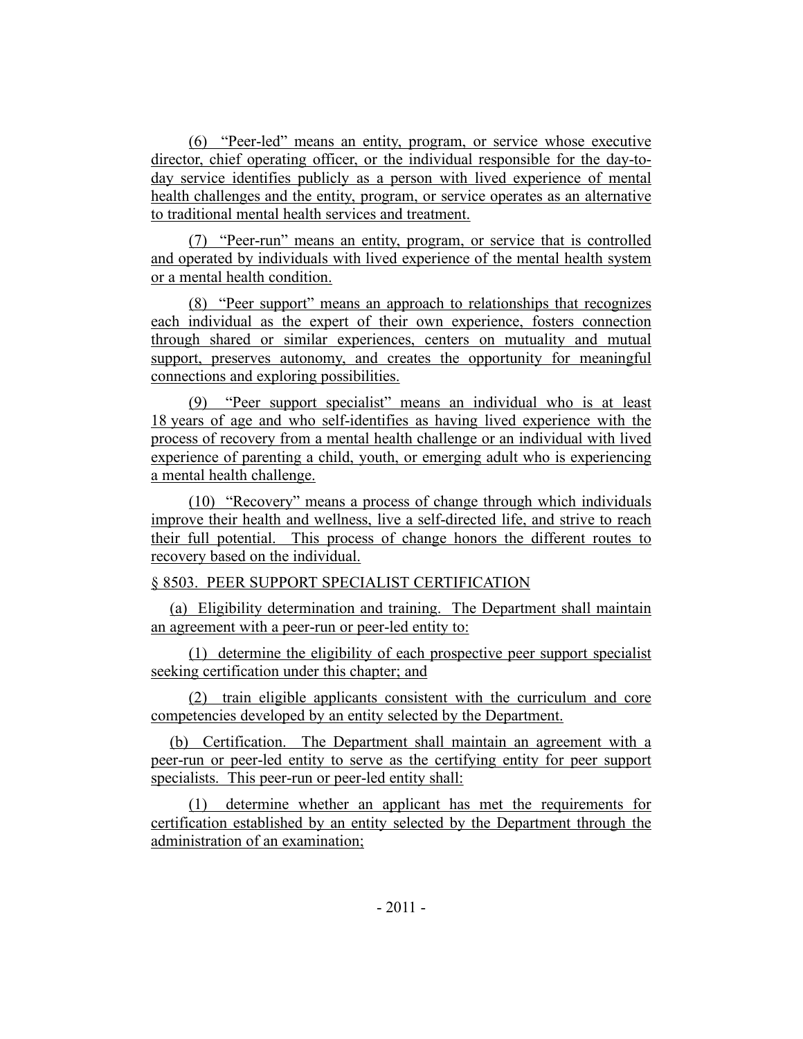(6) "Peer-led" means an entity, program, or service whose executive director, chief operating officer, or the individual responsible for the day-to-day service identifies publicly as a person with lived experience of mental health challenges and the entity, program, or service operates as an alternative to traditional mental health services and treatment.

(7) "Peer-run" means an entity, program, or service that is controlled and operated by individuals with lived experience of the mental health system or a mental health condition.

(8) "Peer support" means an approach to relationships that recognizes each individual as the expert of their own experience, fosters connection through shared or similar experiences, centers on mutuality and mutual support, preserves autonomy, and creates the opportunity for meaningful connections and exploring possibilities.

(9) "Peer support specialist" means an individual who is at least 18 years of age and who self-identifies as having lived experience with the process of recovery from a mental health challenge or an individual with lived experience of parenting a child, youth, or emerging adult who is experiencing a mental health challenge.

(10) "Recovery" means a process of change through which individuals improve their health and wellness, live a self-directed life, and strive to reach their full potential. This process of change honors the different routes to recovery based on the individual.

§ 8503. PEER SUPPORT SPECIALIST CERTIFICATION

(a) Eligibility determination and training. The Department shall maintain an agreement with a peer-run or peer-led entity to:

(1) determine the eligibility of each prospective peer support specialist seeking certification under this chapter; and

(2) train eligible applicants consistent with the curriculum and core competencies developed by an entity selected by the Department.

(b) Certification. The Department shall maintain an agreement with a peer-run or peer-led entity to serve as the certifying entity for peer support specialists. This peer-run or peer-led entity shall:

(1) determine whether an applicant has met the requirements for certification established by an entity selected by the Department through the administration of an examination;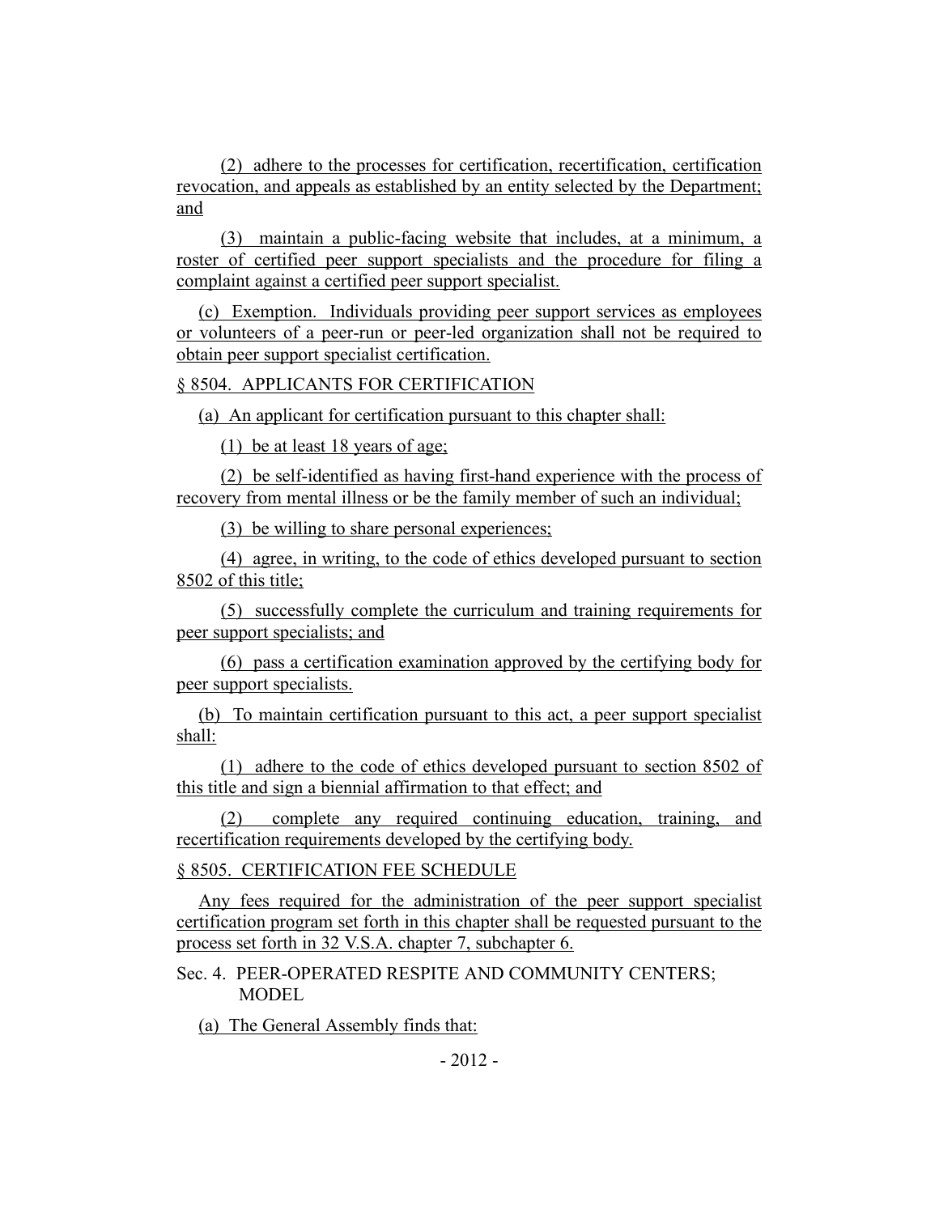(2) adhere to the processes for certification, recertification, certification revocation, and appeals as established by an entity selected by the Department; and

(3) maintain a public-facing website that includes, at a minimum, a roster of certified peer support specialists and the procedure for filing a complaint against a certified peer support specialist.

(c) Exemption. Individuals providing peer support services as employees or volunteers of a peer-run or peer-led organization shall not be required to obtain peer support specialist certification.

§ 8504. APPLICANTS FOR CERTIFICATION

(a) An applicant for certification pursuant to this chapter shall:

(1) be at least 18 years of age;

(2) be self-identified as having first-hand experience with the process of recovery from mental illness or be the family member of such an individual;

(3) be willing to share personal experiences;

(4) agree, in writing, to the code of ethics developed pursuant to section 8502 of this title;

(5) successfully complete the curriculum and training requirements for peer support specialists; and

(6) pass a certification examination approved by the certifying body for peer support specialists.

(b) To maintain certification pursuant to this act, a peer support specialist shall:

(1) adhere to the code of ethics developed pursuant to section 8502 of this title and sign a biennial affirmation to that effect; and

(2) complete any required continuing education, training, and recertification requirements developed by the certifying body.

§ 8505. CERTIFICATION FEE SCHEDULE

Any fees required for the administration of the peer support specialist certification program set forth in this chapter shall be requested pursuant to the process set forth in 32 V.S.A. chapter 7, subchapter 6.

Sec. 4. PEER-OPERATED RESPITE AND COMMUNITY CENTERS; MODEL

(a) The General Assembly finds that: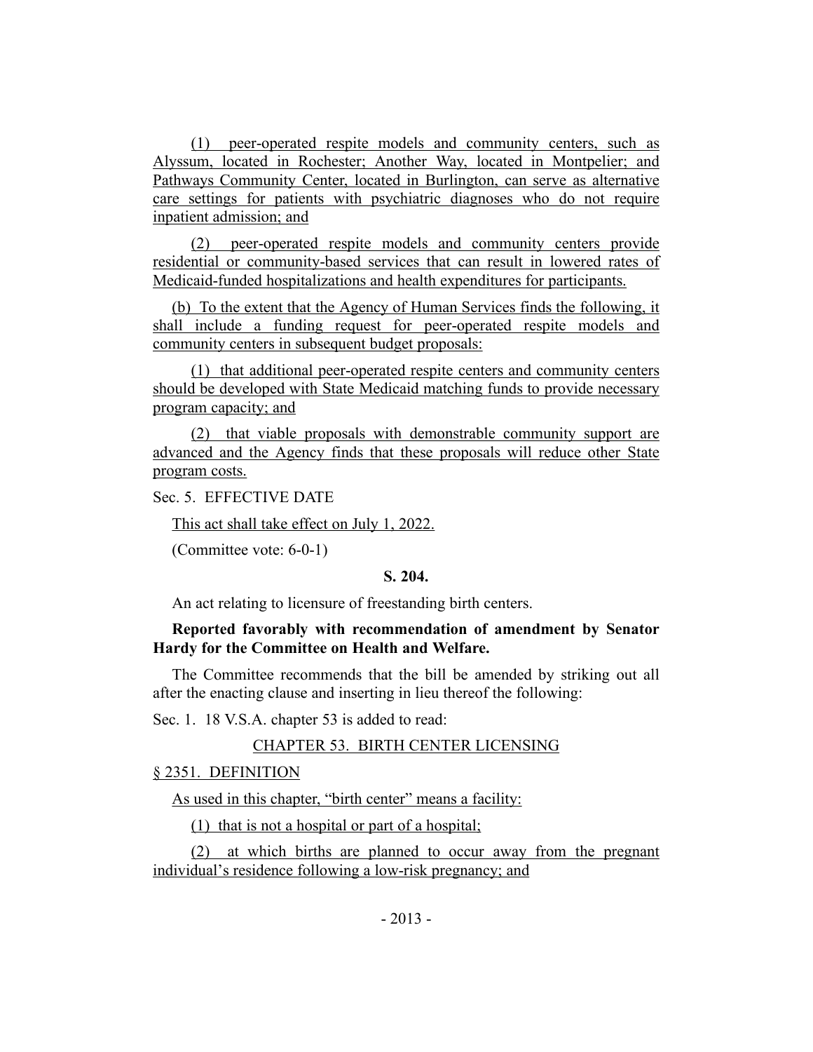(1) peer-operated respite models and community centers, such as Alyssum, located in Rochester; Another Way, located in Montpelier; and Pathways Community Center, located in Burlington, can serve as alternative care settings for patients with psychiatric diagnoses who do not require inpatient admission; and

(2) peer-operated respite models and community centers provide residential or community-based services that can result in lowered rates of Medicaid-funded hospitalizations and health expenditures for participants.

(b) To the extent that the Agency of Human Services finds the following, it shall include a funding request for peer-operated respite models and community centers in subsequent budget proposals:

(1) that additional peer-operated respite centers and community centers should be developed with State Medicaid matching funds to provide necessary program capacity; and

(2) that viable proposals with demonstrable community support are advanced and the Agency finds that these proposals will reduce other State program costs.

Sec. 5. EFFECTIVE DATE

This act shall take effect on July 1, 2022.

(Committee vote: 6-0-1)

**S. 204.**

An act relating to licensure of freestanding birth centers.

**Reported favorably with recommendation of amendment by Senator Hardy for the Committee on Health and Welfare.**

The Committee recommends that the bill be amended by striking out all after the enacting clause and inserting in lieu thereof the following:

Sec. 1. 18 V.S.A. chapter 53 is added to read:

CHAPTER 53. BIRTH CENTER LICENSING

§ 2351. DEFINITION

As used in this chapter, "birth center" means a facility:

(1) that is not a hospital or part of a hospital;

(2) at which births are planned to occur away from the pregnant individual's residence following a low-risk pregnancy; and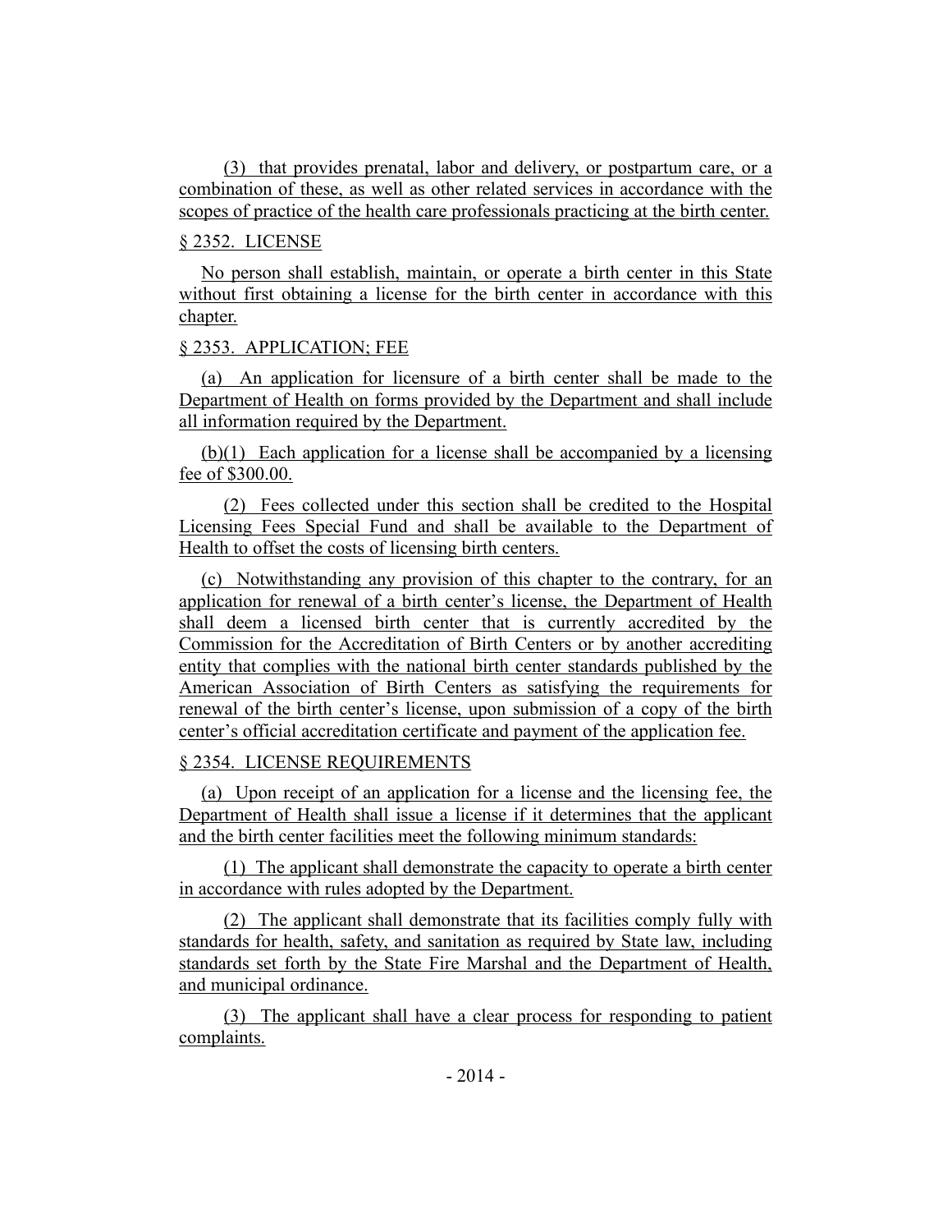(3) that provides prenatal, labor and delivery, or postpartum care, or a combination of these, as well as other related services in accordance with the scopes of practice of the health care professionals practicing at the birth center.

§ 2352. LICENSE

No person shall establish, maintain, or operate a birth center in this State without first obtaining a license for the birth center in accordance with this chapter.

§ 2353. APPLICATION; FEE

(a) An application for licensure of a birth center shall be made to the Department of Health on forms provided by the Department and shall include all information required by the Department.

(b)(1) Each application for a license shall be accompanied by a licensing fee of $300.00.

(2) Fees collected under this section shall be credited to the Hospital Licensing Fees Special Fund and shall be available to the Department of Health to offset the costs of licensing birth centers.

(c) Notwithstanding any provision of this chapter to the contrary, for an application for renewal of a birth center's license, the Department of Health shall deem a licensed birth center that is currently accredited by the Commission for the Accreditation of Birth Centers or by another accrediting entity that complies with the national birth center standards published by the American Association of Birth Centers as satisfying the requirements for renewal of the birth center's license, upon submission of a copy of the birth center's official accreditation certificate and payment of the application fee.

§ 2354. LICENSE REQUIREMENTS

(a) Upon receipt of an application for a license and the licensing fee, the Department of Health shall issue a license if it determines that the applicant and the birth center facilities meet the following minimum standards:

(1) The applicant shall demonstrate the capacity to operate a birth center in accordance with rules adopted by the Department.

(2) The applicant shall demonstrate that its facilities comply fully with standards for health, safety, and sanitation as required by State law, including standards set forth by the State Fire Marshal and the Department of Health, and municipal ordinance.

(3) The applicant shall have a clear process for responding to patient complaints.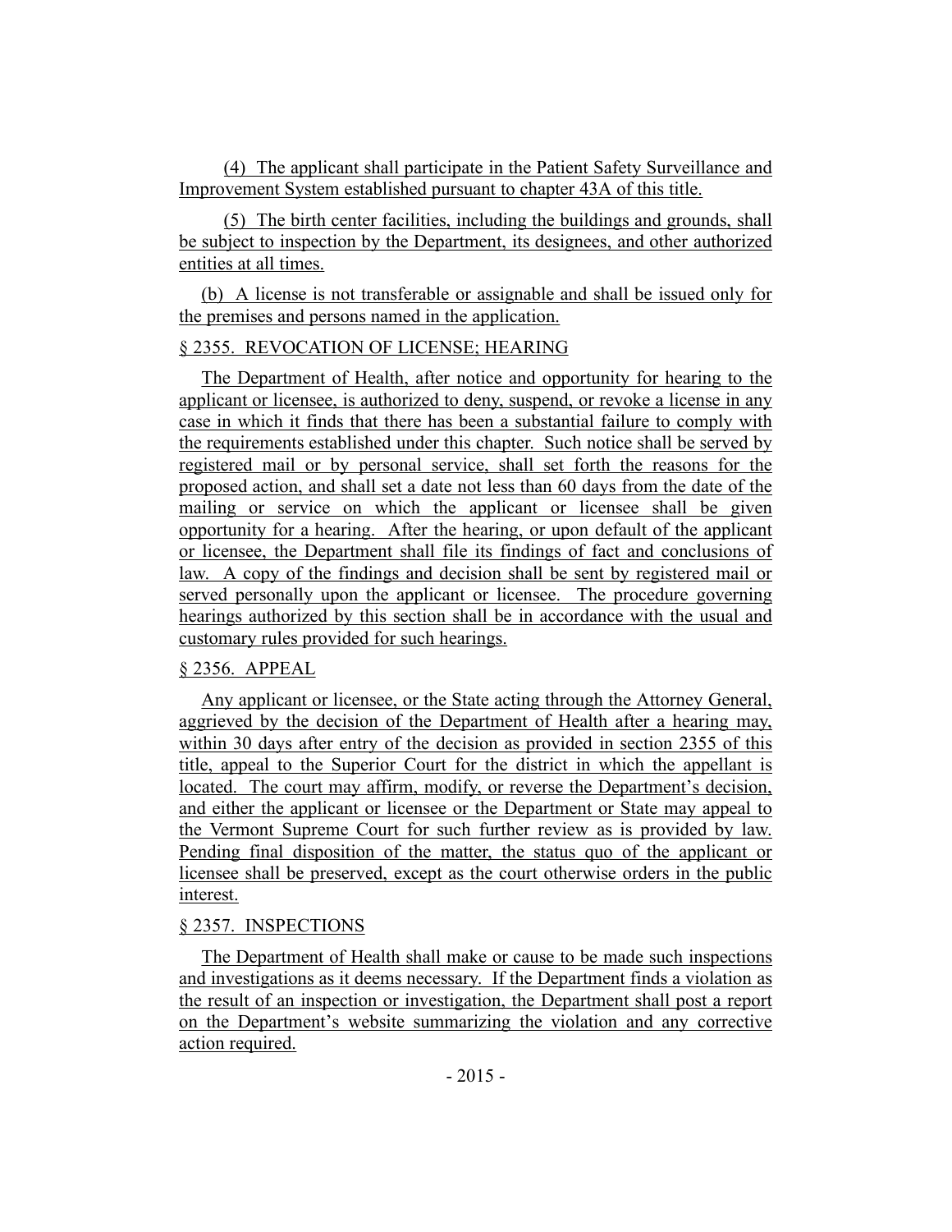(4) The applicant shall participate in the Patient Safety Surveillance and Improvement System established pursuant to chapter 43A of this title.

(5) The birth center facilities, including the buildings and grounds, shall be subject to inspection by the Department, its designees, and other authorized entities at all times.

(b) A license is not transferable or assignable and shall be issued only for the premises and persons named in the application.

§ 2355. REVOCATION OF LICENSE; HEARING

The Department of Health, after notice and opportunity for hearing to the applicant or licensee, is authorized to deny, suspend, or revoke a license in any case in which it finds that there has been a substantial failure to comply with the requirements established under this chapter. Such notice shall be served by registered mail or by personal service, shall set forth the reasons for the proposed action, and shall set a date not less than 60 days from the date of the mailing or service on which the applicant or licensee shall be given opportunity for a hearing. After the hearing, or upon default of the applicant or licensee, the Department shall file its findings of fact and conclusions of law. A copy of the findings and decision shall be sent by registered mail or served personally upon the applicant or licensee. The procedure governing hearings authorized by this section shall be in accordance with the usual and customary rules provided for such hearings.

§ 2356. APPEAL

Any applicant or licensee, or the State acting through the Attorney General, aggrieved by the decision of the Department of Health after a hearing may, within 30 days after entry of the decision as provided in section 2355 of this title, appeal to the Superior Court for the district in which the appellant is located. The court may affirm, modify, or reverse the Department's decision, and either the applicant or licensee or the Department or State may appeal to the Vermont Supreme Court for such further review as is provided by law. Pending final disposition of the matter, the status quo of the applicant or licensee shall be preserved, except as the court otherwise orders in the public interest.

§ 2357. INSPECTIONS

The Department of Health shall make or cause to be made such inspections and investigations as it deems necessary. If the Department finds a violation as the result of an inspection or investigation, the Department shall post a report on the Department's website summarizing the violation and any corrective action required.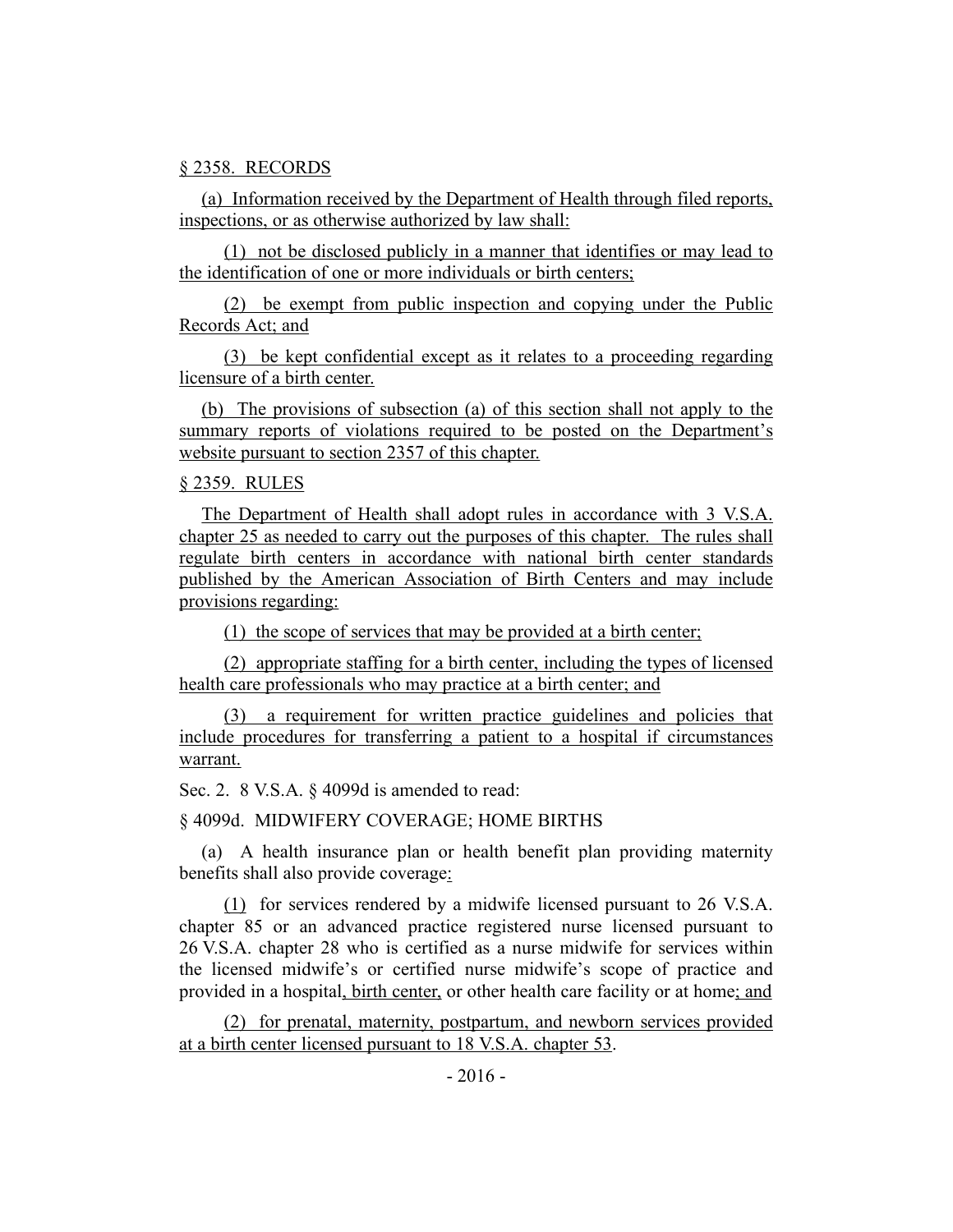§ 2358. RECORDS

(a) Information received by the Department of Health through filed reports, inspections, or as otherwise authorized by law shall:

(1) not be disclosed publicly in a manner that identifies or may lead to the identification of one or more individuals or birth centers;

(2) be exempt from public inspection and copying under the Public Records Act; and

(3) be kept confidential except as it relates to a proceeding regarding licensure of a birth center.

(b) The provisions of subsection (a) of this section shall not apply to the summary reports of violations required to be posted on the Department's website pursuant to section 2357 of this chapter.

§ 2359. RULES

The Department of Health shall adopt rules in accordance with 3 V.S.A. chapter 25 as needed to carry out the purposes of this chapter. The rules shall regulate birth centers in accordance with national birth center standards published by the American Association of Birth Centers and may include provisions regarding:

(1) the scope of services that may be provided at a birth center;

(2) appropriate staffing for a birth center, including the types of licensed health care professionals who may practice at a birth center; and

(3) a requirement for written practice guidelines and policies that include procedures for transferring a patient to a hospital if circumstances warrant.

Sec. 2. 8 V.S.A. § 4099d is amended to read:

§ 4099d. MIDWIFERY COVERAGE; HOME BIRTHS

(a) A health insurance plan or health benefit plan providing maternity benefits shall also provide coverage:

(1) for services rendered by a midwife licensed pursuant to 26 V.S.A. chapter 85 or an advanced practice registered nurse licensed pursuant to 26 V.S.A. chapter 28 who is certified as a nurse midwife for services within the licensed midwife's or certified nurse midwife's scope of practice and provided in a hospital, birth center, or other health care facility or at home; and

(2) for prenatal, maternity, postpartum, and newborn services provided at a birth center licensed pursuant to 18 V.S.A. chapter 53.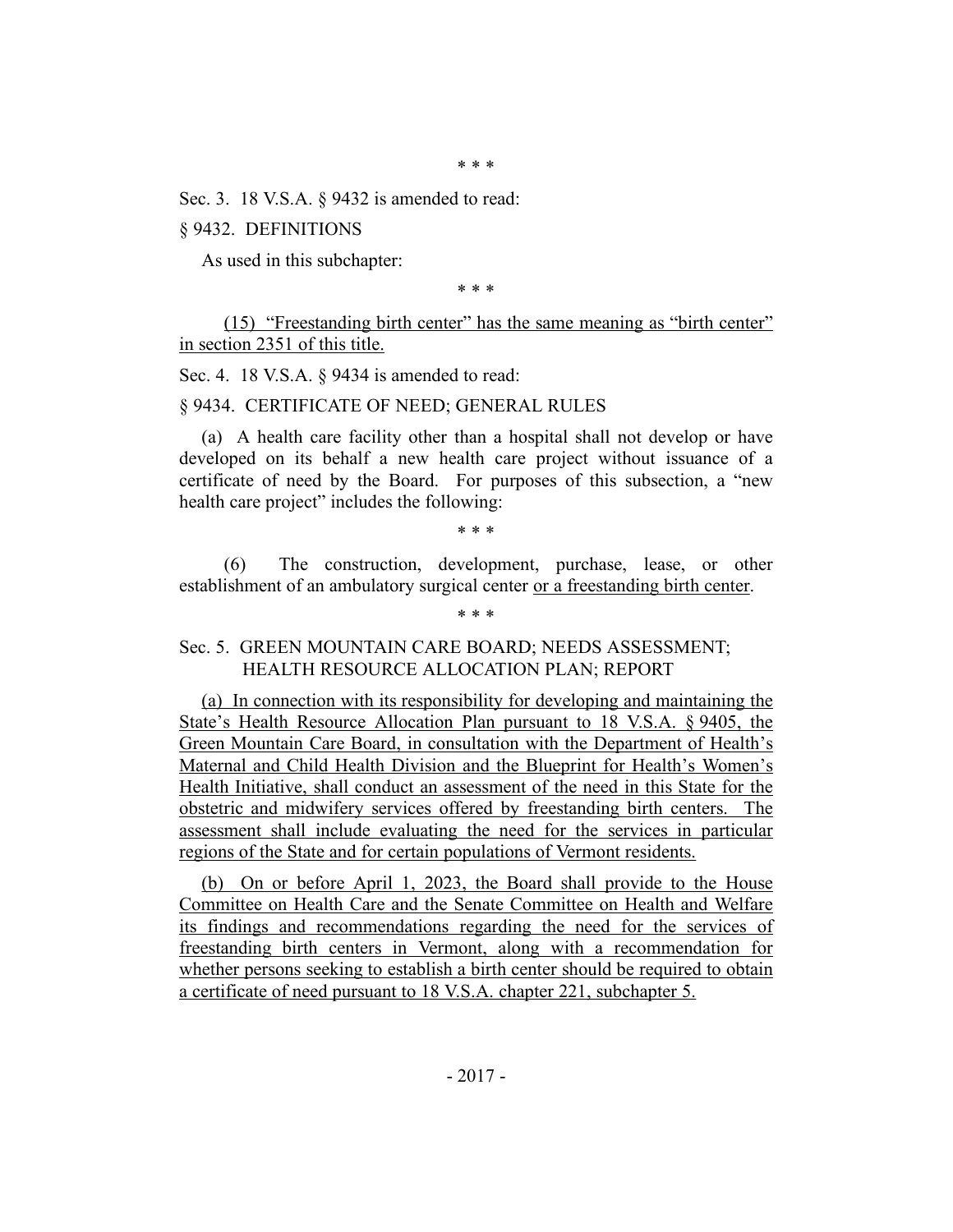\* \* \*

Sec. 3. 18 V.S.A. § 9432 is amended to read:

§ 9432. DEFINITIONS

As used in this subchapter:

\* \* \*

(15) “Freestanding birth center” has the same meaning as “birth center” in section 2351 of this title.

Sec. 4. 18 V.S.A. § 9434 is amended to read:

§ 9434. CERTIFICATE OF NEED; GENERAL RULES

(a) A health care facility other than a hospital shall not develop or have developed on its behalf a new health care project without issuance of a certificate of need by the Board. For purposes of this subsection, a “new health care project” includes the following:

\* \* \*

(6) The construction, development, purchase, lease, or other establishment of an ambulatory surgical center or a freestanding birth center.

\* \* \*

Sec. 5. GREEN MOUNTAIN CARE BOARD; NEEDS ASSESSMENT; HEALTH RESOURCE ALLOCATION PLAN; REPORT

(a) In connection with its responsibility for developing and maintaining the State’s Health Resource Allocation Plan pursuant to 18 V.S.A. § 9405, the Green Mountain Care Board, in consultation with the Department of Health’s Maternal and Child Health Division and the Blueprint for Health’s Women’s Health Initiative, shall conduct an assessment of the need in this State for the obstetric and midwifery services offered by freestanding birth centers. The assessment shall include evaluating the need for the services in particular regions of the State and for certain populations of Vermont residents.

(b) On or before April 1, 2023, the Board shall provide to the House Committee on Health Care and the Senate Committee on Health and Welfare its findings and recommendations regarding the need for the services of freestanding birth centers in Vermont, along with a recommendation for whether persons seeking to establish a birth center should be required to obtain a certificate of need pursuant to 18 V.S.A. chapter 221, subchapter 5.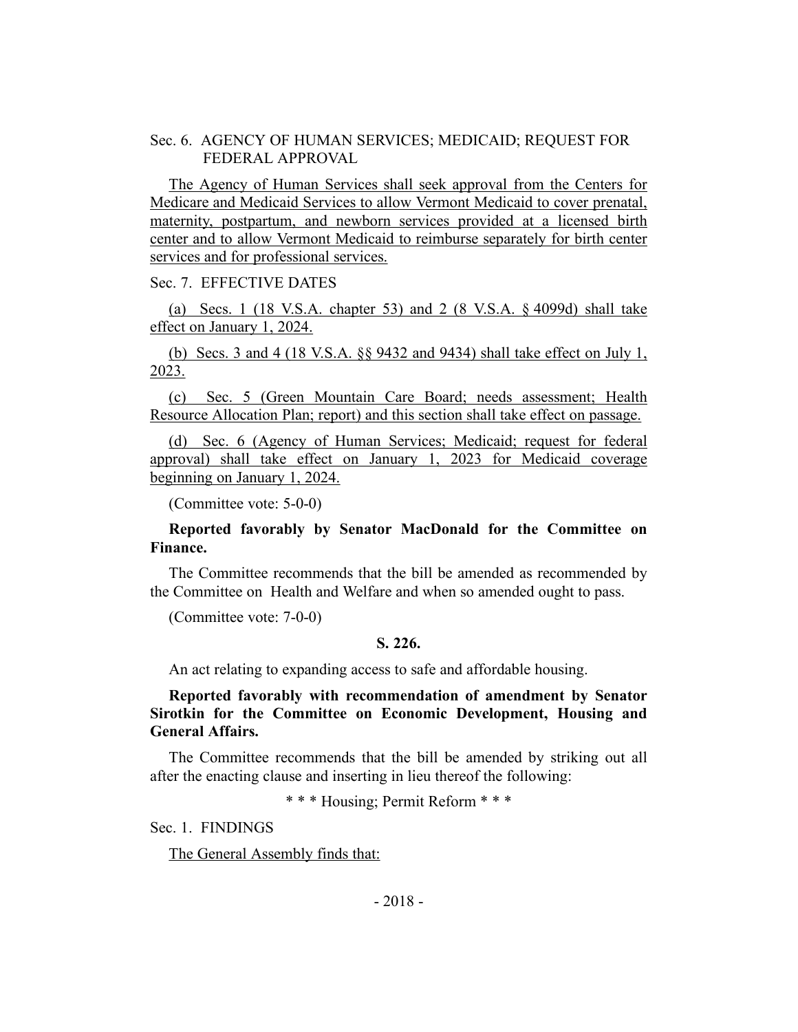Sec. 6. AGENCY OF HUMAN SERVICES; MEDICAID; REQUEST FOR FEDERAL APPROVAL

The Agency of Human Services shall seek approval from the Centers for Medicare and Medicaid Services to allow Vermont Medicaid to cover prenatal, maternity, postpartum, and newborn services provided at a licensed birth center and to allow Vermont Medicaid to reimburse separately for birth center services and for professional services.

Sec. 7. EFFECTIVE DATES

(a) Secs. 1 (18 V.S.A. chapter 53) and 2 (8 V.S.A. § 4099d) shall take effect on January 1, 2024.

(b) Secs. 3 and 4 (18 V.S.A. §§ 9432 and 9434) shall take effect on July 1, 2023.

(c) Sec. 5 (Green Mountain Care Board; needs assessment; Health Resource Allocation Plan; report) and this section shall take effect on passage.

(d) Sec. 6 (Agency of Human Services; Medicaid; request for federal approval) shall take effect on January 1, 2023 for Medicaid coverage beginning on January 1, 2024.

(Committee vote: 5-0-0)

**Reported favorably by Senator MacDonald for the Committee on Finance.**

The Committee recommends that the bill be amended as recommended by the Committee on Health and Welfare and when so amended ought to pass.

(Committee vote: 7-0-0)

**S. 226.**

An act relating to expanding access to safe and affordable housing.

**Reported favorably with recommendation of amendment by Senator Sirotkin for the Committee on Economic Development, Housing and General Affairs.**

The Committee recommends that the bill be amended by striking out all after the enacting clause and inserting in lieu thereof the following:

* * * Housing; Permit Reform * * *

Sec. 1. FINDINGS

The General Assembly finds that: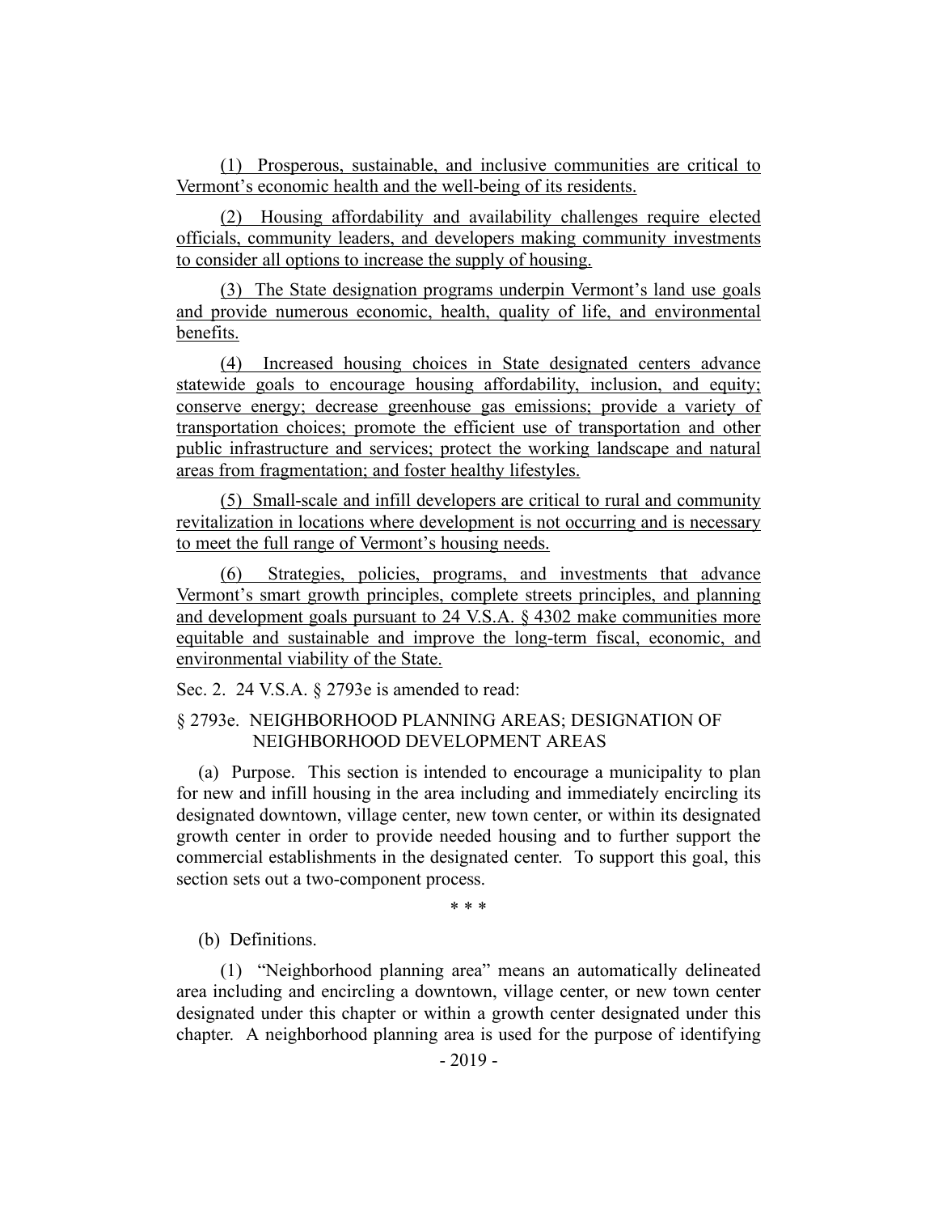(1) Prosperous, sustainable, and inclusive communities are critical to Vermont's economic health and the well-being of its residents.

(2) Housing affordability and availability challenges require elected officials, community leaders, and developers making community investments to consider all options to increase the supply of housing.

(3) The State designation programs underpin Vermont's land use goals and provide numerous economic, health, quality of life, and environmental benefits.

(4) Increased housing choices in State designated centers advance statewide goals to encourage housing affordability, inclusion, and equity; conserve energy; decrease greenhouse gas emissions; provide a variety of transportation choices; promote the efficient use of transportation and other public infrastructure and services; protect the working landscape and natural areas from fragmentation; and foster healthy lifestyles.

(5) Small-scale and infill developers are critical to rural and community revitalization in locations where development is not occurring and is necessary to meet the full range of Vermont's housing needs.

(6) Strategies, policies, programs, and investments that advance Vermont's smart growth principles, complete streets principles, and planning and development goals pursuant to 24 V.S.A. § 4302 make communities more equitable and sustainable and improve the long-term fiscal, economic, and environmental viability of the State.

Sec. 2. 24 V.S.A. § 2793e is amended to read:

§ 2793e. NEIGHBORHOOD PLANNING AREAS; DESIGNATION OF NEIGHBORHOOD DEVELOPMENT AREAS

(a) Purpose. This section is intended to encourage a municipality to plan for new and infill housing in the area including and immediately encircling its designated downtown, village center, new town center, or within its designated growth center in order to provide needed housing and to further support the commercial establishments in the designated center. To support this goal, this section sets out a two-component process.

\* \* \*

(b) Definitions.

(1) "Neighborhood planning area" means an automatically delineated area including and encircling a downtown, village center, or new town center designated under this chapter or within a growth center designated under this chapter. A neighborhood planning area is used for the purpose of identifying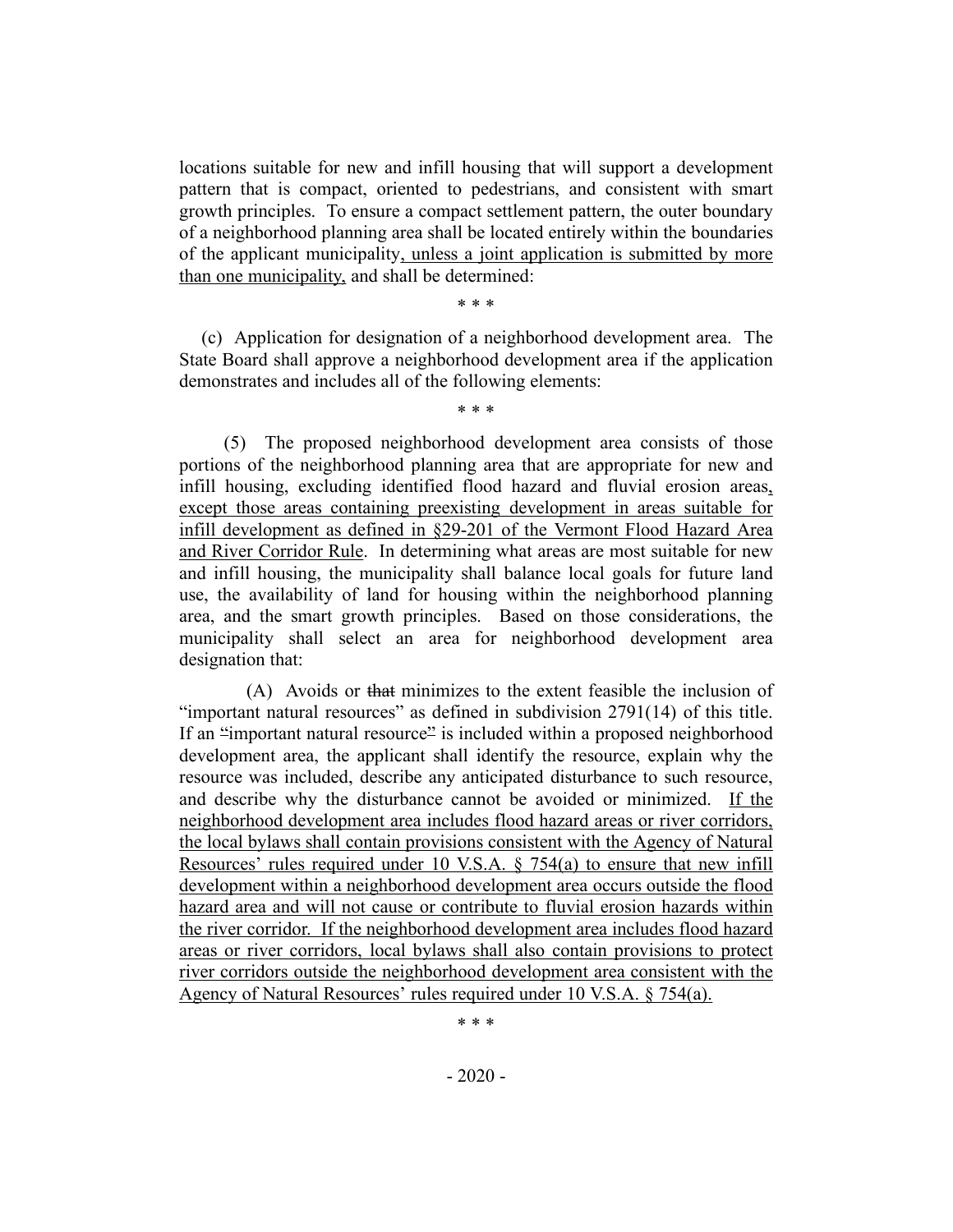locations suitable for new and infill housing that will support a development pattern that is compact, oriented to pedestrians, and consistent with smart growth principles. To ensure a compact settlement pattern, the outer boundary of a neighborhood planning area shall be located entirely within the boundaries of the applicant municipality, unless a joint application is submitted by more than one municipality, and shall be determined:

\* \* \*

(c) Application for designation of a neighborhood development area. The State Board shall approve a neighborhood development area if the application demonstrates and includes all of the following elements:

\* \* \*

(5) The proposed neighborhood development area consists of those portions of the neighborhood planning area that are appropriate for new and infill housing, excluding identified flood hazard and fluvial erosion areas, except those areas containing preexisting development in areas suitable for infill development as defined in §29-201 of the Vermont Flood Hazard Area and River Corridor Rule. In determining what areas are most suitable for new and infill housing, the municipality shall balance local goals for future land use, the availability of land for housing within the neighborhood planning area, and the smart growth principles. Based on those considerations, the municipality shall select an area for neighborhood development area designation that:

(A) Avoids or ~~that~~ minimizes to the extent feasible the inclusion of "important natural resources" as defined in subdivision 2791(14) of this title. If an "important natural resource" is included within a proposed neighborhood development area, the applicant shall identify the resource, explain why the resource was included, describe any anticipated disturbance to such resource, and describe why the disturbance cannot be avoided or minimized. If the neighborhood development area includes flood hazard areas or river corridors, the local bylaws shall contain provisions consistent with the Agency of Natural Resources' rules required under 10 V.S.A. § 754(a) to ensure that new infill development within a neighborhood development area occurs outside the flood hazard area and will not cause or contribute to fluvial erosion hazards within the river corridor. If the neighborhood development area includes flood hazard areas or river corridors, local bylaws shall also contain provisions to protect river corridors outside the neighborhood development area consistent with the Agency of Natural Resources' rules required under 10 V.S.A. § 754(a).

\* \* \*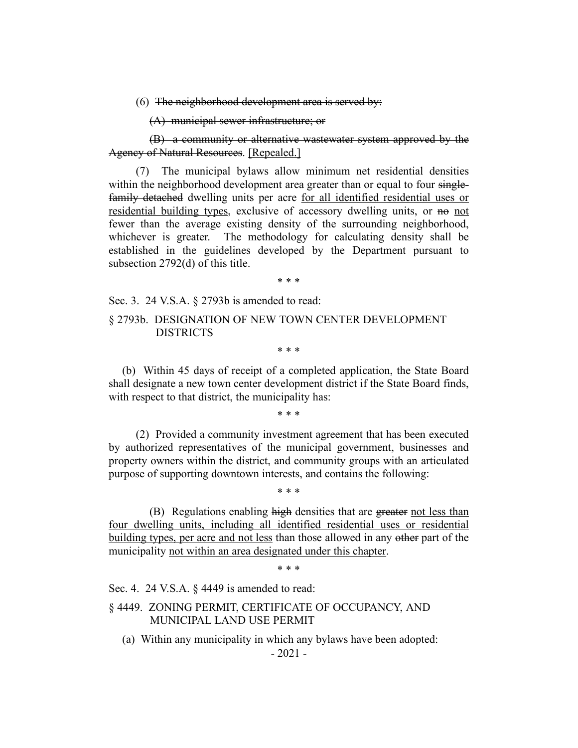(6) ~~The neighborhood development area is served by:~~

~~(A) municipal sewer infrastructure; or~~

~~(B) a community or alternative wastewater system approved by the Agency of Natural Resources~~. [Repealed.]

(7) The municipal bylaws allow minimum net residential densities within the neighborhood development area greater than or equal to four ~~single-family detached~~ dwelling units per acre for all identified residential uses or residential building types, exclusive of accessory dwelling units, or ~~no~~ not fewer than the average existing density of the surrounding neighborhood, whichever is greater. The methodology for calculating density shall be established in the guidelines developed by the Department pursuant to subsection 2792(d) of this title.

\* \* \*

Sec. 3. 24 V.S.A. § 2793b is amended to read:

§ 2793b. DESIGNATION OF NEW TOWN CENTER DEVELOPMENT DISTRICTS

\* \* \*

(b) Within 45 days of receipt of a completed application, the State Board shall designate a new town center development district if the State Board finds, with respect to that district, the municipality has:

\* \* \*

(2) Provided a community investment agreement that has been executed by authorized representatives of the municipal government, businesses and property owners within the district, and community groups with an articulated purpose of supporting downtown interests, and contains the following:

\* \* \*

(B) Regulations enabling ~~high~~ densities that are ~~greater~~ not less than four dwelling units, including all identified residential uses or residential building types, per acre and not less than those allowed in any ~~other~~ part of the municipality not within an area designated under this chapter.

\* \* \*

Sec. 4. 24 V.S.A. § 4449 is amended to read:

§ 4449. ZONING PERMIT, CERTIFICATE OF OCCUPANCY, AND MUNICIPAL LAND USE PERMIT

(a) Within any municipality in which any bylaws have been adopted: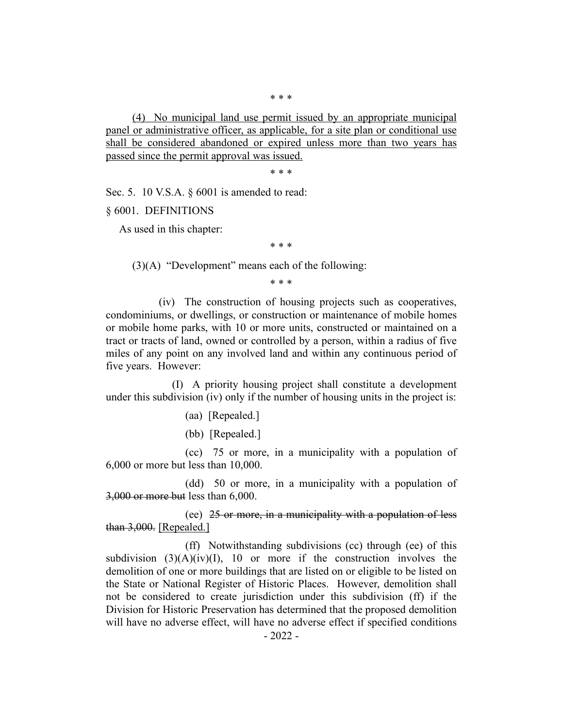\* \* \*

<u>(4) No municipal land use permit issued by an appropriate municipal panel or administrative officer, as applicable, for a site plan or conditional use shall be considered abandoned or expired unless more than two years has passed since the permit approval was issued.</u>

\* \* \*

Sec. 5. 10 V.S.A. § 6001 is amended to read:

§ 6001. DEFINITIONS

As used in this chapter:

\* \* \*

(3)(A) "Development" means each of the following:

\* \* \*

(iv) The construction of housing projects such as cooperatives, condominiums, or dwellings, or construction or maintenance of mobile homes or mobile home parks, with 10 or more units, constructed or maintained on a tract or tracts of land, owned or controlled by a person, within a radius of five miles of any point on any involved land and within any continuous period of five years. However:

(I) A priority housing project shall constitute a development under this subdivision (iv) only if the number of housing units in the project is:

(aa) [Repealed.]

(bb) [Repealed.]

(cc) 75 or more, in a municipality with a population of 6,000 or more but less than 10,000.

(dd) 50 or more, in a municipality with a population of ~~3,000 or more but~~ less than 6,000.

(ee) ~~25 or more, in a municipality with a population of less than 3,000.~~ <u>[Repealed.]</u>

(ff) Notwithstanding subdivisions (cc) through (ee) of this subdivision (3)(A)(iv)(I), 10 or more if the construction involves the demolition of one or more buildings that are listed on or eligible to be listed on the State or National Register of Historic Places. However, demolition shall not be considered to create jurisdiction under this subdivision (ff) if the Division for Historic Preservation has determined that the proposed demolition will have no adverse effect, will have no adverse effect if specified conditions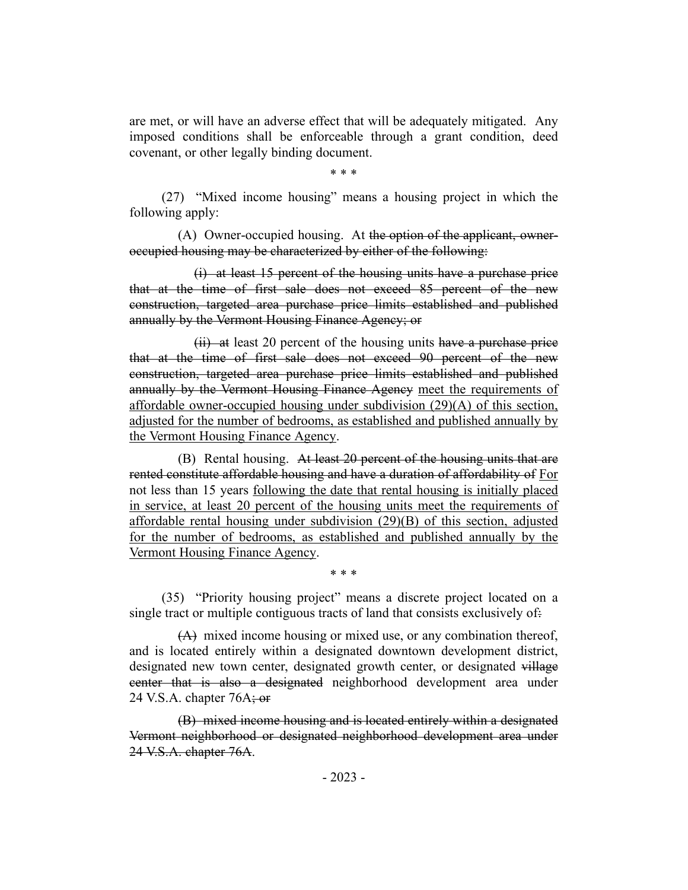are met, or will have an adverse effect that will be adequately mitigated. Any imposed conditions shall be enforceable through a grant condition, deed covenant, or other legally binding document.

\* \* \*

(27) "Mixed income housing" means a housing project in which the following apply:

(A) Owner-occupied housing. At ~~the option of the applicant, owner-occupied housing may be characterized by either of the following:~~

~~(i) at least 15 percent of the housing units have a purchase price that at the time of first sale does not exceed 85 percent of the new construction, targeted area purchase price limits established and published annually by the Vermont Housing Finance Agency; or~~

~~(ii) at~~ least 20 percent of the housing units ~~have a purchase price that at the time of first sale does not exceed 90 percent of the new construction, targeted area purchase price limits established and published annually by the Vermont Housing Finance Agency~~ <u>meet the requirements of affordable owner-occupied housing under subdivision (29)(A) of this section, adjusted for the number of bedrooms, as established and published annually by the Vermont Housing Finance Agency</u>.

(B) Rental housing. ~~At least 20 percent of the housing units that are rented constitute affordable housing and have a duration of affordability of~~ <u>For</u> not less than 15 years <u>following the date that rental housing is initially placed in service, at least 20 percent of the housing units meet the requirements of affordable rental housing under subdivision (29)(B) of this section, adjusted for the number of bedrooms, as established and published annually by the Vermont Housing Finance Agency</u>.

\* \* \*

(35) "Priority housing project" means a discrete project located on a single tract or multiple contiguous tracts of land that consists exclusively of~~:~~

~~(A)~~ mixed income housing or mixed use, or any combination thereof, and is located entirely within a designated downtown development district, designated new town center, designated growth center, or designated ~~village center that is also a designated~~ neighborhood development area under 24 V.S.A. chapter 76A~~; or~~

~~(B) mixed income housing and is located entirely within a designated Vermont neighborhood or designated neighborhood development area under 24 V.S.A. chapter 76A~~.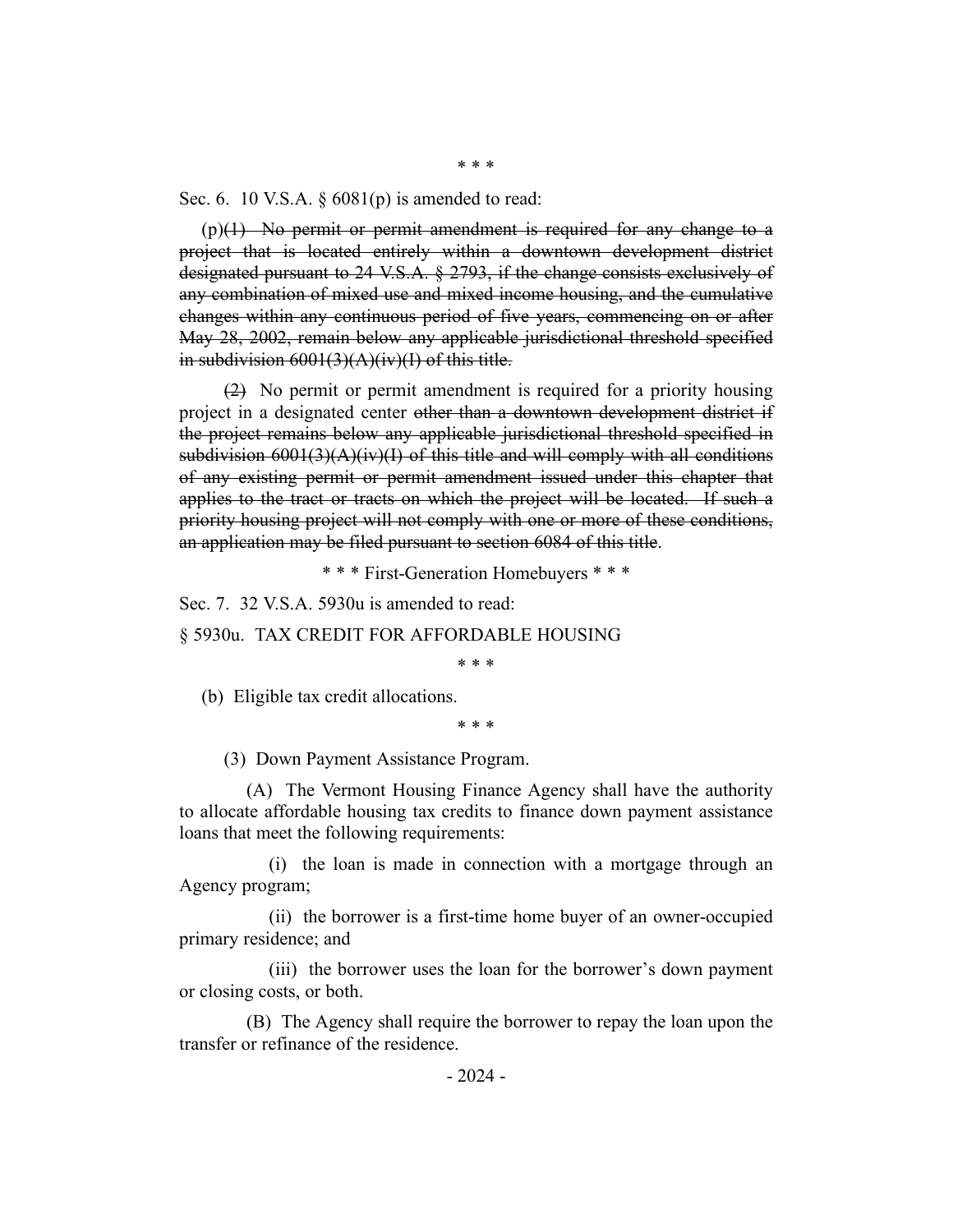\* \* \*

Sec. 6. 10 V.S.A. § 6081(p) is amended to read:

(p)~~(1) No permit or permit amendment is required for any change to a project that is located entirely within a downtown development district designated pursuant to 24 V.S.A. § 2793, if the change consists exclusively of any combination of mixed use and mixed income housing, and the cumulative changes within any continuous period of five years, commencing on or after May 28, 2002, remain below any applicable jurisdictional threshold specified in subdivision 6001(3)(A)(iv)(I) of this title.~~

~~(2)~~ No permit or permit amendment is required for a priority housing project in a designated center ~~other than a downtown development district if the project remains below any applicable jurisdictional threshold specified in subdivision 6001(3)(A)(iv)(I) of this title and will comply with all conditions of any existing permit or permit amendment issued under this chapter that applies to the tract or tracts on which the project will be located. If such a priority housing project will not comply with one or more of these conditions, an application may be filed pursuant to section 6084 of this title~~.

\* \* \* First-Generation Homebuyers \* \* \*

Sec. 7. 32 V.S.A. 5930u is amended to read:

§ 5930u. TAX CREDIT FOR AFFORDABLE HOUSING

\* \* \*

(b) Eligible tax credit allocations.

\* \* \*

(3) Down Payment Assistance Program.

(A) The Vermont Housing Finance Agency shall have the authority to allocate affordable housing tax credits to finance down payment assistance loans that meet the following requirements:

(i) the loan is made in connection with a mortgage through an Agency program;

(ii) the borrower is a first-time home buyer of an owner-occupied primary residence; and

(iii) the borrower uses the loan for the borrower's down payment or closing costs, or both.

(B) The Agency shall require the borrower to repay the loan upon the transfer or refinance of the residence.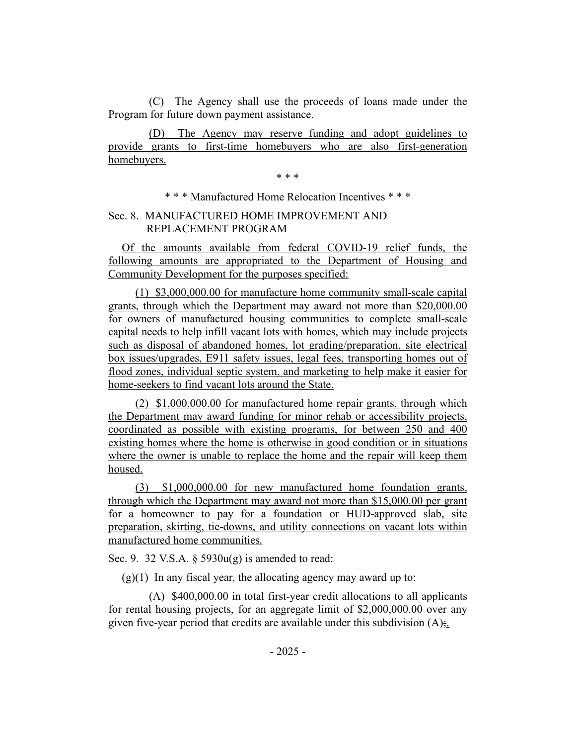(C) The Agency shall use the proceeds of loans made under the Program for future down payment assistance.

(D) The Agency may reserve funding and adopt guidelines to provide grants to first-time homebuyers who are also first-generation homebuyers.

\* \* \*

\* \* \* Manufactured Home Relocation Incentives \* \* \*

Sec. 8. MANUFACTURED HOME IMPROVEMENT AND REPLACEMENT PROGRAM

Of the amounts available from federal COVID-19 relief funds, the following amounts are appropriated to the Department of Housing and Community Development for the purposes specified:

(1) $3,000,000.00 for manufacture home community small-scale capital grants, through which the Department may award not more than $20,000.00 for owners of manufactured housing communities to complete small-scale capital needs to help infill vacant lots with homes, which may include projects such as disposal of abandoned homes, lot grading/preparation, site electrical box issues/upgrades, E911 safety issues, legal fees, transporting homes out of flood zones, individual septic system, and marketing to help make it easier for home-seekers to find vacant lots around the State.

(2) $1,000,000.00 for manufactured home repair grants, through which the Department may award funding for minor rehab or accessibility projects, coordinated as possible with existing programs, for between 250 and 400 existing homes where the home is otherwise in good condition or in situations where the owner is unable to replace the home and the repair will keep them housed.

(3) $1,000,000.00 for new manufactured home foundation grants, through which the Department may award not more than $15,000.00 per grant for a homeowner to pay for a foundation or HUD-approved slab, site preparation, skirting, tie-downs, and utility connections on vacant lots within manufactured home communities.

Sec. 9. 32 V.S.A. § 5930u(g) is amended to read:

(g)(1) In any fiscal year, the allocating agency may award up to:

(A) $400,000.00 in total first-year credit allocations to all applicants for rental housing projects, for an aggregate limit of $2,000,000.00 over any given five-year period that credits are available under this subdivision (A);.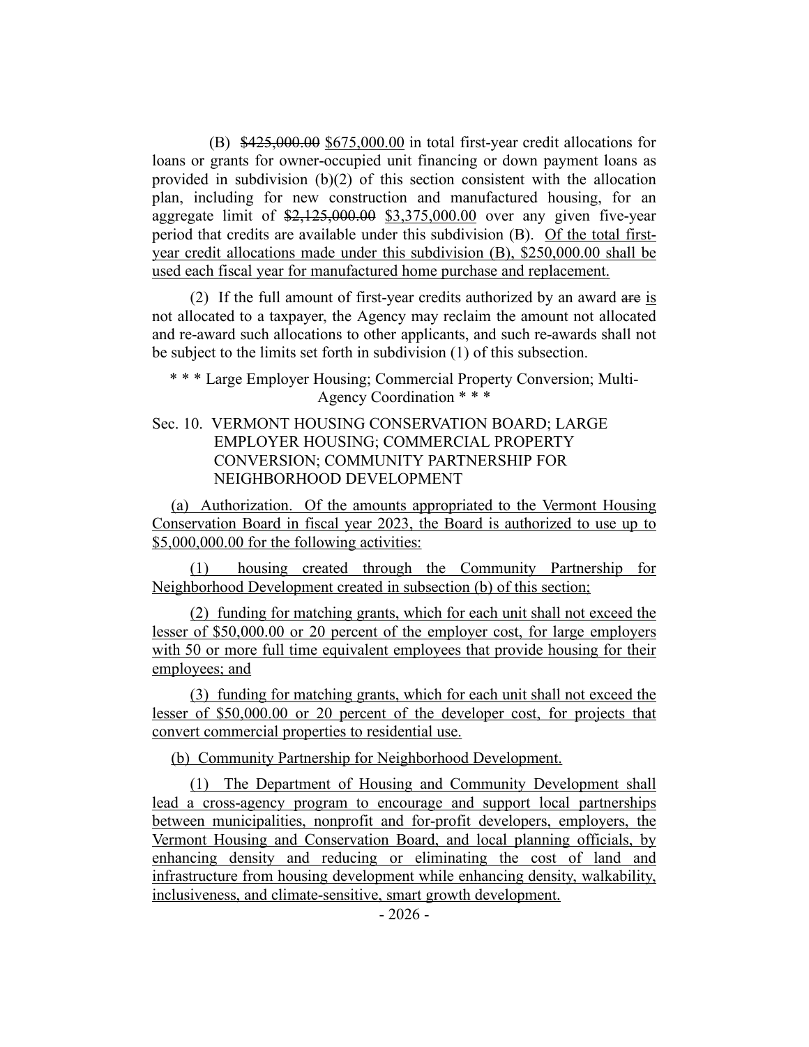(B) ~~$425,000.00~~ <u>$675,000.00</u> in total first-year credit allocations for loans or grants for owner-occupied unit financing or down payment loans as provided in subdivision (b)(2) of this section consistent with the allocation plan, including for new construction and manufactured housing, for an aggregate limit of ~~$2,125,000.00~~ <u>$3,375,000.00</u> over any given five-year period that credits are available under this subdivision (B). <u>Of the total first-year credit allocations made under this subdivision (B), $250,000.00 shall be used each fiscal year for manufactured home purchase and replacement.</u>

(2) If the full amount of first-year credits authorized by an award ~~are~~ <u>is</u> not allocated to a taxpayer, the Agency may reclaim the amount not allocated and re-award such allocations to other applicants, and such re-awards shall not be subject to the limits set forth in subdivision (1) of this subsection.

\* \* \* Large Employer Housing; Commercial Property Conversion; Multi-Agency Coordination \* \* \*

Sec. 10. VERMONT HOUSING CONSERVATION BOARD; LARGE EMPLOYER HOUSING; COMMERCIAL PROPERTY CONVERSION; COMMUNITY PARTNERSHIP FOR NEIGHBORHOOD DEVELOPMENT

<u>(a) Authorization. Of the amounts appropriated to the Vermont Housing Conservation Board in fiscal year 2023, the Board is authorized to use up to $5,000,000.00 for the following activities:</u>

<u>(1) housing created through the Community Partnership for Neighborhood Development created in subsection (b) of this section;</u>

<u>(2) funding for matching grants, which for each unit shall not exceed the lesser of $50,000.00 or 20 percent of the employer cost, for large employers with 50 or more full time equivalent employees that provide housing for their employees; and</u>

<u>(3) funding for matching grants, which for each unit shall not exceed the lesser of $50,000.00 or 20 percent of the developer cost, for projects that convert commercial properties to residential use.</u>

<u>(b) Community Partnership for Neighborhood Development.</u>

<u>(1) The Department of Housing and Community Development shall lead a cross-agency program to encourage and support local partnerships between municipalities, nonprofit and for-profit developers, employers, the Vermont Housing and Conservation Board, and local planning officials, by enhancing density and reducing or eliminating the cost of land and infrastructure from housing development while enhancing density, walkability, inclusiveness, and climate-sensitive, smart growth development.</u>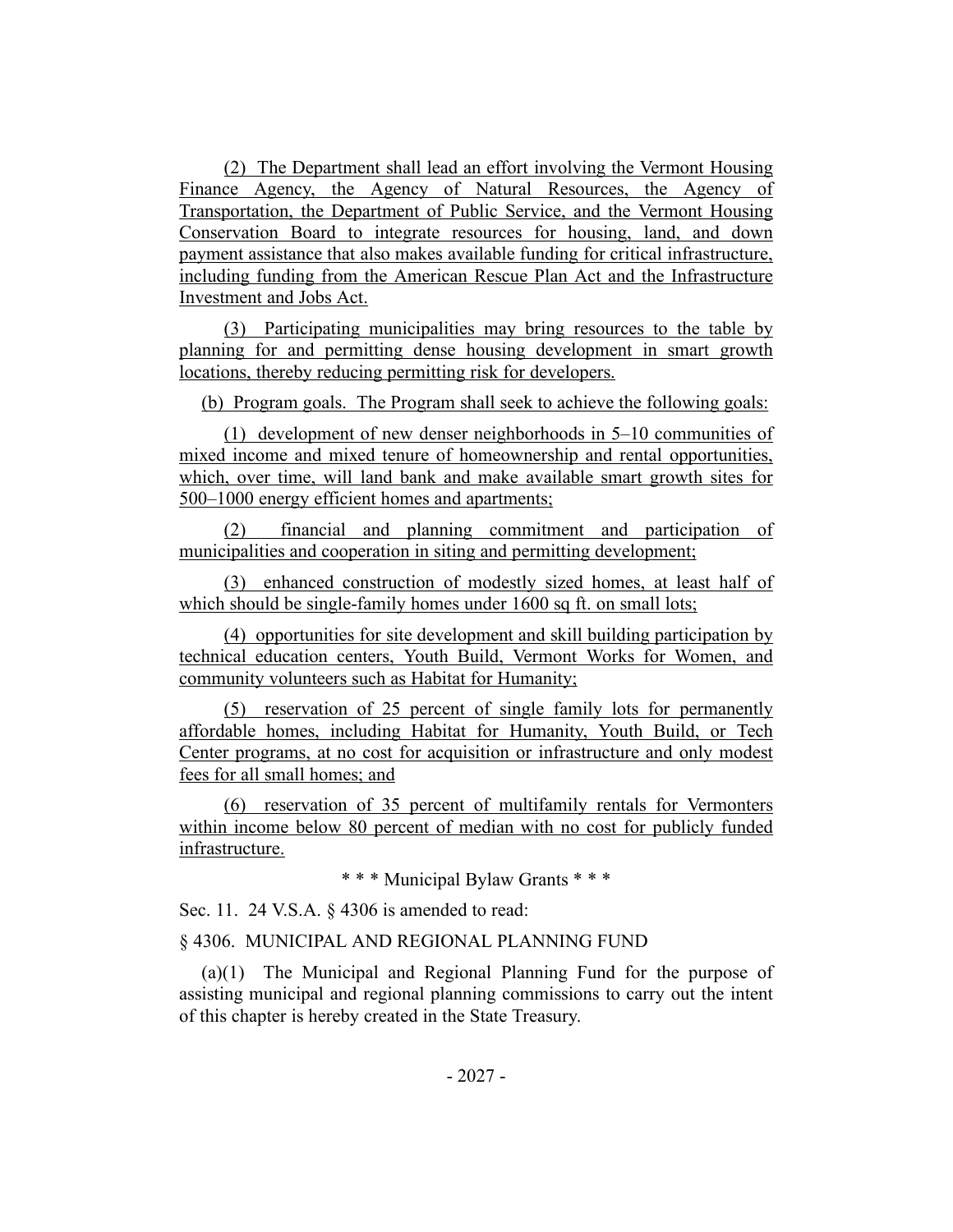(2) The Department shall lead an effort involving the Vermont Housing Finance Agency, the Agency of Natural Resources, the Agency of Transportation, the Department of Public Service, and the Vermont Housing Conservation Board to integrate resources for housing, land, and down payment assistance that also makes available funding for critical infrastructure, including funding from the American Rescue Plan Act and the Infrastructure Investment and Jobs Act.

(3) Participating municipalities may bring resources to the table by planning for and permitting dense housing development in smart growth locations, thereby reducing permitting risk for developers.

(b) Program goals. The Program shall seek to achieve the following goals:

(1) development of new denser neighborhoods in 5–10 communities of mixed income and mixed tenure of homeownership and rental opportunities, which, over time, will land bank and make available smart growth sites for 500–1000 energy efficient homes and apartments;

(2) financial and planning commitment and participation of municipalities and cooperation in siting and permitting development;

(3) enhanced construction of modestly sized homes, at least half of which should be single-family homes under 1600 sq ft. on small lots;

(4) opportunities for site development and skill building participation by technical education centers, Youth Build, Vermont Works for Women, and community volunteers such as Habitat for Humanity;

(5) reservation of 25 percent of single family lots for permanently affordable homes, including Habitat for Humanity, Youth Build, or Tech Center programs, at no cost for acquisition or infrastructure and only modest fees for all small homes; and

(6) reservation of 35 percent of multifamily rentals for Vermonters within income below 80 percent of median with no cost for publicly funded infrastructure.

\* \* \* Municipal Bylaw Grants \* \* \*

Sec. 11. 24 V.S.A. § 4306 is amended to read:

§ 4306. MUNICIPAL AND REGIONAL PLANNING FUND

(a)(1) The Municipal and Regional Planning Fund for the purpose of assisting municipal and regional planning commissions to carry out the intent of this chapter is hereby created in the State Treasury.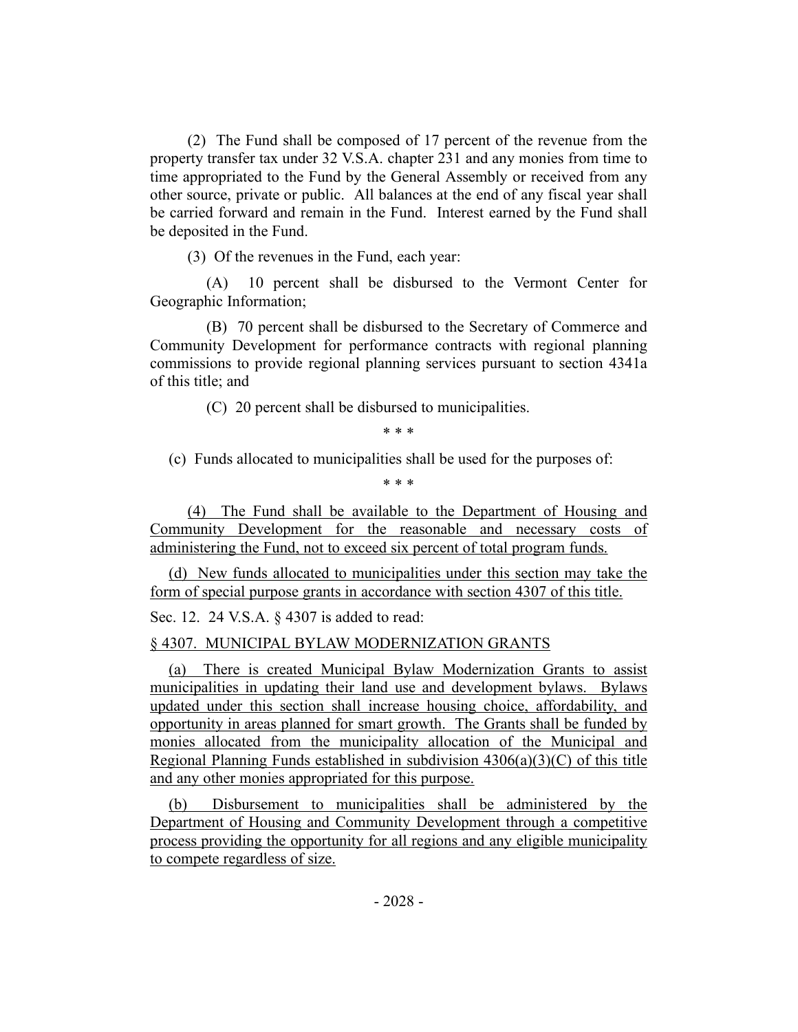(2) The Fund shall be composed of 17 percent of the revenue from the property transfer tax under 32 V.S.A. chapter 231 and any monies from time to time appropriated to the Fund by the General Assembly or received from any other source, private or public. All balances at the end of any fiscal year shall be carried forward and remain in the Fund. Interest earned by the Fund shall be deposited in the Fund.

(3) Of the revenues in the Fund, each year:

(A) 10 percent shall be disbursed to the Vermont Center for Geographic Information;

(B) 70 percent shall be disbursed to the Secretary of Commerce and Community Development for performance contracts with regional planning commissions to provide regional planning services pursuant to section 4341a of this title; and

(C) 20 percent shall be disbursed to municipalities.

\* \* \*

(c) Funds allocated to municipalities shall be used for the purposes of:

\* \* \*

<u>(4) The Fund shall be available to the Department of Housing and Community Development for the reasonable and necessary costs of administering the Fund, not to exceed six percent of total program funds.</u>

<u>(d) New funds allocated to municipalities under this section may take the form of special purpose grants in accordance with section 4307 of this title.</u>

Sec. 12. 24 V.S.A. § 4307 is added to read:

<u>§ 4307. MUNICIPAL BYLAW MODERNIZATION GRANTS</u>

<u>(a) There is created Municipal Bylaw Modernization Grants to assist municipalities in updating their land use and development bylaws. Bylaws updated under this section shall increase housing choice, affordability, and opportunity in areas planned for smart growth. The Grants shall be funded by monies allocated from the municipality allocation of the Municipal and Regional Planning Funds established in subdivision 4306(a)(3)(C) of this title and any other monies appropriated for this purpose.</u>

<u>(b) Disbursement to municipalities shall be administered by the Department of Housing and Community Development through a competitive process providing the opportunity for all regions and any eligible municipality to compete regardless of size.</u>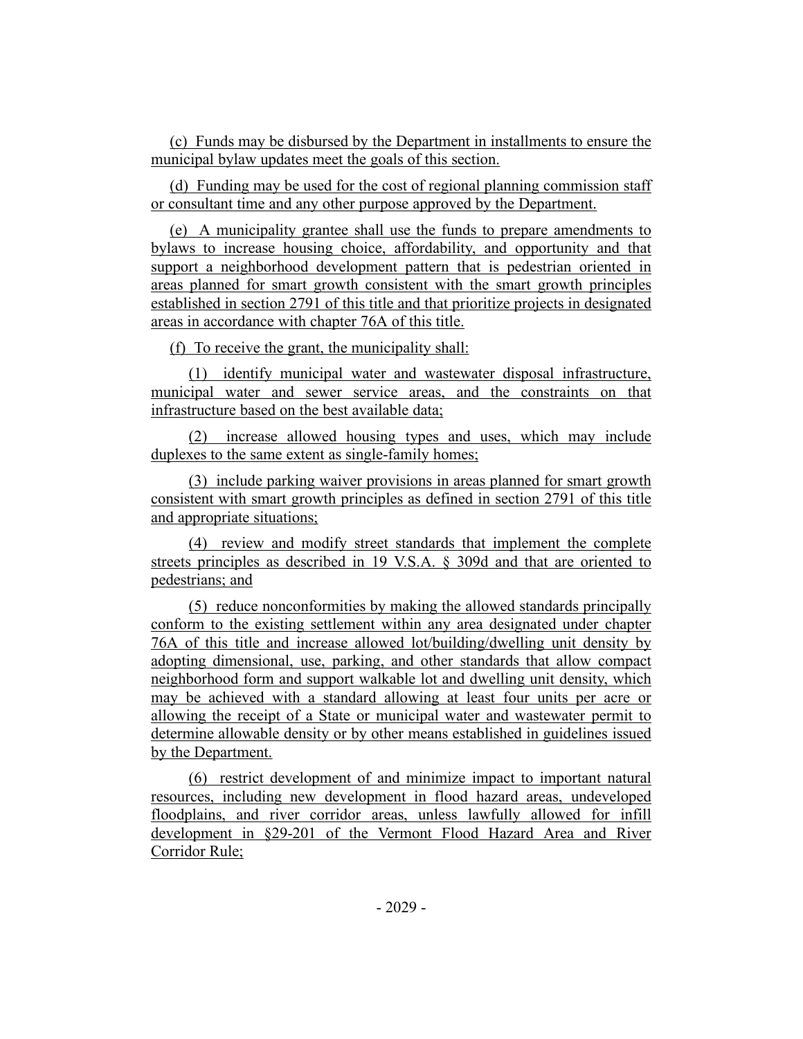(c) Funds may be disbursed by the Department in installments to ensure the municipal bylaw updates meet the goals of this section.

(d) Funding may be used for the cost of regional planning commission staff or consultant time and any other purpose approved by the Department.

(e) A municipality grantee shall use the funds to prepare amendments to bylaws to increase housing choice, affordability, and opportunity and that support a neighborhood development pattern that is pedestrian oriented in areas planned for smart growth consistent with the smart growth principles established in section 2791 of this title and that prioritize projects in designated areas in accordance with chapter 76A of this title.

(f) To receive the grant, the municipality shall:

(1) identify municipal water and wastewater disposal infrastructure, municipal water and sewer service areas, and the constraints on that infrastructure based on the best available data;

(2) increase allowed housing types and uses, which may include duplexes to the same extent as single-family homes;

(3) include parking waiver provisions in areas planned for smart growth consistent with smart growth principles as defined in section 2791 of this title and appropriate situations;

(4) review and modify street standards that implement the complete streets principles as described in 19 V.S.A. § 309d and that are oriented to pedestrians; and

(5) reduce nonconformities by making the allowed standards principally conform to the existing settlement within any area designated under chapter 76A of this title and increase allowed lot/building/dwelling unit density by adopting dimensional, use, parking, and other standards that allow compact neighborhood form and support walkable lot and dwelling unit density, which may be achieved with a standard allowing at least four units per acre or allowing the receipt of a State or municipal water and wastewater permit to determine allowable density or by other means established in guidelines issued by the Department.

(6) restrict development of and minimize impact to important natural resources, including new development in flood hazard areas, undeveloped floodplains, and river corridor areas, unless lawfully allowed for infill development in §29-201 of the Vermont Flood Hazard Area and River Corridor Rule;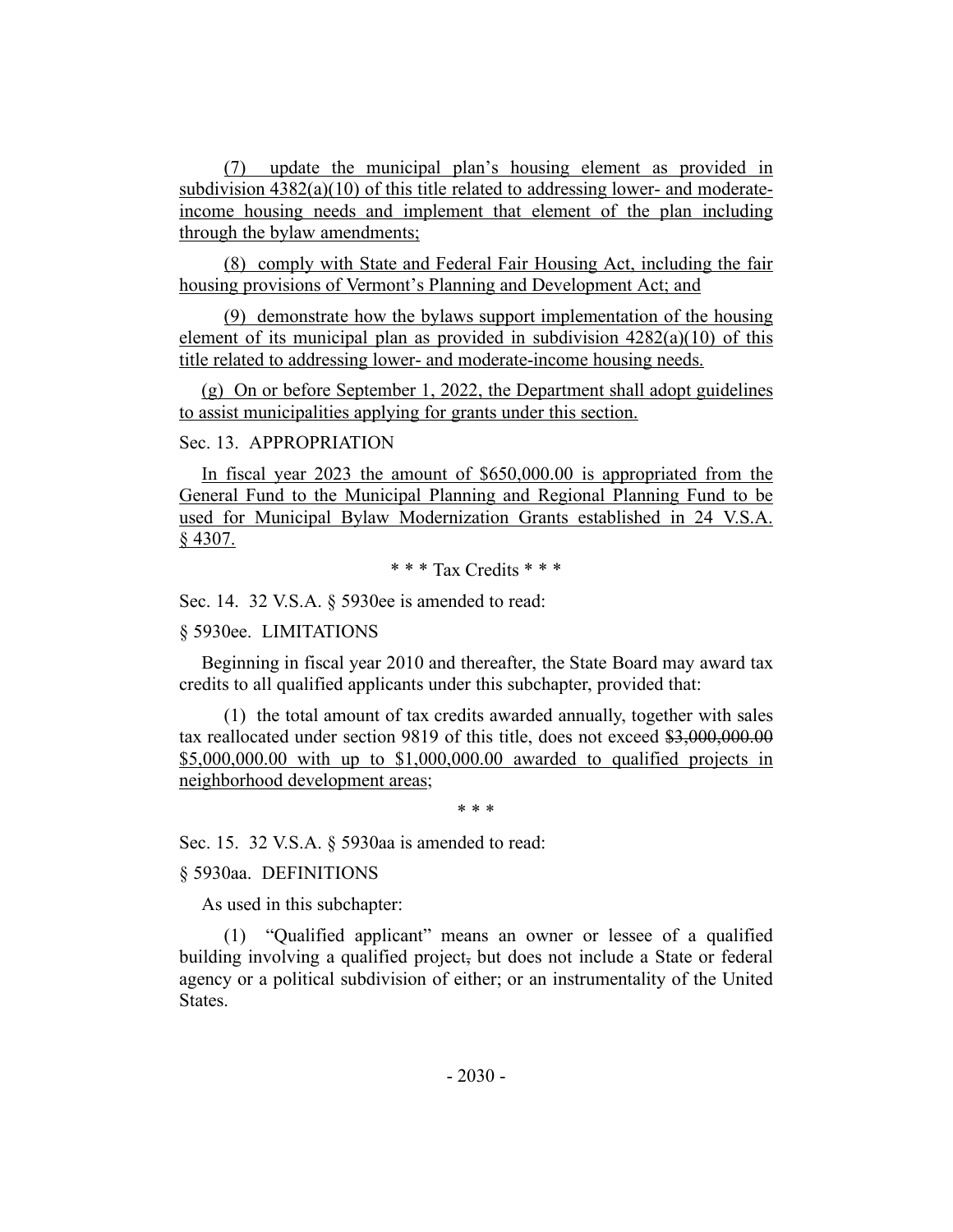(7) update the municipal plan's housing element as provided in subdivision 4382(a)(10) of this title related to addressing lower- and moderate-income housing needs and implement that element of the plan including through the bylaw amendments;

(8) comply with State and Federal Fair Housing Act, including the fair housing provisions of Vermont's Planning and Development Act; and

(9) demonstrate how the bylaws support implementation of the housing element of its municipal plan as provided in subdivision 4282(a)(10) of this title related to addressing lower- and moderate-income housing needs.

(g) On or before September 1, 2022, the Department shall adopt guidelines to assist municipalities applying for grants under this section.

Sec. 13. APPROPRIATION

In fiscal year 2023 the amount of $650,000.00 is appropriated from the General Fund to the Municipal Planning and Regional Planning Fund to be used for Municipal Bylaw Modernization Grants established in 24 V.S.A. § 4307.

\* \* \* Tax Credits \* \* \*

Sec. 14. 32 V.S.A. § 5930ee is amended to read:

§ 5930ee. LIMITATIONS

Beginning in fiscal year 2010 and thereafter, the State Board may award tax credits to all qualified applicants under this subchapter, provided that:

(1) the total amount of tax credits awarded annually, together with sales tax reallocated under section 9819 of this title, does not exceed ~~$3,000,000.00~~ $5,000,000.00 with up to $1,000,000.00 awarded to qualified projects in neighborhood development areas;

\* \* \*

Sec. 15. 32 V.S.A. § 5930aa is amended to read:

§ 5930aa. DEFINITIONS

As used in this subchapter:

(1) "Qualified applicant" means an owner or lessee of a qualified building involving a qualified project~~,~~ but does not include a State or federal agency or a political subdivision of either; or an instrumentality of the United States.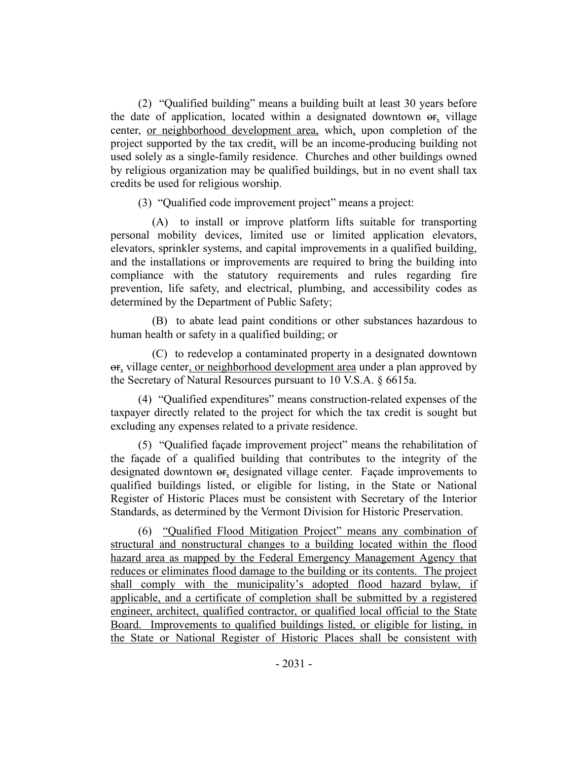(2) "Qualified building" means a building built at least 30 years before the date of application, located within a designated downtown ~~or~~, village center, <u>or neighborhood development area,</u> which<u>,</u> upon completion of the project supported by the tax credit<u>,</u> will be an income-producing building not used solely as a single-family residence. Churches and other buildings owned by religious organization may be qualified buildings, but in no event shall tax credits be used for religious worship.

(3) "Qualified code improvement project" means a project:

(A) to install or improve platform lifts suitable for transporting personal mobility devices, limited use or limited application elevators, elevators, sprinkler systems, and capital improvements in a qualified building, and the installations or improvements are required to bring the building into compliance with the statutory requirements and rules regarding fire prevention, life safety, and electrical, plumbing, and accessibility codes as determined by the Department of Public Safety;

(B) to abate lead paint conditions or other substances hazardous to human health or safety in a qualified building; or

(C) to redevelop a contaminated property in a designated downtown ~~or~~, village center<u>, or neighborhood development area</u> under a plan approved by the Secretary of Natural Resources pursuant to 10 V.S.A. § 6615a.

(4) "Qualified expenditures" means construction-related expenses of the taxpayer directly related to the project for which the tax credit is sought but excluding any expenses related to a private residence.

(5) "Qualified façade improvement project" means the rehabilitation of the façade of a qualified building that contributes to the integrity of the designated downtown ~~or~~, designated village center. Façade improvements to qualified buildings listed, or eligible for listing, in the State or National Register of Historic Places must be consistent with Secretary of the Interior Standards, as determined by the Vermont Division for Historic Preservation.

(6) <u>"Qualified Flood Mitigation Project" means any combination of structural and nonstructural changes to a building located within the flood hazard area as mapped by the Federal Emergency Management Agency that reduces or eliminates flood damage to the building or its contents. The project shall comply with the municipality's adopted flood hazard bylaw, if applicable, and a certificate of completion shall be submitted by a registered engineer, architect, qualified contractor, or qualified local official to the State Board. Improvements to qualified buildings listed, or eligible for listing, in the State or National Register of Historic Places shall be consistent with</u>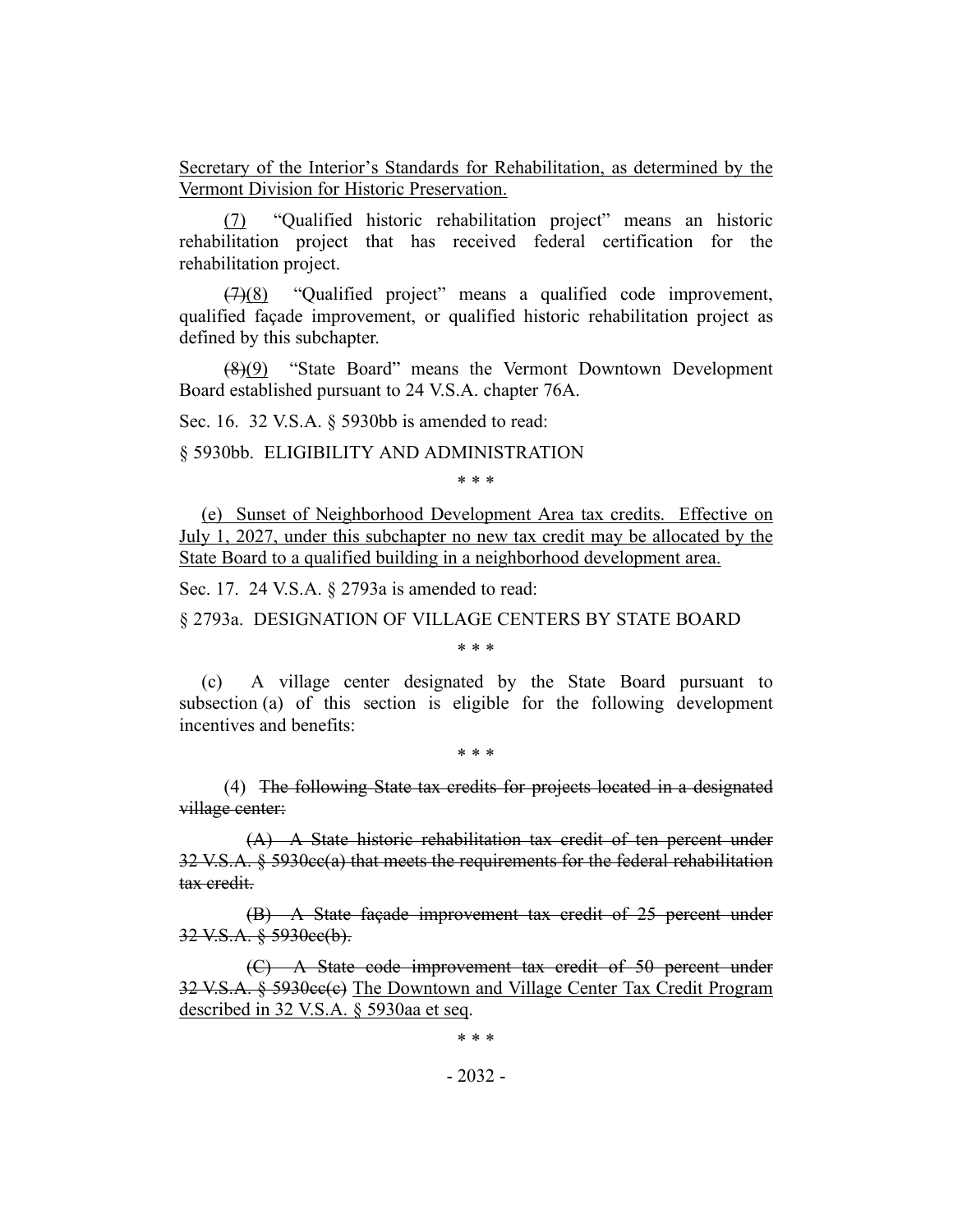Secretary of the Interior's Standards for Rehabilitation, as determined by the Vermont Division for Historic Preservation.

(7) "Qualified historic rehabilitation project" means an historic rehabilitation project that has received federal certification for the rehabilitation project.

~~(7)~~(8) "Qualified project" means a qualified code improvement, qualified façade improvement, or qualified historic rehabilitation project as defined by this subchapter.

~~(8)~~(9) "State Board" means the Vermont Downtown Development Board established pursuant to 24 V.S.A. chapter 76A.

Sec. 16. 32 V.S.A. § 5930bb is amended to read:

§ 5930bb. ELIGIBILITY AND ADMINISTRATION

\* \* \*

(e) Sunset of Neighborhood Development Area tax credits. Effective on July 1, 2027, under this subchapter no new tax credit may be allocated by the State Board to a qualified building in a neighborhood development area.

Sec. 17. 24 V.S.A. § 2793a is amended to read:

§ 2793a. DESIGNATION OF VILLAGE CENTERS BY STATE BOARD

\* \* \*

(c) A village center designated by the State Board pursuant to subsection (a) of this section is eligible for the following development incentives and benefits:

\* \* \*

(4) ~~The following State tax credits for projects located in a designated village center:~~

~~(A) A State historic rehabilitation tax credit of ten percent under 32 V.S.A. § 5930cc(a) that meets the requirements for the federal rehabilitation tax credit.~~

~~(B) A State façade improvement tax credit of 25 percent under 32 V.S.A. § 5930cc(b).~~

~~(C) A State code improvement tax credit of 50 percent under 32 V.S.A. § 5930cc(c)~~ The Downtown and Village Center Tax Credit Program described in 32 V.S.A. § 5930aa et seq.

\* \* \*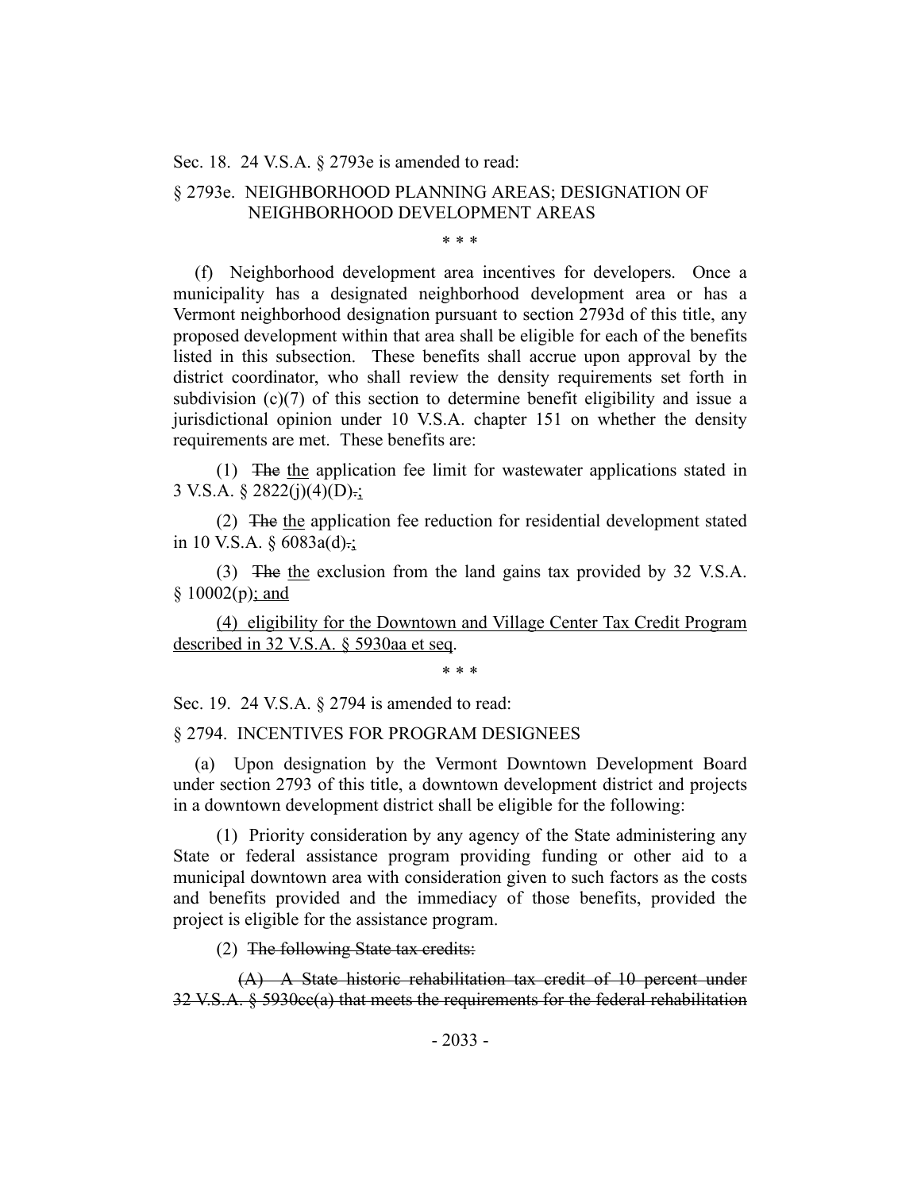Sec. 18. 24 V.S.A. § 2793e is amended to read:

§ 2793e. NEIGHBORHOOD PLANNING AREAS; DESIGNATION OF NEIGHBORHOOD DEVELOPMENT AREAS

\* \* \*

(f) Neighborhood development area incentives for developers. Once a municipality has a designated neighborhood development area or has a Vermont neighborhood designation pursuant to section 2793d of this title, any proposed development within that area shall be eligible for each of the benefits listed in this subsection. These benefits shall accrue upon approval by the district coordinator, who shall review the density requirements set forth in subdivision (c)(7) of this section to determine benefit eligibility and issue a jurisdictional opinion under 10 V.S.A. chapter 151 on whether the density requirements are met. These benefits are:

(1) ~~The~~ <u>the</u> application fee limit for wastewater applications stated in 3 V.S.A. § 2822(j)(4)(D)~~.~~<u>;</u>

(2) ~~The~~ <u>the</u> application fee reduction for residential development stated in 10 V.S.A. § 6083a(d)~~.~~<u>;</u>

(3) ~~The~~ <u>the</u> exclusion from the land gains tax provided by 32 V.S.A. § 10002(p)<u>; and</u>

<u>(4) eligibility for the Downtown and Village Center Tax Credit Program described in 32 V.S.A. § 5930aa et seq</u>.

\* \* \*

Sec. 19. 24 V.S.A. § 2794 is amended to read:

§ 2794. INCENTIVES FOR PROGRAM DESIGNEES

(a) Upon designation by the Vermont Downtown Development Board under section 2793 of this title, a downtown development district and projects in a downtown development district shall be eligible for the following:

(1) Priority consideration by any agency of the State administering any State or federal assistance program providing funding or other aid to a municipal downtown area with consideration given to such factors as the costs and benefits provided and the immediacy of those benefits, provided the project is eligible for the assistance program.

(2) ~~The following State tax credits:~~

~~(A) A State historic rehabilitation tax credit of 10 percent under 32 V.S.A. § 5930cc(a) that meets the requirements for the federal rehabilitation~~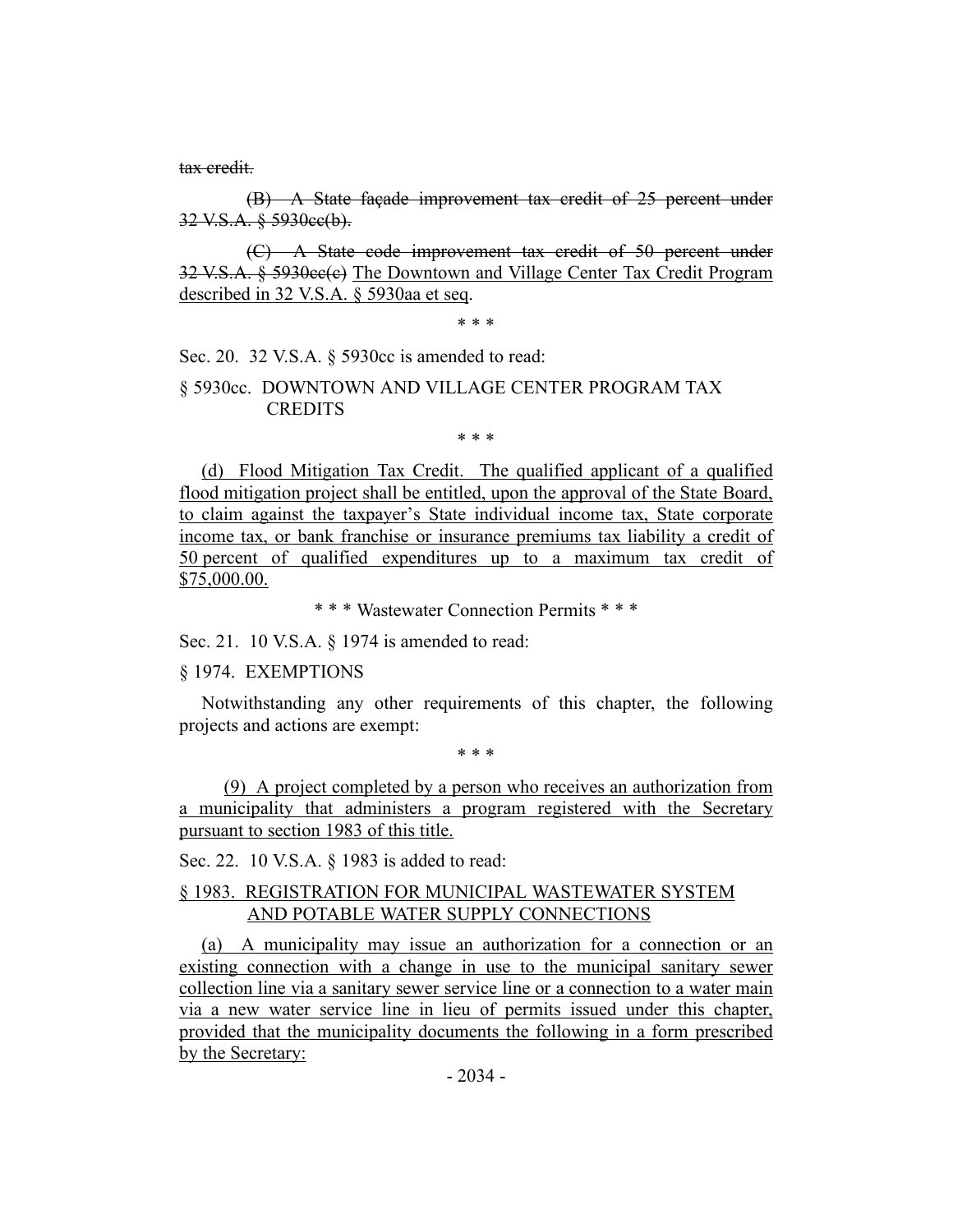~~tax credit.~~

~~(B) A State façade improvement tax credit of 25 percent under 32 V.S.A. § 5930cc(b).~~

~~(C) A State code improvement tax credit of 50 percent under 32 V.S.A. § 5930cc(c)~~ <u>The Downtown and Village Center Tax Credit Program described in 32 V.S.A. § 5930aa et seq</u>.

\* \* \*

Sec. 20. 32 V.S.A. § 5930cc is amended to read:

§ 5930cc. DOWNTOWN AND VILLAGE CENTER PROGRAM TAX CREDITS

\* \* \*

<u>(d) Flood Mitigation Tax Credit. The qualified applicant of a qualified flood mitigation project shall be entitled, upon the approval of the State Board, to claim against the taxpayer's State individual income tax, State corporate income tax, or bank franchise or insurance premiums tax liability a credit of 50 percent of qualified expenditures up to a maximum tax credit of $75,000.00.</u>

\* \* \* Wastewater Connection Permits \* \* \*

Sec. 21. 10 V.S.A. § 1974 is amended to read:

§ 1974. EXEMPTIONS

Notwithstanding any other requirements of this chapter, the following projects and actions are exempt:

\* \* \*

<u>(9) A project completed by a person who receives an authorization from a municipality that administers a program registered with the Secretary pursuant to section 1983 of this title.</u>

Sec. 22. 10 V.S.A. § 1983 is added to read:

<u>§ 1983. REGISTRATION FOR MUNICIPAL WASTEWATER SYSTEM AND POTABLE WATER SUPPLY CONNECTIONS</u>

<u>(a) A municipality may issue an authorization for a connection or an existing connection with a change in use to the municipal sanitary sewer collection line via a sanitary sewer service line or a connection to a water main via a new water service line in lieu of permits issued under this chapter, provided that the municipality documents the following in a form prescribed by the Secretary:</u>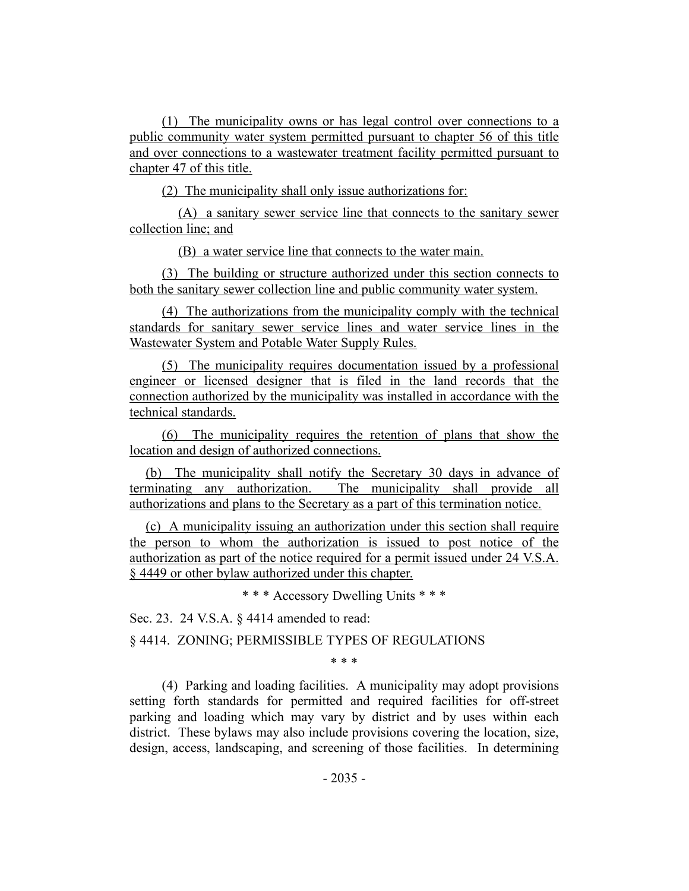(1) The municipality owns or has legal control over connections to a public community water system permitted pursuant to chapter 56 of this title and over connections to a wastewater treatment facility permitted pursuant to chapter 47 of this title.

(2) The municipality shall only issue authorizations for:

(A) a sanitary sewer service line that connects to the sanitary sewer collection line; and

(B) a water service line that connects to the water main.

(3) The building or structure authorized under this section connects to both the sanitary sewer collection line and public community water system.

(4) The authorizations from the municipality comply with the technical standards for sanitary sewer service lines and water service lines in the Wastewater System and Potable Water Supply Rules.

(5) The municipality requires documentation issued by a professional engineer or licensed designer that is filed in the land records that the connection authorized by the municipality was installed in accordance with the technical standards.

(6) The municipality requires the retention of plans that show the location and design of authorized connections.

(b) The municipality shall notify the Secretary 30 days in advance of terminating any authorization. The municipality shall provide all authorizations and plans to the Secretary as a part of this termination notice.

(c) A municipality issuing an authorization under this section shall require the person to whom the authorization is issued to post notice of the authorization as part of the notice required for a permit issued under 24 V.S.A. § 4449 or other bylaw authorized under this chapter.

\* \* \* Accessory Dwelling Units \* \* \*

Sec. 23. 24 V.S.A. § 4414 amended to read:

§ 4414. ZONING; PERMISSIBLE TYPES OF REGULATIONS

\* \* \*

(4) Parking and loading facilities. A municipality may adopt provisions setting forth standards for permitted and required facilities for off-street parking and loading which may vary by district and by uses within each district. These bylaws may also include provisions covering the location, size, design, access, landscaping, and screening of those facilities. In determining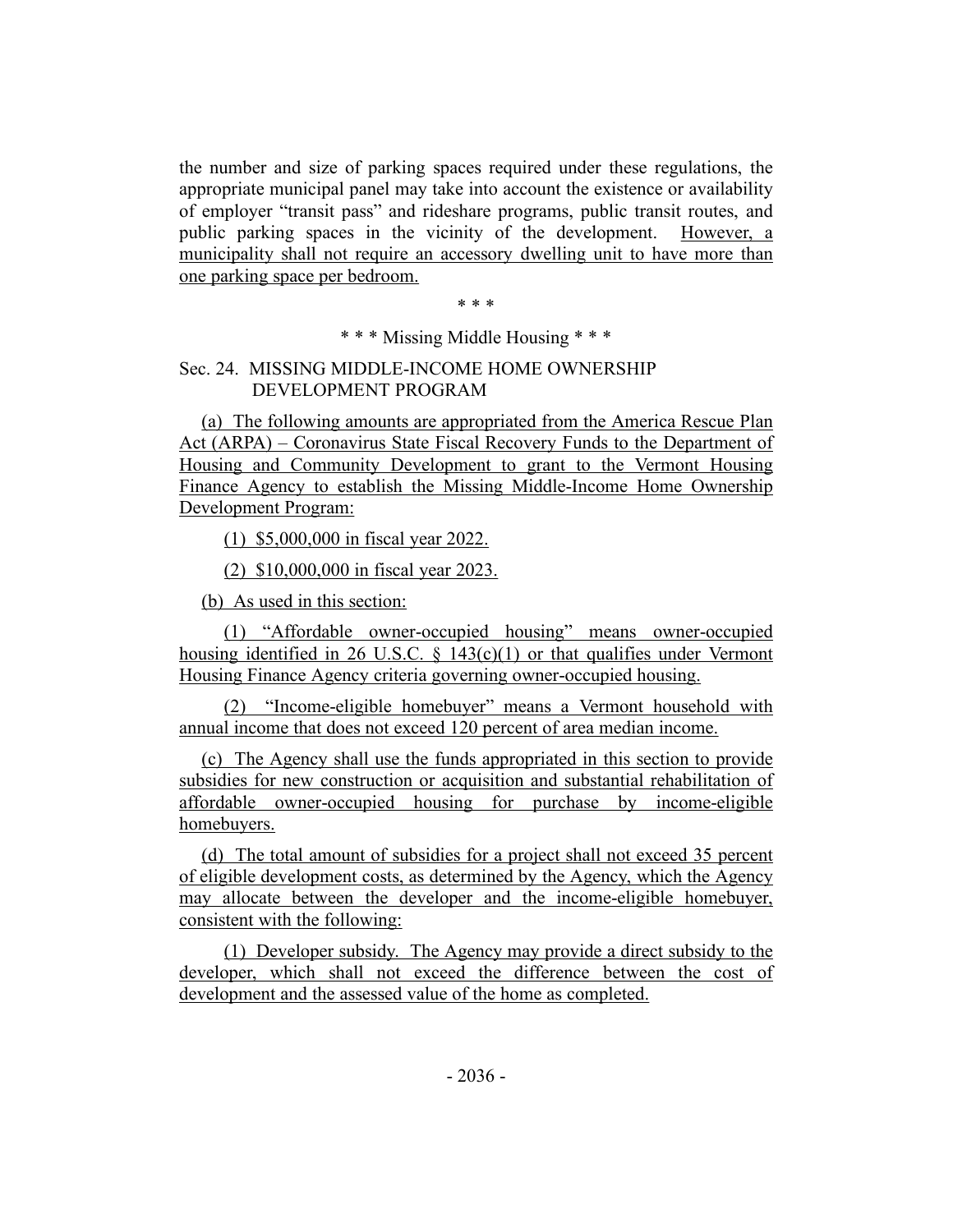the number and size of parking spaces required under these regulations, the appropriate municipal panel may take into account the existence or availability of employer "transit pass" and rideshare programs, public transit routes, and public parking spaces in the vicinity of the development. However, a municipality shall not require an accessory dwelling unit to have more than one parking space per bedroom.

\* \* \*

\* \* \* Missing Middle Housing \* \* \*

Sec. 24. MISSING MIDDLE-INCOME HOME OWNERSHIP DEVELOPMENT PROGRAM

(a) The following amounts are appropriated from the America Rescue Plan Act (ARPA) – Coronavirus State Fiscal Recovery Funds to the Department of Housing and Community Development to grant to the Vermont Housing Finance Agency to establish the Missing Middle-Income Home Ownership Development Program:

(1) $5,000,000 in fiscal year 2022.

(2) $10,000,000 in fiscal year 2023.

(b) As used in this section:

(1) "Affordable owner-occupied housing" means owner-occupied housing identified in 26 U.S.C. § 143(c)(1) or that qualifies under Vermont Housing Finance Agency criteria governing owner-occupied housing.

(2) "Income-eligible homebuyer" means a Vermont household with annual income that does not exceed 120 percent of area median income.

(c) The Agency shall use the funds appropriated in this section to provide subsidies for new construction or acquisition and substantial rehabilitation of affordable owner-occupied housing for purchase by income-eligible homebuyers.

(d) The total amount of subsidies for a project shall not exceed 35 percent of eligible development costs, as determined by the Agency, which the Agency may allocate between the developer and the income-eligible homebuyer, consistent with the following:

(1) Developer subsidy. The Agency may provide a direct subsidy to the developer, which shall not exceed the difference between the cost of development and the assessed value of the home as completed.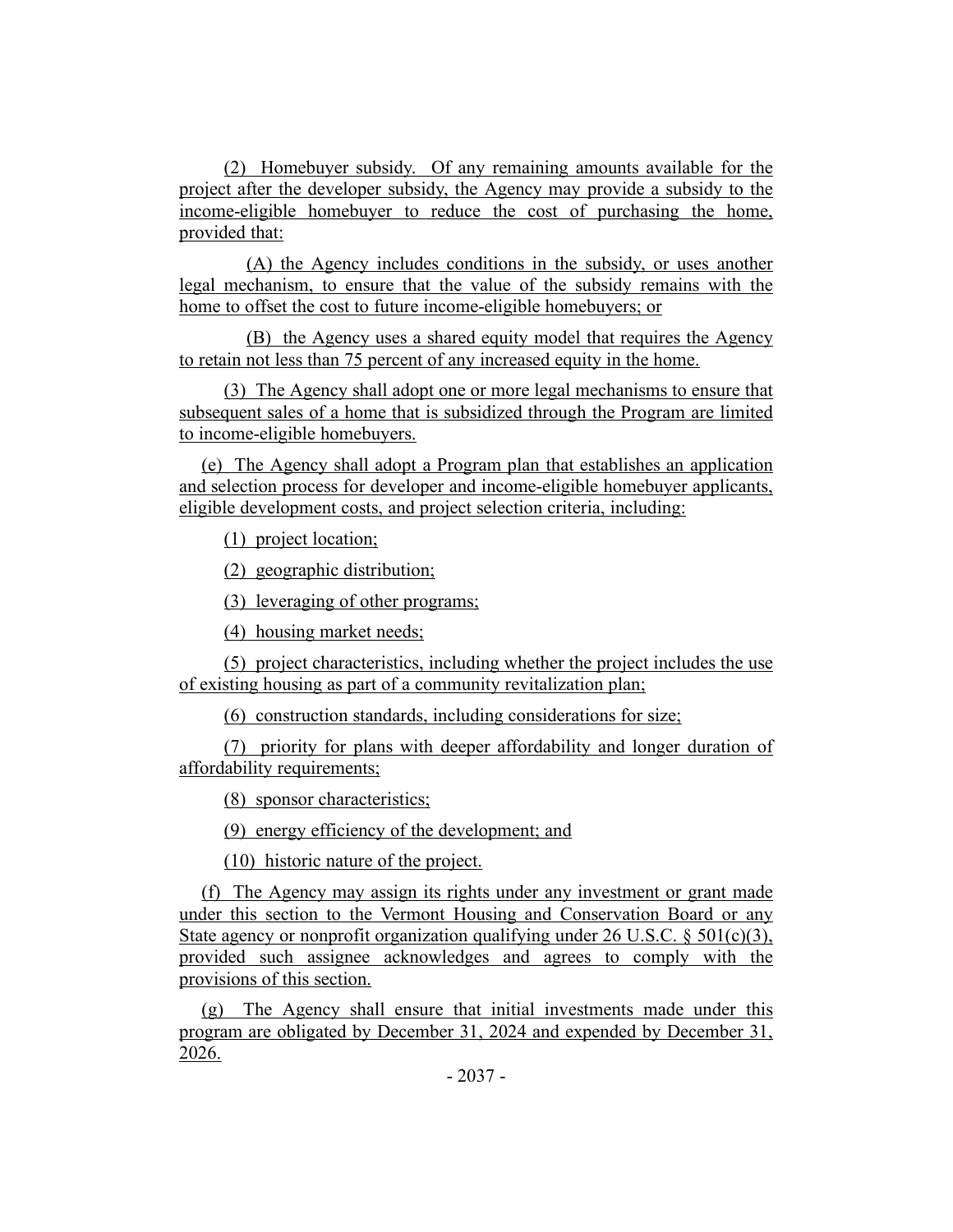(2) Homebuyer subsidy. Of any remaining amounts available for the project after the developer subsidy, the Agency may provide a subsidy to the income-eligible homebuyer to reduce the cost of purchasing the home, provided that:

(A) the Agency includes conditions in the subsidy, or uses another legal mechanism, to ensure that the value of the subsidy remains with the home to offset the cost to future income-eligible homebuyers; or

(B) the Agency uses a shared equity model that requires the Agency to retain not less than 75 percent of any increased equity in the home.

(3) The Agency shall adopt one or more legal mechanisms to ensure that subsequent sales of a home that is subsidized through the Program are limited to income-eligible homebuyers.

(e) The Agency shall adopt a Program plan that establishes an application and selection process for developer and income-eligible homebuyer applicants, eligible development costs, and project selection criteria, including:

(1) project location;

(2) geographic distribution;

(3) leveraging of other programs;

(4) housing market needs;

(5) project characteristics, including whether the project includes the use of existing housing as part of a community revitalization plan;

(6) construction standards, including considerations for size;

(7) priority for plans with deeper affordability and longer duration of affordability requirements;

(8) sponsor characteristics;

(9) energy efficiency of the development; and

(10) historic nature of the project.

(f) The Agency may assign its rights under any investment or grant made under this section to the Vermont Housing and Conservation Board or any State agency or nonprofit organization qualifying under 26 U.S.C. § 501(c)(3), provided such assignee acknowledges and agrees to comply with the provisions of this section.

(g) The Agency shall ensure that initial investments made under this program are obligated by December 31, 2024 and expended by December 31, 2026.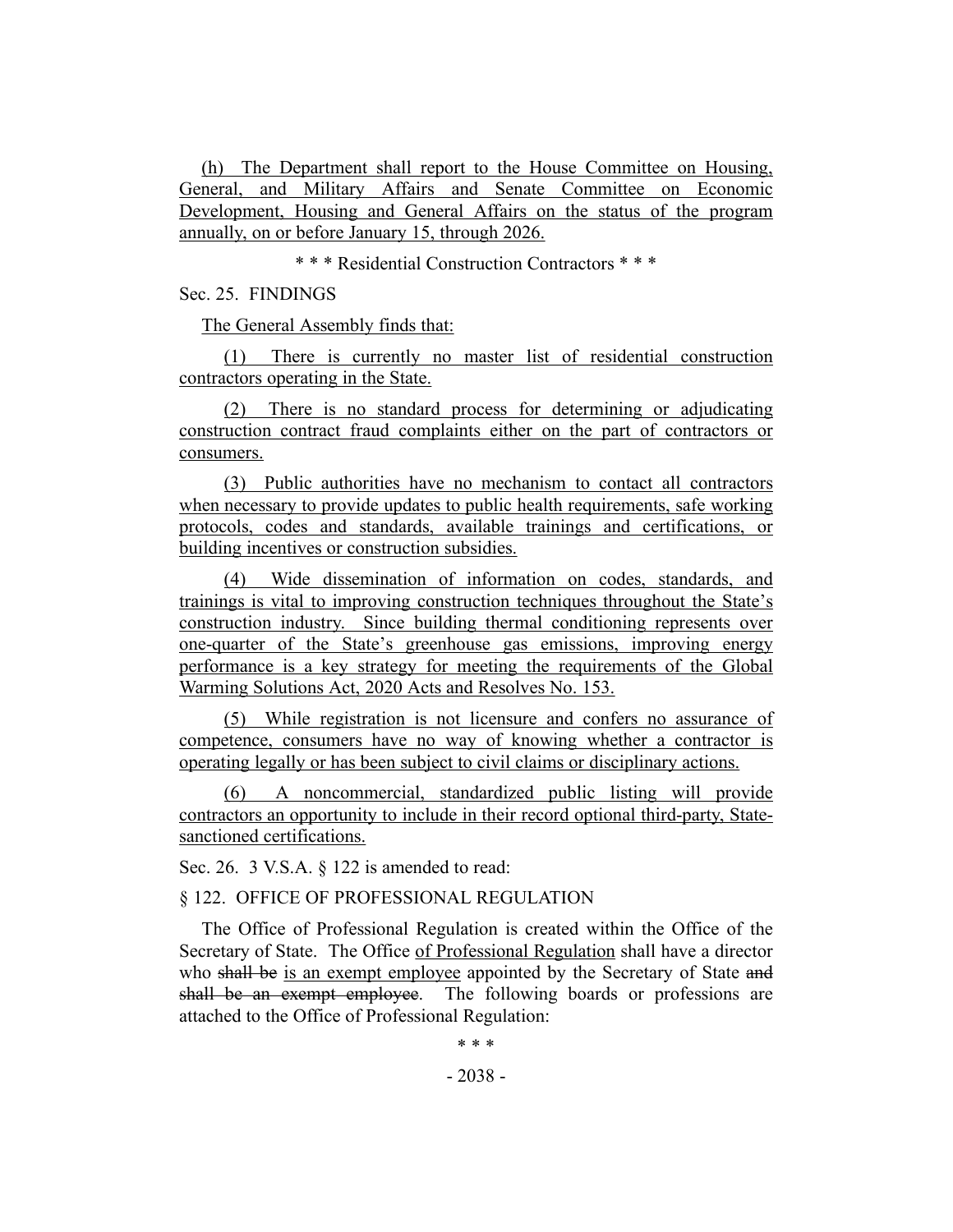(h) The Department shall report to the House Committee on Housing, General, and Military Affairs and Senate Committee on Economic Development, Housing and General Affairs on the status of the program annually, on or before January 15, through 2026.

\* \* \* Residential Construction Contractors \* \* \*

Sec. 25. FINDINGS

The General Assembly finds that:

(1) There is currently no master list of residential construction contractors operating in the State.

(2) There is no standard process for determining or adjudicating construction contract fraud complaints either on the part of contractors or consumers.

(3) Public authorities have no mechanism to contact all contractors when necessary to provide updates to public health requirements, safe working protocols, codes and standards, available trainings and certifications, or building incentives or construction subsidies.

(4) Wide dissemination of information on codes, standards, and trainings is vital to improving construction techniques throughout the State's construction industry. Since building thermal conditioning represents over one-quarter of the State's greenhouse gas emissions, improving energy performance is a key strategy for meeting the requirements of the Global Warming Solutions Act, 2020 Acts and Resolves No. 153.

(5) While registration is not licensure and confers no assurance of competence, consumers have no way of knowing whether a contractor is operating legally or has been subject to civil claims or disciplinary actions.

(6) A noncommercial, standardized public listing will provide contractors an opportunity to include in their record optional third-party, State-sanctioned certifications.

Sec. 26. 3 V.S.A. § 122 is amended to read:

§ 122. OFFICE OF PROFESSIONAL REGULATION

The Office of Professional Regulation is created within the Office of the Secretary of State. The Office of Professional Regulation shall have a director who ~~shall be~~ is an exempt employee appointed by the Secretary of State ~~and shall be an exempt employee~~. The following boards or professions are attached to the Office of Professional Regulation:

\* \* \*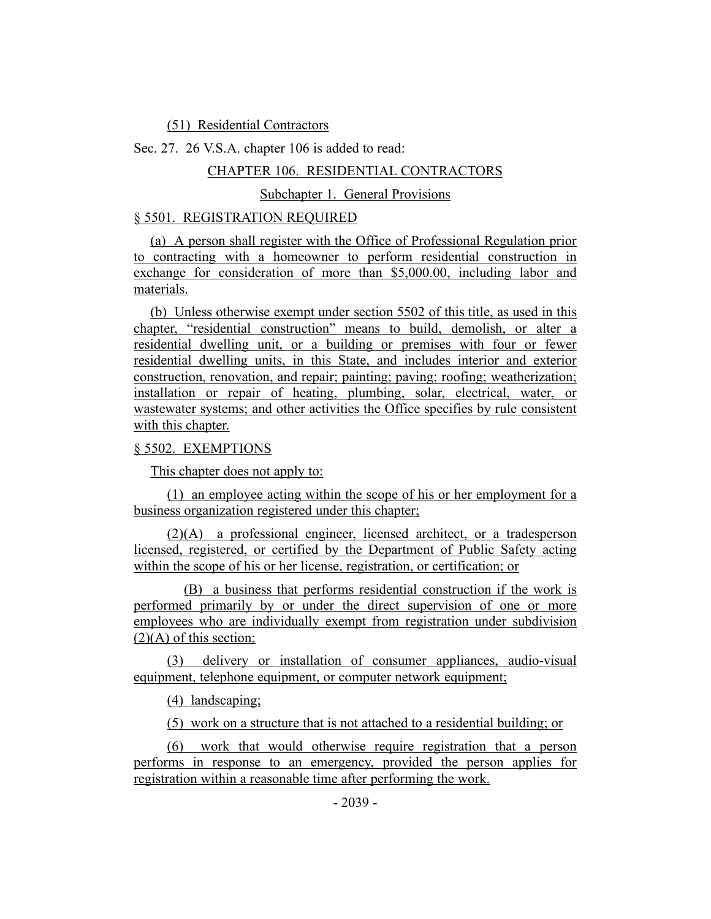(51) Residential Contractors

Sec. 27. 26 V.S.A. chapter 106 is added to read:

CHAPTER 106. RESIDENTIAL CONTRACTORS

Subchapter 1. General Provisions

§ 5501. REGISTRATION REQUIRED

(a) A person shall register with the Office of Professional Regulation prior to contracting with a homeowner to perform residential construction in exchange for consideration of more than $5,000.00, including labor and materials.

(b) Unless otherwise exempt under section 5502 of this title, as used in this chapter, "residential construction" means to build, demolish, or alter a residential dwelling unit, or a building or premises with four or fewer residential dwelling units, in this State, and includes interior and exterior construction, renovation, and repair; painting; paving; roofing; weatherization; installation or repair of heating, plumbing, solar, electrical, water, or wastewater systems; and other activities the Office specifies by rule consistent with this chapter.

§ 5502. EXEMPTIONS

This chapter does not apply to:

(1) an employee acting within the scope of his or her employment for a business organization registered under this chapter;

(2)(A) a professional engineer, licensed architect, or a tradesperson licensed, registered, or certified by the Department of Public Safety acting within the scope of his or her license, registration, or certification; or

(B) a business that performs residential construction if the work is performed primarily by or under the direct supervision of one or more employees who are individually exempt from registration under subdivision (2)(A) of this section;

(3) delivery or installation of consumer appliances, audio-visual equipment, telephone equipment, or computer network equipment;

(4) landscaping;

(5) work on a structure that is not attached to a residential building; or

(6) work that would otherwise require registration that a person performs in response to an emergency, provided the person applies for registration within a reasonable time after performing the work.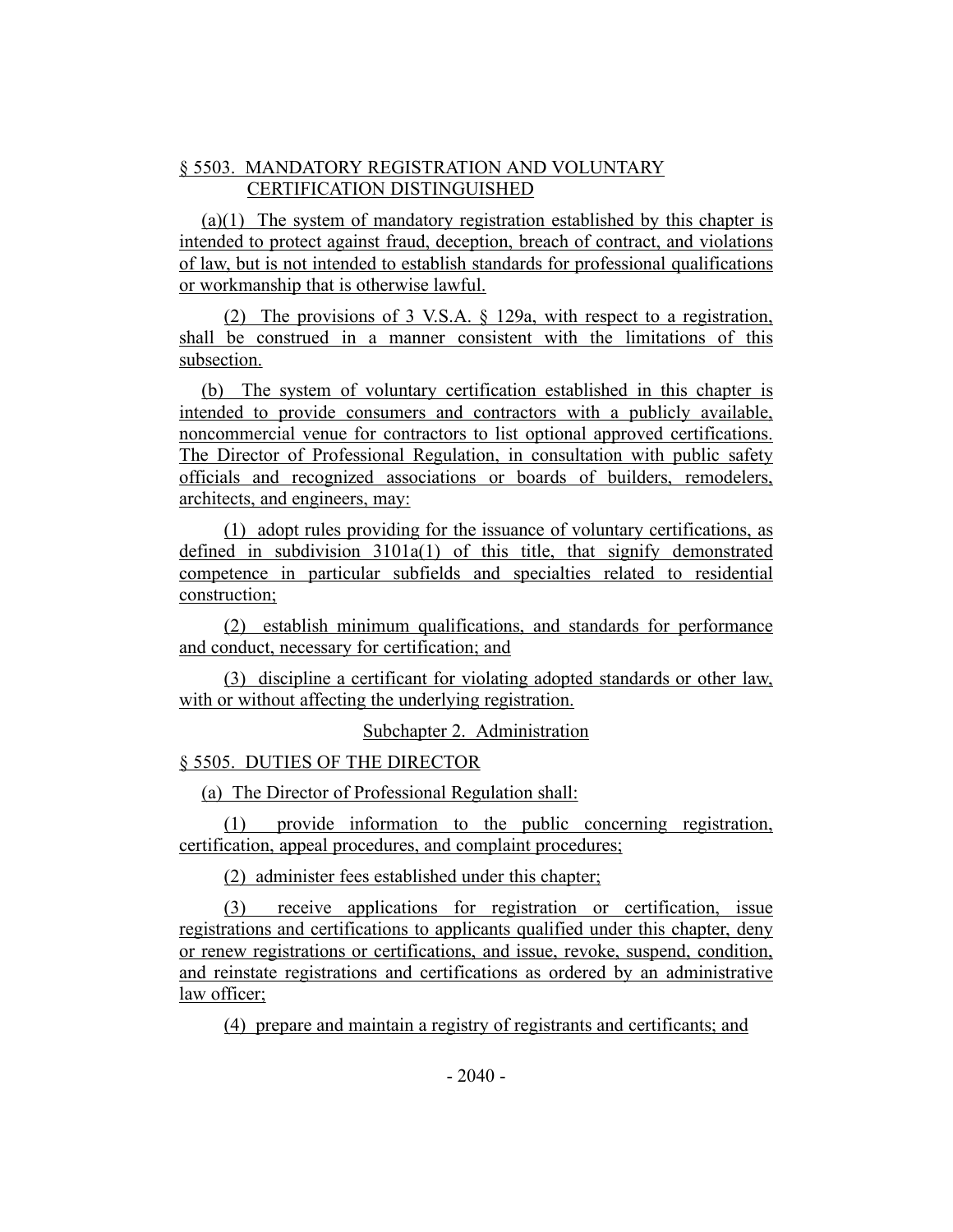§ 5503. MANDATORY REGISTRATION AND VOLUNTARY CERTIFICATION DISTINGUISHED

(a)(1) The system of mandatory registration established by this chapter is intended to protect against fraud, deception, breach of contract, and violations of law, but is not intended to establish standards for professional qualifications or workmanship that is otherwise lawful.

(2) The provisions of 3 V.S.A. § 129a, with respect to a registration, shall be construed in a manner consistent with the limitations of this subsection.

(b) The system of voluntary certification established in this chapter is intended to provide consumers and contractors with a publicly available, noncommercial venue for contractors to list optional approved certifications. The Director of Professional Regulation, in consultation with public safety officials and recognized associations or boards of builders, remodelers, architects, and engineers, may:

(1) adopt rules providing for the issuance of voluntary certifications, as defined in subdivision 3101a(1) of this title, that signify demonstrated competence in particular subfields and specialties related to residential construction;

(2) establish minimum qualifications, and standards for performance and conduct, necessary for certification; and

(3) discipline a certificant for violating adopted standards or other law, with or without affecting the underlying registration.

Subchapter 2. Administration

§ 5505. DUTIES OF THE DIRECTOR

(a) The Director of Professional Regulation shall:

(1) provide information to the public concerning registration, certification, appeal procedures, and complaint procedures;

(2) administer fees established under this chapter;

(3) receive applications for registration or certification, issue registrations and certifications to applicants qualified under this chapter, deny or renew registrations or certifications, and issue, revoke, suspend, condition, and reinstate registrations and certifications as ordered by an administrative law officer;

(4) prepare and maintain a registry of registrants and certificants; and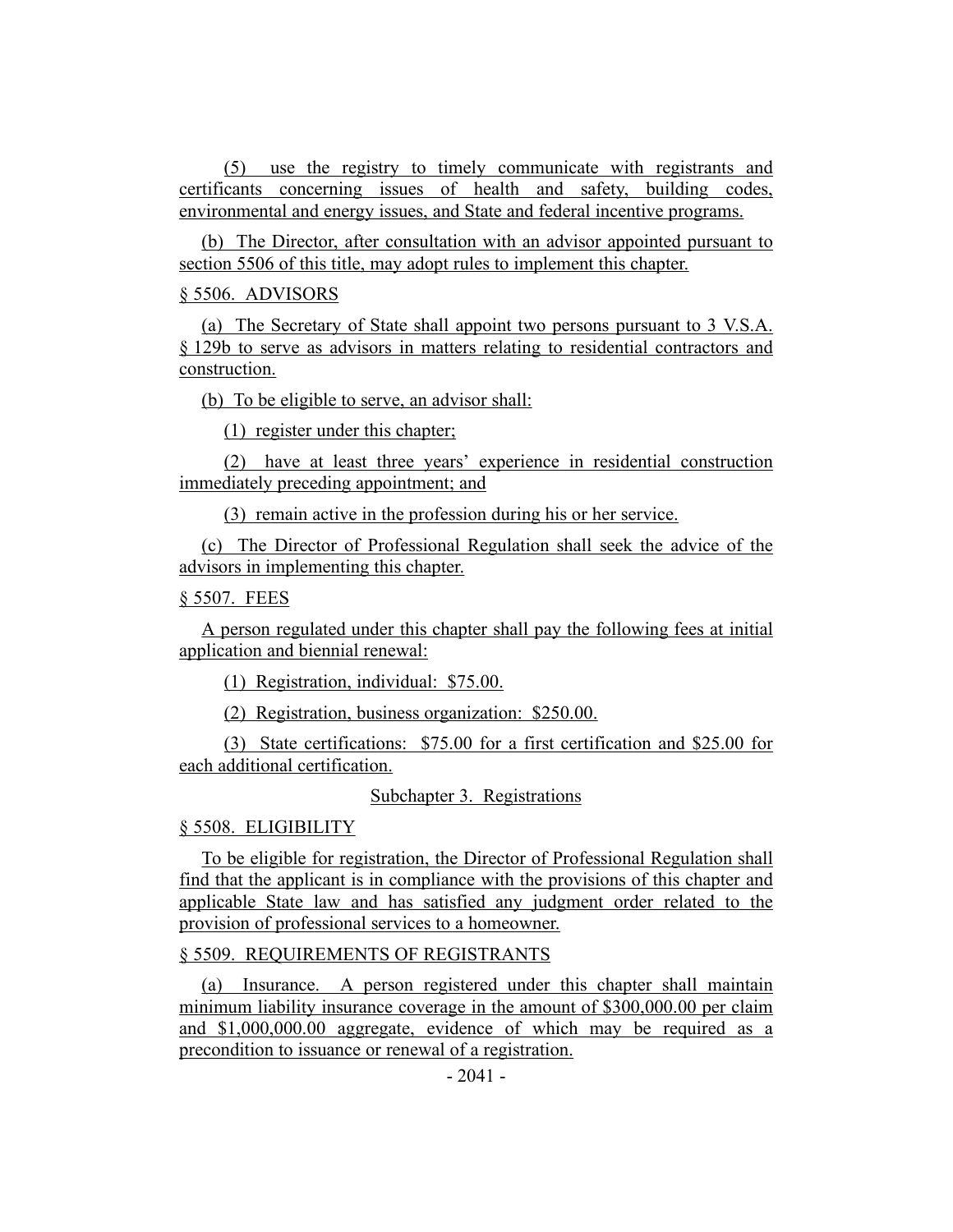(5) use the registry to timely communicate with registrants and certificants concerning issues of health and safety, building codes, environmental and energy issues, and State and federal incentive programs.

(b) The Director, after consultation with an advisor appointed pursuant to section 5506 of this title, may adopt rules to implement this chapter.

§ 5506. ADVISORS

(a) The Secretary of State shall appoint two persons pursuant to 3 V.S.A. § 129b to serve as advisors in matters relating to residential contractors and construction.

(b) To be eligible to serve, an advisor shall:

(1) register under this chapter;

(2) have at least three years' experience in residential construction immediately preceding appointment; and

(3) remain active in the profession during his or her service.

(c) The Director of Professional Regulation shall seek the advice of the advisors in implementing this chapter.

§ 5507. FEES

A person regulated under this chapter shall pay the following fees at initial application and biennial renewal:

(1) Registration, individual: $75.00.

(2) Registration, business organization: $250.00.

(3) State certifications: $75.00 for a first certification and $25.00 for each additional certification.

Subchapter 3. Registrations

§ 5508. ELIGIBILITY

To be eligible for registration, the Director of Professional Regulation shall find that the applicant is in compliance with the provisions of this chapter and applicable State law and has satisfied any judgment order related to the provision of professional services to a homeowner.

§ 5509. REQUIREMENTS OF REGISTRANTS

(a) Insurance. A person registered under this chapter shall maintain minimum liability insurance coverage in the amount of $300,000.00 per claim and $1,000,000.00 aggregate, evidence of which may be required as a precondition to issuance or renewal of a registration.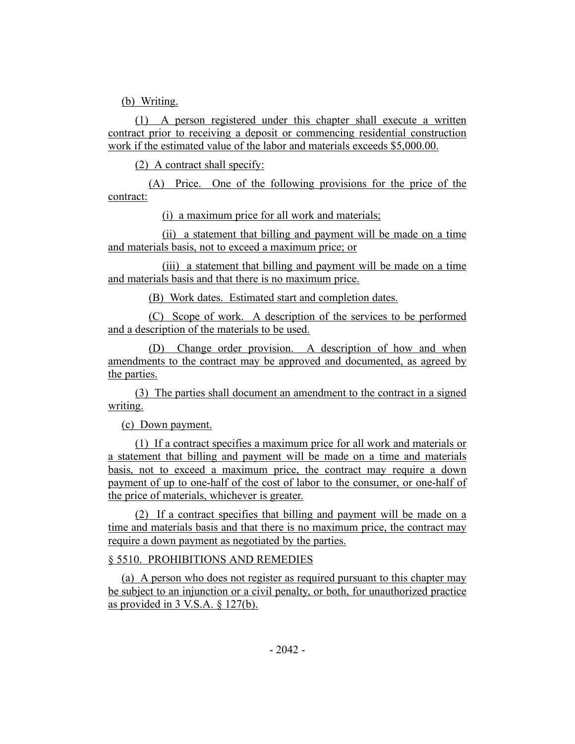(b) Writing.

(1) A person registered under this chapter shall execute a written contract prior to receiving a deposit or commencing residential construction work if the estimated value of the labor and materials exceeds $5,000.00.

(2) A contract shall specify:

(A) Price. One of the following provisions for the price of the contract:

(i) a maximum price for all work and materials;

(ii) a statement that billing and payment will be made on a time and materials basis, not to exceed a maximum price; or

(iii) a statement that billing and payment will be made on a time and materials basis and that there is no maximum price.

(B) Work dates. Estimated start and completion dates.

(C) Scope of work. A description of the services to be performed and a description of the materials to be used.

(D) Change order provision. A description of how and when amendments to the contract may be approved and documented, as agreed by the parties.

(3) The parties shall document an amendment to the contract in a signed writing.

(c) Down payment.

(1) If a contract specifies a maximum price for all work and materials or a statement that billing and payment will be made on a time and materials basis, not to exceed a maximum price, the contract may require a down payment of up to one-half of the cost of labor to the consumer, or one-half of the price of materials, whichever is greater.

(2) If a contract specifies that billing and payment will be made on a time and materials basis and that there is no maximum price, the contract may require a down payment as negotiated by the parties.

§ 5510. PROHIBITIONS AND REMEDIES

(a) A person who does not register as required pursuant to this chapter may be subject to an injunction or a civil penalty, or both, for unauthorized practice as provided in 3 V.S.A. § 127(b).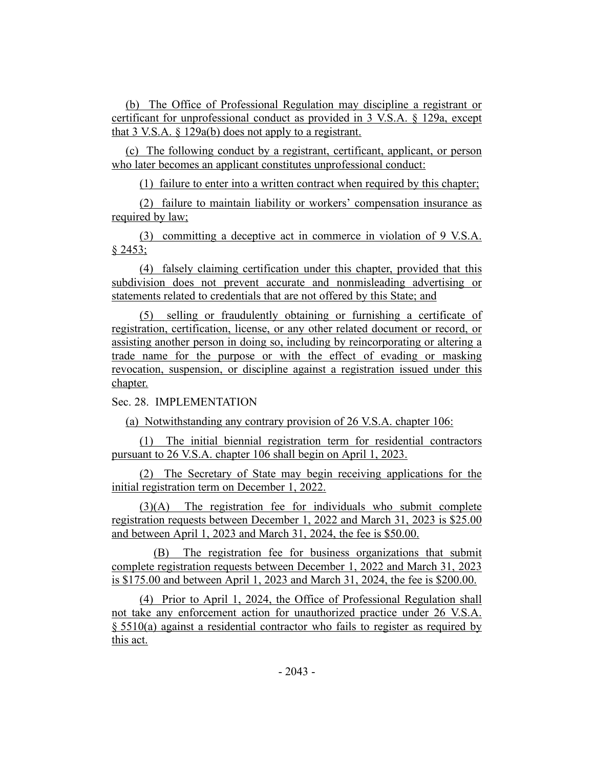(b) The Office of Professional Regulation may discipline a registrant or certificant for unprofessional conduct as provided in 3 V.S.A. § 129a, except that 3 V.S.A. § 129a(b) does not apply to a registrant.

(c) The following conduct by a registrant, certificant, applicant, or person who later becomes an applicant constitutes unprofessional conduct:

(1) failure to enter into a written contract when required by this chapter;

(2) failure to maintain liability or workers' compensation insurance as required by law;

(3) committing a deceptive act in commerce in violation of 9 V.S.A. § 2453;

(4) falsely claiming certification under this chapter, provided that this subdivision does not prevent accurate and nonmisleading advertising or statements related to credentials that are not offered by this State; and

(5) selling or fraudulently obtaining or furnishing a certificate of registration, certification, license, or any other related document or record, or assisting another person in doing so, including by reincorporating or altering a trade name for the purpose or with the effect of evading or masking revocation, suspension, or discipline against a registration issued under this chapter.

Sec. 28. IMPLEMENTATION

(a) Notwithstanding any contrary provision of 26 V.S.A. chapter 106:

(1) The initial biennial registration term for residential contractors pursuant to 26 V.S.A. chapter 106 shall begin on April 1, 2023.

(2) The Secretary of State may begin receiving applications for the initial registration term on December 1, 2022.

(3)(A) The registration fee for individuals who submit complete registration requests between December 1, 2022 and March 31, 2023 is $25.00 and between April 1, 2023 and March 31, 2024, the fee is $50.00.

(B) The registration fee for business organizations that submit complete registration requests between December 1, 2022 and March 31, 2023 is $175.00 and between April 1, 2023 and March 31, 2024, the fee is $200.00.

(4) Prior to April 1, 2024, the Office of Professional Regulation shall not take any enforcement action for unauthorized practice under 26 V.S.A. § 5510(a) against a residential contractor who fails to register as required by this act.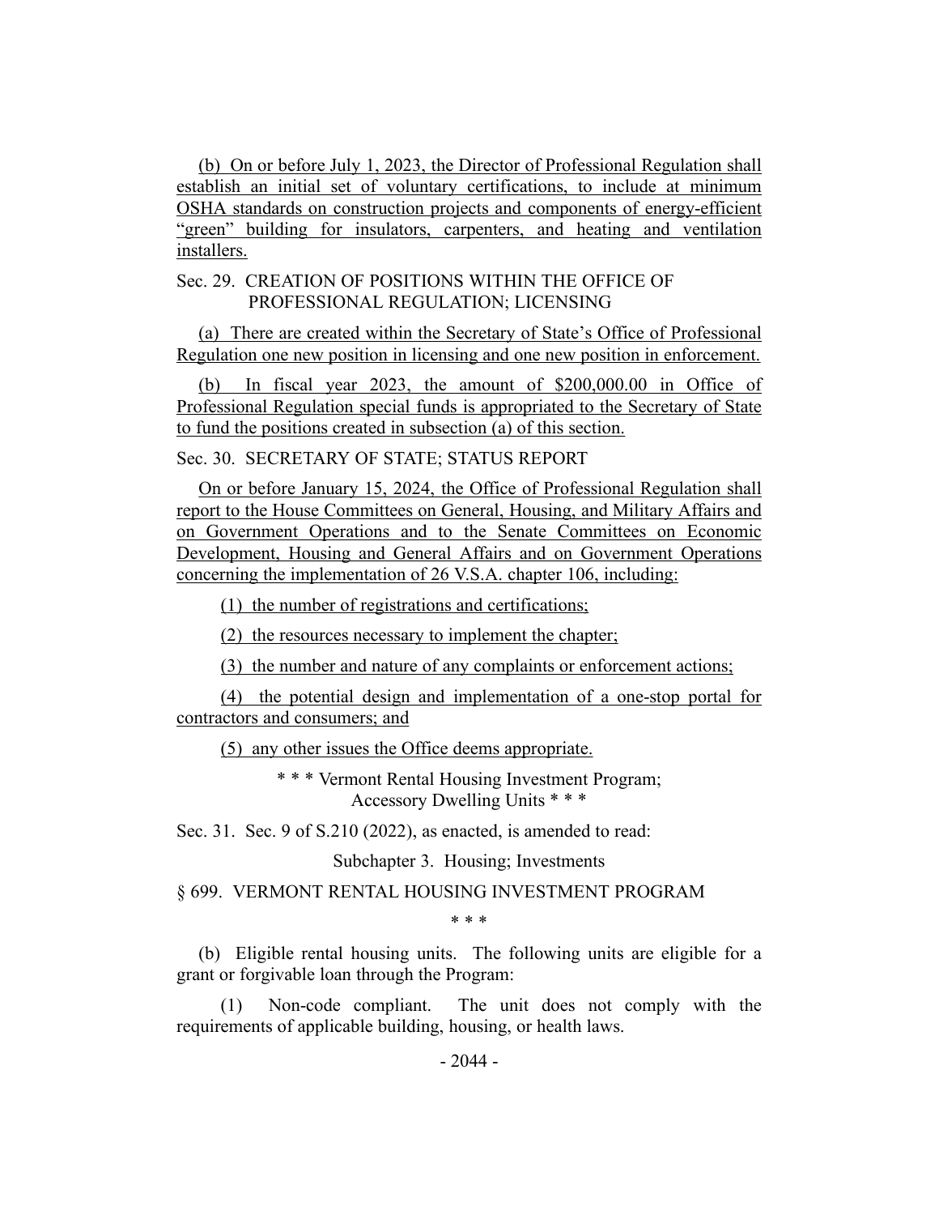(b) On or before July 1, 2023, the Director of Professional Regulation shall establish an initial set of voluntary certifications, to include at minimum OSHA standards on construction projects and components of energy-efficient "green" building for insulators, carpenters, and heating and ventilation installers.

Sec. 29. CREATION OF POSITIONS WITHIN THE OFFICE OF PROFESSIONAL REGULATION; LICENSING

(a) There are created within the Secretary of State's Office of Professional Regulation one new position in licensing and one new position in enforcement.

(b) In fiscal year 2023, the amount of $200,000.00 in Office of Professional Regulation special funds is appropriated to the Secretary of State to fund the positions created in subsection (a) of this section.

Sec. 30. SECRETARY OF STATE; STATUS REPORT

On or before January 15, 2024, the Office of Professional Regulation shall report to the House Committees on General, Housing, and Military Affairs and on Government Operations and to the Senate Committees on Economic Development, Housing and General Affairs and on Government Operations concerning the implementation of 26 V.S.A. chapter 106, including:

(1) the number of registrations and certifications;

(2) the resources necessary to implement the chapter;

(3) the number and nature of any complaints or enforcement actions;

(4) the potential design and implementation of a one-stop portal for contractors and consumers; and

(5) any other issues the Office deems appropriate.

\* \* \* Vermont Rental Housing Investment Program; Accessory Dwelling Units \* \* \*

Sec. 31. Sec. 9 of S.210 (2022), as enacted, is amended to read:

Subchapter 3. Housing; Investments

§ 699. VERMONT RENTAL HOUSING INVESTMENT PROGRAM

\* \* \*

(b) Eligible rental housing units. The following units are eligible for a grant or forgivable loan through the Program:

(1) Non-code compliant. The unit does not comply with the requirements of applicable building, housing, or health laws.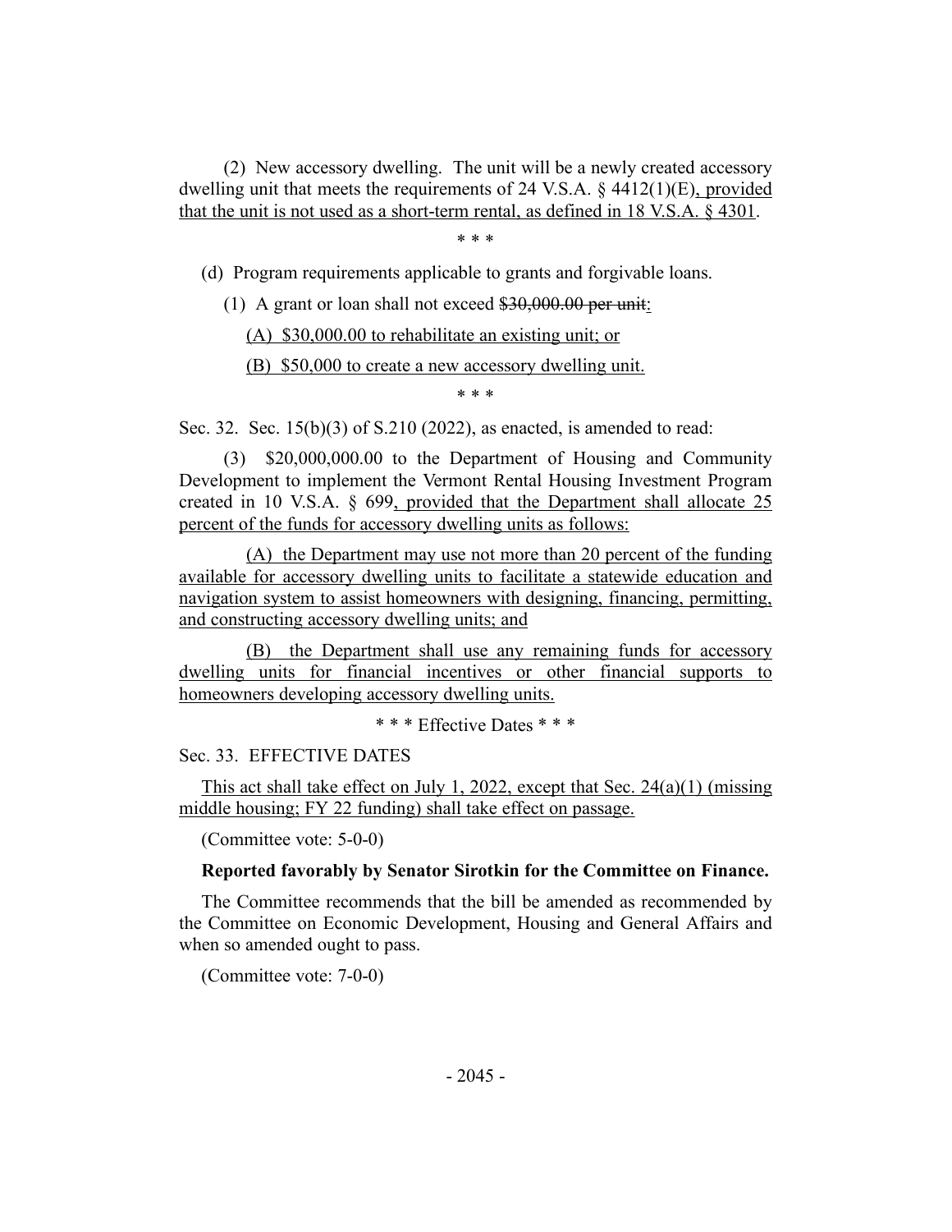(2) New accessory dwelling. The unit will be a newly created accessory dwelling unit that meets the requirements of 24 V.S.A. § 4412(1)(E), provided that the unit is not used as a short-term rental, as defined in 18 V.S.A. § 4301.

\* \* \*

(d) Program requirements applicable to grants and forgivable loans.

(1) A grant or loan shall not exceed ~~$30,000.00 per unit~~:

(A) $30,000.00 to rehabilitate an existing unit; or

(B) $50,000 to create a new accessory dwelling unit.

\* \* \*

Sec. 32. Sec. 15(b)(3) of S.210 (2022), as enacted, is amended to read:

(3) $20,000,000.00 to the Department of Housing and Community Development to implement the Vermont Rental Housing Investment Program created in 10 V.S.A. § 699, provided that the Department shall allocate 25 percent of the funds for accessory dwelling units as follows:

(A) the Department may use not more than 20 percent of the funding available for accessory dwelling units to facilitate a statewide education and navigation system to assist homeowners with designing, financing, permitting, and constructing accessory dwelling units; and

(B) the Department shall use any remaining funds for accessory dwelling units for financial incentives or other financial supports to homeowners developing accessory dwelling units.

\* \* \* Effective Dates \* \* \*

Sec. 33. EFFECTIVE DATES

This act shall take effect on July 1, 2022, except that Sec. 24(a)(1) (missing middle housing; FY 22 funding) shall take effect on passage.

(Committee vote: 5-0-0)

**Reported favorably by Senator Sirotkin for the Committee on Finance.**

The Committee recommends that the bill be amended as recommended by the Committee on Economic Development, Housing and General Affairs and when so amended ought to pass.

(Committee vote: 7-0-0)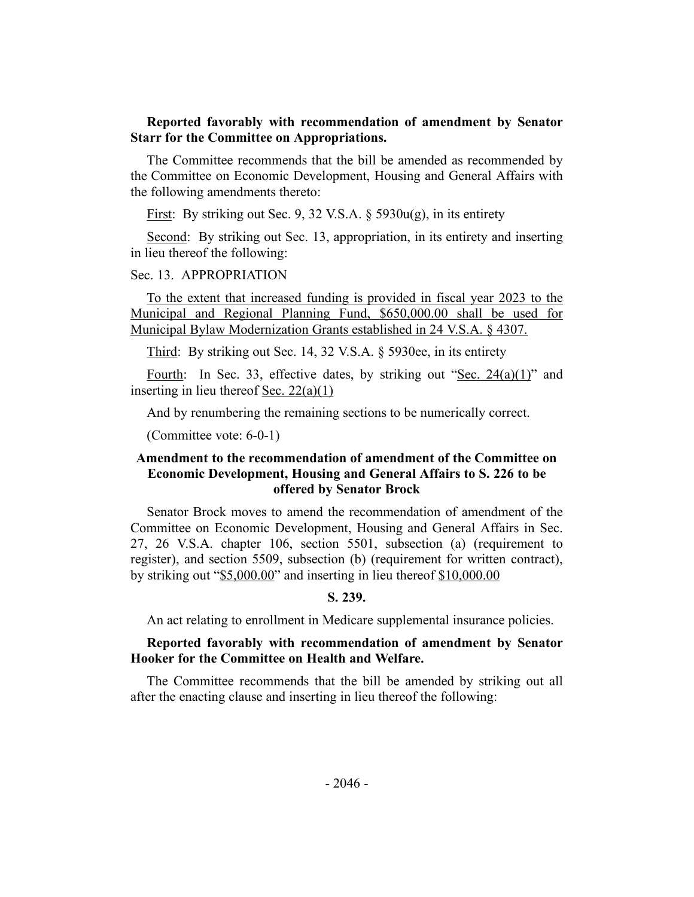**Reported favorably with recommendation of amendment by Senator Starr for the Committee on Appropriations.**

The Committee recommends that the bill be amended as recommended by the Committee on Economic Development, Housing and General Affairs with the following amendments thereto:

First: By striking out Sec. 9, 32 V.S.A. § 5930u(g), in its entirety

Second: By striking out Sec. 13, appropriation, in its entirety and inserting in lieu thereof the following:

Sec. 13. APPROPRIATION

To the extent that increased funding is provided in fiscal year 2023 to the Municipal and Regional Planning Fund, $650,000.00 shall be used for Municipal Bylaw Modernization Grants established in 24 V.S.A. § 4307.

Third: By striking out Sec. 14, 32 V.S.A. § 5930ee, in its entirety

Fourth: In Sec. 33, effective dates, by striking out "Sec. 24(a)(1)" and inserting in lieu thereof Sec. 22(a)(1)

And by renumbering the remaining sections to be numerically correct.

(Committee vote: 6-0-1)

**Amendment to the recommendation of amendment of the Committee on Economic Development, Housing and General Affairs to S. 226 to be offered by Senator Brock**

Senator Brock moves to amend the recommendation of amendment of the Committee on Economic Development, Housing and General Affairs in Sec. 27, 26 V.S.A. chapter 106, section 5501, subsection (a) (requirement to register), and section 5509, subsection (b) (requirement for written contract), by striking out "$5,000.00" and inserting in lieu thereof $10,000.00

**S. 239.**

An act relating to enrollment in Medicare supplemental insurance policies.

**Reported favorably with recommendation of amendment by Senator Hooker for the Committee on Health and Welfare.**

The Committee recommends that the bill be amended by striking out all after the enacting clause and inserting in lieu thereof the following: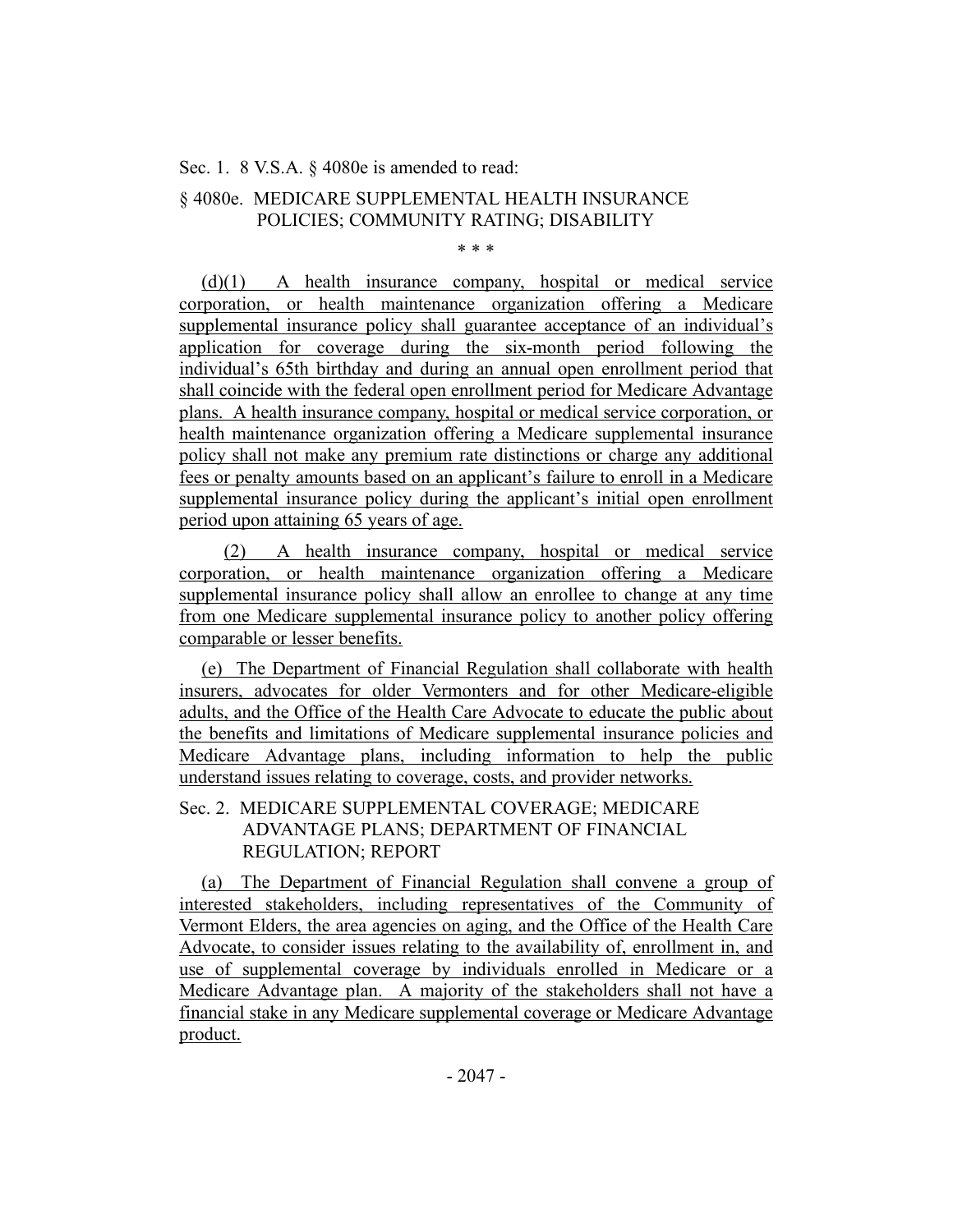Sec. 1. 8 V.S.A. § 4080e is amended to read:

§ 4080e. MEDICARE SUPPLEMENTAL HEALTH INSURANCE POLICIES; COMMUNITY RATING; DISABILITY

\* \* \*

(d)(1) A health insurance company, hospital or medical service corporation, or health maintenance organization offering a Medicare supplemental insurance policy shall guarantee acceptance of an individual's application for coverage during the six-month period following the individual's 65th birthday and during an annual open enrollment period that shall coincide with the federal open enrollment period for Medicare Advantage plans. A health insurance company, hospital or medical service corporation, or health maintenance organization offering a Medicare supplemental insurance policy shall not make any premium rate distinctions or charge any additional fees or penalty amounts based on an applicant's failure to enroll in a Medicare supplemental insurance policy during the applicant's initial open enrollment period upon attaining 65 years of age.

(2) A health insurance company, hospital or medical service corporation, or health maintenance organization offering a Medicare supplemental insurance policy shall allow an enrollee to change at any time from one Medicare supplemental insurance policy to another policy offering comparable or lesser benefits.

(e) The Department of Financial Regulation shall collaborate with health insurers, advocates for older Vermonters and for other Medicare-eligible adults, and the Office of the Health Care Advocate to educate the public about the benefits and limitations of Medicare supplemental insurance policies and Medicare Advantage plans, including information to help the public understand issues relating to coverage, costs, and provider networks.

Sec. 2. MEDICARE SUPPLEMENTAL COVERAGE; MEDICARE ADVANTAGE PLANS; DEPARTMENT OF FINANCIAL REGULATION; REPORT

(a) The Department of Financial Regulation shall convene a group of interested stakeholders, including representatives of the Community of Vermont Elders, the area agencies on aging, and the Office of the Health Care Advocate, to consider issues relating to the availability of, enrollment in, and use of supplemental coverage by individuals enrolled in Medicare or a Medicare Advantage plan. A majority of the stakeholders shall not have a financial stake in any Medicare supplemental coverage or Medicare Advantage product.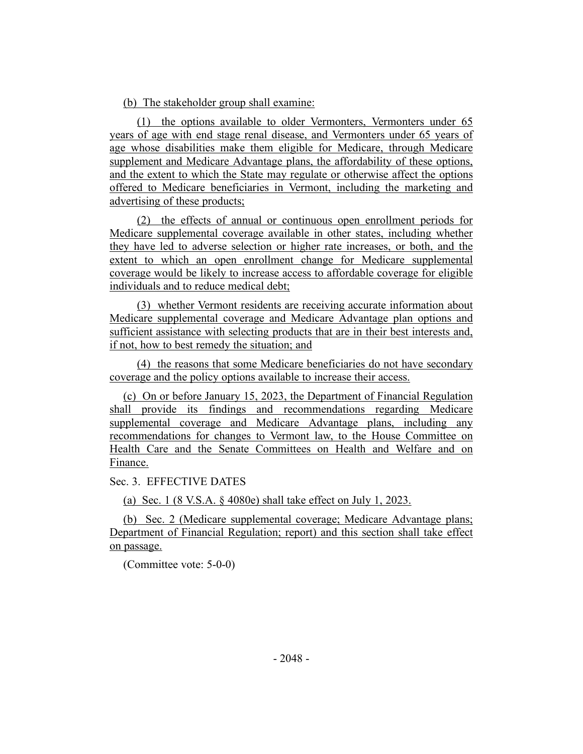(b) The stakeholder group shall examine:

(1) the options available to older Vermonters, Vermonters under 65 years of age with end stage renal disease, and Vermonters under 65 years of age whose disabilities make them eligible for Medicare, through Medicare supplement and Medicare Advantage plans, the affordability of these options, and the extent to which the State may regulate or otherwise affect the options offered to Medicare beneficiaries in Vermont, including the marketing and advertising of these products;

(2) the effects of annual or continuous open enrollment periods for Medicare supplemental coverage available in other states, including whether they have led to adverse selection or higher rate increases, or both, and the extent to which an open enrollment change for Medicare supplemental coverage would be likely to increase access to affordable coverage for eligible individuals and to reduce medical debt;

(3) whether Vermont residents are receiving accurate information about Medicare supplemental coverage and Medicare Advantage plan options and sufficient assistance with selecting products that are in their best interests and, if not, how to best remedy the situation; and

(4) the reasons that some Medicare beneficiaries do not have secondary coverage and the policy options available to increase their access.

(c) On or before January 15, 2023, the Department of Financial Regulation shall provide its findings and recommendations regarding Medicare supplemental coverage and Medicare Advantage plans, including any recommendations for changes to Vermont law, to the House Committee on Health Care and the Senate Committees on Health and Welfare and on Finance.

Sec. 3. EFFECTIVE DATES

(a) Sec. 1 (8 V.S.A. § 4080e) shall take effect on July 1, 2023.

(b) Sec. 2 (Medicare supplemental coverage; Medicare Advantage plans; Department of Financial Regulation; report) and this section shall take effect on passage.

(Committee vote: 5-0-0)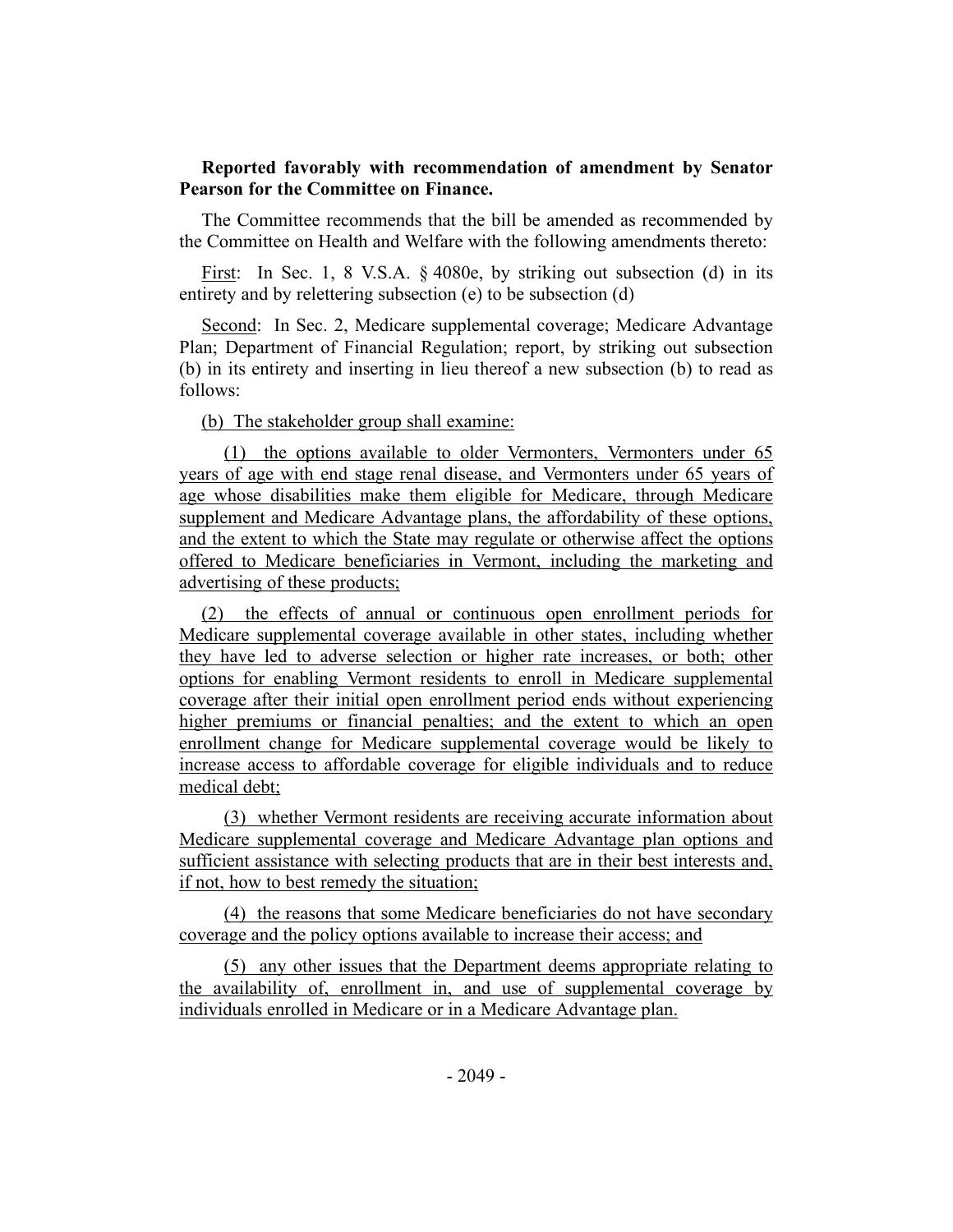**Reported favorably with recommendation of amendment by Senator Pearson for the Committee on Finance.**

The Committee recommends that the bill be amended as recommended by the Committee on Health and Welfare with the following amendments thereto:

First: In Sec. 1, 8 V.S.A. § 4080e, by striking out subsection (d) in its entirety and by relettering subsection (e) to be subsection (d)

Second: In Sec. 2, Medicare supplemental coverage; Medicare Advantage Plan; Department of Financial Regulation; report, by striking out subsection (b) in its entirety and inserting in lieu thereof a new subsection (b) to read as follows:

(b) The stakeholder group shall examine:

(1) the options available to older Vermonters, Vermonters under 65 years of age with end stage renal disease, and Vermonters under 65 years of age whose disabilities make them eligible for Medicare, through Medicare supplement and Medicare Advantage plans, the affordability of these options, and the extent to which the State may regulate or otherwise affect the options offered to Medicare beneficiaries in Vermont, including the marketing and advertising of these products;

(2) the effects of annual or continuous open enrollment periods for Medicare supplemental coverage available in other states, including whether they have led to adverse selection or higher rate increases, or both; other options for enabling Vermont residents to enroll in Medicare supplemental coverage after their initial open enrollment period ends without experiencing higher premiums or financial penalties; and the extent to which an open enrollment change for Medicare supplemental coverage would be likely to increase access to affordable coverage for eligible individuals and to reduce medical debt;

(3) whether Vermont residents are receiving accurate information about Medicare supplemental coverage and Medicare Advantage plan options and sufficient assistance with selecting products that are in their best interests and, if not, how to best remedy the situation;

(4) the reasons that some Medicare beneficiaries do not have secondary coverage and the policy options available to increase their access; and

(5) any other issues that the Department deems appropriate relating to the availability of, enrollment in, and use of supplemental coverage by individuals enrolled in Medicare or in a Medicare Advantage plan.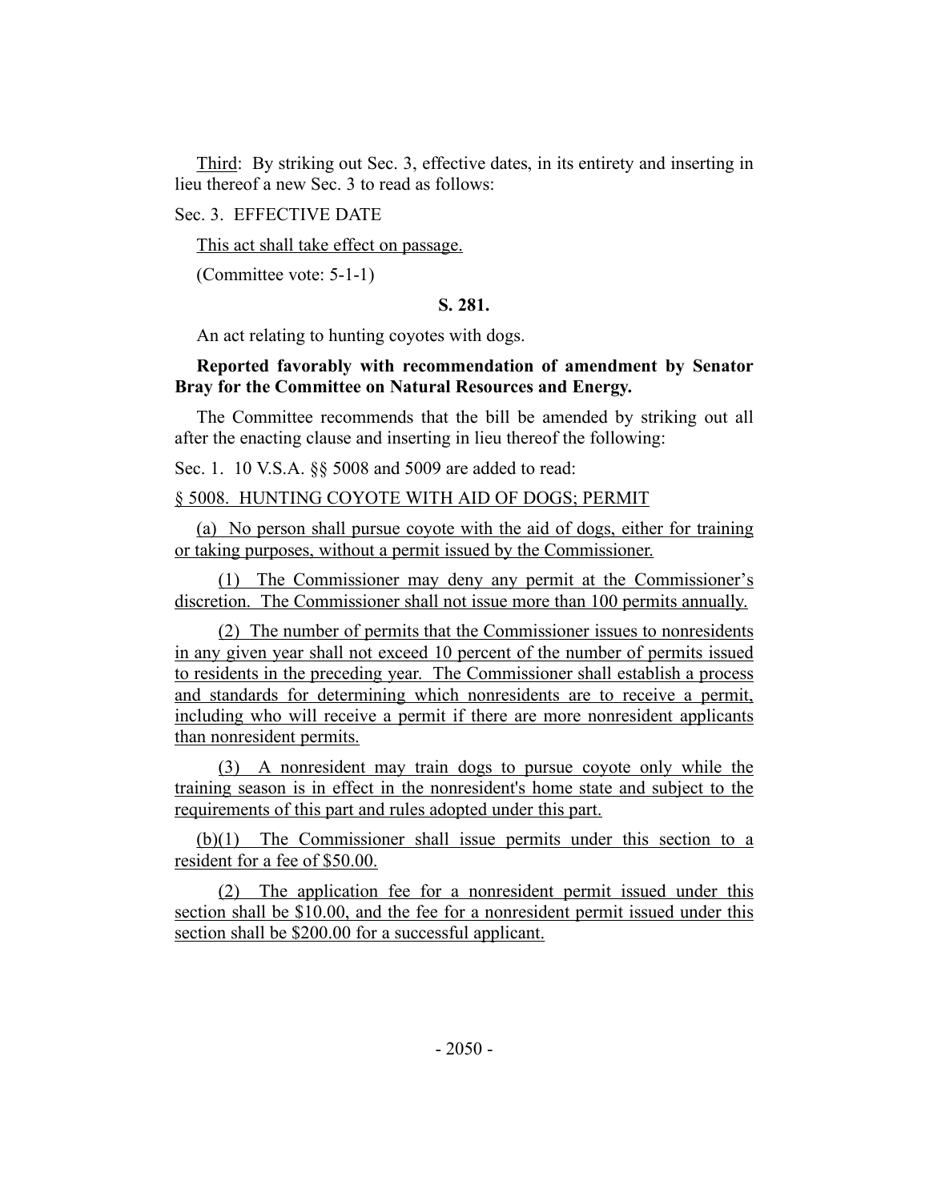Third: By striking out Sec. 3, effective dates, in its entirety and inserting in lieu thereof a new Sec. 3 to read as follows:

Sec. 3. EFFECTIVE DATE

This act shall take effect on passage.

(Committee vote: 5-1-1)

**S. 281.**

An act relating to hunting coyotes with dogs.

**Reported favorably with recommendation of amendment by Senator Bray for the Committee on Natural Resources and Energy.**

The Committee recommends that the bill be amended by striking out all after the enacting clause and inserting in lieu thereof the following:

Sec. 1. 10 V.S.A. §§ 5008 and 5009 are added to read:

§ 5008. HUNTING COYOTE WITH AID OF DOGS; PERMIT

(a) No person shall pursue coyote with the aid of dogs, either for training or taking purposes, without a permit issued by the Commissioner.

(1) The Commissioner may deny any permit at the Commissioner's discretion. The Commissioner shall not issue more than 100 permits annually.

(2) The number of permits that the Commissioner issues to nonresidents in any given year shall not exceed 10 percent of the number of permits issued to residents in the preceding year. The Commissioner shall establish a process and standards for determining which nonresidents are to receive a permit, including who will receive a permit if there are more nonresident applicants than nonresident permits.

(3) A nonresident may train dogs to pursue coyote only while the training season is in effect in the nonresident's home state and subject to the requirements of this part and rules adopted under this part.

(b)(1) The Commissioner shall issue permits under this section to a resident for a fee of $50.00.

(2) The application fee for a nonresident permit issued under this section shall be $10.00, and the fee for a nonresident permit issued under this section shall be $200.00 for a successful applicant.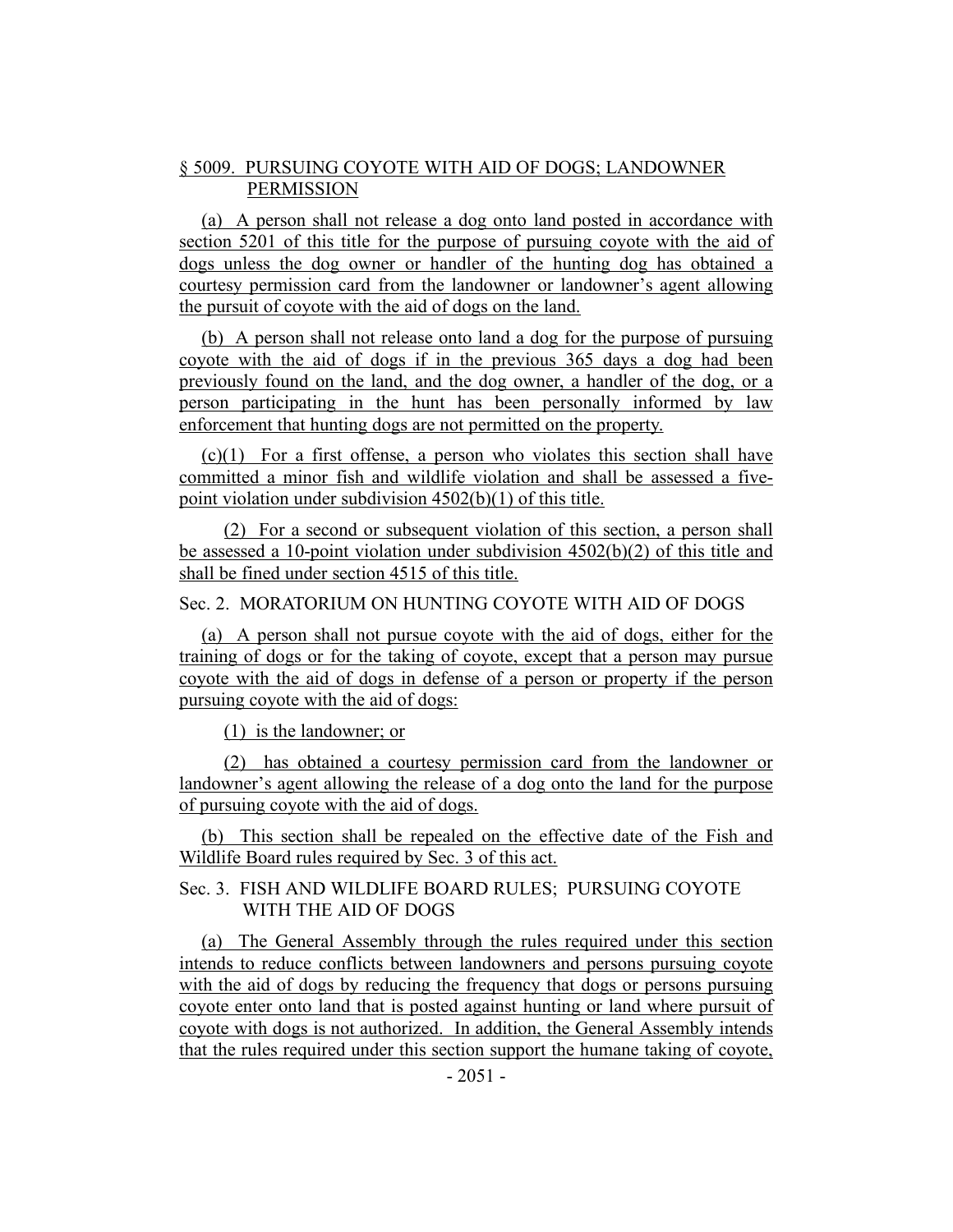§ 5009. PURSUING COYOTE WITH AID OF DOGS; LANDOWNER PERMISSION

(a) A person shall not release a dog onto land posted in accordance with section 5201 of this title for the purpose of pursuing coyote with the aid of dogs unless the dog owner or handler of the hunting dog has obtained a courtesy permission card from the landowner or landowner's agent allowing the pursuit of coyote with the aid of dogs on the land.

(b) A person shall not release onto land a dog for the purpose of pursuing coyote with the aid of dogs if in the previous 365 days a dog had been previously found on the land, and the dog owner, a handler of the dog, or a person participating in the hunt has been personally informed by law enforcement that hunting dogs are not permitted on the property.

(c)(1) For a first offense, a person who violates this section shall have committed a minor fish and wildlife violation and shall be assessed a five-point violation under subdivision 4502(b)(1) of this title.

(2) For a second or subsequent violation of this section, a person shall be assessed a 10-point violation under subdivision 4502(b)(2) of this title and shall be fined under section 4515 of this title.

Sec. 2. MORATORIUM ON HUNTING COYOTE WITH AID OF DOGS

(a) A person shall not pursue coyote with the aid of dogs, either for the training of dogs or for the taking of coyote, except that a person may pursue coyote with the aid of dogs in defense of a person or property if the person pursuing coyote with the aid of dogs:

(1) is the landowner; or

(2) has obtained a courtesy permission card from the landowner or landowner's agent allowing the release of a dog onto the land for the purpose of pursuing coyote with the aid of dogs.

(b) This section shall be repealed on the effective date of the Fish and Wildlife Board rules required by Sec. 3 of this act.

Sec. 3. FISH AND WILDLIFE BOARD RULES; PURSUING COYOTE WITH THE AID OF DOGS

(a) The General Assembly through the rules required under this section intends to reduce conflicts between landowners and persons pursuing coyote with the aid of dogs by reducing the frequency that dogs or persons pursuing coyote enter onto land that is posted against hunting or land where pursuit of coyote with dogs is not authorized. In addition, the General Assembly intends that the rules required under this section support the humane taking of coyote,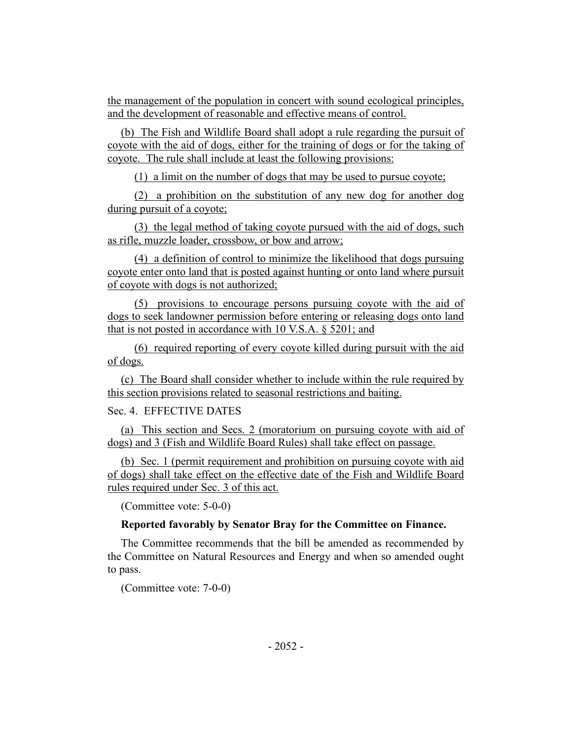the management of the population in concert with sound ecological principles, and the development of reasonable and effective means of control.

(b) The Fish and Wildlife Board shall adopt a rule regarding the pursuit of coyote with the aid of dogs, either for the training of dogs or for the taking of coyote. The rule shall include at least the following provisions:

(1) a limit on the number of dogs that may be used to pursue coyote;

(2) a prohibition on the substitution of any new dog for another dog during pursuit of a coyote;

(3) the legal method of taking coyote pursued with the aid of dogs, such as rifle, muzzle loader, crossbow, or bow and arrow;

(4) a definition of control to minimize the likelihood that dogs pursuing coyote enter onto land that is posted against hunting or onto land where pursuit of coyote with dogs is not authorized;

(5) provisions to encourage persons pursuing coyote with the aid of dogs to seek landowner permission before entering or releasing dogs onto land that is not posted in accordance with 10 V.S.A. § 5201; and

(6) required reporting of every coyote killed during pursuit with the aid of dogs.

(c) The Board shall consider whether to include within the rule required by this section provisions related to seasonal restrictions and baiting.

Sec. 4. EFFECTIVE DATES

(a) This section and Secs. 2 (moratorium on pursuing coyote with aid of dogs) and 3 (Fish and Wildlife Board Rules) shall take effect on passage.

(b) Sec. 1 (permit requirement and prohibition on pursuing coyote with aid of dogs) shall take effect on the effective date of the Fish and Wildlife Board rules required under Sec. 3 of this act.

(Committee vote: 5-0-0)

**Reported favorably by Senator Bray for the Committee on Finance.**

The Committee recommends that the bill be amended as recommended by the Committee on Natural Resources and Energy and when so amended ought to pass.

(Committee vote: 7-0-0)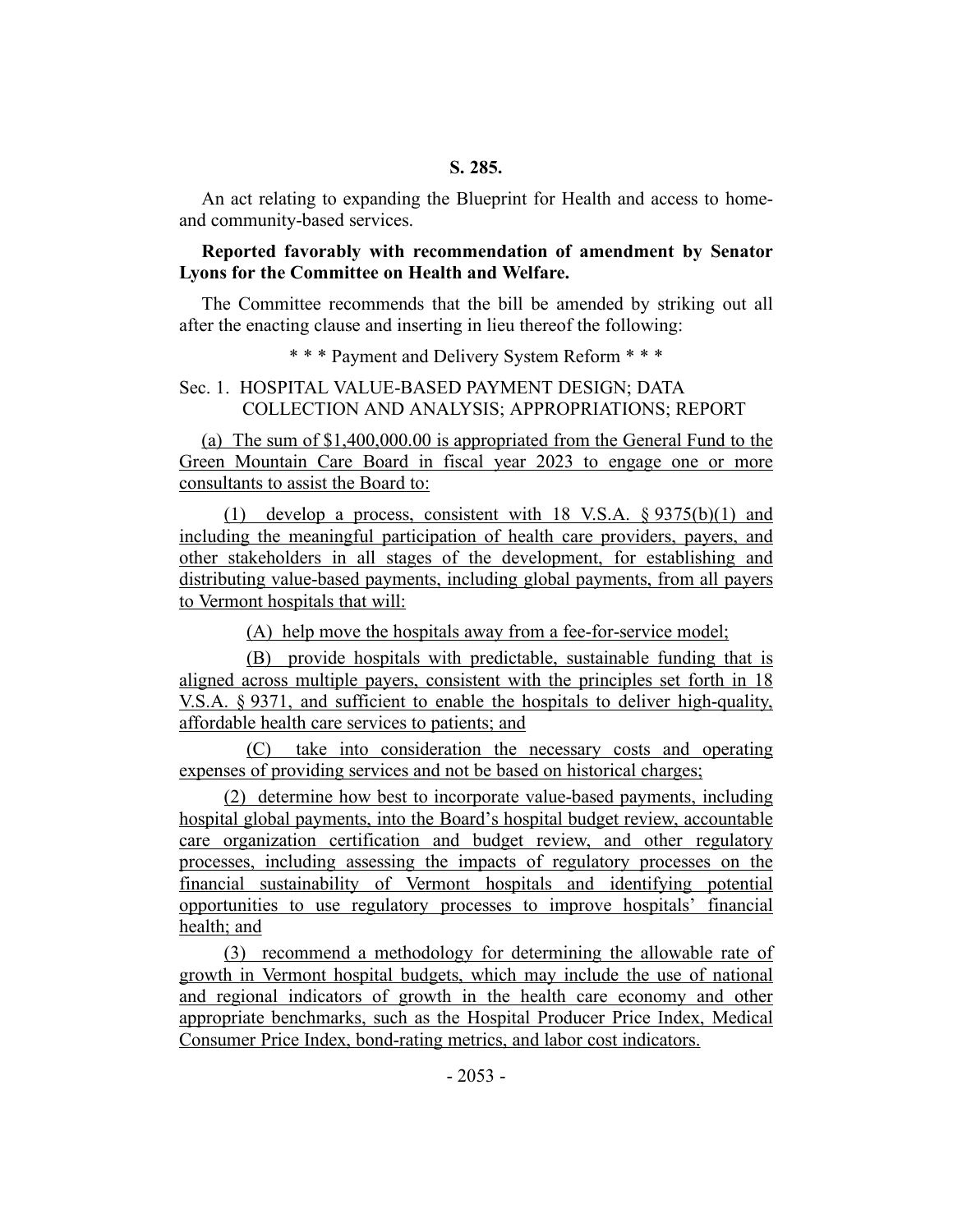**S. 285.**

An act relating to expanding the Blueprint for Health and access to home- and community-based services.

**Reported favorably with recommendation of amendment by Senator Lyons for the Committee on Health and Welfare.**

The Committee recommends that the bill be amended by striking out all after the enacting clause and inserting in lieu thereof the following:

\* \* \* Payment and Delivery System Reform \* \* \*

Sec. 1. HOSPITAL VALUE-BASED PAYMENT DESIGN; DATA COLLECTION AND ANALYSIS; APPROPRIATIONS; REPORT

(a) The sum of $1,400,000.00 is appropriated from the General Fund to the Green Mountain Care Board in fiscal year 2023 to engage one or more consultants to assist the Board to:

(1) develop a process, consistent with 18 V.S.A. § 9375(b)(1) and including the meaningful participation of health care providers, payers, and other stakeholders in all stages of the development, for establishing and distributing value-based payments, including global payments, from all payers to Vermont hospitals that will:

(A) help move the hospitals away from a fee-for-service model;

(B) provide hospitals with predictable, sustainable funding that is aligned across multiple payers, consistent with the principles set forth in 18 V.S.A. § 9371, and sufficient to enable the hospitals to deliver high-quality, affordable health care services to patients; and

(C) take into consideration the necessary costs and operating expenses of providing services and not be based on historical charges;

(2) determine how best to incorporate value-based payments, including hospital global payments, into the Board's hospital budget review, accountable care organization certification and budget review, and other regulatory processes, including assessing the impacts of regulatory processes on the financial sustainability of Vermont hospitals and identifying potential opportunities to use regulatory processes to improve hospitals' financial health; and

(3) recommend a methodology for determining the allowable rate of growth in Vermont hospital budgets, which may include the use of national and regional indicators of growth in the health care economy and other appropriate benchmarks, such as the Hospital Producer Price Index, Medical Consumer Price Index, bond-rating metrics, and labor cost indicators.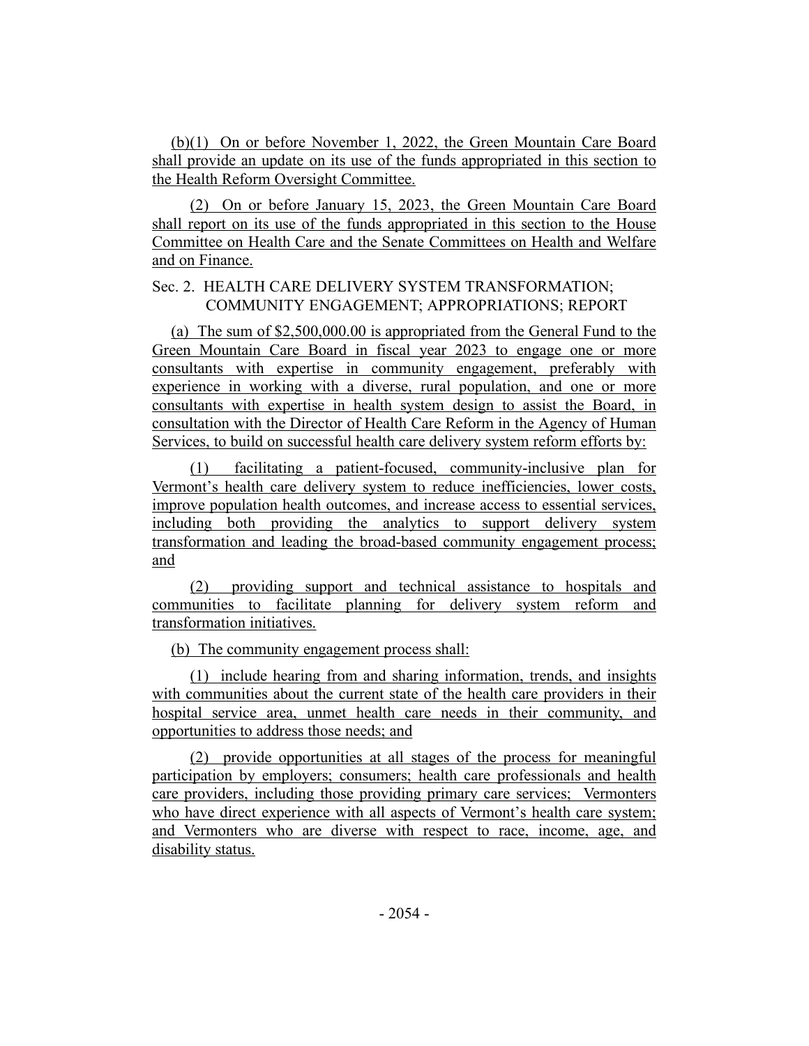(b)(1) On or before November 1, 2022, the Green Mountain Care Board shall provide an update on its use of the funds appropriated in this section to the Health Reform Oversight Committee.

(2) On or before January 15, 2023, the Green Mountain Care Board shall report on its use of the funds appropriated in this section to the House Committee on Health Care and the Senate Committees on Health and Welfare and on Finance.

Sec. 2. HEALTH CARE DELIVERY SYSTEM TRANSFORMATION; COMMUNITY ENGAGEMENT; APPROPRIATIONS; REPORT

(a) The sum of $2,500,000.00 is appropriated from the General Fund to the Green Mountain Care Board in fiscal year 2023 to engage one or more consultants with expertise in community engagement, preferably with experience in working with a diverse, rural population, and one or more consultants with expertise in health system design to assist the Board, in consultation with the Director of Health Care Reform in the Agency of Human Services, to build on successful health care delivery system reform efforts by:

(1) facilitating a patient-focused, community-inclusive plan for Vermont's health care delivery system to reduce inefficiencies, lower costs, improve population health outcomes, and increase access to essential services, including both providing the analytics to support delivery system transformation and leading the broad-based community engagement process; and

(2) providing support and technical assistance to hospitals and communities to facilitate planning for delivery system reform and transformation initiatives.

(b) The community engagement process shall:

(1) include hearing from and sharing information, trends, and insights with communities about the current state of the health care providers in their hospital service area, unmet health care needs in their community, and opportunities to address those needs; and

(2) provide opportunities at all stages of the process for meaningful participation by employers; consumers; health care professionals and health care providers, including those providing primary care services; Vermonters who have direct experience with all aspects of Vermont's health care system; and Vermonters who are diverse with respect to race, income, age, and disability status.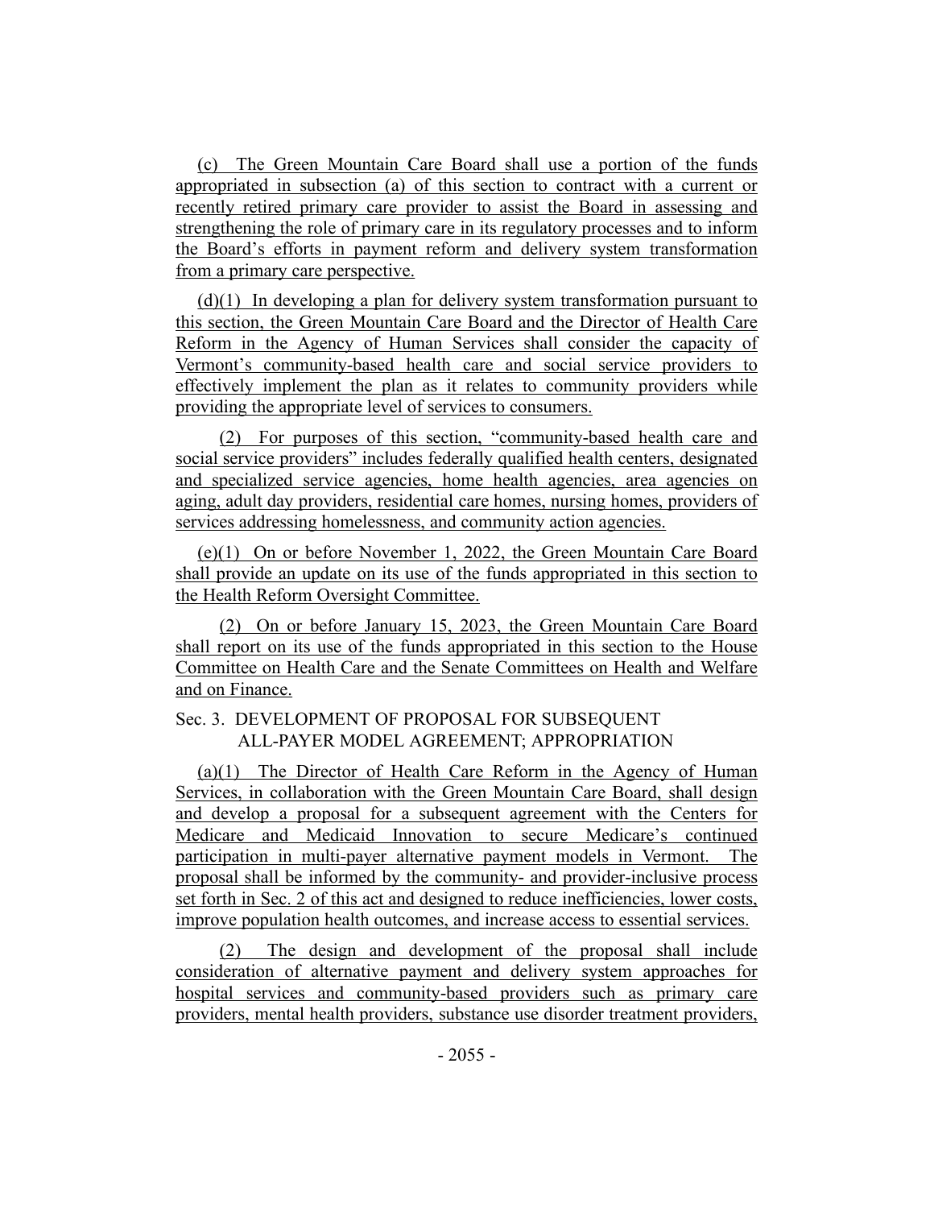(c) The Green Mountain Care Board shall use a portion of the funds appropriated in subsection (a) of this section to contract with a current or recently retired primary care provider to assist the Board in assessing and strengthening the role of primary care in its regulatory processes and to inform the Board's efforts in payment reform and delivery system transformation from a primary care perspective.

(d)(1) In developing a plan for delivery system transformation pursuant to this section, the Green Mountain Care Board and the Director of Health Care Reform in the Agency of Human Services shall consider the capacity of Vermont's community-based health care and social service providers to effectively implement the plan as it relates to community providers while providing the appropriate level of services to consumers.

(2) For purposes of this section, "community-based health care and social service providers" includes federally qualified health centers, designated and specialized service agencies, home health agencies, area agencies on aging, adult day providers, residential care homes, nursing homes, providers of services addressing homelessness, and community action agencies.

(e)(1) On or before November 1, 2022, the Green Mountain Care Board shall provide an update on its use of the funds appropriated in this section to the Health Reform Oversight Committee.

(2) On or before January 15, 2023, the Green Mountain Care Board shall report on its use of the funds appropriated in this section to the House Committee on Health Care and the Senate Committees on Health and Welfare and on Finance.

Sec. 3. DEVELOPMENT OF PROPOSAL FOR SUBSEQUENT ALL-PAYER MODEL AGREEMENT; APPROPRIATION

(a)(1) The Director of Health Care Reform in the Agency of Human Services, in collaboration with the Green Mountain Care Board, shall design and develop a proposal for a subsequent agreement with the Centers for Medicare and Medicaid Innovation to secure Medicare's continued participation in multi-payer alternative payment models in Vermont. The proposal shall be informed by the community- and provider-inclusive process set forth in Sec. 2 of this act and designed to reduce inefficiencies, lower costs, improve population health outcomes, and increase access to essential services.

(2) The design and development of the proposal shall include consideration of alternative payment and delivery system approaches for hospital services and community-based providers such as primary care providers, mental health providers, substance use disorder treatment providers,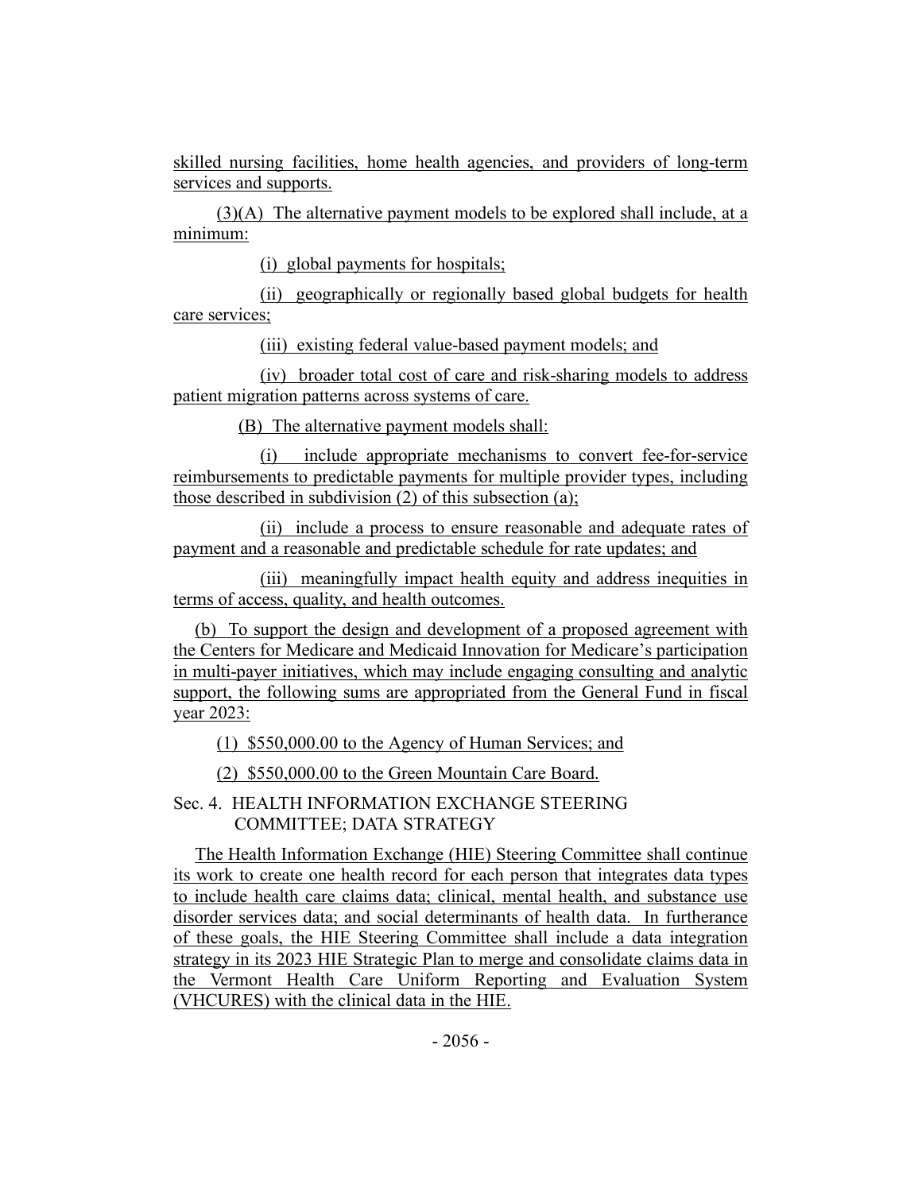skilled nursing facilities, home health agencies, and providers of long-term services and supports.

(3)(A) The alternative payment models to be explored shall include, at a minimum:

(i) global payments for hospitals;

(ii) geographically or regionally based global budgets for health care services;

(iii) existing federal value-based payment models; and

(iv) broader total cost of care and risk-sharing models to address patient migration patterns across systems of care.

(B) The alternative payment models shall:

(i) include appropriate mechanisms to convert fee-for-service reimbursements to predictable payments for multiple provider types, including those described in subdivision (2) of this subsection (a);

(ii) include a process to ensure reasonable and adequate rates of payment and a reasonable and predictable schedule for rate updates; and

(iii) meaningfully impact health equity and address inequities in terms of access, quality, and health outcomes.

(b) To support the design and development of a proposed agreement with the Centers for Medicare and Medicaid Innovation for Medicare's participation in multi-payer initiatives, which may include engaging consulting and analytic support, the following sums are appropriated from the General Fund in fiscal year 2023:

(1) $550,000.00 to the Agency of Human Services; and

(2) $550,000.00 to the Green Mountain Care Board.

Sec. 4. HEALTH INFORMATION EXCHANGE STEERING COMMITTEE; DATA STRATEGY

The Health Information Exchange (HIE) Steering Committee shall continue its work to create one health record for each person that integrates data types to include health care claims data; clinical, mental health, and substance use disorder services data; and social determinants of health data. In furtherance of these goals, the HIE Steering Committee shall include a data integration strategy in its 2023 HIE Strategic Plan to merge and consolidate claims data in the Vermont Health Care Uniform Reporting and Evaluation System (VHCURES) with the clinical data in the HIE.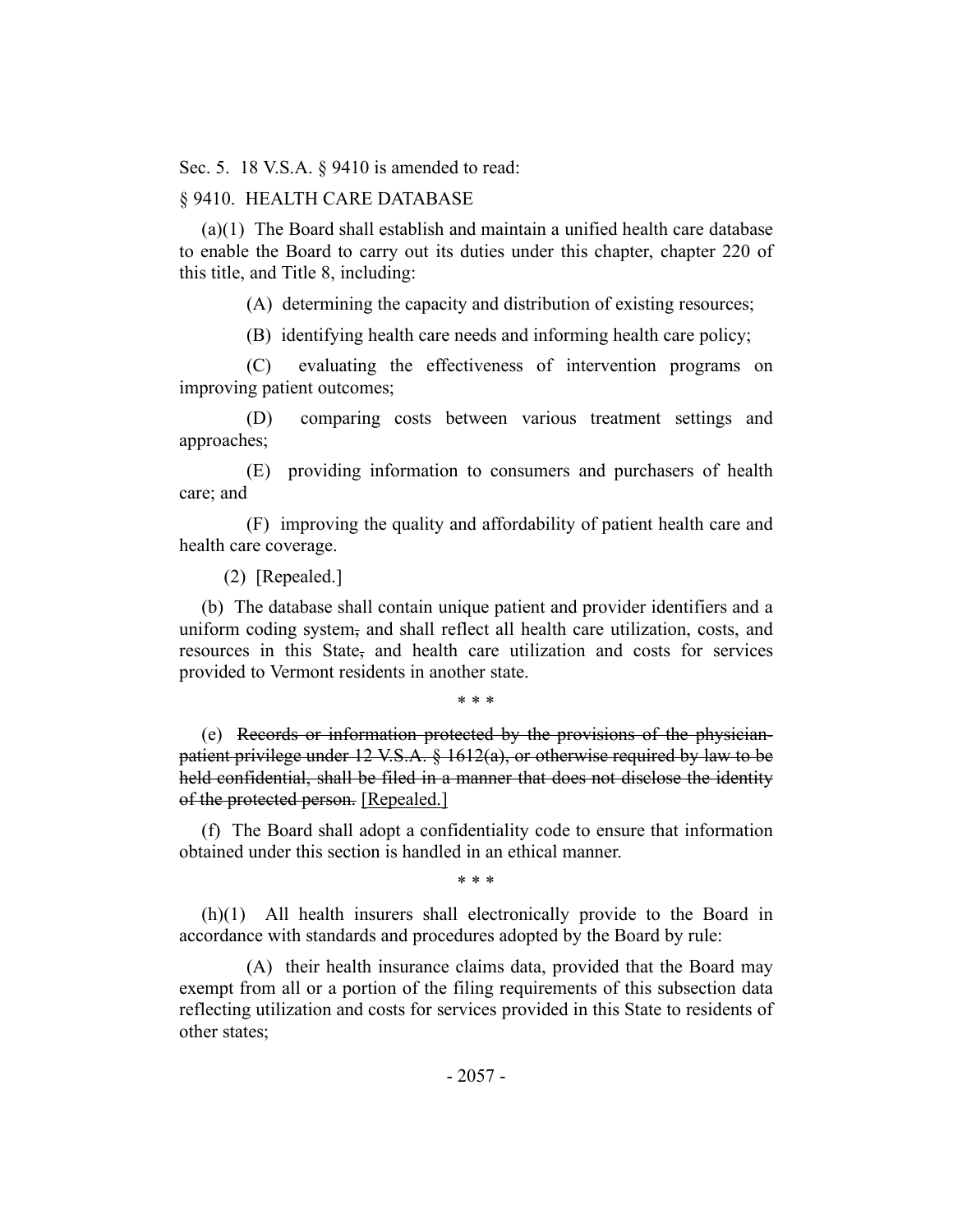Sec. 5. 18 V.S.A. § 9410 is amended to read:

§ 9410. HEALTH CARE DATABASE

(a)(1) The Board shall establish and maintain a unified health care database to enable the Board to carry out its duties under this chapter, chapter 220 of this title, and Title 8, including:

(A) determining the capacity and distribution of existing resources;

(B) identifying health care needs and informing health care policy;

(C) evaluating the effectiveness of intervention programs on improving patient outcomes;

(D) comparing costs between various treatment settings and approaches;

(E) providing information to consumers and purchasers of health care; and

(F) improving the quality and affordability of patient health care and health care coverage.

(2) [Repealed.]

(b) The database shall contain unique patient and provider identifiers and a uniform coding system~~,~~ and shall reflect all health care utilization, costs, and resources in this State~~,~~ and health care utilization and costs for services provided to Vermont residents in another state.

\* \* \*

(e) ~~Records or information protected by the provisions of the physician-patient privilege under 12 V.S.A. § 1612(a), or otherwise required by law to be held confidential, shall be filed in a manner that does not disclose the identity of the protected person.~~ <u>[Repealed.]</u>

(f) The Board shall adopt a confidentiality code to ensure that information obtained under this section is handled in an ethical manner.

\* \* \*

(h)(1) All health insurers shall electronically provide to the Board in accordance with standards and procedures adopted by the Board by rule:

(A) their health insurance claims data, provided that the Board may exempt from all or a portion of the filing requirements of this subsection data reflecting utilization and costs for services provided in this State to residents of other states;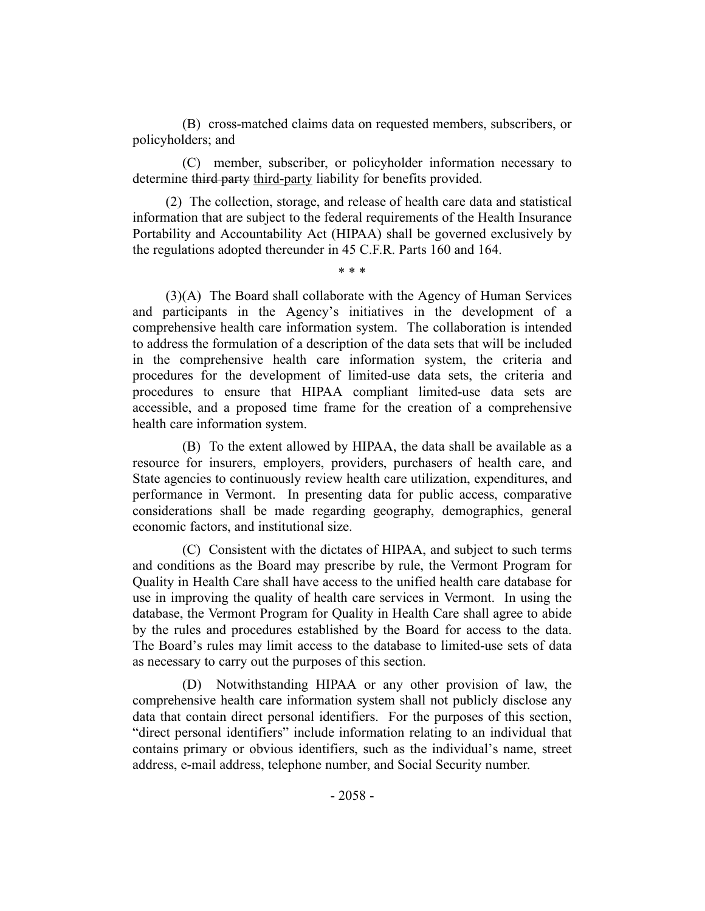(B) cross-matched claims data on requested members, subscribers, or policyholders; and

(C) member, subscriber, or policyholder information necessary to determine ~~third party~~ third-party liability for benefits provided.

(2) The collection, storage, and release of health care data and statistical information that are subject to the federal requirements of the Health Insurance Portability and Accountability Act (HIPAA) shall be governed exclusively by the regulations adopted thereunder in 45 C.F.R. Parts 160 and 164.

\* \* \*

(3)(A) The Board shall collaborate with the Agency of Human Services and participants in the Agency's initiatives in the development of a comprehensive health care information system. The collaboration is intended to address the formulation of a description of the data sets that will be included in the comprehensive health care information system, the criteria and procedures for the development of limited-use data sets, the criteria and procedures to ensure that HIPAA compliant limited-use data sets are accessible, and a proposed time frame for the creation of a comprehensive health care information system.

(B) To the extent allowed by HIPAA, the data shall be available as a resource for insurers, employers, providers, purchasers of health care, and State agencies to continuously review health care utilization, expenditures, and performance in Vermont. In presenting data for public access, comparative considerations shall be made regarding geography, demographics, general economic factors, and institutional size.

(C) Consistent with the dictates of HIPAA, and subject to such terms and conditions as the Board may prescribe by rule, the Vermont Program for Quality in Health Care shall have access to the unified health care database for use in improving the quality of health care services in Vermont. In using the database, the Vermont Program for Quality in Health Care shall agree to abide by the rules and procedures established by the Board for access to the data. The Board's rules may limit access to the database to limited-use sets of data as necessary to carry out the purposes of this section.

(D) Notwithstanding HIPAA or any other provision of law, the comprehensive health care information system shall not publicly disclose any data that contain direct personal identifiers. For the purposes of this section, "direct personal identifiers" include information relating to an individual that contains primary or obvious identifiers, such as the individual's name, street address, e-mail address, telephone number, and Social Security number.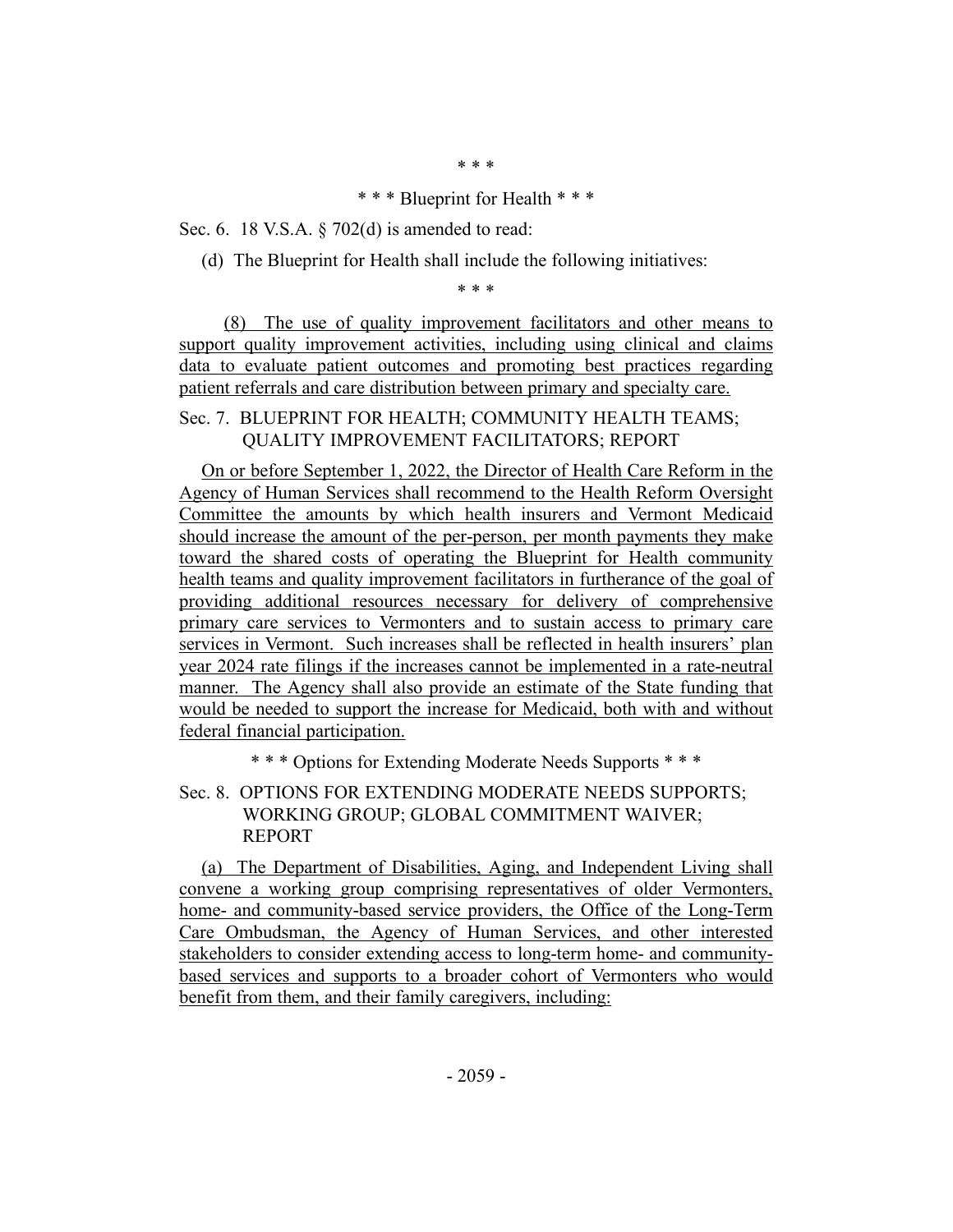\* \* \*

\* \* \* Blueprint for Health \* \* \*

Sec. 6. 18 V.S.A. § 702(d) is amended to read:

(d) The Blueprint for Health shall include the following initiatives:

\* \* \*

(8) The use of quality improvement facilitators and other means to support quality improvement activities, including using clinical and claims data to evaluate patient outcomes and promoting best practices regarding patient referrals and care distribution between primary and specialty care.

Sec. 7. BLUEPRINT FOR HEALTH; COMMUNITY HEALTH TEAMS; QUALITY IMPROVEMENT FACILITATORS; REPORT

On or before September 1, 2022, the Director of Health Care Reform in the Agency of Human Services shall recommend to the Health Reform Oversight Committee the amounts by which health insurers and Vermont Medicaid should increase the amount of the per-person, per month payments they make toward the shared costs of operating the Blueprint for Health community health teams and quality improvement facilitators in furtherance of the goal of providing additional resources necessary for delivery of comprehensive primary care services to Vermonters and to sustain access to primary care services in Vermont. Such increases shall be reflected in health insurers' plan year 2024 rate filings if the increases cannot be implemented in a rate-neutral manner. The Agency shall also provide an estimate of the State funding that would be needed to support the increase for Medicaid, both with and without federal financial participation.

\* \* \* Options for Extending Moderate Needs Supports \* \* \*

Sec. 8. OPTIONS FOR EXTENDING MODERATE NEEDS SUPPORTS; WORKING GROUP; GLOBAL COMMITMENT WAIVER; REPORT

(a) The Department of Disabilities, Aging, and Independent Living shall convene a working group comprising representatives of older Vermonters, home- and community-based service providers, the Office of the Long-Term Care Ombudsman, the Agency of Human Services, and other interested stakeholders to consider extending access to long-term home- and community-based services and supports to a broader cohort of Vermonters who would benefit from them, and their family caregivers, including: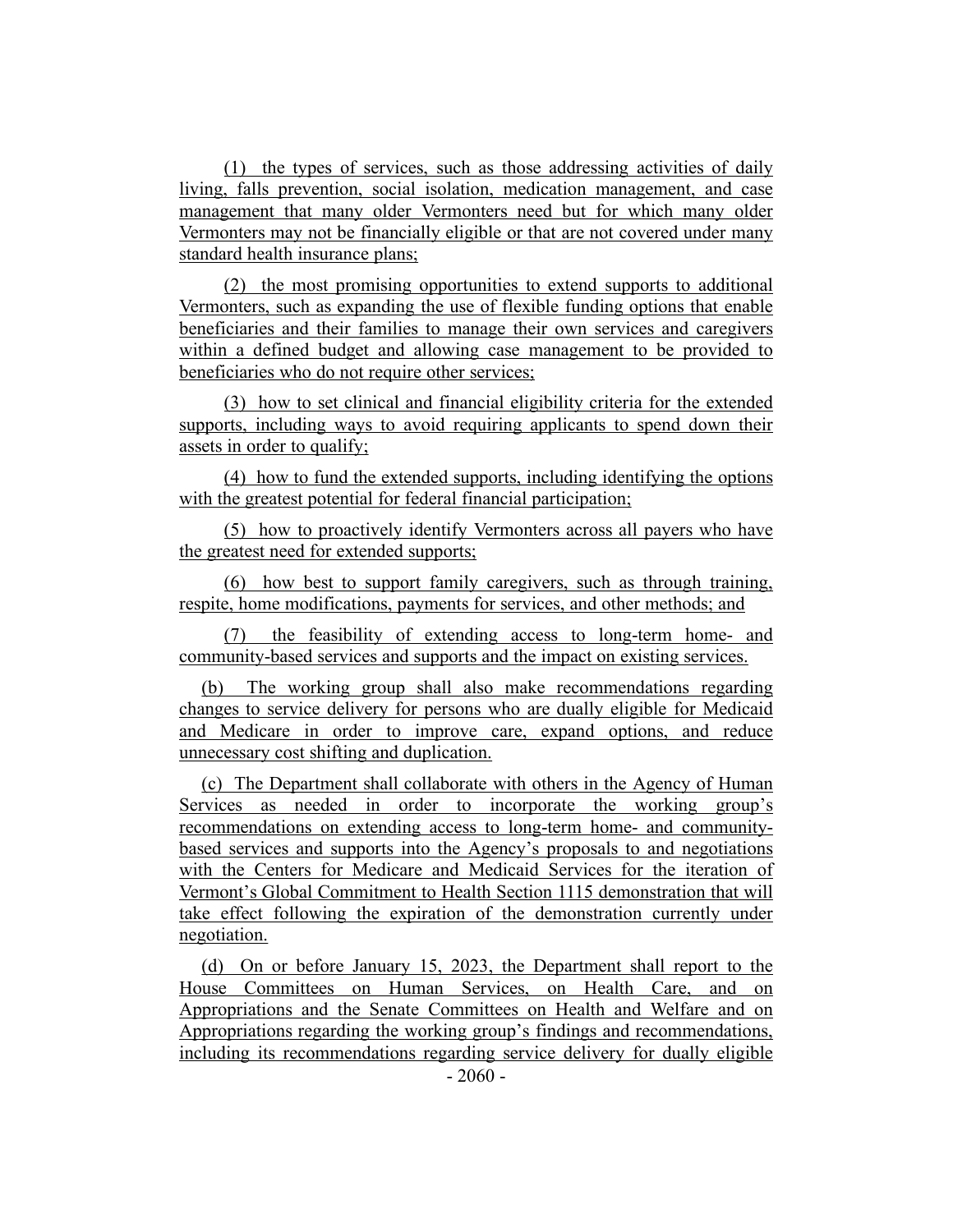(1) the types of services, such as those addressing activities of daily living, falls prevention, social isolation, medication management, and case management that many older Vermonters need but for which many older Vermonters may not be financially eligible or that are not covered under many standard health insurance plans;

(2) the most promising opportunities to extend supports to additional Vermonters, such as expanding the use of flexible funding options that enable beneficiaries and their families to manage their own services and caregivers within a defined budget and allowing case management to be provided to beneficiaries who do not require other services;

(3) how to set clinical and financial eligibility criteria for the extended supports, including ways to avoid requiring applicants to spend down their assets in order to qualify;

(4) how to fund the extended supports, including identifying the options with the greatest potential for federal financial participation;

(5) how to proactively identify Vermonters across all payers who have the greatest need for extended supports;

(6) how best to support family caregivers, such as through training, respite, home modifications, payments for services, and other methods; and

(7) the feasibility of extending access to long-term home- and community-based services and supports and the impact on existing services.

(b) The working group shall also make recommendations regarding changes to service delivery for persons who are dually eligible for Medicaid and Medicare in order to improve care, expand options, and reduce unnecessary cost shifting and duplication.

(c) The Department shall collaborate with others in the Agency of Human Services as needed in order to incorporate the working group's recommendations on extending access to long-term home- and community-based services and supports into the Agency's proposals to and negotiations with the Centers for Medicare and Medicaid Services for the iteration of Vermont's Global Commitment to Health Section 1115 demonstration that will take effect following the expiration of the demonstration currently under negotiation.

(d) On or before January 15, 2023, the Department shall report to the House Committees on Human Services, on Health Care, and on Appropriations and the Senate Committees on Health and Welfare and on Appropriations regarding the working group's findings and recommendations, including its recommendations regarding service delivery for dually eligible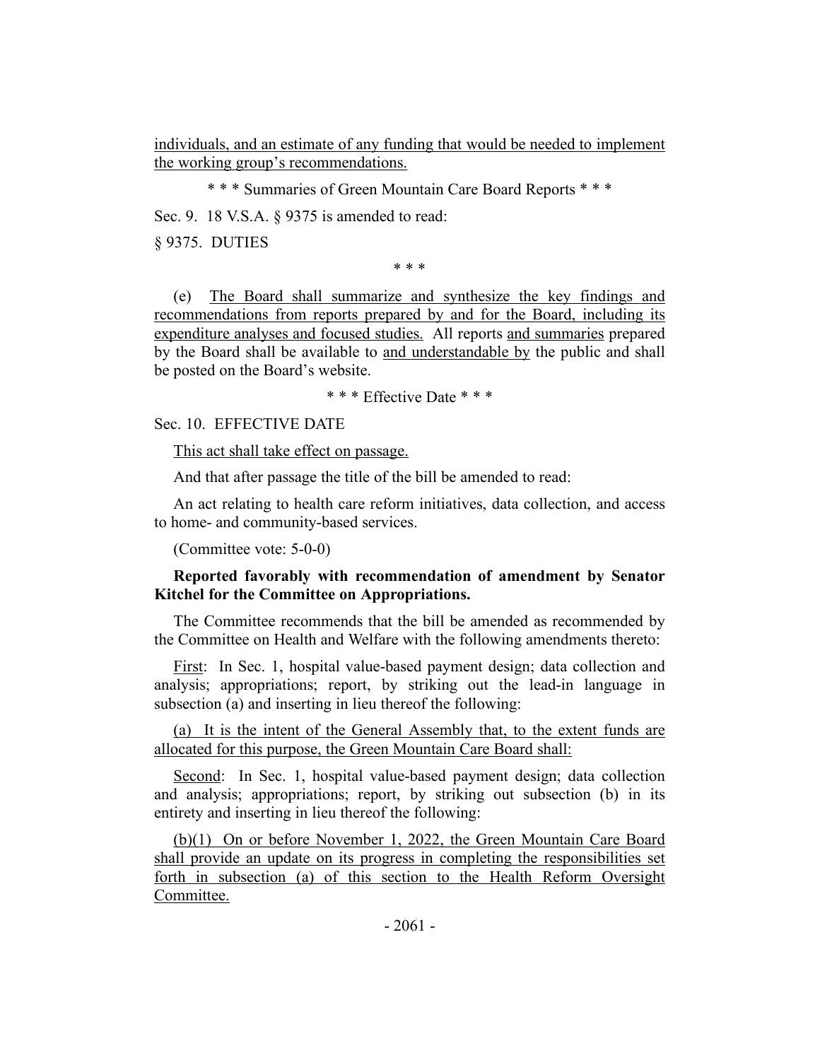individuals, and an estimate of any funding that would be needed to implement the working group's recommendations.

\* \* \* Summaries of Green Mountain Care Board Reports \* \* \*

Sec. 9. 18 V.S.A. § 9375 is amended to read:

§ 9375. DUTIES

\* \* \*

(e) The Board shall summarize and synthesize the key findings and recommendations from reports prepared by and for the Board, including its expenditure analyses and focused studies. All reports and summaries prepared by the Board shall be available to and understandable by the public and shall be posted on the Board's website.

\* \* \* Effective Date \* \* \*

Sec. 10. EFFECTIVE DATE

This act shall take effect on passage.

And that after passage the title of the bill be amended to read:

An act relating to health care reform initiatives, data collection, and access to home- and community-based services.

(Committee vote: 5-0-0)

**Reported favorably with recommendation of amendment by Senator Kitchel for the Committee on Appropriations.**

The Committee recommends that the bill be amended as recommended by the Committee on Health and Welfare with the following amendments thereto:

First: In Sec. 1, hospital value-based payment design; data collection and analysis; appropriations; report, by striking out the lead-in language in subsection (a) and inserting in lieu thereof the following:

(a) It is the intent of the General Assembly that, to the extent funds are allocated for this purpose, the Green Mountain Care Board shall:

Second: In Sec. 1, hospital value-based payment design; data collection and analysis; appropriations; report, by striking out subsection (b) in its entirety and inserting in lieu thereof the following:

(b)(1) On or before November 1, 2022, the Green Mountain Care Board shall provide an update on its progress in completing the responsibilities set forth in subsection (a) of this section to the Health Reform Oversight Committee.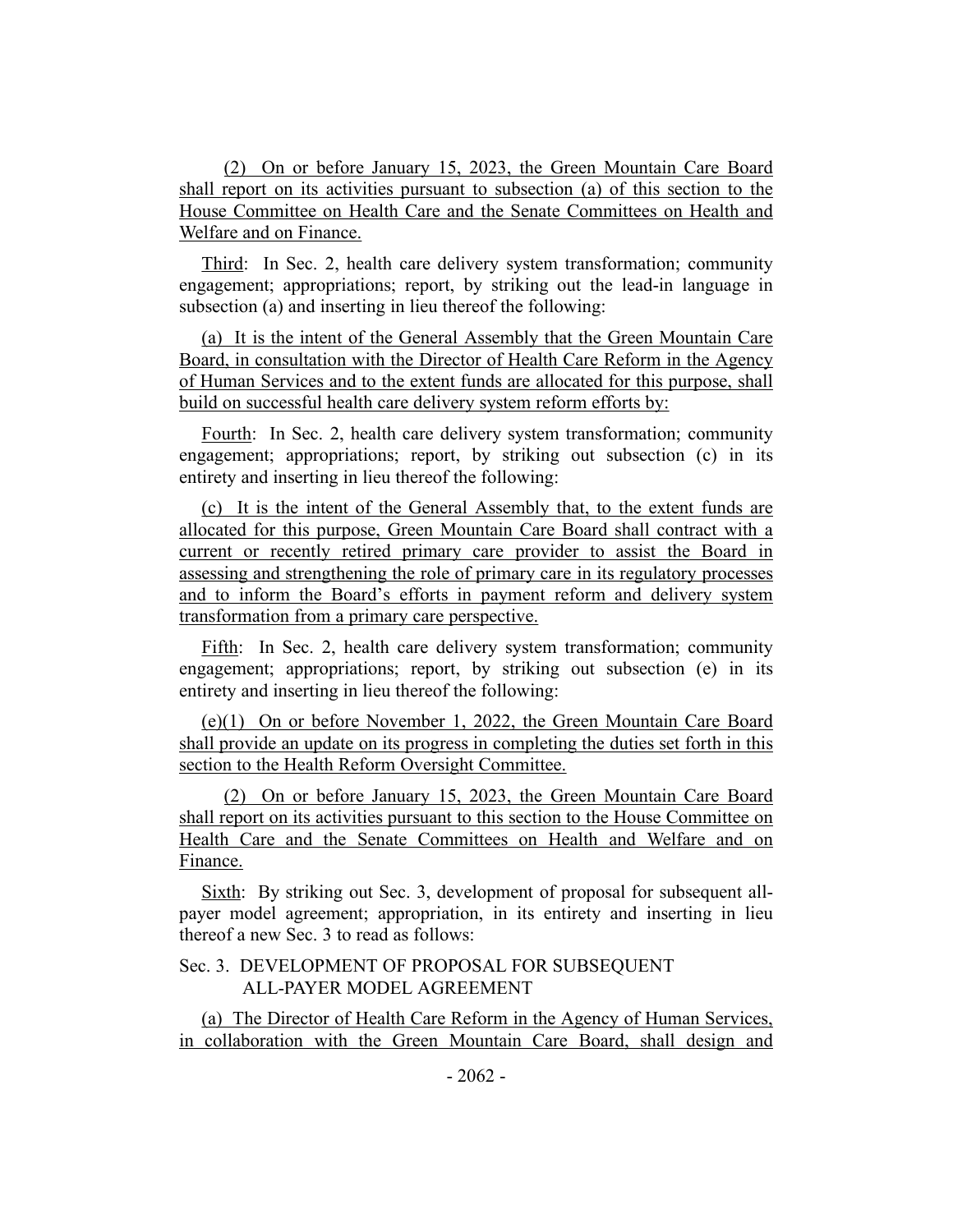(2) On or before January 15, 2023, the Green Mountain Care Board shall report on its activities pursuant to subsection (a) of this section to the House Committee on Health Care and the Senate Committees on Health and Welfare and on Finance.

Third: In Sec. 2, health care delivery system transformation; community engagement; appropriations; report, by striking out the lead-in language in subsection (a) and inserting in lieu thereof the following:

(a) It is the intent of the General Assembly that the Green Mountain Care Board, in consultation with the Director of Health Care Reform in the Agency of Human Services and to the extent funds are allocated for this purpose, shall build on successful health care delivery system reform efforts by:

Fourth: In Sec. 2, health care delivery system transformation; community engagement; appropriations; report, by striking out subsection (c) in its entirety and inserting in lieu thereof the following:

(c) It is the intent of the General Assembly that, to the extent funds are allocated for this purpose, Green Mountain Care Board shall contract with a current or recently retired primary care provider to assist the Board in assessing and strengthening the role of primary care in its regulatory processes and to inform the Board's efforts in payment reform and delivery system transformation from a primary care perspective.

Fifth: In Sec. 2, health care delivery system transformation; community engagement; appropriations; report, by striking out subsection (e) in its entirety and inserting in lieu thereof the following:

(e)(1) On or before November 1, 2022, the Green Mountain Care Board shall provide an update on its progress in completing the duties set forth in this section to the Health Reform Oversight Committee.

(2) On or before January 15, 2023, the Green Mountain Care Board shall report on its activities pursuant to this section to the House Committee on Health Care and the Senate Committees on Health and Welfare and on Finance.

Sixth: By striking out Sec. 3, development of proposal for subsequent all-payer model agreement; appropriation, in its entirety and inserting in lieu thereof a new Sec. 3 to read as follows:

Sec. 3. DEVELOPMENT OF PROPOSAL FOR SUBSEQUENT ALL-PAYER MODEL AGREEMENT

(a) The Director of Health Care Reform in the Agency of Human Services, in collaboration with the Green Mountain Care Board, shall design and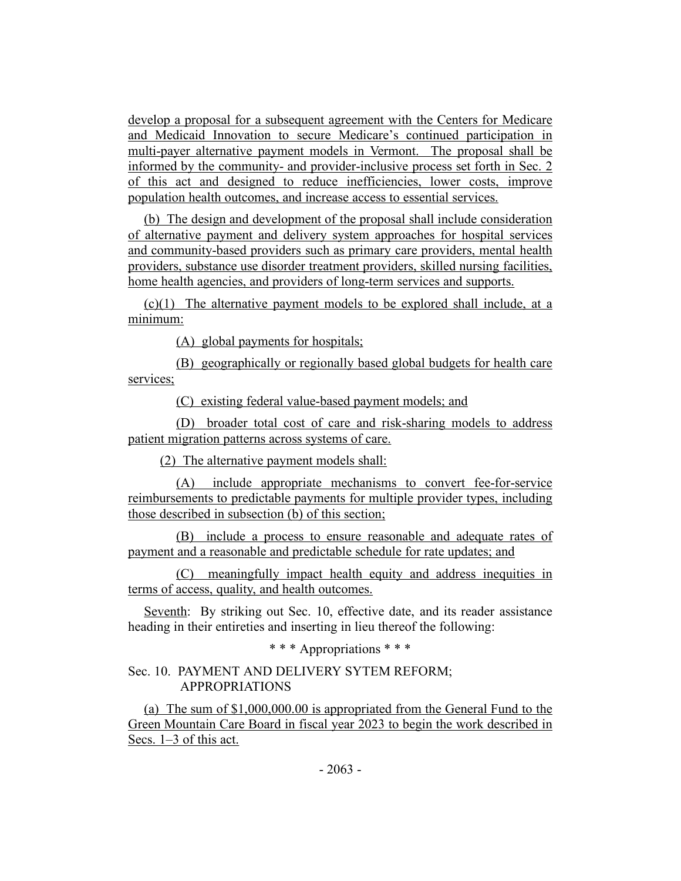develop a proposal for a subsequent agreement with the Centers for Medicare and Medicaid Innovation to secure Medicare's continued participation in multi-payer alternative payment models in Vermont. The proposal shall be informed by the community- and provider-inclusive process set forth in Sec. 2 of this act and designed to reduce inefficiencies, lower costs, improve population health outcomes, and increase access to essential services.

(b) The design and development of the proposal shall include consideration of alternative payment and delivery system approaches for hospital services and community-based providers such as primary care providers, mental health providers, substance use disorder treatment providers, skilled nursing facilities, home health agencies, and providers of long-term services and supports.

(c)(1) The alternative payment models to be explored shall include, at a minimum:

(A) global payments for hospitals;

(B) geographically or regionally based global budgets for health care services;

(C) existing federal value-based payment models; and

(D) broader total cost of care and risk-sharing models to address patient migration patterns across systems of care.

(2) The alternative payment models shall:

(A) include appropriate mechanisms to convert fee-for-service reimbursements to predictable payments for multiple provider types, including those described in subsection (b) of this section;

(B) include a process to ensure reasonable and adequate rates of payment and a reasonable and predictable schedule for rate updates; and

(C) meaningfully impact health equity and address inequities in terms of access, quality, and health outcomes.

Seventh: By striking out Sec. 10, effective date, and its reader assistance heading in their entireties and inserting in lieu thereof the following:

\* \* \* Appropriations \* \* \*

Sec. 10. PAYMENT AND DELIVERY SYTEM REFORM; APPROPRIATIONS

(a) The sum of $1,000,000.00 is appropriated from the General Fund to the Green Mountain Care Board in fiscal year 2023 to begin the work described in Secs. 1–3 of this act.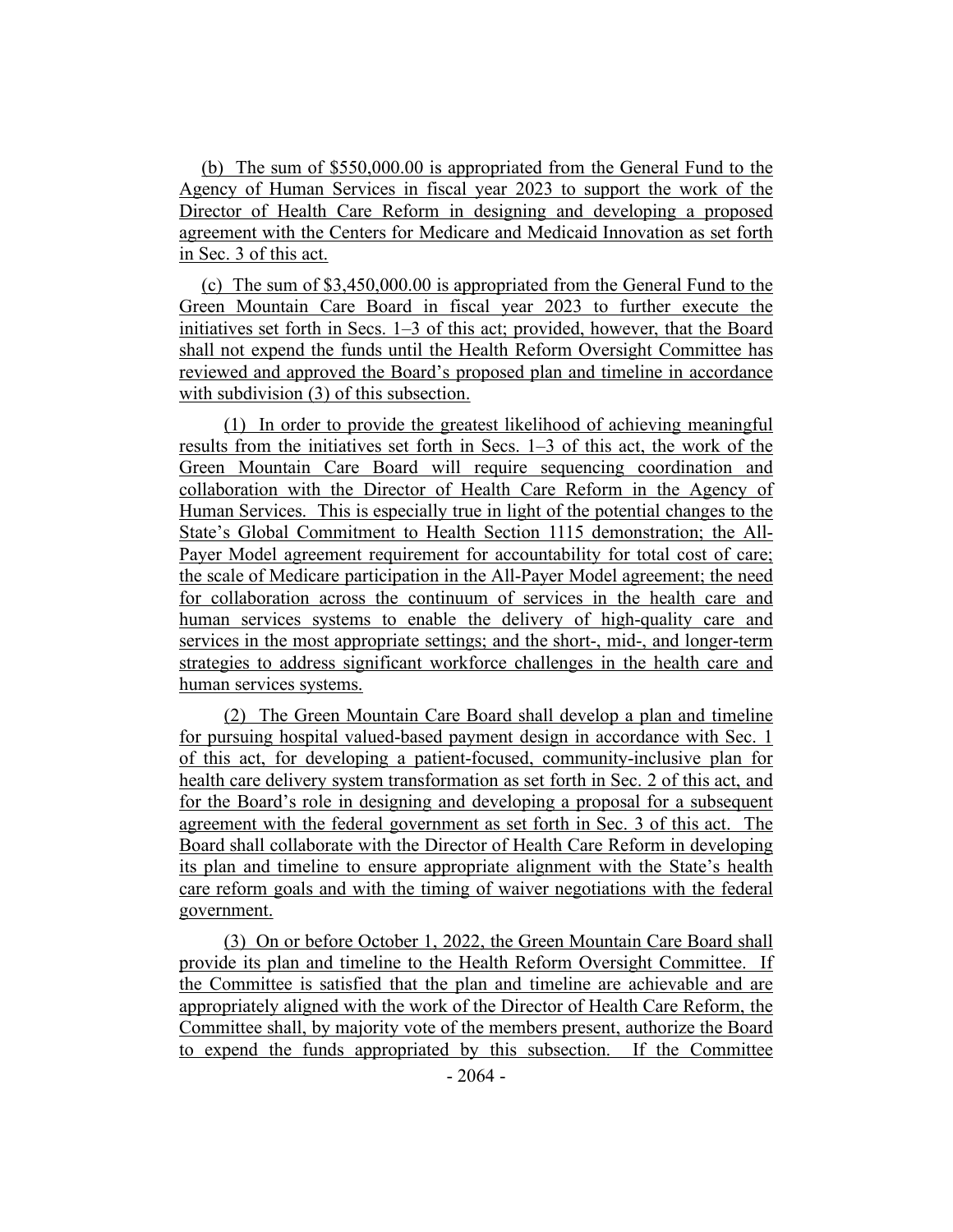(b) The sum of $550,000.00 is appropriated from the General Fund to the Agency of Human Services in fiscal year 2023 to support the work of the Director of Health Care Reform in designing and developing a proposed agreement with the Centers for Medicare and Medicaid Innovation as set forth in Sec. 3 of this act.

(c) The sum of $3,450,000.00 is appropriated from the General Fund to the Green Mountain Care Board in fiscal year 2023 to further execute the initiatives set forth in Secs. 1–3 of this act; provided, however, that the Board shall not expend the funds until the Health Reform Oversight Committee has reviewed and approved the Board's proposed plan and timeline in accordance with subdivision (3) of this subsection.

(1) In order to provide the greatest likelihood of achieving meaningful results from the initiatives set forth in Secs. 1–3 of this act, the work of the Green Mountain Care Board will require sequencing coordination and collaboration with the Director of Health Care Reform in the Agency of Human Services. This is especially true in light of the potential changes to the State's Global Commitment to Health Section 1115 demonstration; the All-Payer Model agreement requirement for accountability for total cost of care; the scale of Medicare participation in the All-Payer Model agreement; the need for collaboration across the continuum of services in the health care and human services systems to enable the delivery of high-quality care and services in the most appropriate settings; and the short-, mid-, and longer-term strategies to address significant workforce challenges in the health care and human services systems.

(2) The Green Mountain Care Board shall develop a plan and timeline for pursuing hospital valued-based payment design in accordance with Sec. 1 of this act, for developing a patient-focused, community-inclusive plan for health care delivery system transformation as set forth in Sec. 2 of this act, and for the Board's role in designing and developing a proposal for a subsequent agreement with the federal government as set forth in Sec. 3 of this act. The Board shall collaborate with the Director of Health Care Reform in developing its plan and timeline to ensure appropriate alignment with the State's health care reform goals and with the timing of waiver negotiations with the federal government.

(3) On or before October 1, 2022, the Green Mountain Care Board shall provide its plan and timeline to the Health Reform Oversight Committee. If the Committee is satisfied that the plan and timeline are achievable and are appropriately aligned with the work of the Director of Health Care Reform, the Committee shall, by majority vote of the members present, authorize the Board to expend the funds appropriated by this subsection. If the Committee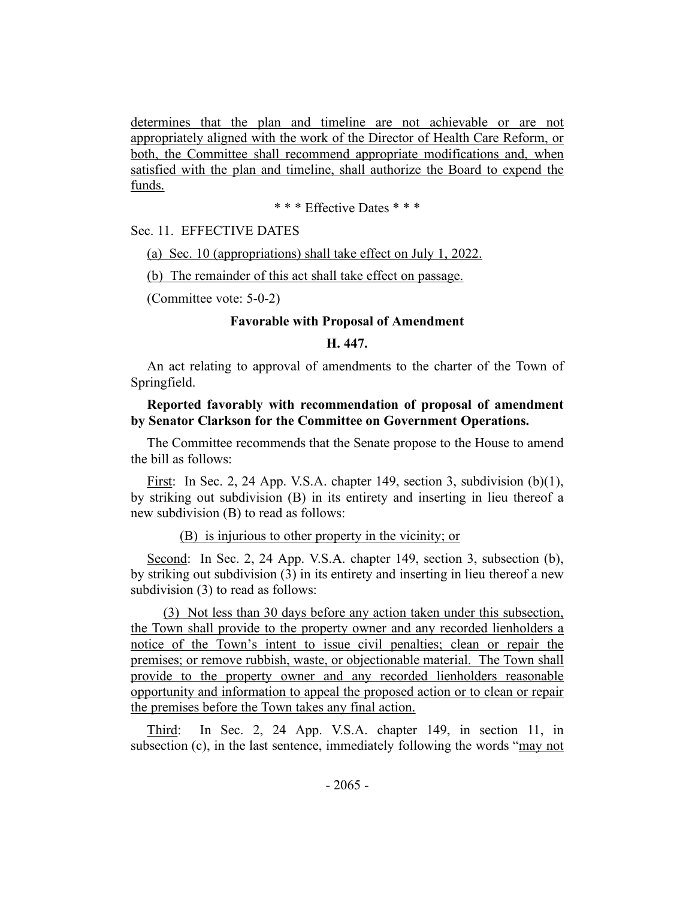determines that the plan and timeline are not achievable or are not appropriately aligned with the work of the Director of Health Care Reform, or both, the Committee shall recommend appropriate modifications and, when satisfied with the plan and timeline, shall authorize the Board to expend the funds.

\* \* \* Effective Dates \* \* \*

Sec. 11. EFFECTIVE DATES

(a) Sec. 10 (appropriations) shall take effect on July 1, 2022.

(b) The remainder of this act shall take effect on passage.

(Committee vote: 5-0-2)

**Favorable with Proposal of Amendment**

**H. 447.**

An act relating to approval of amendments to the charter of the Town of Springfield.

**Reported favorably with recommendation of proposal of amendment by Senator Clarkson for the Committee on Government Operations.**

The Committee recommends that the Senate propose to the House to amend the bill as follows:

First: In Sec. 2, 24 App. V.S.A. chapter 149, section 3, subdivision (b)(1), by striking out subdivision (B) in its entirety and inserting in lieu thereof a new subdivision (B) to read as follows:

(B) is injurious to other property in the vicinity; or

Second: In Sec. 2, 24 App. V.S.A. chapter 149, section 3, subsection (b), by striking out subdivision (3) in its entirety and inserting in lieu thereof a new subdivision (3) to read as follows:

(3) Not less than 30 days before any action taken under this subsection, the Town shall provide to the property owner and any recorded lienholders a notice of the Town's intent to issue civil penalties; clean or repair the premises; or remove rubbish, waste, or objectionable material. The Town shall provide to the property owner and any recorded lienholders reasonable opportunity and information to appeal the proposed action or to clean or repair the premises before the Town takes any final action.

Third: In Sec. 2, 24 App. V.S.A. chapter 149, in section 11, in subsection (c), in the last sentence, immediately following the words "may not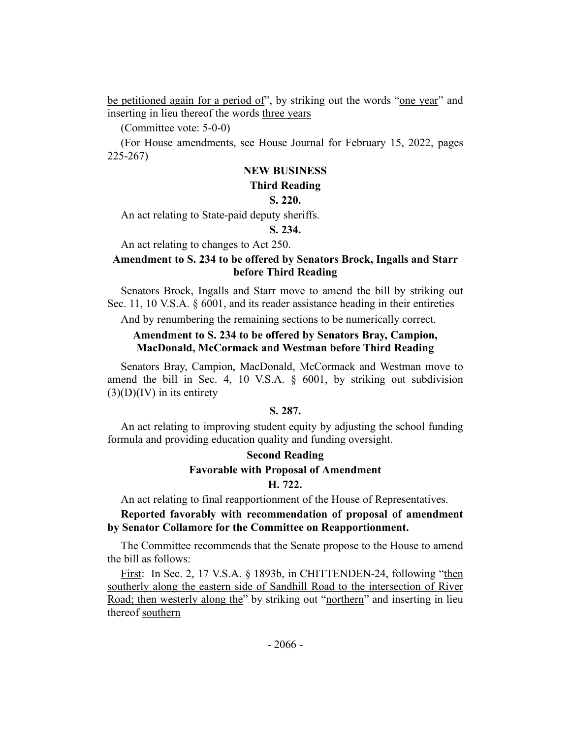be petitioned again for a period of", by striking out the words "one year" and inserting in lieu thereof the words three years

(Committee vote: 5-0-0)

(For House amendments, see House Journal for February 15, 2022, pages 225-267)

## NEW BUSINESS

### Third Reading

**S. 220.**

An act relating to State-paid deputy sheriffs.

**S. 234.**

An act relating to changes to Act 250.

**Amendment to S. 234 to be offered by Senators Brock, Ingalls and Starr before Third Reading**

Senators Brock, Ingalls and Starr move to amend the bill by striking out Sec. 11, 10 V.S.A. § 6001, and its reader assistance heading in their entireties

And by renumbering the remaining sections to be numerically correct.

**Amendment to S. 234 to be offered by Senators Bray, Campion, MacDonald, McCormack and Westman before Third Reading**

Senators Bray, Campion, MacDonald, McCormack and Westman move to amend the bill in Sec. 4, 10 V.S.A. § 6001, by striking out subdivision (3)(D)(IV) in its entirety

**S. 287.**

An act relating to improving student equity by adjusting the school funding formula and providing education quality and funding oversight.

### Second Reading

### Favorable with Proposal of Amendment

**H. 722.**

An act relating to final reapportionment of the House of Representatives.

**Reported favorably with recommendation of proposal of amendment by Senator Collamore for the Committee on Reapportionment.**

The Committee recommends that the Senate propose to the House to amend the bill as follows:

First: In Sec. 2, 17 V.S.A. § 1893b, in CHITTENDEN-24, following "then southerly along the eastern side of Sandhill Road to the intersection of River Road; then westerly along the" by striking out "northern" and inserting in lieu thereof southern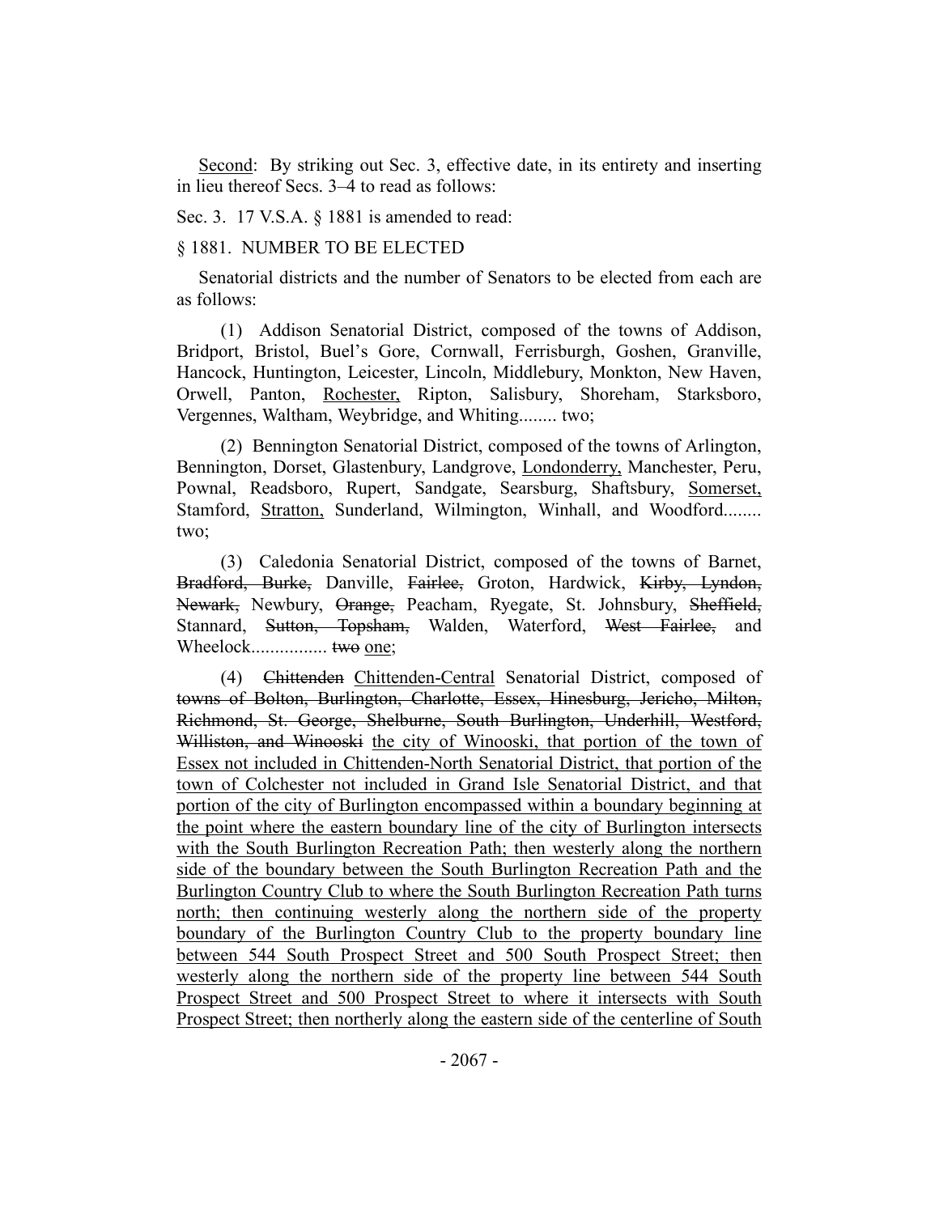<u>Second</u>: By striking out Sec. 3, effective date, in its entirety and inserting in lieu thereof Secs. 3–4 to read as follows:

Sec. 3. 17 V.S.A. § 1881 is amended to read:

§ 1881. NUMBER TO BE ELECTED

Senatorial districts and the number of Senators to be elected from each are as follows:

(1) Addison Senatorial District, composed of the towns of Addison, Bridport, Bristol, Buel's Gore, Cornwall, Ferrisburgh, Goshen, Granville, Hancock, Huntington, Leicester, Lincoln, Middlebury, Monkton, New Haven, Orwell, Panton, <u>Rochester,</u> Ripton, Salisbury, Shoreham, Starksboro, Vergennes, Waltham, Weybridge, and Whiting........ two;

(2) Bennington Senatorial District, composed of the towns of Arlington, Bennington, Dorset, Glastenbury, Landgrove, <u>Londonderry,</u> Manchester, Peru, Pownal, Readsboro, Rupert, Sandgate, Searsburg, Shaftsbury, <u>Somerset,</u> Stamford, <u>Stratton,</u> Sunderland, Wilmington, Winhall, and Woodford........ two;

(3) Caledonia Senatorial District, composed of the towns of Barnet, ~~Bradford, Burke,~~ Danville, ~~Fairlee,~~ Groton, Hardwick, ~~Kirby, Lyndon, Newark,~~ Newbury, ~~Orange,~~ Peacham, Ryegate, St. Johnsbury, ~~Sheffield,~~ Stannard, ~~Sutton, Topsham,~~ Walden, Waterford, ~~West Fairlee,~~ and Wheelock................ ~~two~~ <u>one</u>;

(4) ~~Chittenden~~ <u>Chittenden-Central</u> Senatorial District, composed of ~~towns of Bolton, Burlington, Charlotte, Essex, Hinesburg, Jericho, Milton, Richmond, St. George, Shelburne, South Burlington, Underhill, Westford, Williston, and Winooski~~ <u>the city of Winooski, that portion of the town of Essex not included in Chittenden-North Senatorial District, that portion of the town of Colchester not included in Grand Isle Senatorial District, and that portion of the city of Burlington encompassed within a boundary beginning at the point where the eastern boundary line of the city of Burlington intersects with the South Burlington Recreation Path; then westerly along the northern side of the boundary between the South Burlington Recreation Path and the Burlington Country Club to where the South Burlington Recreation Path turns north; then continuing westerly along the northern side of the property boundary of the Burlington Country Club to the property boundary line between 544 South Prospect Street and 500 South Prospect Street; then westerly along the northern side of the property line between 544 South Prospect Street and 500 Prospect Street to where it intersects with South Prospect Street; then northerly along the eastern side of the centerline of South</u>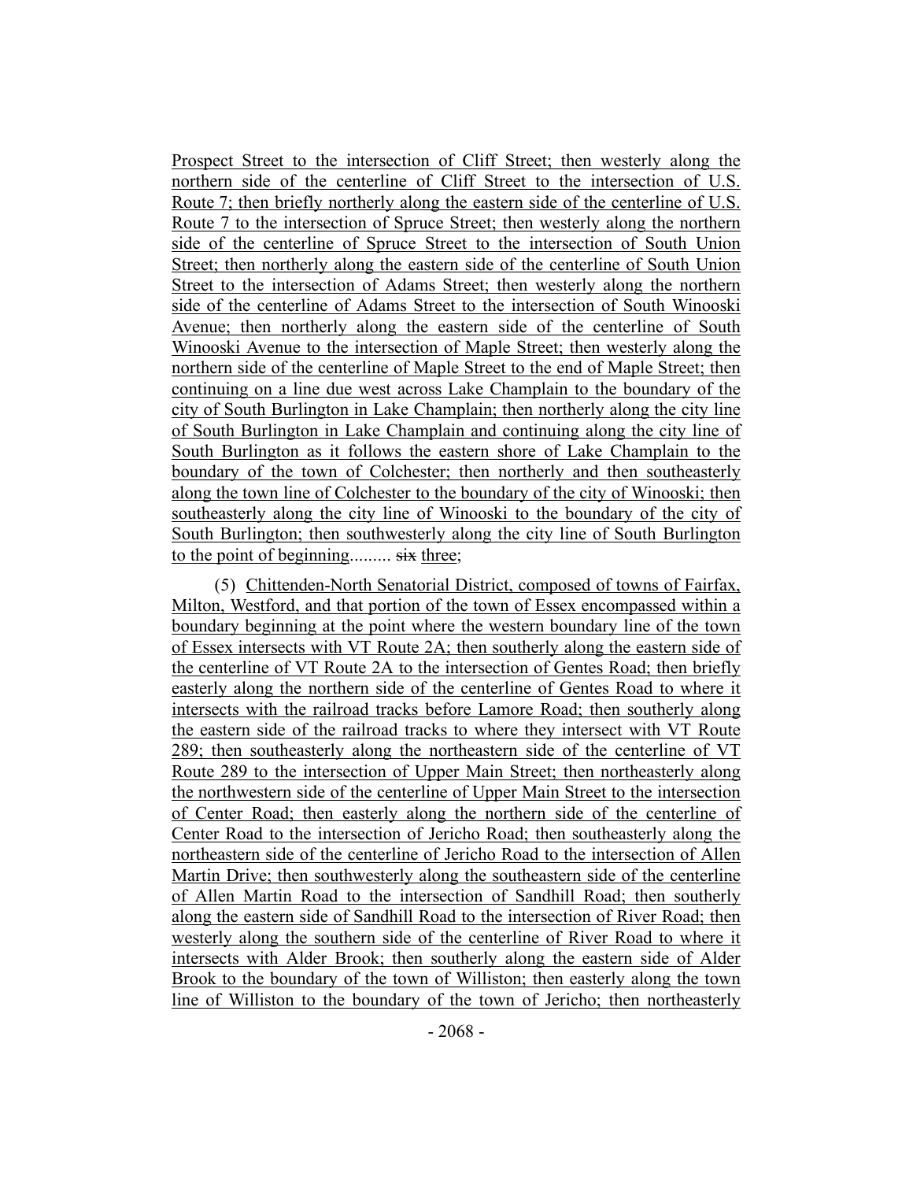Prospect Street to the intersection of Cliff Street; then westerly along the northern side of the centerline of Cliff Street to the intersection of U.S. Route 7; then briefly northerly along the eastern side of the centerline of U.S. Route 7 to the intersection of Spruce Street; then westerly along the northern side of the centerline of Spruce Street to the intersection of South Union Street; then northerly along the eastern side of the centerline of South Union Street to the intersection of Adams Street; then westerly along the northern side of the centerline of Adams Street to the intersection of South Winooski Avenue; then northerly along the eastern side of the centerline of South Winooski Avenue to the intersection of Maple Street; then westerly along the northern side of the centerline of Maple Street to the end of Maple Street; then continuing on a line due west across Lake Champlain to the boundary of the city of South Burlington in Lake Champlain; then northerly along the city line of South Burlington in Lake Champlain and continuing along the city line of South Burlington as it follows the eastern shore of Lake Champlain to the boundary of the town of Colchester; then northerly and then southeasterly along the town line of Colchester to the boundary of the city of Winooski; then southeasterly along the city line of Winooski to the boundary of the city of South Burlington; then southwesterly along the city line of South Burlington to the point of beginning......... ~~six~~ three;

(5) Chittenden-North Senatorial District, composed of towns of Fairfax, Milton, Westford, and that portion of the town of Essex encompassed within a boundary beginning at the point where the western boundary line of the town of Essex intersects with VT Route 2A; then southerly along the eastern side of the centerline of VT Route 2A to the intersection of Gentes Road; then briefly easterly along the northern side of the centerline of Gentes Road to where it intersects with the railroad tracks before Lamore Road; then southerly along the eastern side of the railroad tracks to where they intersect with VT Route 289; then southeasterly along the northeastern side of the centerline of VT Route 289 to the intersection of Upper Main Street; then northeasterly along the northwestern side of the centerline of Upper Main Street to the intersection of Center Road; then easterly along the northern side of the centerline of Center Road to the intersection of Jericho Road; then southeasterly along the northeastern side of the centerline of Jericho Road to the intersection of Allen Martin Drive; then southwesterly along the southeastern side of the centerline of Allen Martin Road to the intersection of Sandhill Road; then southerly along the eastern side of Sandhill Road to the intersection of River Road; then westerly along the southern side of the centerline of River Road to where it intersects with Alder Brook; then southerly along the eastern side of Alder Brook to the boundary of the town of Williston; then easterly along the town line of Williston to the boundary of the town of Jericho; then northeasterly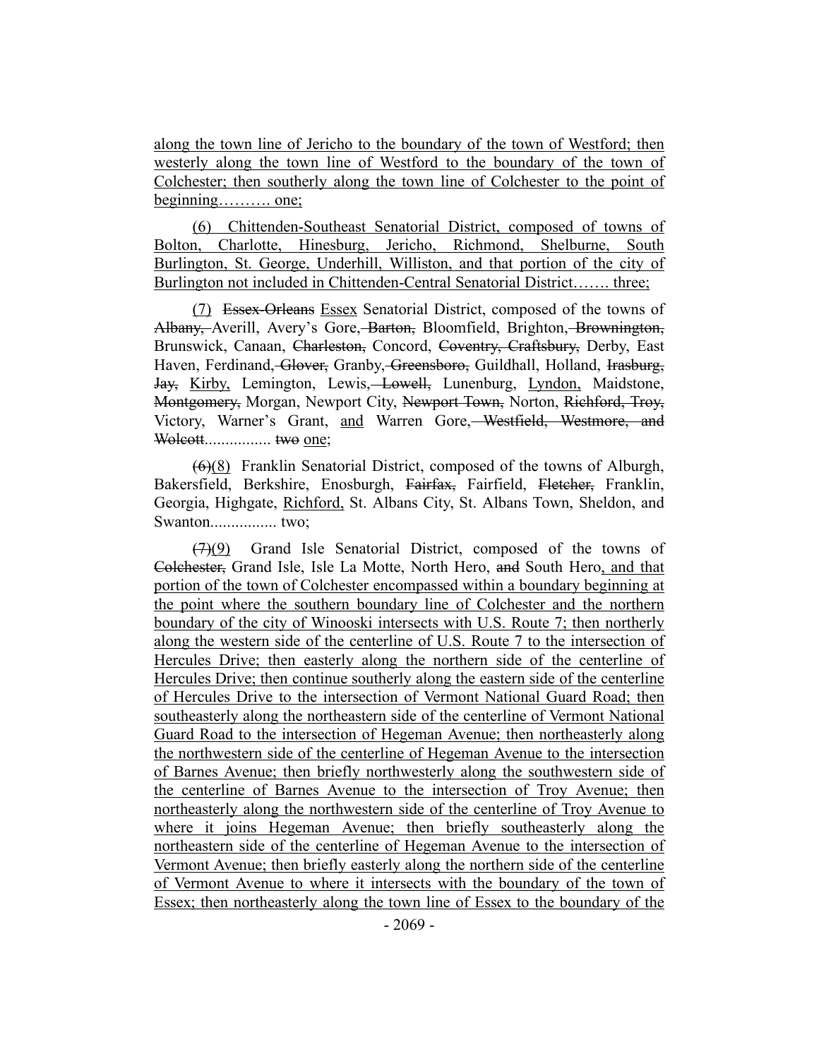along the town line of Jericho to the boundary of the town of Westford; then westerly along the town line of Westford to the boundary of the town of Colchester; then southerly along the town line of Colchester to the point of beginning………. one;

(6) Chittenden-Southeast Senatorial District, composed of towns of Bolton, Charlotte, Hinesburg, Jericho, Richmond, Shelburne, South Burlington, St. George, Underhill, Williston, and that portion of the city of Burlington not included in Chittenden-Central Senatorial District……. three;

(7) ~~Essex-Orleans~~ Essex Senatorial District, composed of the towns of ~~Albany,~~ Averill, Avery's Gore, ~~Barton,~~ Bloomfield, Brighton, ~~Brownington,~~ Brunswick, Canaan, ~~Charleston,~~ Concord, ~~Coventry, Craftsbury,~~ Derby, East Haven, Ferdinand, ~~Glover,~~ Granby, ~~Greensboro,~~ Guildhall, Holland, ~~Irasburg, Jay,~~ Kirby, Lemington, Lewis, ~~Lowell,~~ Lunenburg, Lyndon, Maidstone, ~~Montgomery,~~ Morgan, Newport City, ~~Newport Town,~~ Norton, ~~Richford, Troy,~~ Victory, Warner's Grant, and Warren Gore, ~~Westfield, Westmore, and Wolcott~~................ ~~two~~ one;

~~(6)~~(8) Franklin Senatorial District, composed of the towns of Alburgh, Bakersfield, Berkshire, Enosburgh, ~~Fairfax,~~ Fairfield, ~~Fletcher,~~ Franklin, Georgia, Highgate, Richford, St. Albans City, St. Albans Town, Sheldon, and Swanton................ two;

~~(7)~~(9) Grand Isle Senatorial District, composed of the towns of ~~Colchester,~~ Grand Isle, Isle La Motte, North Hero, ~~and~~ South Hero, and that portion of the town of Colchester encompassed within a boundary beginning at the point where the southern boundary line of Colchester and the northern boundary of the city of Winooski intersects with U.S. Route 7; then northerly along the western side of the centerline of U.S. Route 7 to the intersection of Hercules Drive; then easterly along the northern side of the centerline of Hercules Drive; then continue southerly along the eastern side of the centerline of Hercules Drive to the intersection of Vermont National Guard Road; then southeasterly along the northeastern side of the centerline of Vermont National Guard Road to the intersection of Hegeman Avenue; then northeasterly along the northwestern side of the centerline of Hegeman Avenue to the intersection of Barnes Avenue; then briefly northwesterly along the southwestern side of the centerline of Barnes Avenue to the intersection of Troy Avenue; then northeasterly along the northwestern side of the centerline of Troy Avenue to where it joins Hegeman Avenue; then briefly southeasterly along the northeastern side of the centerline of Hegeman Avenue to the intersection of Vermont Avenue; then briefly easterly along the northern side of the centerline of Vermont Avenue to where it intersects with the boundary of the town of Essex; then northeasterly along the town line of Essex to the boundary of the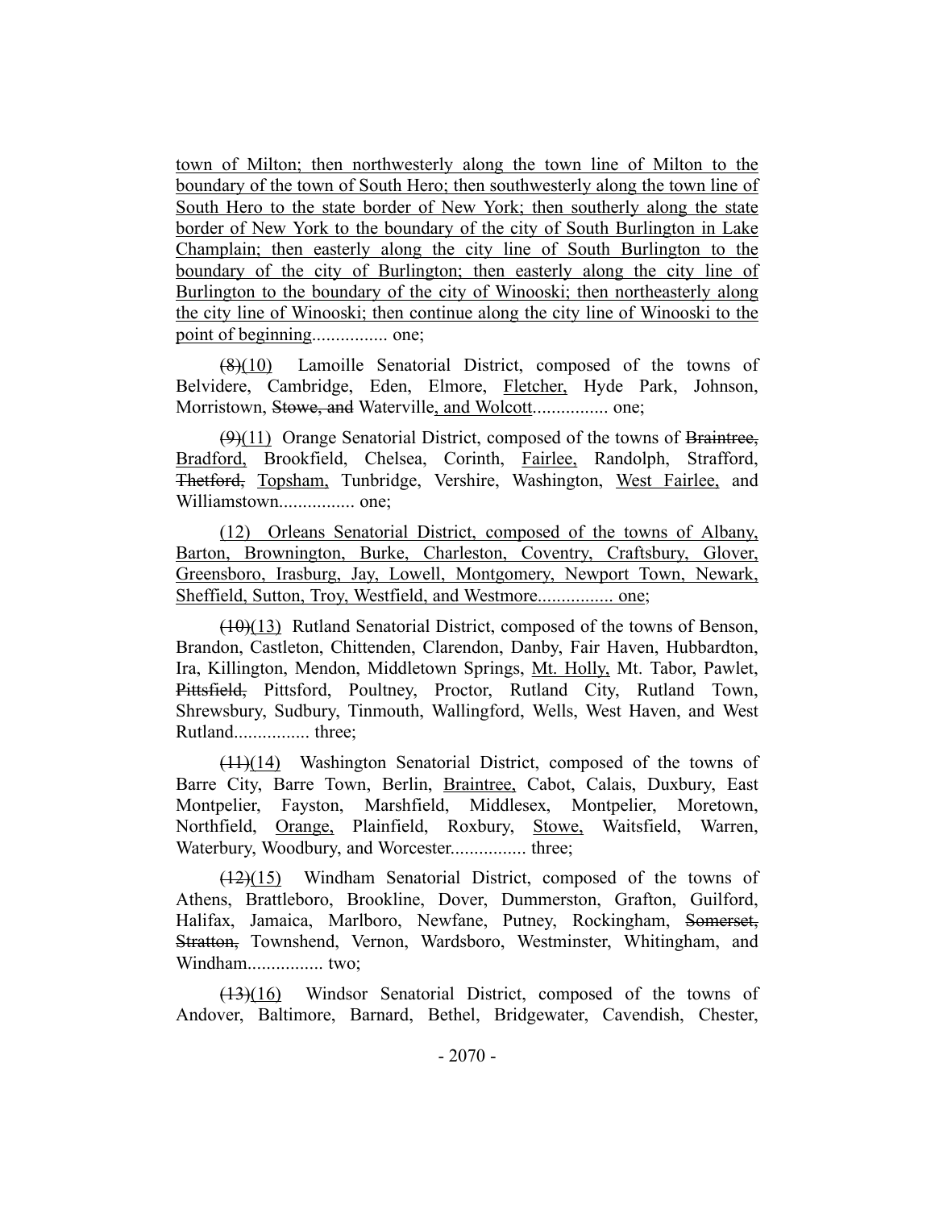town of Milton; then northwesterly along the town line of Milton to the boundary of the town of South Hero; then southwesterly along the town line of South Hero to the state border of New York; then southerly along the state border of New York to the boundary of the city of South Burlington in Lake Champlain; then easterly along the city line of South Burlington to the boundary of the city of Burlington; then easterly along the city line of Burlington to the boundary of the city of Winooski; then northeasterly along the city line of Winooski; then continue along the city line of Winooski to the point of beginning................ one;

~~(8)~~(10) Lamoille Senatorial District, composed of the towns of Belvidere, Cambridge, Eden, Elmore, Fletcher, Hyde Park, Johnson, Morristown, ~~Stowe, and~~ Waterville, and Wolcott................ one;

~~(9)~~(11) Orange Senatorial District, composed of the towns of ~~Braintree,~~ Bradford, Brookfield, Chelsea, Corinth, Fairlee, Randolph, Strafford, ~~Thetford,~~ Topsham, Tunbridge, Vershire, Washington, West Fairlee, and Williamstown................ one;

(12) Orleans Senatorial District, composed of the towns of Albany, Barton, Brownington, Burke, Charleston, Coventry, Craftsbury, Glover, Greensboro, Irasburg, Jay, Lowell, Montgomery, Newport Town, Newark, Sheffield, Sutton, Troy, Westfield, and Westmore................ one;

~~(10)~~(13) Rutland Senatorial District, composed of the towns of Benson, Brandon, Castleton, Chittenden, Clarendon, Danby, Fair Haven, Hubbardton, Ira, Killington, Mendon, Middletown Springs, Mt. Holly, Mt. Tabor, Pawlet, ~~Pittsfield,~~ Pittsford, Poultney, Proctor, Rutland City, Rutland Town, Shrewsbury, Sudbury, Tinmouth, Wallingford, Wells, West Haven, and West Rutland................ three;

~~(11)~~(14) Washington Senatorial District, composed of the towns of Barre City, Barre Town, Berlin, Braintree, Cabot, Calais, Duxbury, East Montpelier, Fayston, Marshfield, Middlesex, Montpelier, Moretown, Northfield, Orange, Plainfield, Roxbury, Stowe, Waitsfield, Warren, Waterbury, Woodbury, and Worcester................ three;

~~(12)~~(15) Windham Senatorial District, composed of the towns of Athens, Brattleboro, Brookline, Dover, Dummerston, Grafton, Guilford, Halifax, Jamaica, Marlboro, Newfane, Putney, Rockingham, ~~Somerset, Stratton,~~ Townshend, Vernon, Wardsboro, Westminster, Whitingham, and Windham................ two;

~~(13)~~(16) Windsor Senatorial District, composed of the towns of Andover, Baltimore, Barnard, Bethel, Bridgewater, Cavendish, Chester,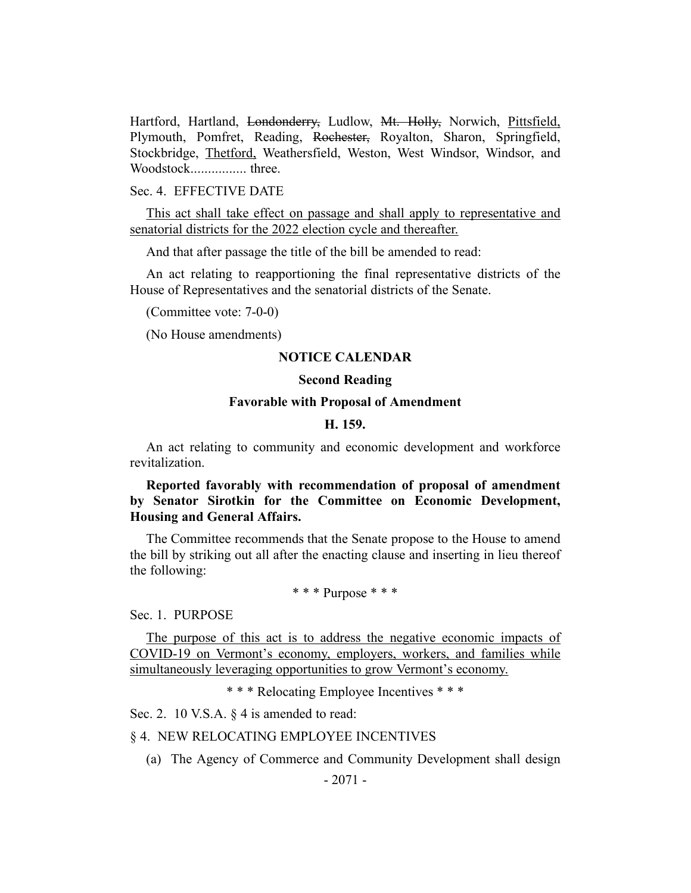Hartford, Hartland, ~~Londonderry,~~ Ludlow, ~~Mt. Holly,~~ Norwich, <u>Pittsfield,</u> Plymouth, Pomfret, Reading, ~~Rochester,~~ Royalton, Sharon, Springfield, Stockbridge, <u>Thetford,</u> Weathersfield, Weston, West Windsor, Windsor, and Woodstock................ three.

Sec. 4. EFFECTIVE DATE

<u>This act shall take effect on passage and shall apply to representative and senatorial districts for the 2022 election cycle and thereafter.</u>

And that after passage the title of the bill be amended to read:

An act relating to reapportioning the final representative districts of the House of Representatives and the senatorial districts of the Senate.

(Committee vote: 7-0-0)

(No House amendments)

**NOTICE CALENDAR**

**Second Reading**

**Favorable with Proposal of Amendment**

**H. 159.**

An act relating to community and economic development and workforce revitalization.

**Reported favorably with recommendation of proposal of amendment by Senator Sirotkin for the Committee on Economic Development, Housing and General Affairs.**

The Committee recommends that the Senate propose to the House to amend the bill by striking out all after the enacting clause and inserting in lieu thereof the following:

\* \* \* Purpose \* \* \*

Sec. 1. PURPOSE

<u>The purpose of this act is to address the negative economic impacts of COVID-19 on Vermont's economy, employers, workers, and families while simultaneously leveraging opportunities to grow Vermont's economy.</u>

\* \* \* Relocating Employee Incentives \* \* \*

Sec. 2. 10 V.S.A. § 4 is amended to read:

§ 4. NEW RELOCATING EMPLOYEE INCENTIVES

(a) The Agency of Commerce and Community Development shall design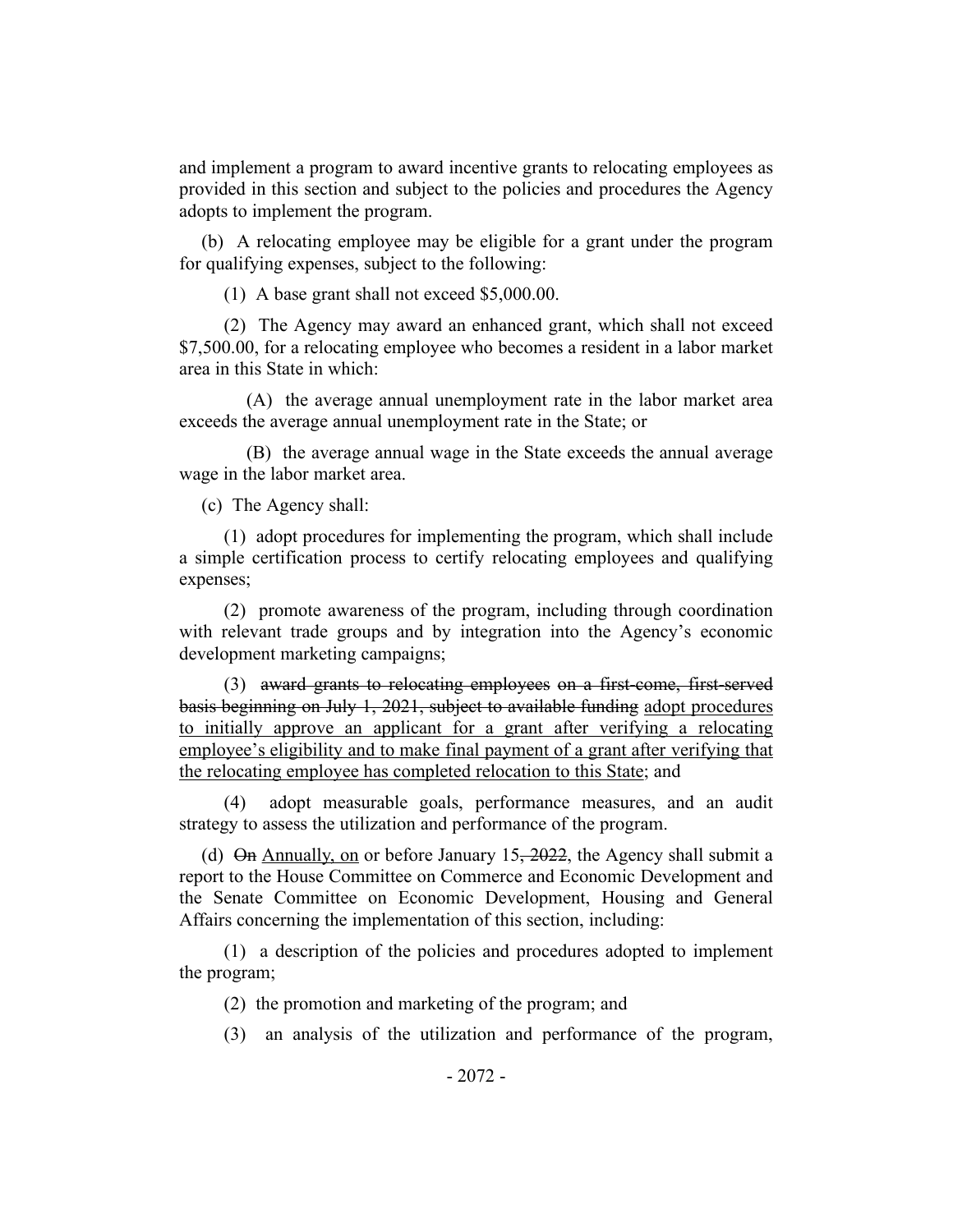and implement a program to award incentive grants to relocating employees as provided in this section and subject to the policies and procedures the Agency adopts to implement the program.

(b) A relocating employee may be eligible for a grant under the program for qualifying expenses, subject to the following:

(1) A base grant shall not exceed $5,000.00.

(2) The Agency may award an enhanced grant, which shall not exceed $7,500.00, for a relocating employee who becomes a resident in a labor market area in this State in which:

(A) the average annual unemployment rate in the labor market area exceeds the average annual unemployment rate in the State; or

(B) the average annual wage in the State exceeds the annual average wage in the labor market area.

(c) The Agency shall:

(1) adopt procedures for implementing the program, which shall include a simple certification process to certify relocating employees and qualifying expenses;

(2) promote awareness of the program, including through coordination with relevant trade groups and by integration into the Agency's economic development marketing campaigns;

(3) ~~award grants to relocating employees on a first-come, first-served basis beginning on July 1, 2021, subject to available funding~~ <u>adopt procedures to initially approve an applicant for a grant after verifying a relocating employee's eligibility and to make final payment of a grant after verifying that the relocating employee has completed relocation to this State</u>; and

(4) adopt measurable goals, performance measures, and an audit strategy to assess the utilization and performance of the program.

(d) ~~On~~ <u>Annually, on</u> or before January 15~~, 2022~~, the Agency shall submit a report to the House Committee on Commerce and Economic Development and the Senate Committee on Economic Development, Housing and General Affairs concerning the implementation of this section, including:

(1) a description of the policies and procedures adopted to implement the program;

(2) the promotion and marketing of the program; and

(3) an analysis of the utilization and performance of the program,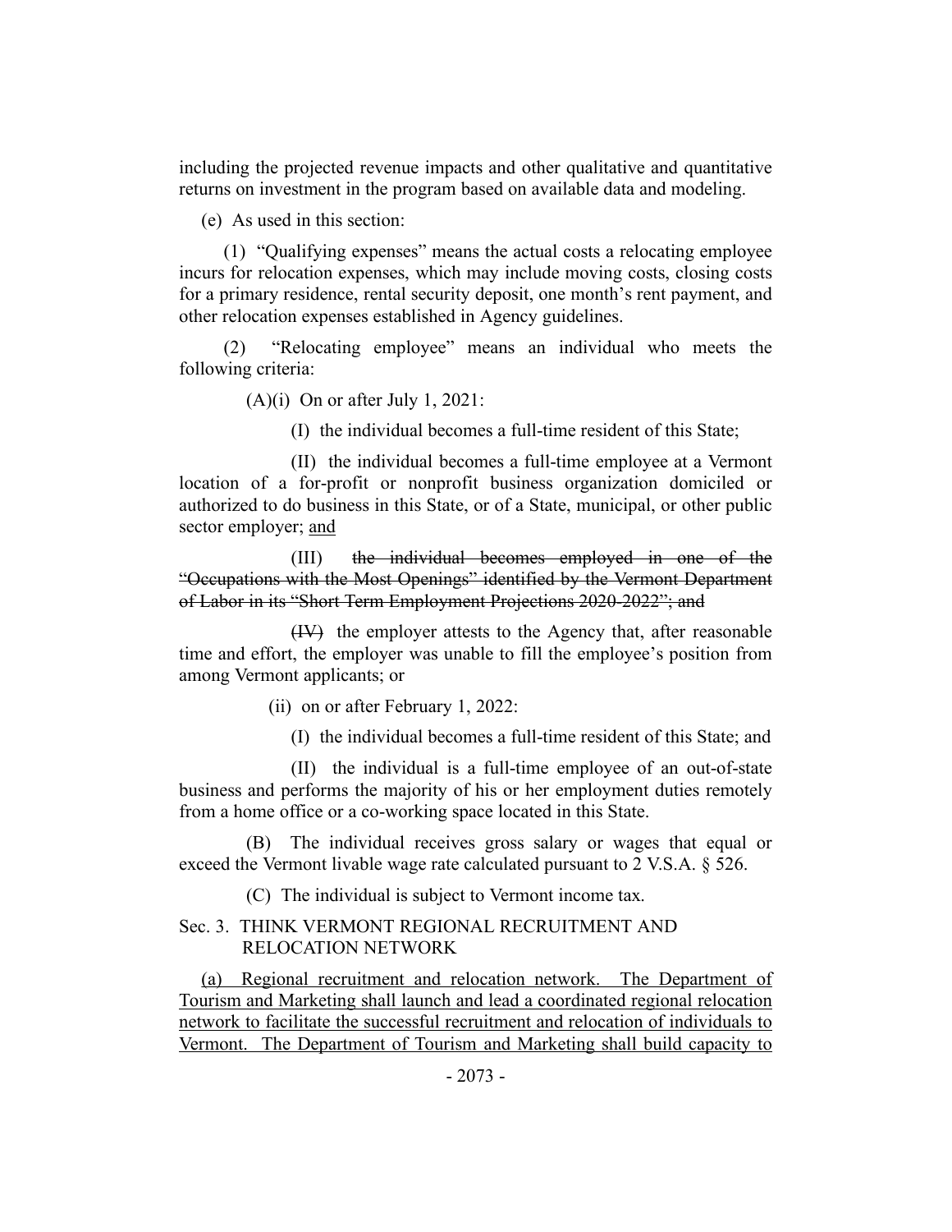including the projected revenue impacts and other qualitative and quantitative returns on investment in the program based on available data and modeling.

(e) As used in this section:

(1) "Qualifying expenses" means the actual costs a relocating employee incurs for relocation expenses, which may include moving costs, closing costs for a primary residence, rental security deposit, one month's rent payment, and other relocation expenses established in Agency guidelines.

(2) "Relocating employee" means an individual who meets the following criteria:

(A)(i) On or after July 1, 2021:

(I) the individual becomes a full-time resident of this State;

(II) the individual becomes a full-time employee at a Vermont location of a for-profit or nonprofit business organization domiciled or authorized to do business in this State, or of a State, municipal, or other public sector employer; <u>and</u>

(III) ~~the individual becomes employed in one of the "Occupations with the Most Openings" identified by the Vermont Department of Labor in its "Short Term Employment Projections 2020-2022"; and~~

~~(IV)~~ the employer attests to the Agency that, after reasonable time and effort, the employer was unable to fill the employee's position from among Vermont applicants; or

(ii) on or after February 1, 2022:

(I) the individual becomes a full-time resident of this State; and

(II) the individual is a full-time employee of an out-of-state business and performs the majority of his or her employment duties remotely from a home office or a co-working space located in this State.

(B) The individual receives gross salary or wages that equal or exceed the Vermont livable wage rate calculated pursuant to 2 V.S.A. § 526.

(C) The individual is subject to Vermont income tax.

Sec. 3. THINK VERMONT REGIONAL RECRUITMENT AND RELOCATION NETWORK

<u>(a) Regional recruitment and relocation network. The Department of Tourism and Marketing shall launch and lead a coordinated regional relocation network to facilitate the successful recruitment and relocation of individuals to Vermont. The Department of Tourism and Marketing shall build capacity to</u>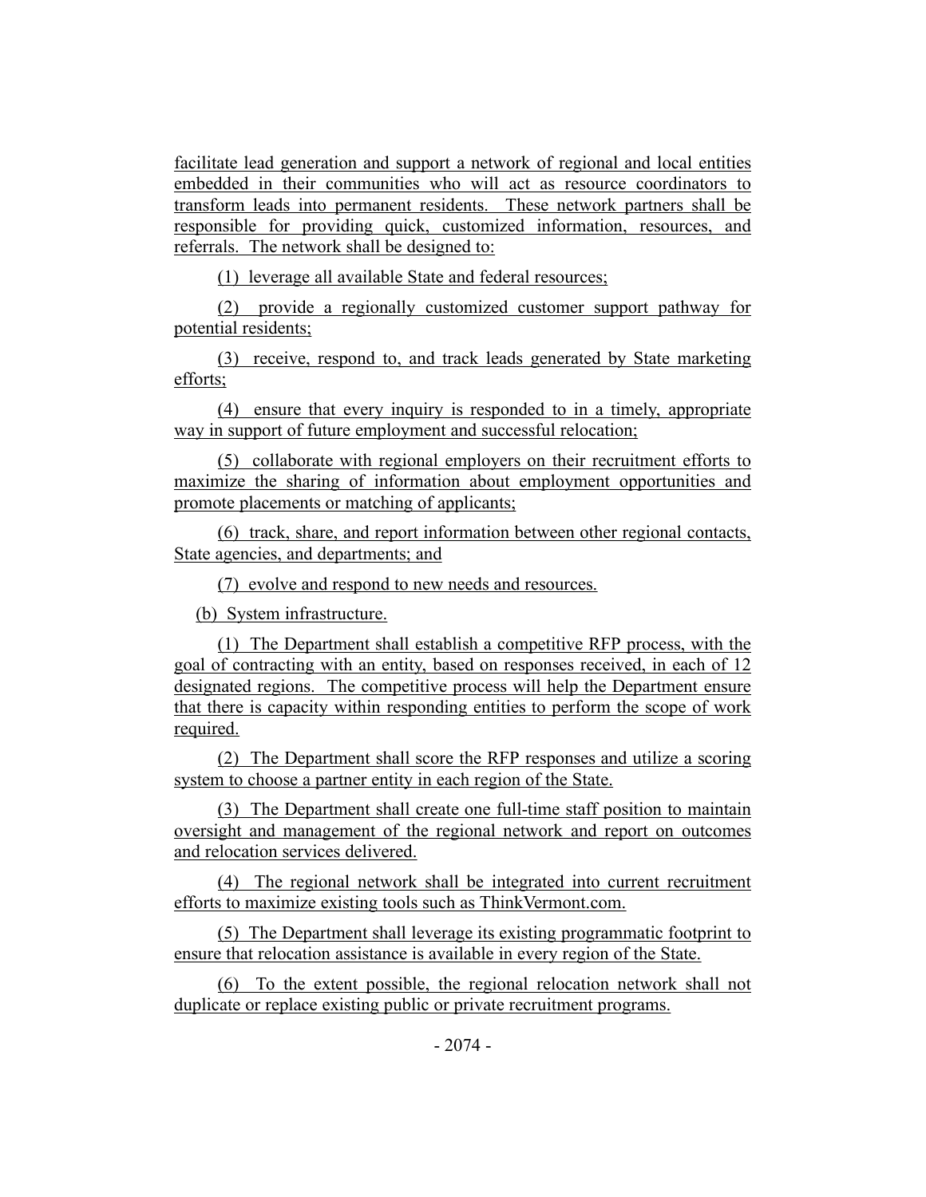facilitate lead generation and support a network of regional and local entities embedded in their communities who will act as resource coordinators to transform leads into permanent residents. These network partners shall be responsible for providing quick, customized information, resources, and referrals. The network shall be designed to:

(1) leverage all available State and federal resources;

(2) provide a regionally customized customer support pathway for potential residents;

(3) receive, respond to, and track leads generated by State marketing efforts;

(4) ensure that every inquiry is responded to in a timely, appropriate way in support of future employment and successful relocation;

(5) collaborate with regional employers on their recruitment efforts to maximize the sharing of information about employment opportunities and promote placements or matching of applicants;

(6) track, share, and report information between other regional contacts, State agencies, and departments; and

(7) evolve and respond to new needs and resources.

(b) System infrastructure.

(1) The Department shall establish a competitive RFP process, with the goal of contracting with an entity, based on responses received, in each of 12 designated regions. The competitive process will help the Department ensure that there is capacity within responding entities to perform the scope of work required.

(2) The Department shall score the RFP responses and utilize a scoring system to choose a partner entity in each region of the State.

(3) The Department shall create one full-time staff position to maintain oversight and management of the regional network and report on outcomes and relocation services delivered.

(4) The regional network shall be integrated into current recruitment efforts to maximize existing tools such as ThinkVermont.com.

(5) The Department shall leverage its existing programmatic footprint to ensure that relocation assistance is available in every region of the State.

(6) To the extent possible, the regional relocation network shall not duplicate or replace existing public or private recruitment programs.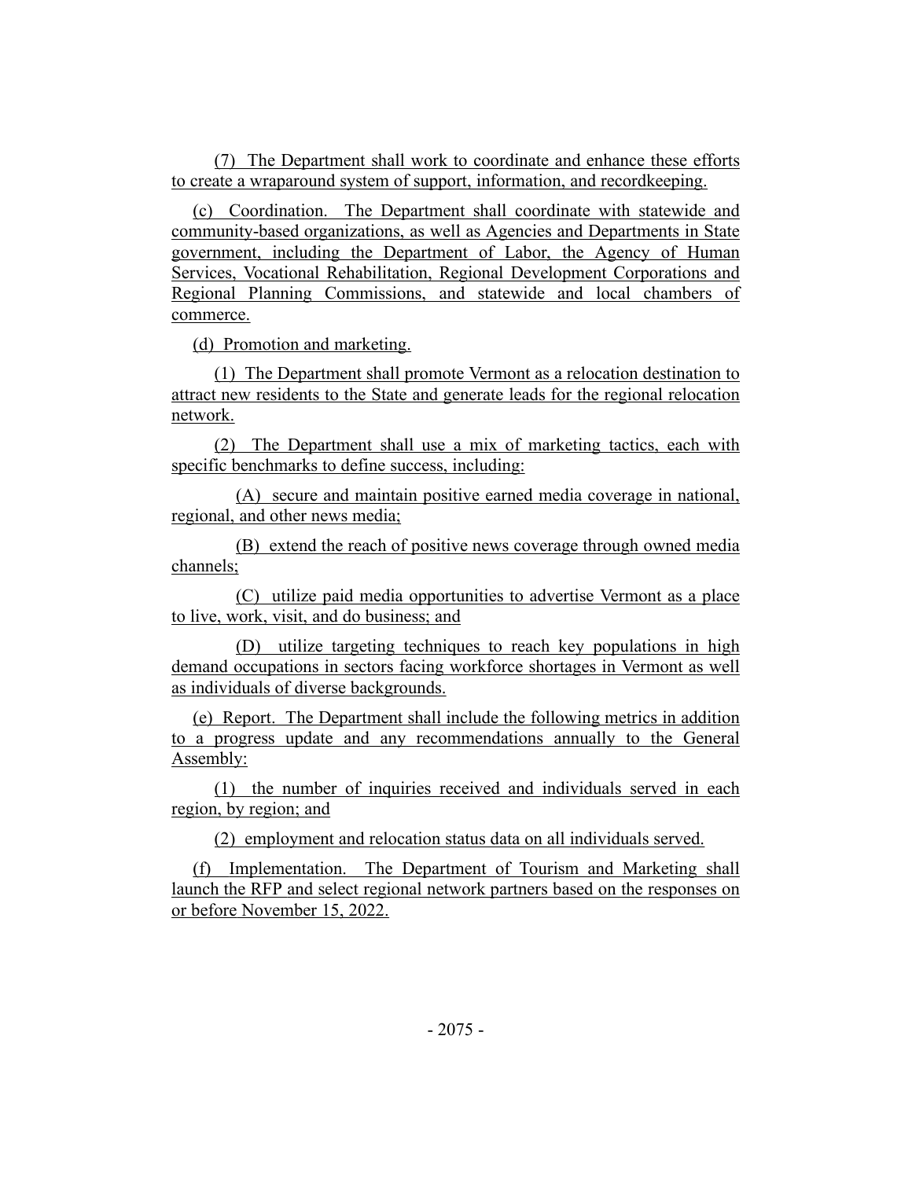(7) The Department shall work to coordinate and enhance these efforts to create a wraparound system of support, information, and recordkeeping.

(c) Coordination. The Department shall coordinate with statewide and community-based organizations, as well as Agencies and Departments in State government, including the Department of Labor, the Agency of Human Services, Vocational Rehabilitation, Regional Development Corporations and Regional Planning Commissions, and statewide and local chambers of commerce.

(d) Promotion and marketing.

(1) The Department shall promote Vermont as a relocation destination to attract new residents to the State and generate leads for the regional relocation network.

(2) The Department shall use a mix of marketing tactics, each with specific benchmarks to define success, including:

(A) secure and maintain positive earned media coverage in national, regional, and other news media;

(B) extend the reach of positive news coverage through owned media channels;

(C) utilize paid media opportunities to advertise Vermont as a place to live, work, visit, and do business; and

(D) utilize targeting techniques to reach key populations in high demand occupations in sectors facing workforce shortages in Vermont as well as individuals of diverse backgrounds.

(e) Report. The Department shall include the following metrics in addition to a progress update and any recommendations annually to the General Assembly:

(1) the number of inquiries received and individuals served in each region, by region; and

(2) employment and relocation status data on all individuals served.

(f) Implementation. The Department of Tourism and Marketing shall launch the RFP and select regional network partners based on the responses on or before November 15, 2022.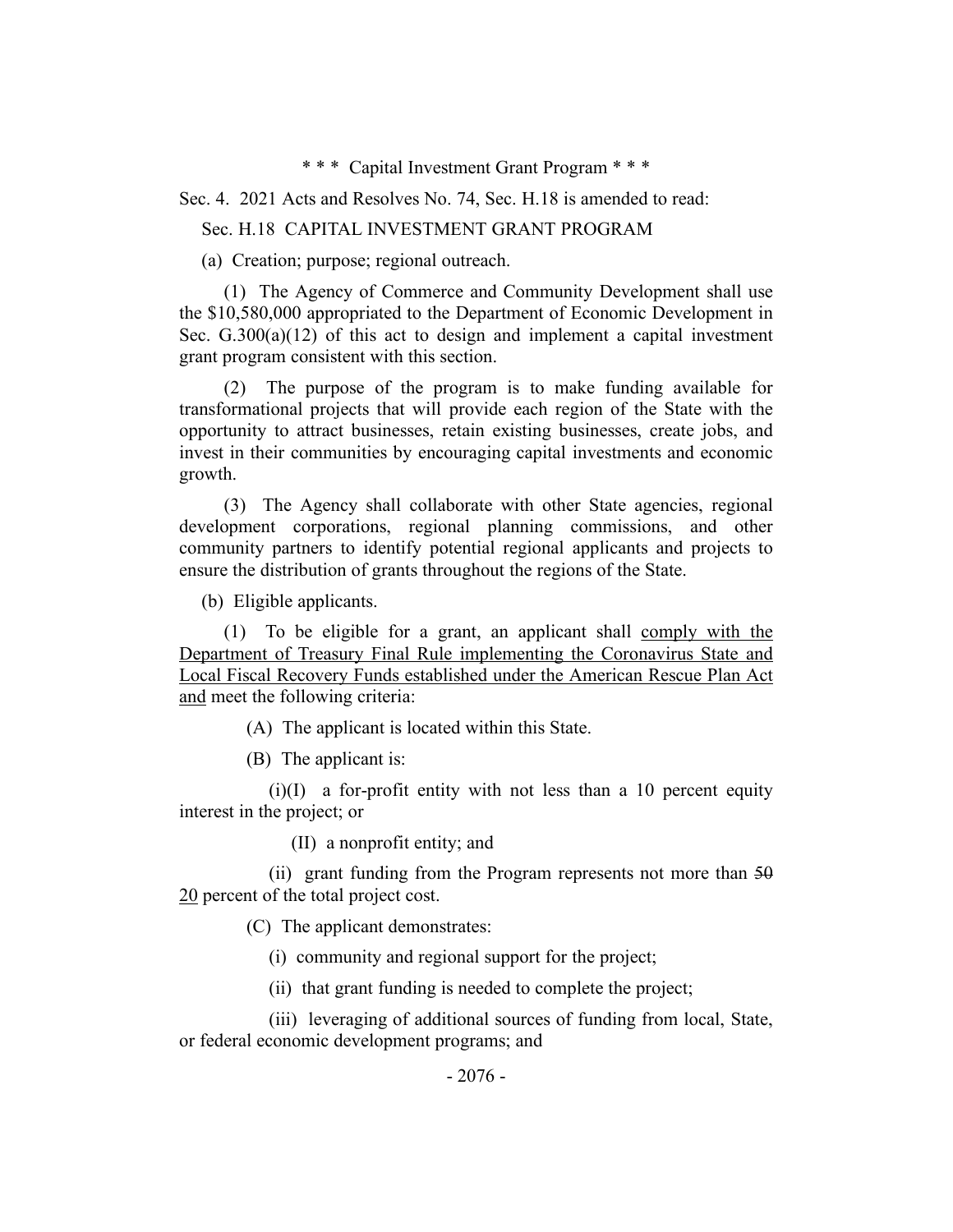\* \* \* Capital Investment Grant Program \* \* \*

Sec. 4. 2021 Acts and Resolves No. 74, Sec. H.18 is amended to read:

Sec. H.18 CAPITAL INVESTMENT GRANT PROGRAM

(a) Creation; purpose; regional outreach.

(1) The Agency of Commerce and Community Development shall use the $10,580,000 appropriated to the Department of Economic Development in Sec. G.300(a)(12) of this act to design and implement a capital investment grant program consistent with this section.

(2) The purpose of the program is to make funding available for transformational projects that will provide each region of the State with the opportunity to attract businesses, retain existing businesses, create jobs, and invest in their communities by encouraging capital investments and economic growth.

(3) The Agency shall collaborate with other State agencies, regional development corporations, regional planning commissions, and other community partners to identify potential regional applicants and projects to ensure the distribution of grants throughout the regions of the State.

(b) Eligible applicants.

(1) To be eligible for a grant, an applicant shall <u>comply with the Department of Treasury Final Rule implementing the Coronavirus State and Local Fiscal Recovery Funds established under the American Rescue Plan Act and</u> meet the following criteria:

(A) The applicant is located within this State.

(B) The applicant is:

(i)(I) a for-profit entity with not less than a 10 percent equity interest in the project; or

(II) a nonprofit entity; and

(ii) grant funding from the Program represents not more than ~~50~~ <u>20</u> percent of the total project cost.

(C) The applicant demonstrates:

(i) community and regional support for the project;

(ii) that grant funding is needed to complete the project;

(iii) leveraging of additional sources of funding from local, State, or federal economic development programs; and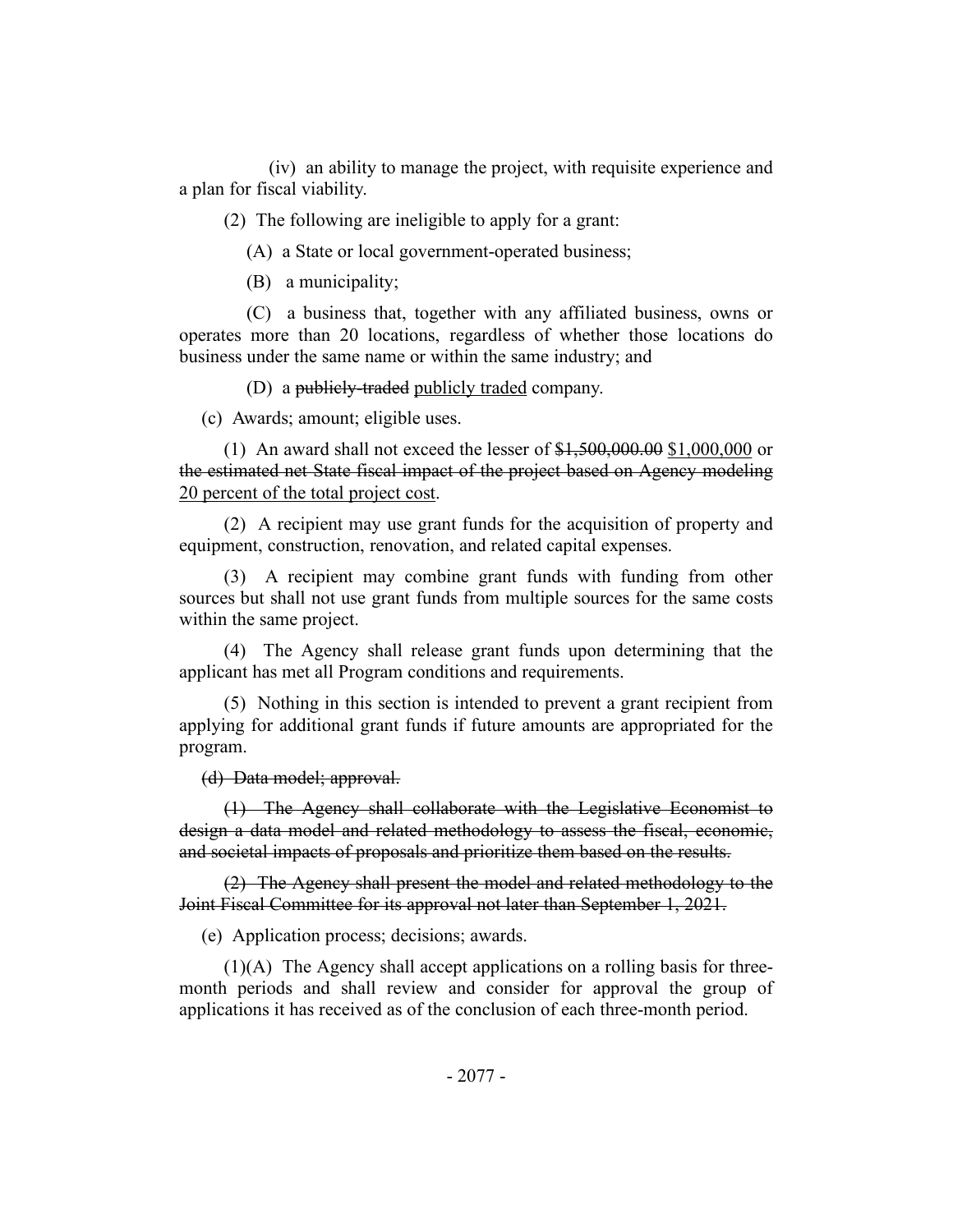(iv) an ability to manage the project, with requisite experience and a plan for fiscal viability.

(2) The following are ineligible to apply for a grant:

(A) a State or local government-operated business;

(B) a municipality;

(C) a business that, together with any affiliated business, owns or operates more than 20 locations, regardless of whether those locations do business under the same name or within the same industry; and

(D) a ~~publicly-traded~~ <u>publicly traded</u> company.

(c) Awards; amount; eligible uses.

(1) An award shall not exceed the lesser of ~~$1,500,000.00~~ <u>$1,000,000</u> or ~~the estimated net State fiscal impact of the project based on Agency modeling~~ <u>20 percent of the total project cost</u>.

(2) A recipient may use grant funds for the acquisition of property and equipment, construction, renovation, and related capital expenses.

(3) A recipient may combine grant funds with funding from other sources but shall not use grant funds from multiple sources for the same costs within the same project.

(4) The Agency shall release grant funds upon determining that the applicant has met all Program conditions and requirements.

(5) Nothing in this section is intended to prevent a grant recipient from applying for additional grant funds if future amounts are appropriated for the program.

~~(d) Data model; approval.~~

~~(1) The Agency shall collaborate with the Legislative Economist to design a data model and related methodology to assess the fiscal, economic, and societal impacts of proposals and prioritize them based on the results.~~

~~(2) The Agency shall present the model and related methodology to the Joint Fiscal Committee for its approval not later than September 1, 2021.~~

(e) Application process; decisions; awards.

(1)(A) The Agency shall accept applications on a rolling basis for three-month periods and shall review and consider for approval the group of applications it has received as of the conclusion of each three-month period.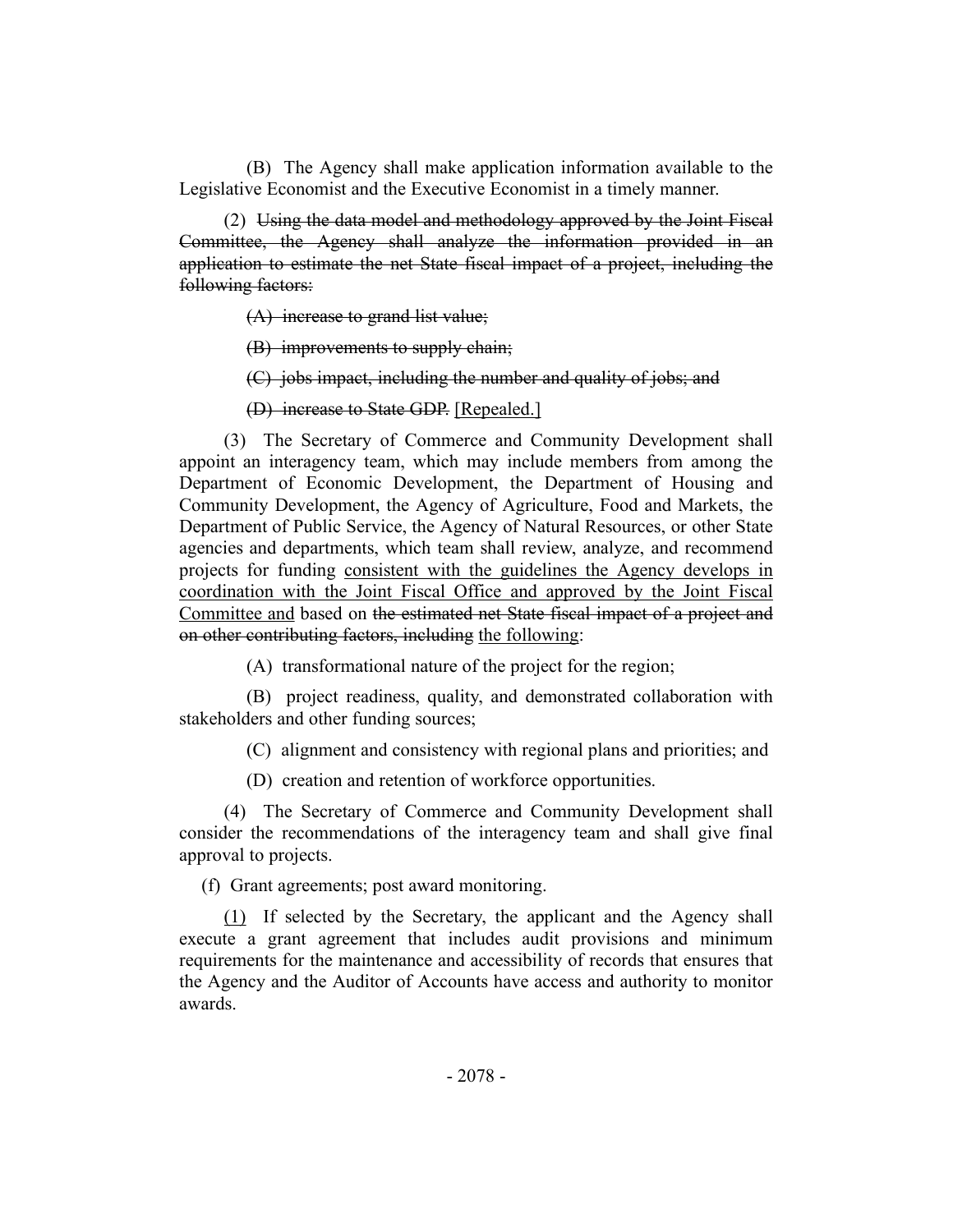(B) The Agency shall make application information available to the Legislative Economist and the Executive Economist in a timely manner.

(2) ~~Using the data model and methodology approved by the Joint Fiscal Committee, the Agency shall analyze the information provided in an application to estimate the net State fiscal impact of a project, including the following factors:~~

~~(A) increase to grand list value;~~

~~(B) improvements to supply chain;~~

~~(C) jobs impact, including the number and quality of jobs; and~~

~~(D) increase to State GDP.~~ <u>[Repealed.]</u>

(3) The Secretary of Commerce and Community Development shall appoint an interagency team, which may include members from among the Department of Economic Development, the Department of Housing and Community Development, the Agency of Agriculture, Food and Markets, the Department of Public Service, the Agency of Natural Resources, or other State agencies and departments, which team shall review, analyze, and recommend projects for funding <u>consistent with the guidelines the Agency develops in coordination with the Joint Fiscal Office and approved by the Joint Fiscal Committee and</u> based on ~~the estimated net State fiscal impact of a project and on other contributing factors, including~~ <u>the following</u>:

(A) transformational nature of the project for the region;

(B) project readiness, quality, and demonstrated collaboration with stakeholders and other funding sources;

(C) alignment and consistency with regional plans and priorities; and

(D) creation and retention of workforce opportunities.

(4) The Secretary of Commerce and Community Development shall consider the recommendations of the interagency team and shall give final approval to projects.

(f) Grant agreements; post award monitoring.

<u>(1)</u> If selected by the Secretary, the applicant and the Agency shall execute a grant agreement that includes audit provisions and minimum requirements for the maintenance and accessibility of records that ensures that the Agency and the Auditor of Accounts have access and authority to monitor awards.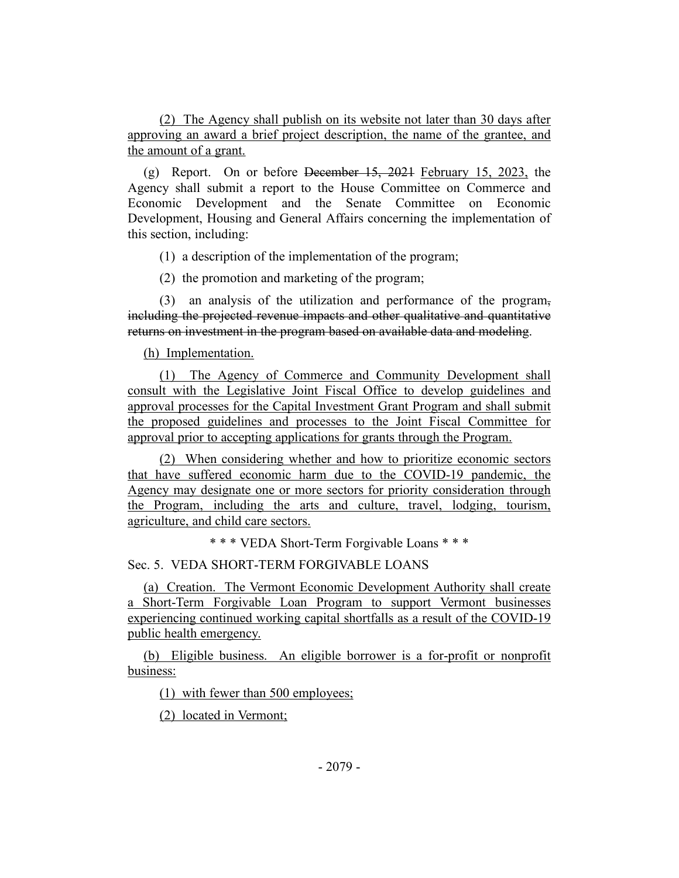(2) The Agency shall publish on its website not later than 30 days after approving an award a brief project description, the name of the grantee, and the amount of a grant.

(g) Report. On or before ~~December 15, 2021~~ February 15, 2023, the Agency shall submit a report to the House Committee on Commerce and Economic Development and the Senate Committee on Economic Development, Housing and General Affairs concerning the implementation of this section, including:

(1) a description of the implementation of the program;

(2) the promotion and marketing of the program;

(3) an analysis of the utilization and performance of the program~~, including the projected revenue impacts and other qualitative and quantitative returns on investment in the program based on available data and modeling~~.

(h) Implementation.

(1) The Agency of Commerce and Community Development shall consult with the Legislative Joint Fiscal Office to develop guidelines and approval processes for the Capital Investment Grant Program and shall submit the proposed guidelines and processes to the Joint Fiscal Committee for approval prior to accepting applications for grants through the Program.

(2) When considering whether and how to prioritize economic sectors that have suffered economic harm due to the COVID-19 pandemic, the Agency may designate one or more sectors for priority consideration through the Program, including the arts and culture, travel, lodging, tourism, agriculture, and child care sectors.

\* \* \* VEDA Short-Term Forgivable Loans \* \* \*

Sec. 5. VEDA SHORT-TERM FORGIVABLE LOANS

(a) Creation. The Vermont Economic Development Authority shall create a Short-Term Forgivable Loan Program to support Vermont businesses experiencing continued working capital shortfalls as a result of the COVID-19 public health emergency.

(b) Eligible business. An eligible borrower is a for-profit or nonprofit business:

(1) with fewer than 500 employees;

(2) located in Vermont;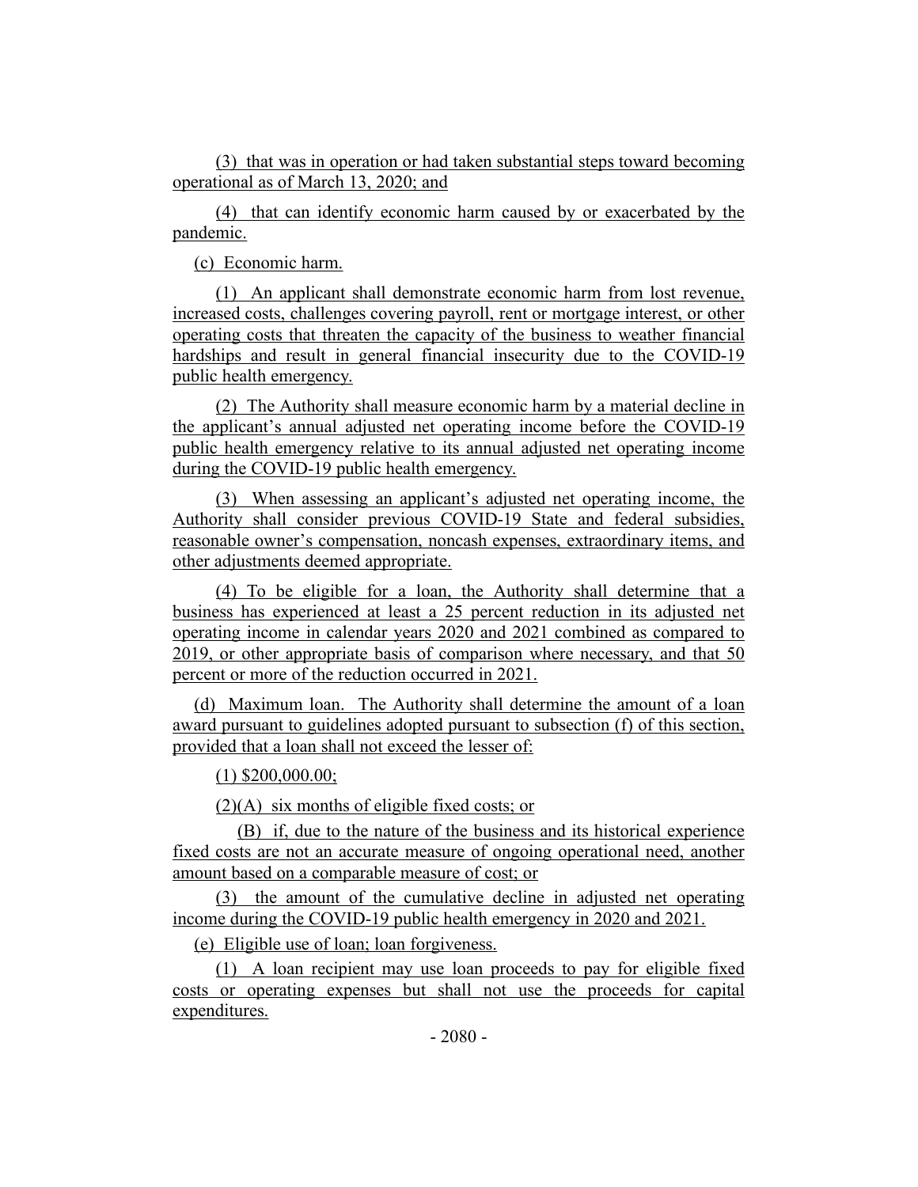(3) that was in operation or had taken substantial steps toward becoming operational as of March 13, 2020; and

(4) that can identify economic harm caused by or exacerbated by the pandemic.

(c) Economic harm.

(1) An applicant shall demonstrate economic harm from lost revenue, increased costs, challenges covering payroll, rent or mortgage interest, or other operating costs that threaten the capacity of the business to weather financial hardships and result in general financial insecurity due to the COVID-19 public health emergency.

(2) The Authority shall measure economic harm by a material decline in the applicant's annual adjusted net operating income before the COVID-19 public health emergency relative to its annual adjusted net operating income during the COVID-19 public health emergency.

(3) When assessing an applicant's adjusted net operating income, the Authority shall consider previous COVID-19 State and federal subsidies, reasonable owner's compensation, noncash expenses, extraordinary items, and other adjustments deemed appropriate.

(4) To be eligible for a loan, the Authority shall determine that a business has experienced at least a 25 percent reduction in its adjusted net operating income in calendar years 2020 and 2021 combined as compared to 2019, or other appropriate basis of comparison where necessary, and that 50 percent or more of the reduction occurred in 2021.

(d) Maximum loan. The Authority shall determine the amount of a loan award pursuant to guidelines adopted pursuant to subsection (f) of this section, provided that a loan shall not exceed the lesser of:

(1) $200,000.00;

(2)(A) six months of eligible fixed costs; or

(B) if, due to the nature of the business and its historical experience fixed costs are not an accurate measure of ongoing operational need, another amount based on a comparable measure of cost; or

(3) the amount of the cumulative decline in adjusted net operating income during the COVID-19 public health emergency in 2020 and 2021.

(e) Eligible use of loan; loan forgiveness.

(1) A loan recipient may use loan proceeds to pay for eligible fixed costs or operating expenses but shall not use the proceeds for capital expenditures.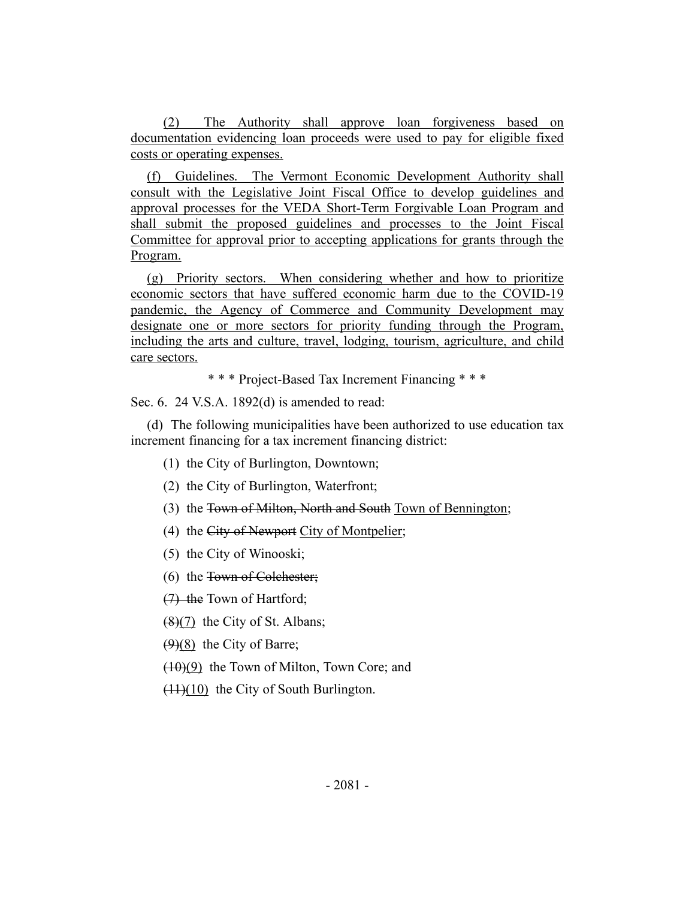(2) The Authority shall approve loan forgiveness based on documentation evidencing loan proceeds were used to pay for eligible fixed costs or operating expenses.

(f) Guidelines. The Vermont Economic Development Authority shall consult with the Legislative Joint Fiscal Office to develop guidelines and approval processes for the VEDA Short-Term Forgivable Loan Program and shall submit the proposed guidelines and processes to the Joint Fiscal Committee for approval prior to accepting applications for grants through the Program.

(g) Priority sectors. When considering whether and how to prioritize economic sectors that have suffered economic harm due to the COVID-19 pandemic, the Agency of Commerce and Community Development may designate one or more sectors for priority funding through the Program, including the arts and culture, travel, lodging, tourism, agriculture, and child care sectors.

\* \* \* Project-Based Tax Increment Financing \* \* \*

Sec. 6. 24 V.S.A. 1892(d) is amended to read:

(d) The following municipalities have been authorized to use education tax increment financing for a tax increment financing district:

(1) the City of Burlington, Downtown;

(2) the City of Burlington, Waterfront;

(3) the ~~Town of Milton, North and South~~ Town of Bennington;

(4) the ~~City of Newport~~ City of Montpelier;

(5) the City of Winooski;

(6) the ~~Town of Colchester;~~

~~(7) the~~ Town of Hartford;

~~(8)~~(7) the City of St. Albans;

~~(9)~~(8) the City of Barre;

~~(10)~~(9) the Town of Milton, Town Core; and

~~(11)~~(10) the City of South Burlington.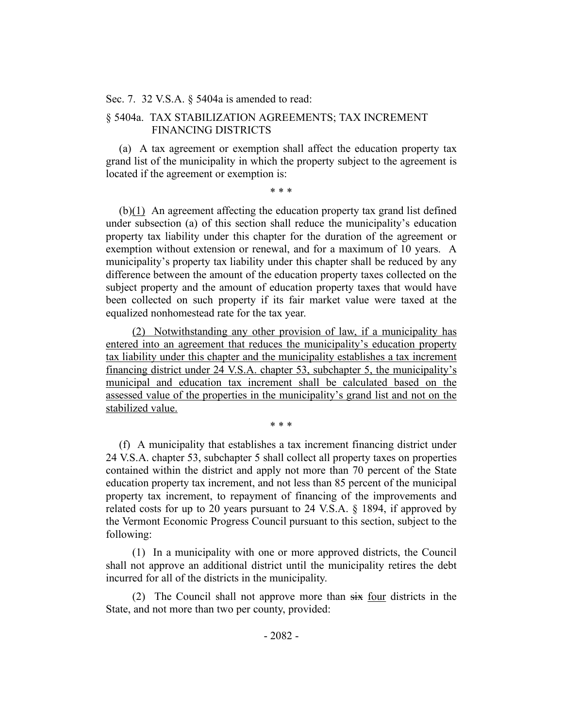Sec. 7. 32 V.S.A. § 5404a is amended to read:

§ 5404a. TAX STABILIZATION AGREEMENTS; TAX INCREMENT FINANCING DISTRICTS

(a) A tax agreement or exemption shall affect the education property tax grand list of the municipality in which the property subject to the agreement is located if the agreement or exemption is:

\* \* \*

(b)(1) An agreement affecting the education property tax grand list defined under subsection (a) of this section shall reduce the municipality's education property tax liability under this chapter for the duration of the agreement or exemption without extension or renewal, and for a maximum of 10 years. A municipality's property tax liability under this chapter shall be reduced by any difference between the amount of the education property taxes collected on the subject property and the amount of education property taxes that would have been collected on such property if its fair market value were taxed at the equalized nonhomestead rate for the tax year.

(2) Notwithstanding any other provision of law, if a municipality has entered into an agreement that reduces the municipality's education property tax liability under this chapter and the municipality establishes a tax increment financing district under 24 V.S.A. chapter 53, subchapter 5, the municipality's municipal and education tax increment shall be calculated based on the assessed value of the properties in the municipality's grand list and not on the stabilized value.

\* \* \*

(f) A municipality that establishes a tax increment financing district under 24 V.S.A. chapter 53, subchapter 5 shall collect all property taxes on properties contained within the district and apply not more than 70 percent of the State education property tax increment, and not less than 85 percent of the municipal property tax increment, to repayment of financing of the improvements and related costs for up to 20 years pursuant to 24 V.S.A. § 1894, if approved by the Vermont Economic Progress Council pursuant to this section, subject to the following:

(1) In a municipality with one or more approved districts, the Council shall not approve an additional district until the municipality retires the debt incurred for all of the districts in the municipality.

(2) The Council shall not approve more than ~~six~~ four districts in the State, and not more than two per county, provided: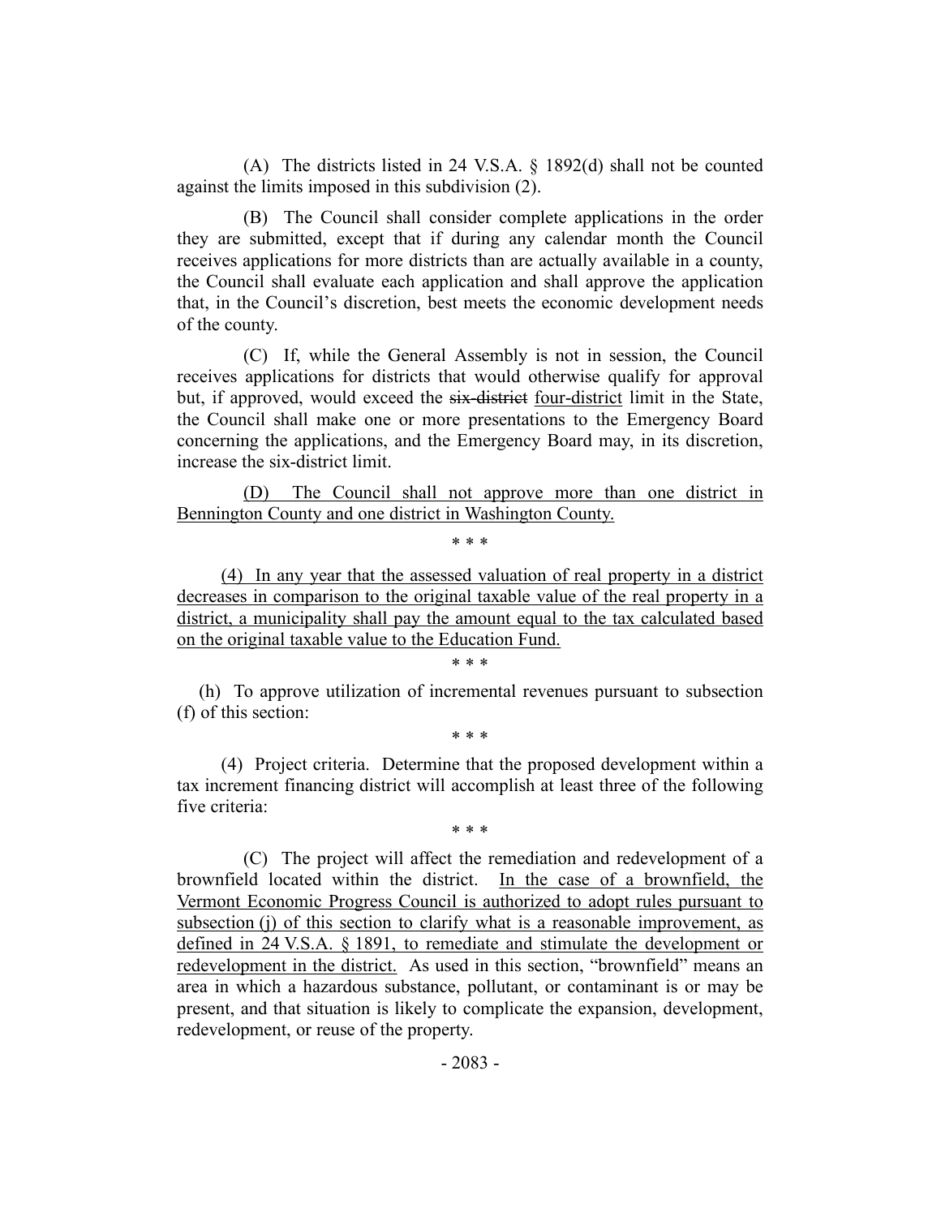(A) The districts listed in 24 V.S.A. § 1892(d) shall not be counted against the limits imposed in this subdivision (2).

(B) The Council shall consider complete applications in the order they are submitted, except that if during any calendar month the Council receives applications for more districts than are actually available in a county, the Council shall evaluate each application and shall approve the application that, in the Council's discretion, best meets the economic development needs of the county.

(C) If, while the General Assembly is not in session, the Council receives applications for districts that would otherwise qualify for approval but, if approved, would exceed the ~~six-district~~ <u>four-district</u> limit in the State, the Council shall make one or more presentations to the Emergency Board concerning the applications, and the Emergency Board may, in its discretion, increase the six-district limit.

<u>(D) The Council shall not approve more than one district in Bennington County and one district in Washington County.</u>

\* \* \*

<u>(4) In any year that the assessed valuation of real property in a district decreases in comparison to the original taxable value of the real property in a district, a municipality shall pay the amount equal to the tax calculated based on the original taxable value to the Education Fund.</u>

\* \* \*

(h) To approve utilization of incremental revenues pursuant to subsection (f) of this section:

\* \* \*

(4) Project criteria. Determine that the proposed development within a tax increment financing district will accomplish at least three of the following five criteria:

\* \* \*

(C) The project will affect the remediation and redevelopment of a brownfield located within the district. <u>In the case of a brownfield, the Vermont Economic Progress Council is authorized to adopt rules pursuant to subsection (j) of this section to clarify what is a reasonable improvement, as defined in 24 V.S.A. § 1891, to remediate and stimulate the development or redevelopment in the district.</u> As used in this section, "brownfield" means an area in which a hazardous substance, pollutant, or contaminant is or may be present, and that situation is likely to complicate the expansion, development, redevelopment, or reuse of the property.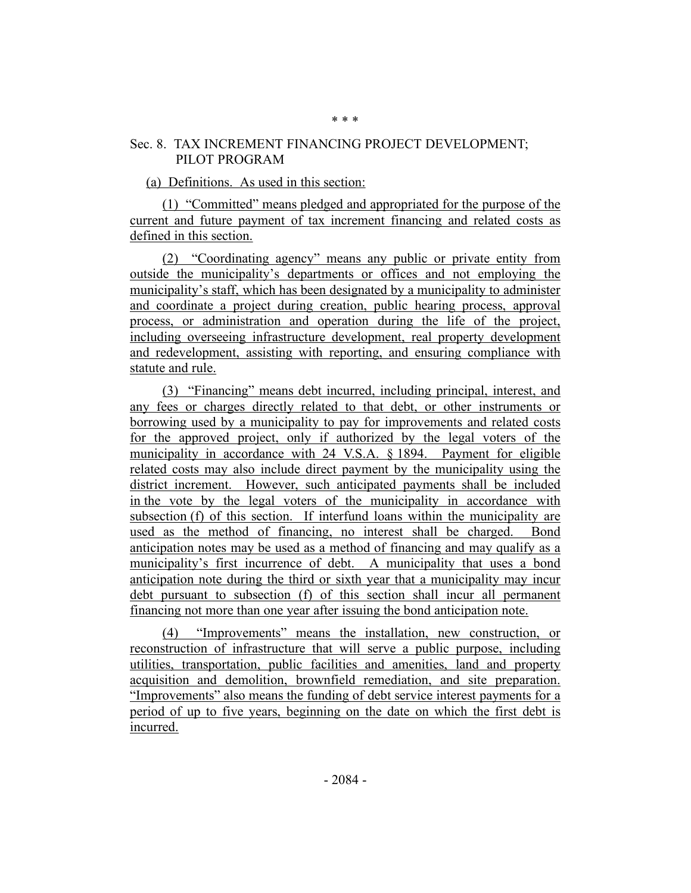\* \* \*

## Sec. 8. TAX INCREMENT FINANCING PROJECT DEVELOPMENT; PILOT PROGRAM

(a) Definitions. As used in this section:

(1) "Committed" means pledged and appropriated for the purpose of the current and future payment of tax increment financing and related costs as defined in this section.

(2) "Coordinating agency" means any public or private entity from outside the municipality's departments or offices and not employing the municipality's staff, which has been designated by a municipality to administer and coordinate a project during creation, public hearing process, approval process, or administration and operation during the life of the project, including overseeing infrastructure development, real property development and redevelopment, assisting with reporting, and ensuring compliance with statute and rule.

(3) "Financing" means debt incurred, including principal, interest, and any fees or charges directly related to that debt, or other instruments or borrowing used by a municipality to pay for improvements and related costs for the approved project, only if authorized by the legal voters of the municipality in accordance with 24 V.S.A. § 1894. Payment for eligible related costs may also include direct payment by the municipality using the district increment. However, such anticipated payments shall be included in the vote by the legal voters of the municipality in accordance with subsection (f) of this section. If interfund loans within the municipality are used as the method of financing, no interest shall be charged. Bond anticipation notes may be used as a method of financing and may qualify as a municipality's first incurrence of debt. A municipality that uses a bond anticipation note during the third or sixth year that a municipality may incur debt pursuant to subsection (f) of this section shall incur all permanent financing not more than one year after issuing the bond anticipation note.

(4) "Improvements" means the installation, new construction, or reconstruction of infrastructure that will serve a public purpose, including utilities, transportation, public facilities and amenities, land and property acquisition and demolition, brownfield remediation, and site preparation. "Improvements" also means the funding of debt service interest payments for a period of up to five years, beginning on the date on which the first debt is incurred.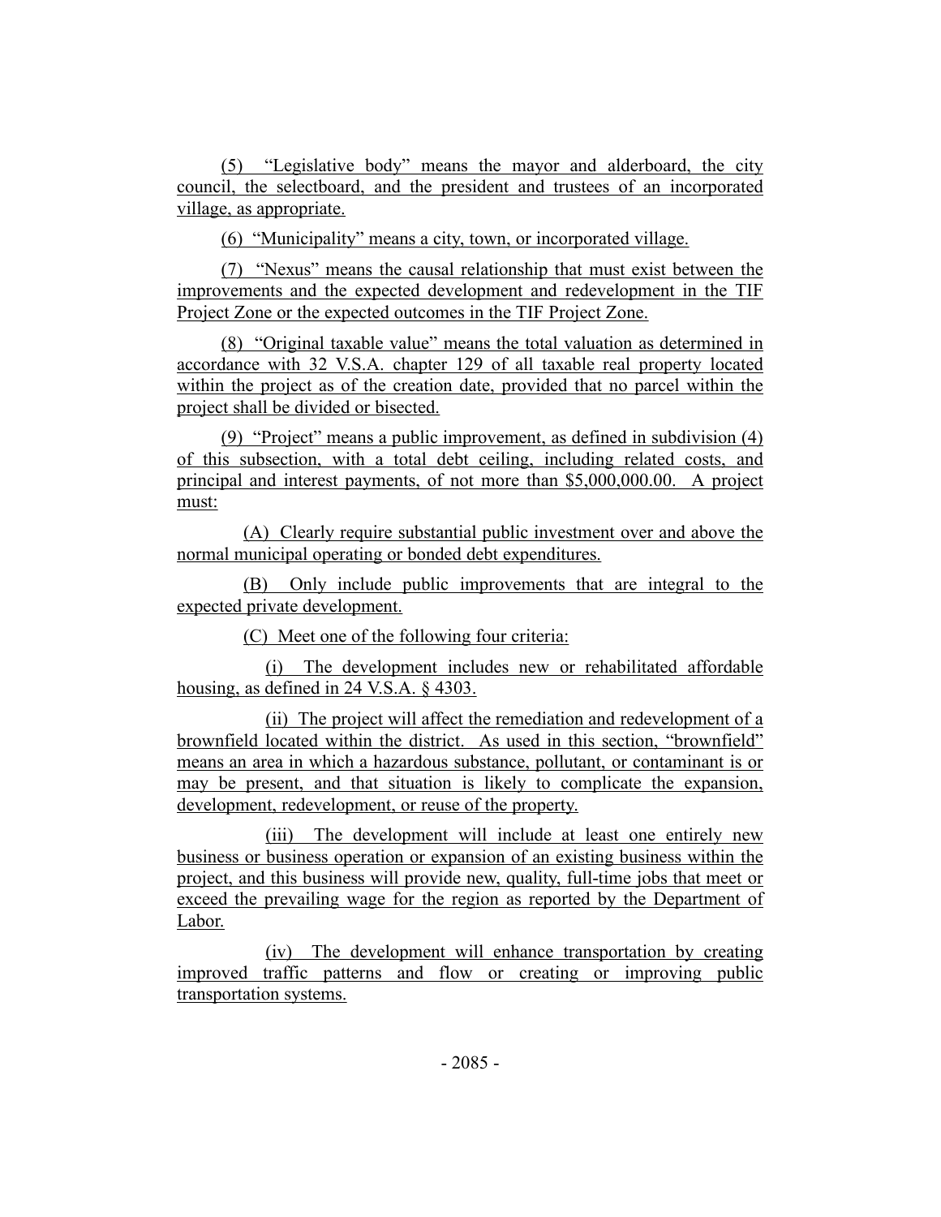(5) "Legislative body" means the mayor and alderboard, the city council, the selectboard, and the president and trustees of an incorporated village, as appropriate.

(6) "Municipality" means a city, town, or incorporated village.

(7) "Nexus" means the causal relationship that must exist between the improvements and the expected development and redevelopment in the TIF Project Zone or the expected outcomes in the TIF Project Zone.

(8) "Original taxable value" means the total valuation as determined in accordance with 32 V.S.A. chapter 129 of all taxable real property located within the project as of the creation date, provided that no parcel within the project shall be divided or bisected.

(9) "Project" means a public improvement, as defined in subdivision (4) of this subsection, with a total debt ceiling, including related costs, and principal and interest payments, of not more than $5,000,000.00. A project must:

(A) Clearly require substantial public investment over and above the normal municipal operating or bonded debt expenditures.

(B) Only include public improvements that are integral to the expected private development.

(C) Meet one of the following four criteria:

(i) The development includes new or rehabilitated affordable housing, as defined in 24 V.S.A. § 4303.

(ii) The project will affect the remediation and redevelopment of a brownfield located within the district. As used in this section, "brownfield" means an area in which a hazardous substance, pollutant, or contaminant is or may be present, and that situation is likely to complicate the expansion, development, redevelopment, or reuse of the property.

(iii) The development will include at least one entirely new business or business operation or expansion of an existing business within the project, and this business will provide new, quality, full-time jobs that meet or exceed the prevailing wage for the region as reported by the Department of Labor.

(iv) The development will enhance transportation by creating improved traffic patterns and flow or creating or improving public transportation systems.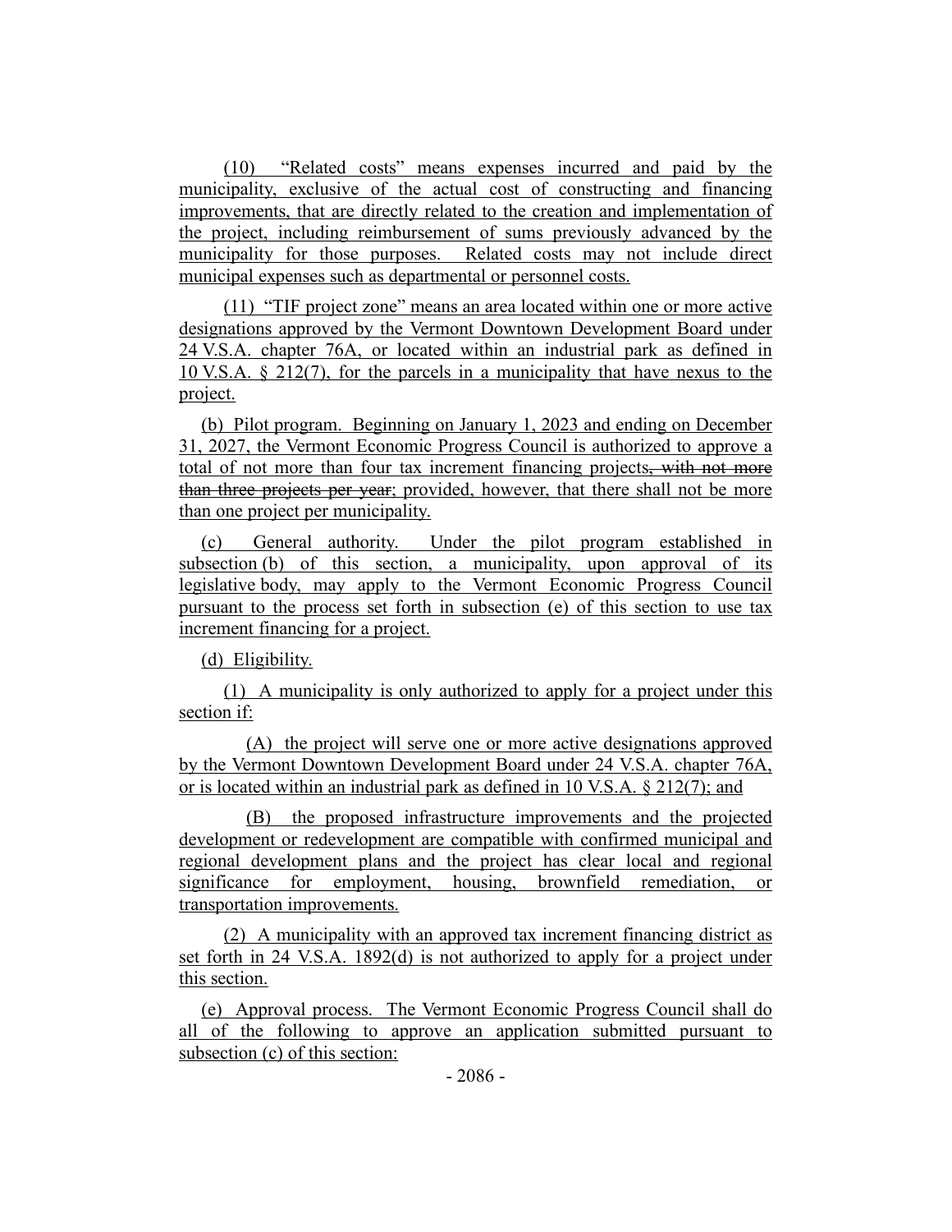(10) "Related costs" means expenses incurred and paid by the municipality, exclusive of the actual cost of constructing and financing improvements, that are directly related to the creation and implementation of the project, including reimbursement of sums previously advanced by the municipality for those purposes. Related costs may not include direct municipal expenses such as departmental or personnel costs.

(11) "TIF project zone" means an area located within one or more active designations approved by the Vermont Downtown Development Board under 24 V.S.A. chapter 76A, or located within an industrial park as defined in 10 V.S.A. § 212(7), for the parcels in a municipality that have nexus to the project.

(b) Pilot program. Beginning on January 1, 2023 and ending on December 31, 2027, the Vermont Economic Progress Council is authorized to approve a total of not more than four tax increment financing projects~~, with not more than three projects per year~~; provided, however, that there shall not be more than one project per municipality.

(c) General authority. Under the pilot program established in subsection (b) of this section, a municipality, upon approval of its legislative body, may apply to the Vermont Economic Progress Council pursuant to the process set forth in subsection (e) of this section to use tax increment financing for a project.

(d) Eligibility.

(1) A municipality is only authorized to apply for a project under this section if:

(A) the project will serve one or more active designations approved by the Vermont Downtown Development Board under 24 V.S.A. chapter 76A, or is located within an industrial park as defined in 10 V.S.A. § 212(7); and

(B) the proposed infrastructure improvements and the projected development or redevelopment are compatible with confirmed municipal and regional development plans and the project has clear local and regional significance for employment, housing, brownfield remediation, or transportation improvements.

(2) A municipality with an approved tax increment financing district as set forth in 24 V.S.A. 1892(d) is not authorized to apply for a project under this section.

(e) Approval process. The Vermont Economic Progress Council shall do all of the following to approve an application submitted pursuant to subsection (c) of this section: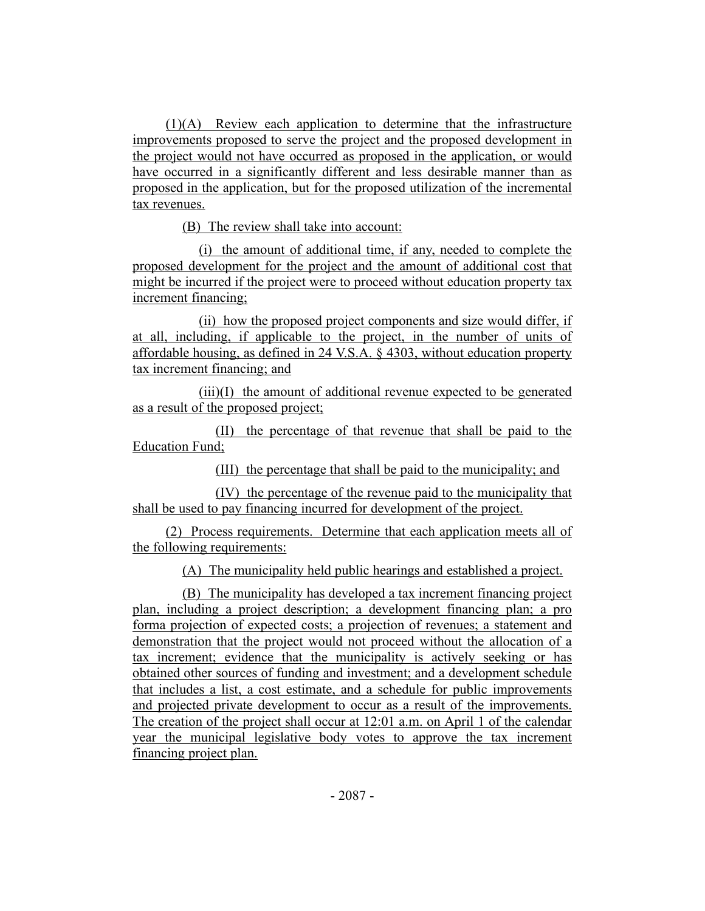(1)(A) Review each application to determine that the infrastructure improvements proposed to serve the project and the proposed development in the project would not have occurred as proposed in the application, or would have occurred in a significantly different and less desirable manner than as proposed in the application, but for the proposed utilization of the incremental tax revenues.

(B) The review shall take into account:

(i) the amount of additional time, if any, needed to complete the proposed development for the project and the amount of additional cost that might be incurred if the project were to proceed without education property tax increment financing;

(ii) how the proposed project components and size would differ, if at all, including, if applicable to the project, in the number of units of affordable housing, as defined in 24 V.S.A. § 4303, without education property tax increment financing; and

(iii)(I) the amount of additional revenue expected to be generated as a result of the proposed project;

(II) the percentage of that revenue that shall be paid to the Education Fund;

(III) the percentage that shall be paid to the municipality; and

(IV) the percentage of the revenue paid to the municipality that shall be used to pay financing incurred for development of the project.

(2) Process requirements. Determine that each application meets all of the following requirements:

(A) The municipality held public hearings and established a project.

(B) The municipality has developed a tax increment financing project plan, including a project description; a development financing plan; a pro forma projection of expected costs; a projection of revenues; a statement and demonstration that the project would not proceed without the allocation of a tax increment; evidence that the municipality is actively seeking or has obtained other sources of funding and investment; and a development schedule that includes a list, a cost estimate, and a schedule for public improvements and projected private development to occur as a result of the improvements. The creation of the project shall occur at 12:01 a.m. on April 1 of the calendar year the municipal legislative body votes to approve the tax increment financing project plan.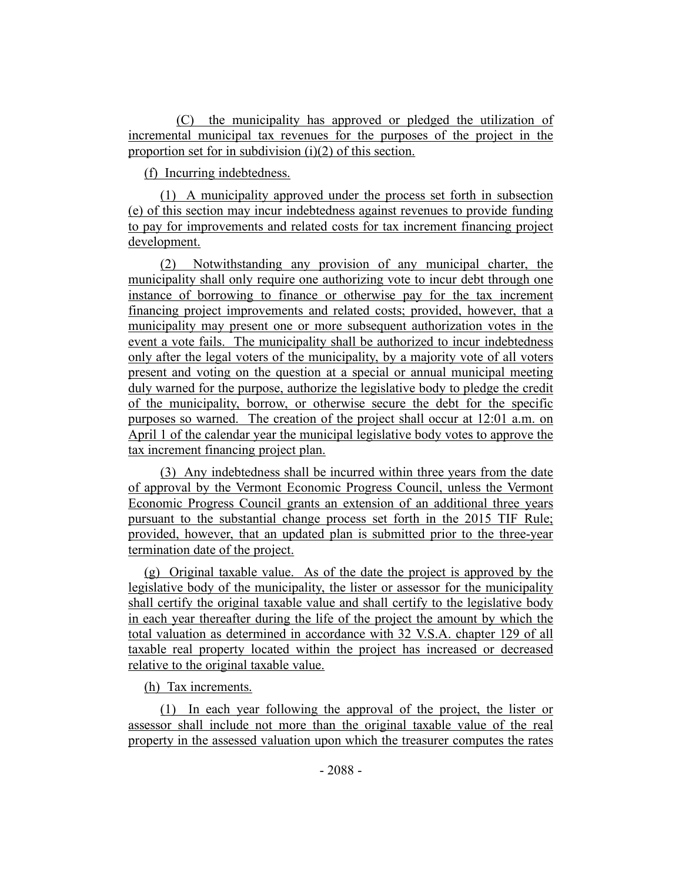(C) the municipality has approved or pledged the utilization of incremental municipal tax revenues for the purposes of the project in the proportion set for in subdivision (i)(2) of this section.

(f) Incurring indebtedness.

(1) A municipality approved under the process set forth in subsection (e) of this section may incur indebtedness against revenues to provide funding to pay for improvements and related costs for tax increment financing project development.

(2) Notwithstanding any provision of any municipal charter, the municipality shall only require one authorizing vote to incur debt through one instance of borrowing to finance or otherwise pay for the tax increment financing project improvements and related costs; provided, however, that a municipality may present one or more subsequent authorization votes in the event a vote fails. The municipality shall be authorized to incur indebtedness only after the legal voters of the municipality, by a majority vote of all voters present and voting on the question at a special or annual municipal meeting duly warned for the purpose, authorize the legislative body to pledge the credit of the municipality, borrow, or otherwise secure the debt for the specific purposes so warned. The creation of the project shall occur at 12:01 a.m. on April 1 of the calendar year the municipal legislative body votes to approve the tax increment financing project plan.

(3) Any indebtedness shall be incurred within three years from the date of approval by the Vermont Economic Progress Council, unless the Vermont Economic Progress Council grants an extension of an additional three years pursuant to the substantial change process set forth in the 2015 TIF Rule; provided, however, that an updated plan is submitted prior to the three-year termination date of the project.

(g) Original taxable value. As of the date the project is approved by the legislative body of the municipality, the lister or assessor for the municipality shall certify the original taxable value and shall certify to the legislative body in each year thereafter during the life of the project the amount by which the total valuation as determined in accordance with 32 V.S.A. chapter 129 of all taxable real property located within the project has increased or decreased relative to the original taxable value.

(h) Tax increments.

(1) In each year following the approval of the project, the lister or assessor shall include not more than the original taxable value of the real property in the assessed valuation upon which the treasurer computes the rates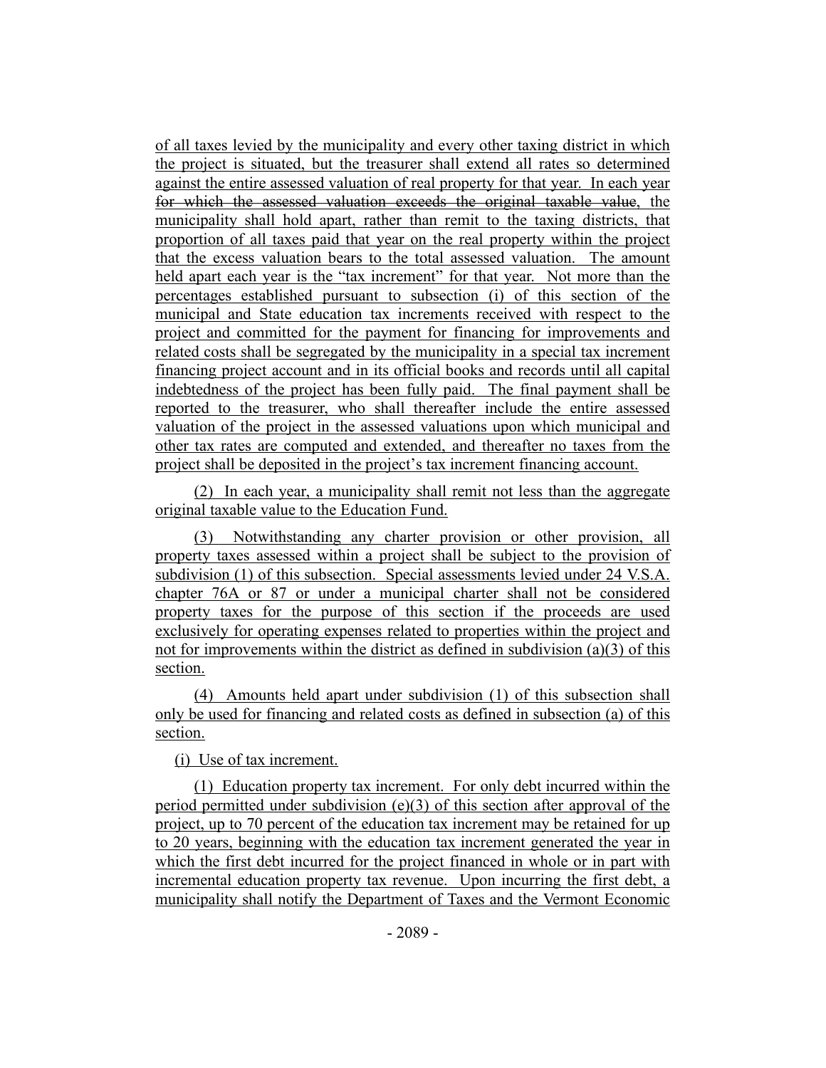of all taxes levied by the municipality and every other taxing district in which the project is situated, but the treasurer shall extend all rates so determined against the entire assessed valuation of real property for that year. In each year ~~for which the assessed valuation exceeds the original taxable value~~, the municipality shall hold apart, rather than remit to the taxing districts, that proportion of all taxes paid that year on the real property within the project that the excess valuation bears to the total assessed valuation. The amount held apart each year is the "tax increment" for that year. Not more than the percentages established pursuant to subsection (i) of this section of the municipal and State education tax increments received with respect to the project and committed for the payment for financing for improvements and related costs shall be segregated by the municipality in a special tax increment financing project account and in its official books and records until all capital indebtedness of the project has been fully paid. The final payment shall be reported to the treasurer, who shall thereafter include the entire assessed valuation of the project in the assessed valuations upon which municipal and other tax rates are computed and extended, and thereafter no taxes from the project shall be deposited in the project's tax increment financing account.

(2) In each year, a municipality shall remit not less than the aggregate original taxable value to the Education Fund.

(3) Notwithstanding any charter provision or other provision, all property taxes assessed within a project shall be subject to the provision of subdivision (1) of this subsection. Special assessments levied under 24 V.S.A. chapter 76A or 87 or under a municipal charter shall not be considered property taxes for the purpose of this section if the proceeds are used exclusively for operating expenses related to properties within the project and not for improvements within the district as defined in subdivision (a)(3) of this section.

(4) Amounts held apart under subdivision (1) of this subsection shall only be used for financing and related costs as defined in subsection (a) of this section.

(i) Use of tax increment.

(1) Education property tax increment. For only debt incurred within the period permitted under subdivision (e)(3) of this section after approval of the project, up to 70 percent of the education tax increment may be retained for up to 20 years, beginning with the education tax increment generated the year in which the first debt incurred for the project financed in whole or in part with incremental education property tax revenue. Upon incurring the first debt, a municipality shall notify the Department of Taxes and the Vermont Economic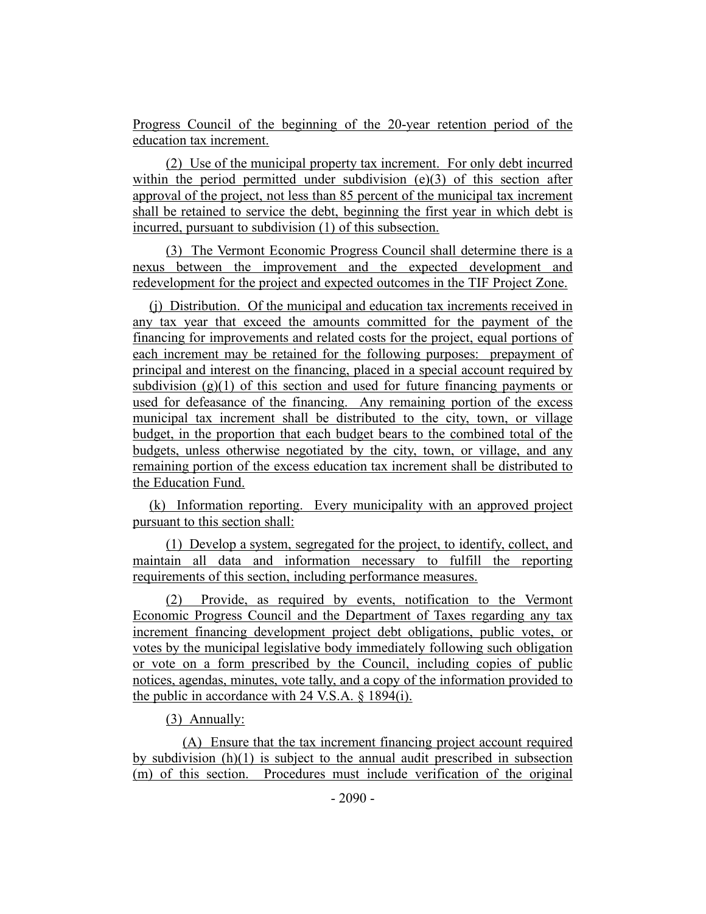Progress Council of the beginning of the 20-year retention period of the education tax increment.

(2) Use of the municipal property tax increment. For only debt incurred within the period permitted under subdivision (e)(3) of this section after approval of the project, not less than 85 percent of the municipal tax increment shall be retained to service the debt, beginning the first year in which debt is incurred, pursuant to subdivision (1) of this subsection.

(3) The Vermont Economic Progress Council shall determine there is a nexus between the improvement and the expected development and redevelopment for the project and expected outcomes in the TIF Project Zone.

(j) Distribution. Of the municipal and education tax increments received in any tax year that exceed the amounts committed for the payment of the financing for improvements and related costs for the project, equal portions of each increment may be retained for the following purposes: prepayment of principal and interest on the financing, placed in a special account required by subdivision (g)(1) of this section and used for future financing payments or used for defeasance of the financing. Any remaining portion of the excess municipal tax increment shall be distributed to the city, town, or village budget, in the proportion that each budget bears to the combined total of the budgets, unless otherwise negotiated by the city, town, or village, and any remaining portion of the excess education tax increment shall be distributed to the Education Fund.

(k) Information reporting. Every municipality with an approved project pursuant to this section shall:

(1) Develop a system, segregated for the project, to identify, collect, and maintain all data and information necessary to fulfill the reporting requirements of this section, including performance measures.

(2) Provide, as required by events, notification to the Vermont Economic Progress Council and the Department of Taxes regarding any tax increment financing development project debt obligations, public votes, or votes by the municipal legislative body immediately following such obligation or vote on a form prescribed by the Council, including copies of public notices, agendas, minutes, vote tally, and a copy of the information provided to the public in accordance with 24 V.S.A. § 1894(i).

(3) Annually:

(A) Ensure that the tax increment financing project account required by subdivision (h)(1) is subject to the annual audit prescribed in subsection (m) of this section. Procedures must include verification of the original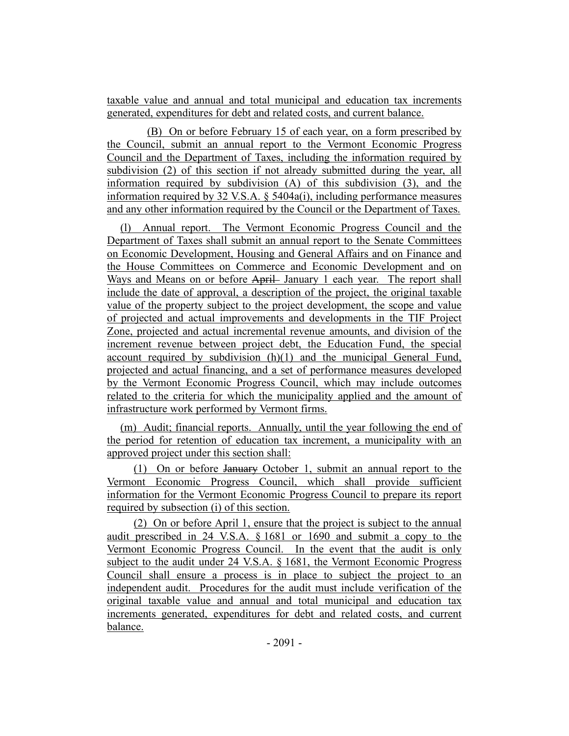taxable value and annual and total municipal and education tax increments generated, expenditures for debt and related costs, and current balance.

(B) On or before February 15 of each year, on a form prescribed by the Council, submit an annual report to the Vermont Economic Progress Council and the Department of Taxes, including the information required by subdivision (2) of this section if not already submitted during the year, all information required by subdivision (A) of this subdivision (3), and the information required by 32 V.S.A. § 5404a(i), including performance measures and any other information required by the Council or the Department of Taxes.

(l) Annual report. The Vermont Economic Progress Council and the Department of Taxes shall submit an annual report to the Senate Committees on Economic Development, Housing and General Affairs and on Finance and the House Committees on Commerce and Economic Development and on Ways and Means on or before ~~April~~ January 1 each year. The report shall include the date of approval, a description of the project, the original taxable value of the property subject to the project development, the scope and value of projected and actual improvements and developments in the TIF Project Zone, projected and actual incremental revenue amounts, and division of the increment revenue between project debt, the Education Fund, the special account required by subdivision (h)(1) and the municipal General Fund, projected and actual financing, and a set of performance measures developed by the Vermont Economic Progress Council, which may include outcomes related to the criteria for which the municipality applied and the amount of infrastructure work performed by Vermont firms.

(m) Audit; financial reports. Annually, until the year following the end of the period for retention of education tax increment, a municipality with an approved project under this section shall:

(1) On or before ~~January~~ October 1, submit an annual report to the Vermont Economic Progress Council, which shall provide sufficient information for the Vermont Economic Progress Council to prepare its report required by subsection (i) of this section.

(2) On or before April 1, ensure that the project is subject to the annual audit prescribed in 24 V.S.A. § 1681 or 1690 and submit a copy to the Vermont Economic Progress Council. In the event that the audit is only subject to the audit under 24 V.S.A. § 1681, the Vermont Economic Progress Council shall ensure a process is in place to subject the project to an independent audit. Procedures for the audit must include verification of the original taxable value and annual and total municipal and education tax increments generated, expenditures for debt and related costs, and current balance.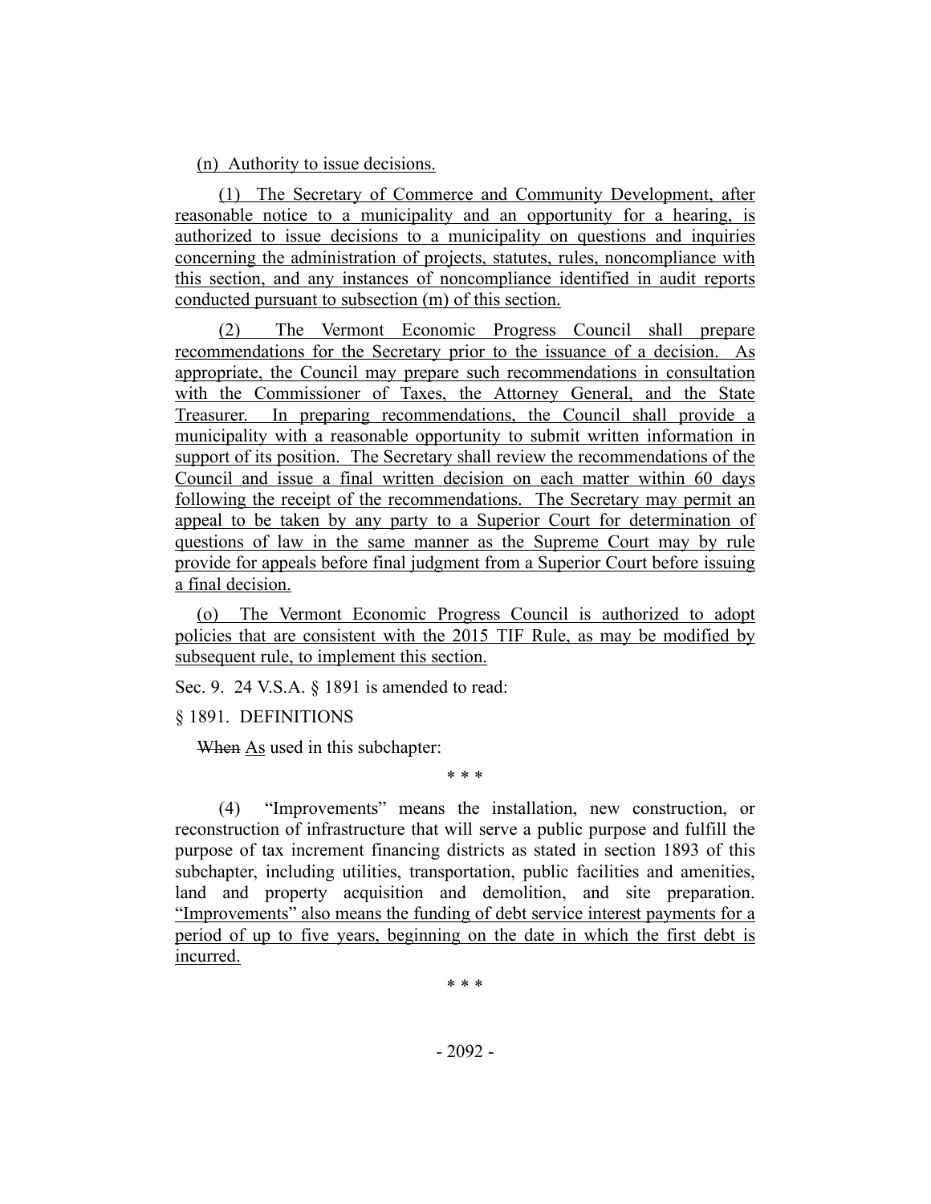(n) Authority to issue decisions.

(1) The Secretary of Commerce and Community Development, after reasonable notice to a municipality and an opportunity for a hearing, is authorized to issue decisions to a municipality on questions and inquiries concerning the administration of projects, statutes, rules, noncompliance with this section, and any instances of noncompliance identified in audit reports conducted pursuant to subsection (m) of this section.

(2) The Vermont Economic Progress Council shall prepare recommendations for the Secretary prior to the issuance of a decision. As appropriate, the Council may prepare such recommendations in consultation with the Commissioner of Taxes, the Attorney General, and the State Treasurer. In preparing recommendations, the Council shall provide a municipality with a reasonable opportunity to submit written information in support of its position. The Secretary shall review the recommendations of the Council and issue a final written decision on each matter within 60 days following the receipt of the recommendations. The Secretary may permit an appeal to be taken by any party to a Superior Court for determination of questions of law in the same manner as the Supreme Court may by rule provide for appeals before final judgment from a Superior Court before issuing a final decision.

(o) The Vermont Economic Progress Council is authorized to adopt policies that are consistent with the 2015 TIF Rule, as may be modified by subsequent rule, to implement this section.

Sec. 9. 24 V.S.A. § 1891 is amended to read:

§ 1891. DEFINITIONS

~~When~~ As used in this subchapter:

\* \* \*

(4) "Improvements" means the installation, new construction, or reconstruction of infrastructure that will serve a public purpose and fulfill the purpose of tax increment financing districts as stated in section 1893 of this subchapter, including utilities, transportation, public facilities and amenities, land and property acquisition and demolition, and site preparation. "Improvements" also means the funding of debt service interest payments for a period of up to five years, beginning on the date in which the first debt is incurred.

\* \* \*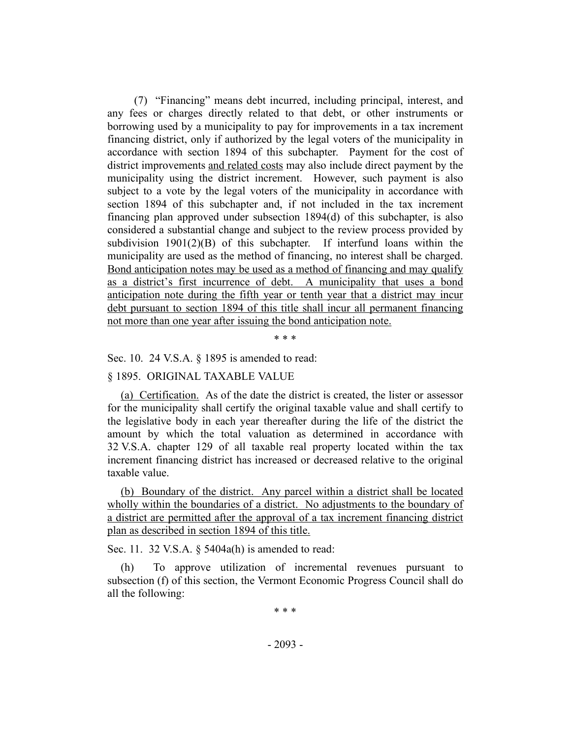(7) "Financing" means debt incurred, including principal, interest, and any fees or charges directly related to that debt, or other instruments or borrowing used by a municipality to pay for improvements in a tax increment financing district, only if authorized by the legal voters of the municipality in accordance with section 1894 of this subchapter. Payment for the cost of district improvements <u>and related costs</u> may also include direct payment by the municipality using the district increment. However, such payment is also subject to a vote by the legal voters of the municipality in accordance with section 1894 of this subchapter and, if not included in the tax increment financing plan approved under subsection 1894(d) of this subchapter, is also considered a substantial change and subject to the review process provided by subdivision 1901(2)(B) of this subchapter. If interfund loans within the municipality are used as the method of financing, no interest shall be charged. <u>Bond anticipation notes may be used as a method of financing and may qualify as a district's first incurrence of debt. A municipality that uses a bond anticipation note during the fifth year or tenth year that a district may incur debt pursuant to section 1894 of this title shall incur all permanent financing not more than one year after issuing the bond anticipation note.</u>

\* \* \*

Sec. 10. 24 V.S.A. § 1895 is amended to read:

§ 1895. ORIGINAL TAXABLE VALUE

<u>(a) Certification.</u> As of the date the district is created, the lister or assessor for the municipality shall certify the original taxable value and shall certify to the legislative body in each year thereafter during the life of the district the amount by which the total valuation as determined in accordance with 32 V.S.A. chapter 129 of all taxable real property located within the tax increment financing district has increased or decreased relative to the original taxable value.

<u>(b) Boundary of the district. Any parcel within a district shall be located wholly within the boundaries of a district. No adjustments to the boundary of a district are permitted after the approval of a tax increment financing district plan as described in section 1894 of this title.</u>

Sec. 11. 32 V.S.A. § 5404a(h) is amended to read:

(h) To approve utilization of incremental revenues pursuant to subsection (f) of this section, the Vermont Economic Progress Council shall do all the following:

\* \* \*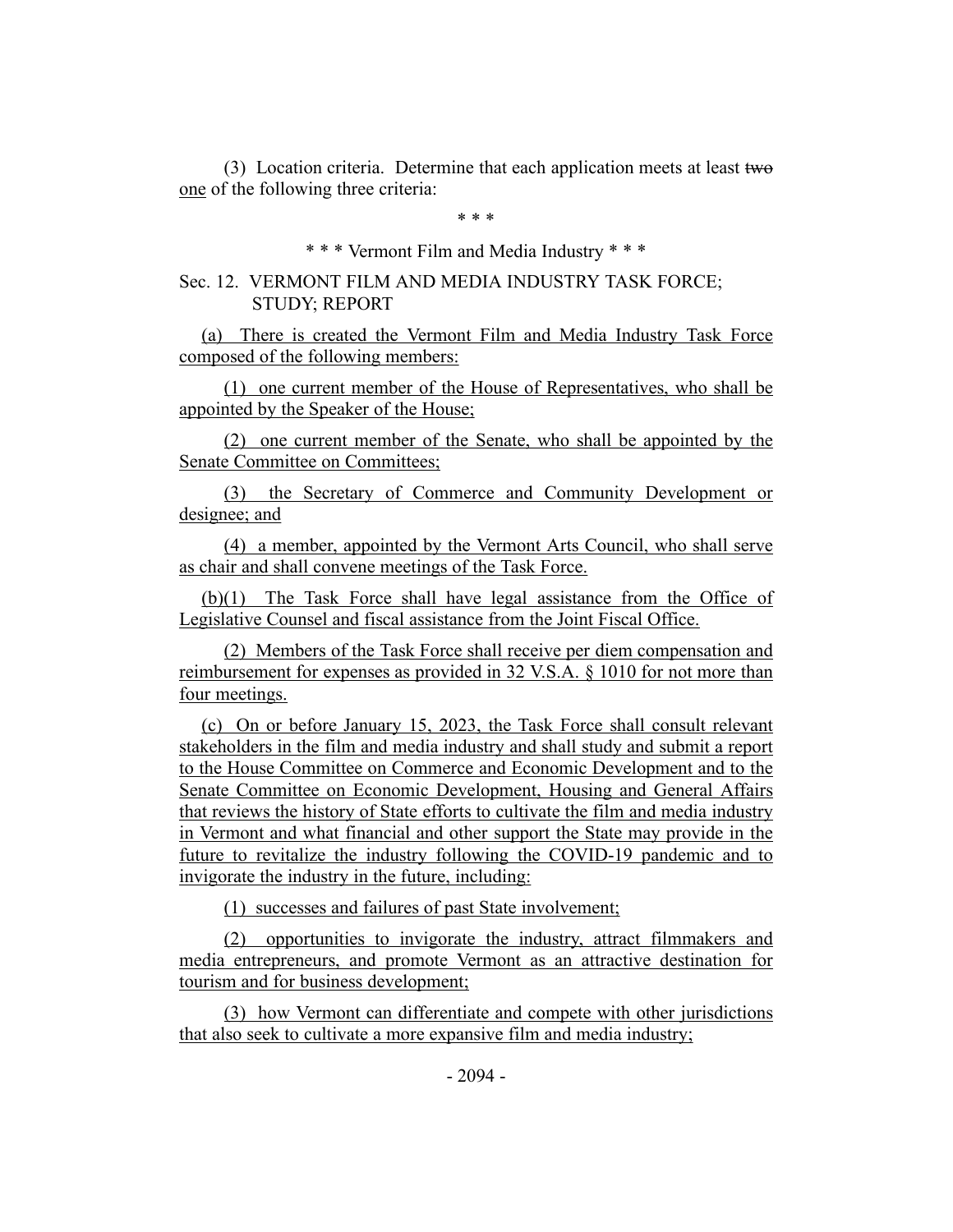(3) Location criteria. Determine that each application meets at least ~~two~~ one of the following three criteria:

\* \* \*

\* \* \* Vermont Film and Media Industry \* \* \*

Sec. 12. VERMONT FILM AND MEDIA INDUSTRY TASK FORCE; STUDY; REPORT

(a) There is created the Vermont Film and Media Industry Task Force composed of the following members:

(1) one current member of the House of Representatives, who shall be appointed by the Speaker of the House;

(2) one current member of the Senate, who shall be appointed by the Senate Committee on Committees;

(3) the Secretary of Commerce and Community Development or designee; and

(4) a member, appointed by the Vermont Arts Council, who shall serve as chair and shall convene meetings of the Task Force.

(b)(1) The Task Force shall have legal assistance from the Office of Legislative Counsel and fiscal assistance from the Joint Fiscal Office.

(2) Members of the Task Force shall receive per diem compensation and reimbursement for expenses as provided in 32 V.S.A. § 1010 for not more than four meetings.

(c) On or before January 15, 2023, the Task Force shall consult relevant stakeholders in the film and media industry and shall study and submit a report to the House Committee on Commerce and Economic Development and to the Senate Committee on Economic Development, Housing and General Affairs that reviews the history of State efforts to cultivate the film and media industry in Vermont and what financial and other support the State may provide in the future to revitalize the industry following the COVID-19 pandemic and to invigorate the industry in the future, including:

(1) successes and failures of past State involvement;

(2) opportunities to invigorate the industry, attract filmmakers and media entrepreneurs, and promote Vermont as an attractive destination for tourism and for business development;

(3) how Vermont can differentiate and compete with other jurisdictions that also seek to cultivate a more expansive film and media industry;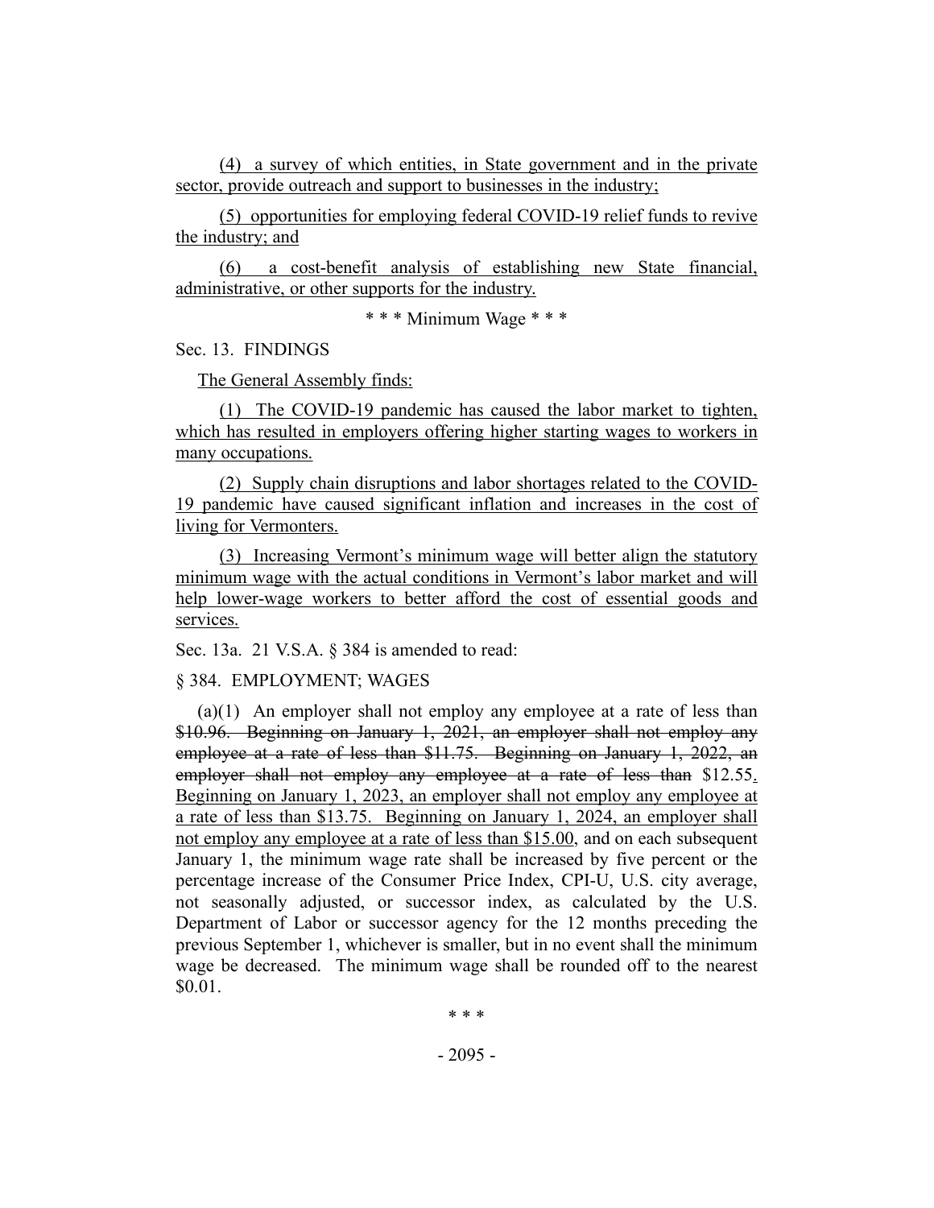(4) a survey of which entities, in State government and in the private sector, provide outreach and support to businesses in the industry;

(5) opportunities for employing federal COVID-19 relief funds to revive the industry; and

(6) a cost-benefit analysis of establishing new State financial, administrative, or other supports for the industry.

\* \* \* Minimum Wage \* \* \*

Sec. 13. FINDINGS

The General Assembly finds:

(1) The COVID-19 pandemic has caused the labor market to tighten, which has resulted in employers offering higher starting wages to workers in many occupations.

(2) Supply chain disruptions and labor shortages related to the COVID-19 pandemic have caused significant inflation and increases in the cost of living for Vermonters.

(3) Increasing Vermont's minimum wage will better align the statutory minimum wage with the actual conditions in Vermont's labor market and will help lower-wage workers to better afford the cost of essential goods and services.

Sec. 13a. 21 V.S.A. § 384 is amended to read:

§ 384. EMPLOYMENT; WAGES

(a)(1) An employer shall not employ any employee at a rate of less than ~~$10.96. Beginning on January 1, 2021, an employer shall not employ any employee at a rate of less than $11.75. Beginning on January 1, 2022, an employer shall not employ any employee at a rate of less than~~ $12.55. Beginning on January 1, 2023, an employer shall not employ any employee at a rate of less than $13.75. Beginning on January 1, 2024, an employer shall not employ any employee at a rate of less than $15.00, and on each subsequent January 1, the minimum wage rate shall be increased by five percent or the percentage increase of the Consumer Price Index, CPI-U, U.S. city average, not seasonally adjusted, or successor index, as calculated by the U.S. Department of Labor or successor agency for the 12 months preceding the previous September 1, whichever is smaller, but in no event shall the minimum wage be decreased. The minimum wage shall be rounded off to the nearest $0.01.

\* \* \*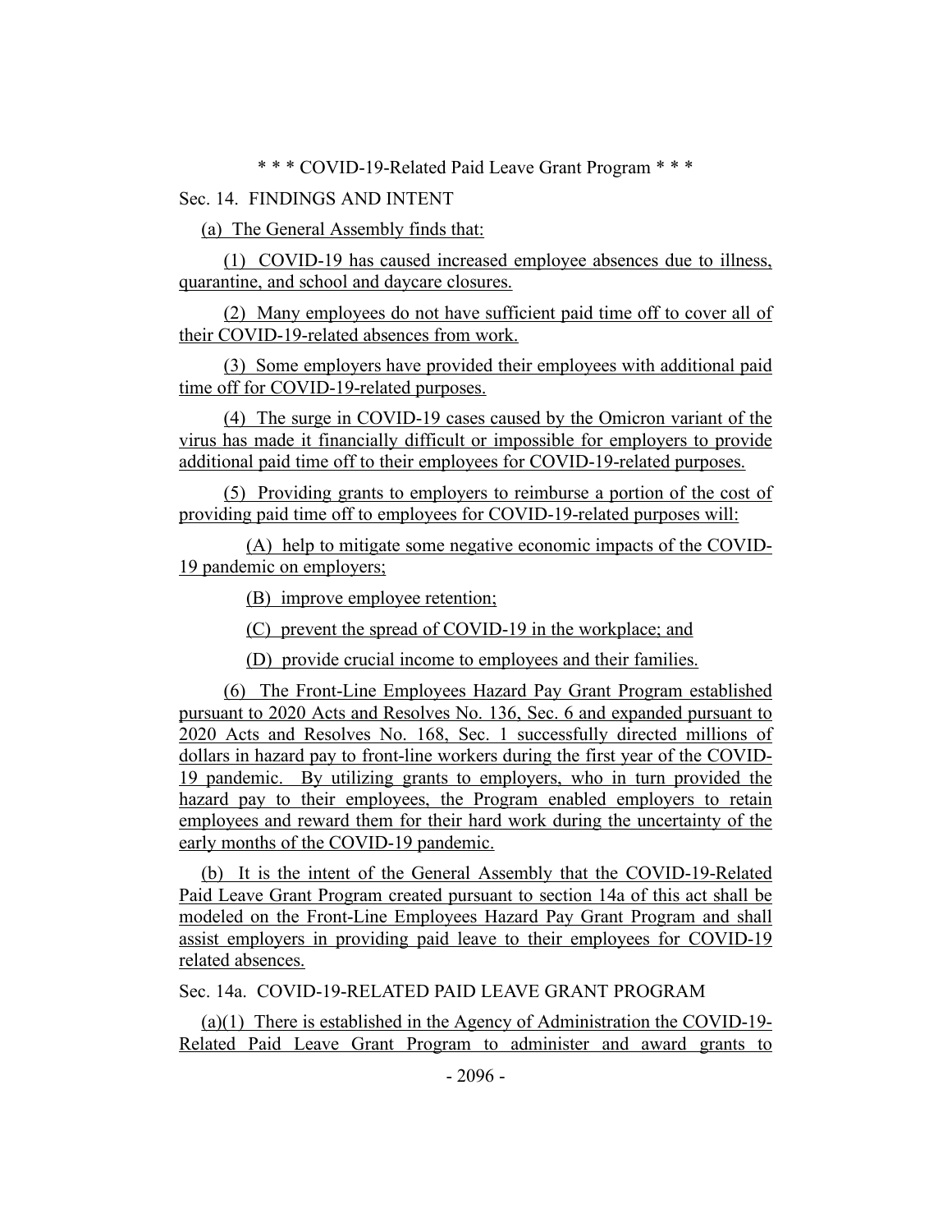\* \* \* COVID-19-Related Paid Leave Grant Program \* \* \*

Sec. 14. FINDINGS AND INTENT

(a) The General Assembly finds that:

(1) COVID-19 has caused increased employee absences due to illness, quarantine, and school and daycare closures.

(2) Many employees do not have sufficient paid time off to cover all of their COVID-19-related absences from work.

(3) Some employers have provided their employees with additional paid time off for COVID-19-related purposes.

(4) The surge in COVID-19 cases caused by the Omicron variant of the virus has made it financially difficult or impossible for employers to provide additional paid time off to their employees for COVID-19-related purposes.

(5) Providing grants to employers to reimburse a portion of the cost of providing paid time off to employees for COVID-19-related purposes will:

(A) help to mitigate some negative economic impacts of the COVID-19 pandemic on employers;

(B) improve employee retention;

(C) prevent the spread of COVID-19 in the workplace; and

(D) provide crucial income to employees and their families.

(6) The Front-Line Employees Hazard Pay Grant Program established pursuant to 2020 Acts and Resolves No. 136, Sec. 6 and expanded pursuant to 2020 Acts and Resolves No. 168, Sec. 1 successfully directed millions of dollars in hazard pay to front-line workers during the first year of the COVID-19 pandemic. By utilizing grants to employers, who in turn provided the hazard pay to their employees, the Program enabled employers to retain employees and reward them for their hard work during the uncertainty of the early months of the COVID-19 pandemic.

(b) It is the intent of the General Assembly that the COVID-19-Related Paid Leave Grant Program created pursuant to section 14a of this act shall be modeled on the Front-Line Employees Hazard Pay Grant Program and shall assist employers in providing paid leave to their employees for COVID-19 related absences.

Sec. 14a. COVID-19-RELATED PAID LEAVE GRANT PROGRAM

(a)(1) There is established in the Agency of Administration the COVID-19-Related Paid Leave Grant Program to administer and award grants to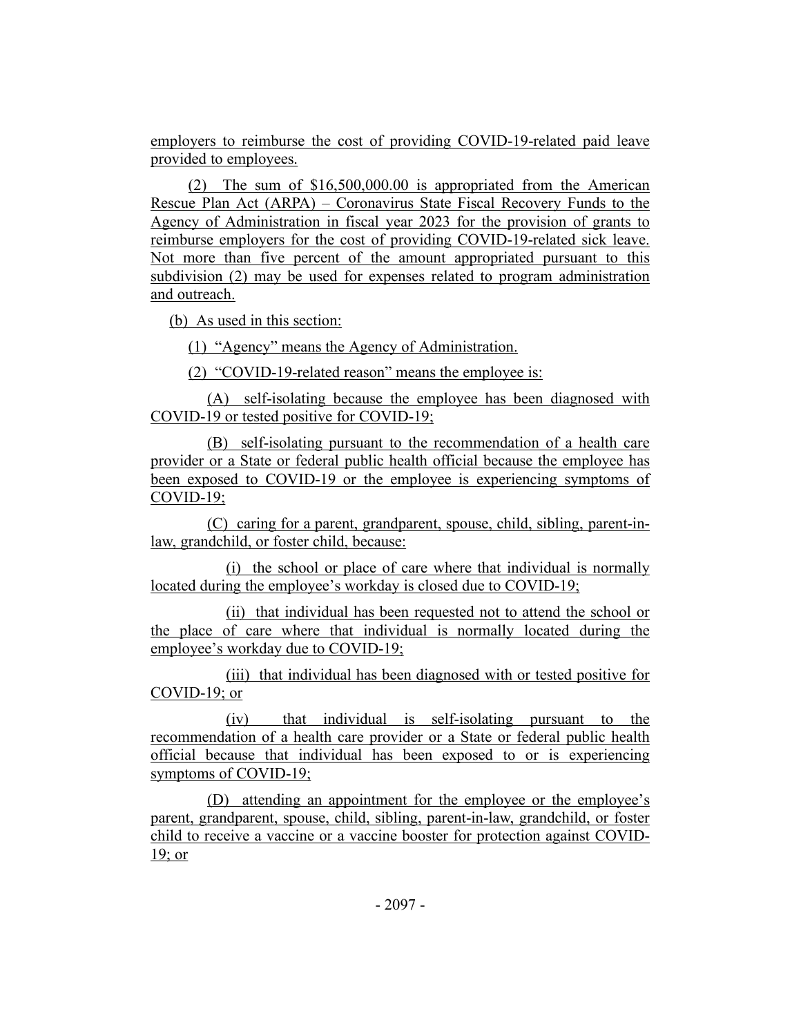employers to reimburse the cost of providing COVID-19-related paid leave provided to employees.

(2) The sum of $16,500,000.00 is appropriated from the American Rescue Plan Act (ARPA) – Coronavirus State Fiscal Recovery Funds to the Agency of Administration in fiscal year 2023 for the provision of grants to reimburse employers for the cost of providing COVID-19-related sick leave. Not more than five percent of the amount appropriated pursuant to this subdivision (2) may be used for expenses related to program administration and outreach.

(b) As used in this section:

(1) "Agency" means the Agency of Administration.

(2) "COVID-19-related reason" means the employee is:

(A) self-isolating because the employee has been diagnosed with COVID-19 or tested positive for COVID-19;

(B) self-isolating pursuant to the recommendation of a health care provider or a State or federal public health official because the employee has been exposed to COVID-19 or the employee is experiencing symptoms of COVID-19;

(C) caring for a parent, grandparent, spouse, child, sibling, parent-in-law, grandchild, or foster child, because:

(i) the school or place of care where that individual is normally located during the employee's workday is closed due to COVID-19;

(ii) that individual has been requested not to attend the school or the place of care where that individual is normally located during the employee's workday due to COVID-19;

(iii) that individual has been diagnosed with or tested positive for COVID-19; or

(iv) that individual is self-isolating pursuant to the recommendation of a health care provider or a State or federal public health official because that individual has been exposed to or is experiencing symptoms of COVID-19;

(D) attending an appointment for the employee or the employee's parent, grandparent, spouse, child, sibling, parent-in-law, grandchild, or foster child to receive a vaccine or a vaccine booster for protection against COVID-19; or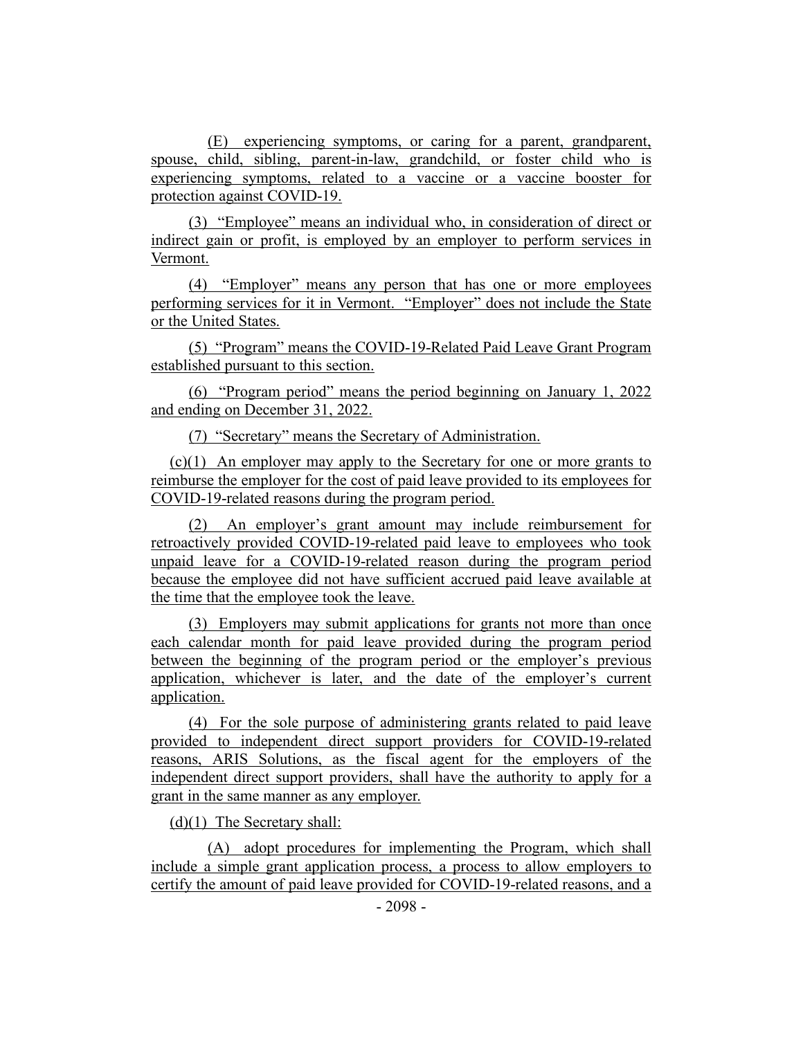(E) experiencing symptoms, or caring for a parent, grandparent, spouse, child, sibling, parent-in-law, grandchild, or foster child who is experiencing symptoms, related to a vaccine or a vaccine booster for protection against COVID-19.

(3) "Employee" means an individual who, in consideration of direct or indirect gain or profit, is employed by an employer to perform services in Vermont.

(4) "Employer" means any person that has one or more employees performing services for it in Vermont. "Employer" does not include the State or the United States.

(5) "Program" means the COVID-19-Related Paid Leave Grant Program established pursuant to this section.

(6) "Program period" means the period beginning on January 1, 2022 and ending on December 31, 2022.

(7) "Secretary" means the Secretary of Administration.

(c)(1) An employer may apply to the Secretary for one or more grants to reimburse the employer for the cost of paid leave provided to its employees for COVID-19-related reasons during the program period.

(2) An employer's grant amount may include reimbursement for retroactively provided COVID-19-related paid leave to employees who took unpaid leave for a COVID-19-related reason during the program period because the employee did not have sufficient accrued paid leave available at the time that the employee took the leave.

(3) Employers may submit applications for grants not more than once each calendar month for paid leave provided during the program period between the beginning of the program period or the employer's previous application, whichever is later, and the date of the employer's current application.

(4) For the sole purpose of administering grants related to paid leave provided to independent direct support providers for COVID-19-related reasons, ARIS Solutions, as the fiscal agent for the employers of the independent direct support providers, shall have the authority to apply for a grant in the same manner as any employer.

(d)(1) The Secretary shall:

(A) adopt procedures for implementing the Program, which shall include a simple grant application process, a process to allow employers to certify the amount of paid leave provided for COVID-19-related reasons, and a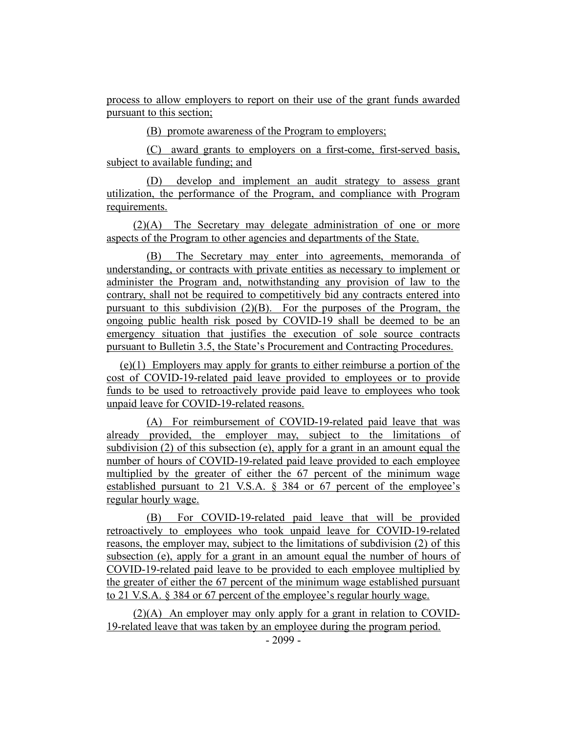process to allow employers to report on their use of the grant funds awarded pursuant to this section;

(B) promote awareness of the Program to employers;

(C) award grants to employers on a first-come, first-served basis, subject to available funding; and

(D) develop and implement an audit strategy to assess grant utilization, the performance of the Program, and compliance with Program requirements.

(2)(A) The Secretary may delegate administration of one or more aspects of the Program to other agencies and departments of the State.

(B) The Secretary may enter into agreements, memoranda of understanding, or contracts with private entities as necessary to implement or administer the Program and, notwithstanding any provision of law to the contrary, shall not be required to competitively bid any contracts entered into pursuant to this subdivision (2)(B). For the purposes of the Program, the ongoing public health risk posed by COVID-19 shall be deemed to be an emergency situation that justifies the execution of sole source contracts pursuant to Bulletin 3.5, the State's Procurement and Contracting Procedures.

(e)(1) Employers may apply for grants to either reimburse a portion of the cost of COVID-19-related paid leave provided to employees or to provide funds to be used to retroactively provide paid leave to employees who took unpaid leave for COVID-19-related reasons.

(A) For reimbursement of COVID-19-related paid leave that was already provided, the employer may, subject to the limitations of subdivision (2) of this subsection (e), apply for a grant in an amount equal the number of hours of COVID-19-related paid leave provided to each employee multiplied by the greater of either the 67 percent of the minimum wage established pursuant to 21 V.S.A. § 384 or 67 percent of the employee's regular hourly wage.

(B) For COVID-19-related paid leave that will be provided retroactively to employees who took unpaid leave for COVID-19-related reasons, the employer may, subject to the limitations of subdivision (2) of this subsection (e), apply for a grant in an amount equal the number of hours of COVID-19-related paid leave to be provided to each employee multiplied by the greater of either the 67 percent of the minimum wage established pursuant to 21 V.S.A. § 384 or 67 percent of the employee's regular hourly wage.

(2)(A) An employer may only apply for a grant in relation to COVID-19-related leave that was taken by an employee during the program period.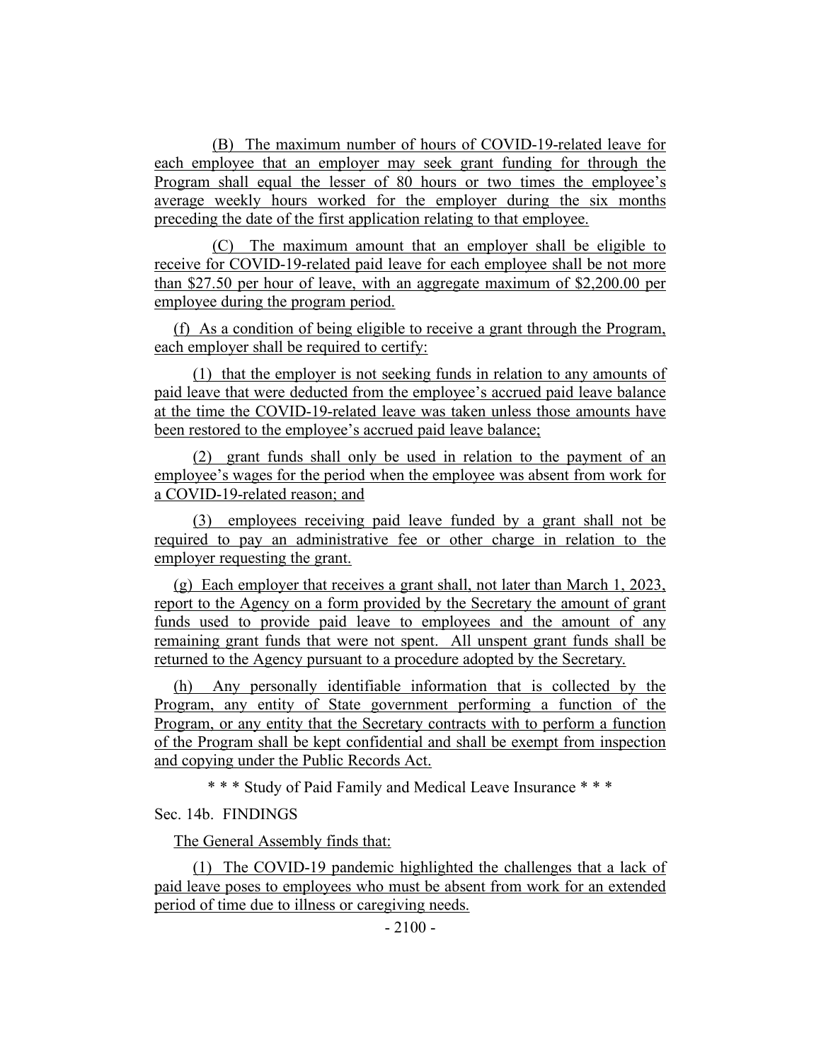(B) The maximum number of hours of COVID-19-related leave for each employee that an employer may seek grant funding for through the Program shall equal the lesser of 80 hours or two times the employee's average weekly hours worked for the employer during the six months preceding the date of the first application relating to that employee.

(C) The maximum amount that an employer shall be eligible to receive for COVID-19-related paid leave for each employee shall be not more than $27.50 per hour of leave, with an aggregate maximum of $2,200.00 per employee during the program period.

(f) As a condition of being eligible to receive a grant through the Program, each employer shall be required to certify:

(1) that the employer is not seeking funds in relation to any amounts of paid leave that were deducted from the employee's accrued paid leave balance at the time the COVID-19-related leave was taken unless those amounts have been restored to the employee's accrued paid leave balance;

(2) grant funds shall only be used in relation to the payment of an employee's wages for the period when the employee was absent from work for a COVID-19-related reason; and

(3) employees receiving paid leave funded by a grant shall not be required to pay an administrative fee or other charge in relation to the employer requesting the grant.

(g) Each employer that receives a grant shall, not later than March 1, 2023, report to the Agency on a form provided by the Secretary the amount of grant funds used to provide paid leave to employees and the amount of any remaining grant funds that were not spent. All unspent grant funds shall be returned to the Agency pursuant to a procedure adopted by the Secretary.

(h) Any personally identifiable information that is collected by the Program, any entity of State government performing a function of the Program, or any entity that the Secretary contracts with to perform a function of the Program shall be kept confidential and shall be exempt from inspection and copying under the Public Records Act.

\* \* \* Study of Paid Family and Medical Leave Insurance \* \* \*

Sec. 14b. FINDINGS

The General Assembly finds that:

(1) The COVID-19 pandemic highlighted the challenges that a lack of paid leave poses to employees who must be absent from work for an extended period of time due to illness or caregiving needs.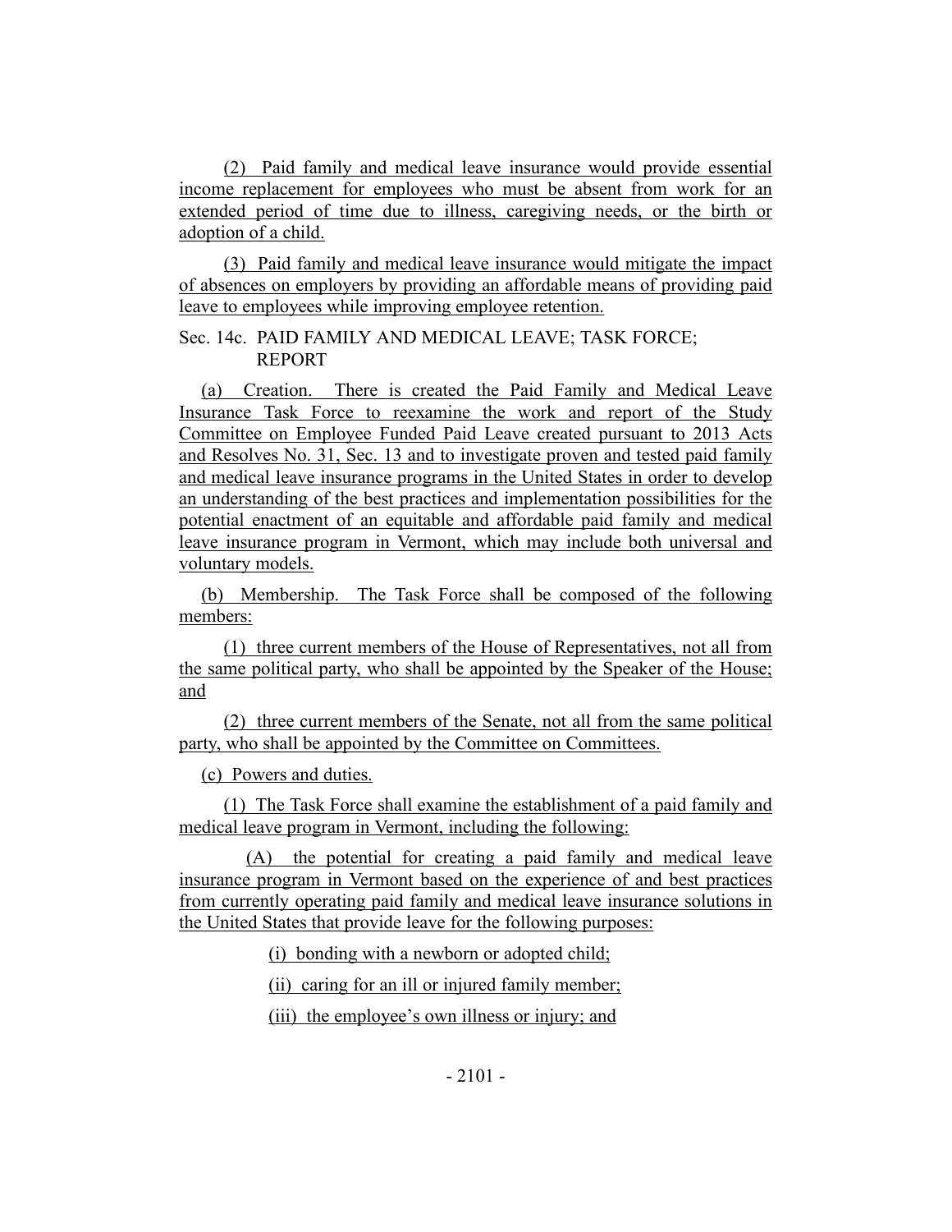(2) Paid family and medical leave insurance would provide essential income replacement for employees who must be absent from work for an extended period of time due to illness, caregiving needs, or the birth or adoption of a child.

(3) Paid family and medical leave insurance would mitigate the impact of absences on employers by providing an affordable means of providing paid leave to employees while improving employee retention.

Sec. 14c. PAID FAMILY AND MEDICAL LEAVE; TASK FORCE; REPORT

(a) Creation. There is created the Paid Family and Medical Leave Insurance Task Force to reexamine the work and report of the Study Committee on Employee Funded Paid Leave created pursuant to 2013 Acts and Resolves No. 31, Sec. 13 and to investigate proven and tested paid family and medical leave insurance programs in the United States in order to develop an understanding of the best practices and implementation possibilities for the potential enactment of an equitable and affordable paid family and medical leave insurance program in Vermont, which may include both universal and voluntary models.

(b) Membership. The Task Force shall be composed of the following members:

(1) three current members of the House of Representatives, not all from the same political party, who shall be appointed by the Speaker of the House; and

(2) three current members of the Senate, not all from the same political party, who shall be appointed by the Committee on Committees.

(c) Powers and duties.

(1) The Task Force shall examine the establishment of a paid family and medical leave program in Vermont, including the following:

(A) the potential for creating a paid family and medical leave insurance program in Vermont based on the experience of and best practices from currently operating paid family and medical leave insurance solutions in the United States that provide leave for the following purposes:

(i) bonding with a newborn or adopted child;

(ii) caring for an ill or injured family member;

(iii) the employee's own illness or injury; and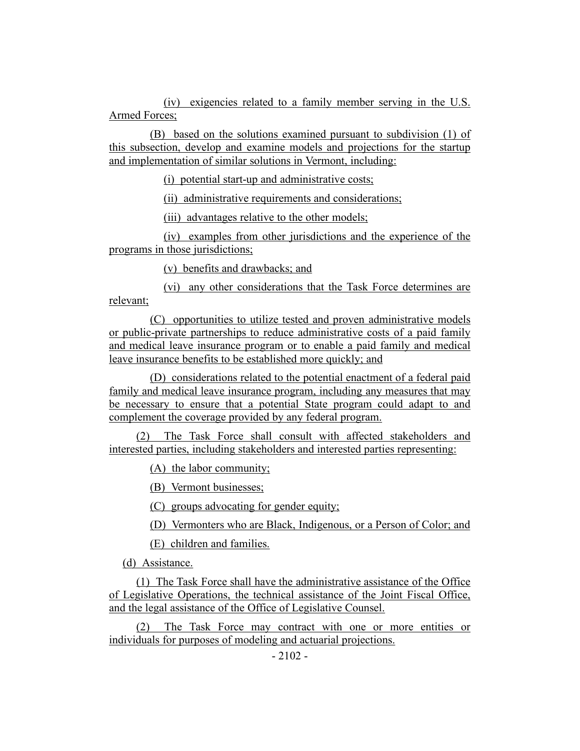(iv) exigencies related to a family member serving in the U.S. Armed Forces;

(B) based on the solutions examined pursuant to subdivision (1) of this subsection, develop and examine models and projections for the startup and implementation of similar solutions in Vermont, including:

(i) potential start-up and administrative costs;

(ii) administrative requirements and considerations;

(iii) advantages relative to the other models;

(iv) examples from other jurisdictions and the experience of the programs in those jurisdictions;

(v) benefits and drawbacks; and

(vi) any other considerations that the Task Force determines are relevant;

(C) opportunities to utilize tested and proven administrative models or public-private partnerships to reduce administrative costs of a paid family and medical leave insurance program or to enable a paid family and medical leave insurance benefits to be established more quickly; and

(D) considerations related to the potential enactment of a federal paid family and medical leave insurance program, including any measures that may be necessary to ensure that a potential State program could adapt to and complement the coverage provided by any federal program.

(2) The Task Force shall consult with affected stakeholders and interested parties, including stakeholders and interested parties representing:

(A) the labor community;

(B) Vermont businesses;

(C) groups advocating for gender equity;

(D) Vermonters who are Black, Indigenous, or a Person of Color; and

(E) children and families.

(d) Assistance.

(1) The Task Force shall have the administrative assistance of the Office of Legislative Operations, the technical assistance of the Joint Fiscal Office, and the legal assistance of the Office of Legislative Counsel.

(2) The Task Force may contract with one or more entities or individuals for purposes of modeling and actuarial projections.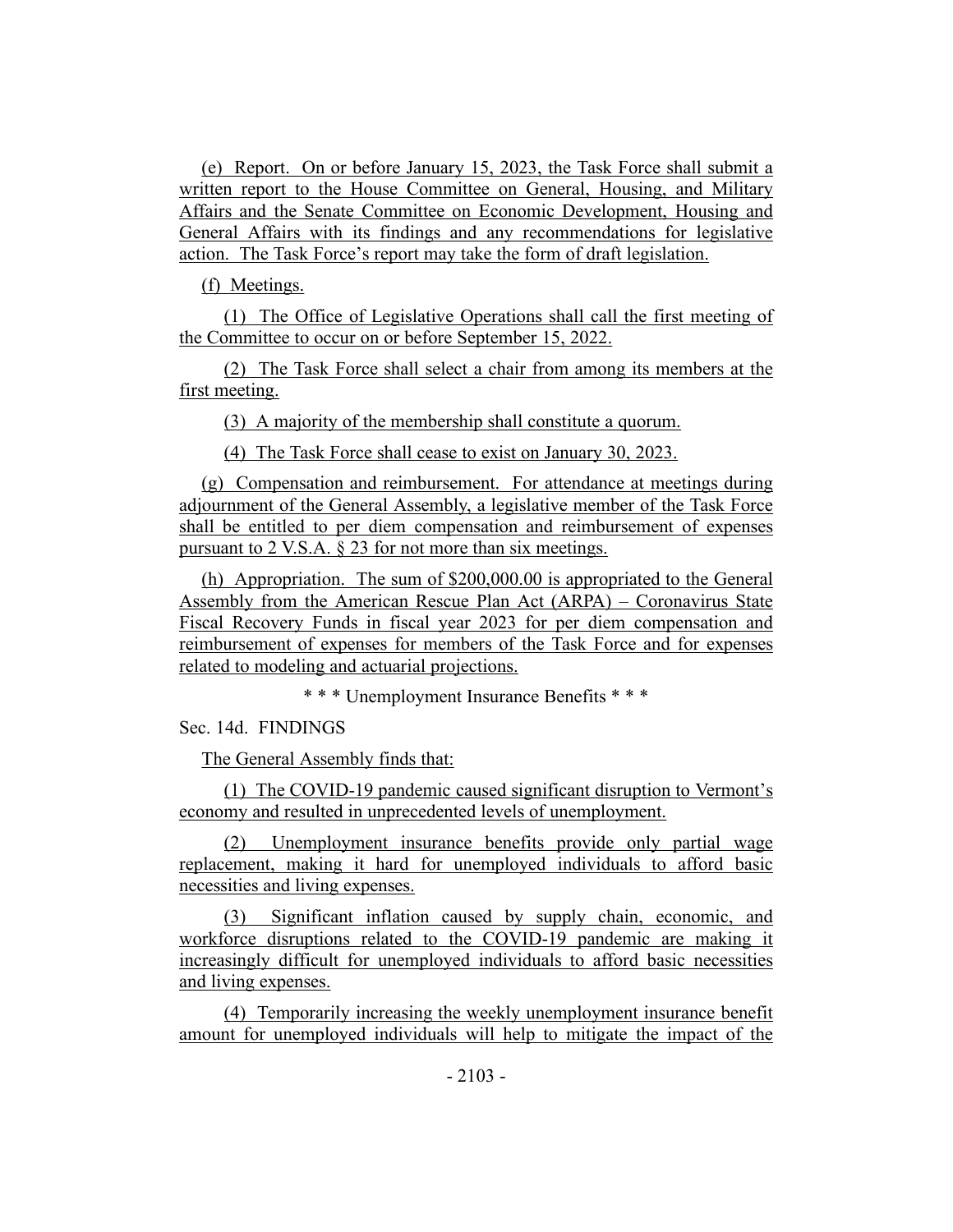(e) Report. On or before January 15, 2023, the Task Force shall submit a written report to the House Committee on General, Housing, and Military Affairs and the Senate Committee on Economic Development, Housing and General Affairs with its findings and any recommendations for legislative action. The Task Force's report may take the form of draft legislation.

(f) Meetings.

(1) The Office of Legislative Operations shall call the first meeting of the Committee to occur on or before September 15, 2022.

(2) The Task Force shall select a chair from among its members at the first meeting.

(3) A majority of the membership shall constitute a quorum.

(4) The Task Force shall cease to exist on January 30, 2023.

(g) Compensation and reimbursement. For attendance at meetings during adjournment of the General Assembly, a legislative member of the Task Force shall be entitled to per diem compensation and reimbursement of expenses pursuant to 2 V.S.A. § 23 for not more than six meetings.

(h) Appropriation. The sum of $200,000.00 is appropriated to the General Assembly from the American Rescue Plan Act (ARPA) – Coronavirus State Fiscal Recovery Funds in fiscal year 2023 for per diem compensation and reimbursement of expenses for members of the Task Force and for expenses related to modeling and actuarial projections.

\* \* \* Unemployment Insurance Benefits \* \* \*

Sec. 14d. FINDINGS

The General Assembly finds that:

(1) The COVID-19 pandemic caused significant disruption to Vermont's economy and resulted in unprecedented levels of unemployment.

(2) Unemployment insurance benefits provide only partial wage replacement, making it hard for unemployed individuals to afford basic necessities and living expenses.

(3) Significant inflation caused by supply chain, economic, and workforce disruptions related to the COVID-19 pandemic are making it increasingly difficult for unemployed individuals to afford basic necessities and living expenses.

(4) Temporarily increasing the weekly unemployment insurance benefit amount for unemployed individuals will help to mitigate the impact of the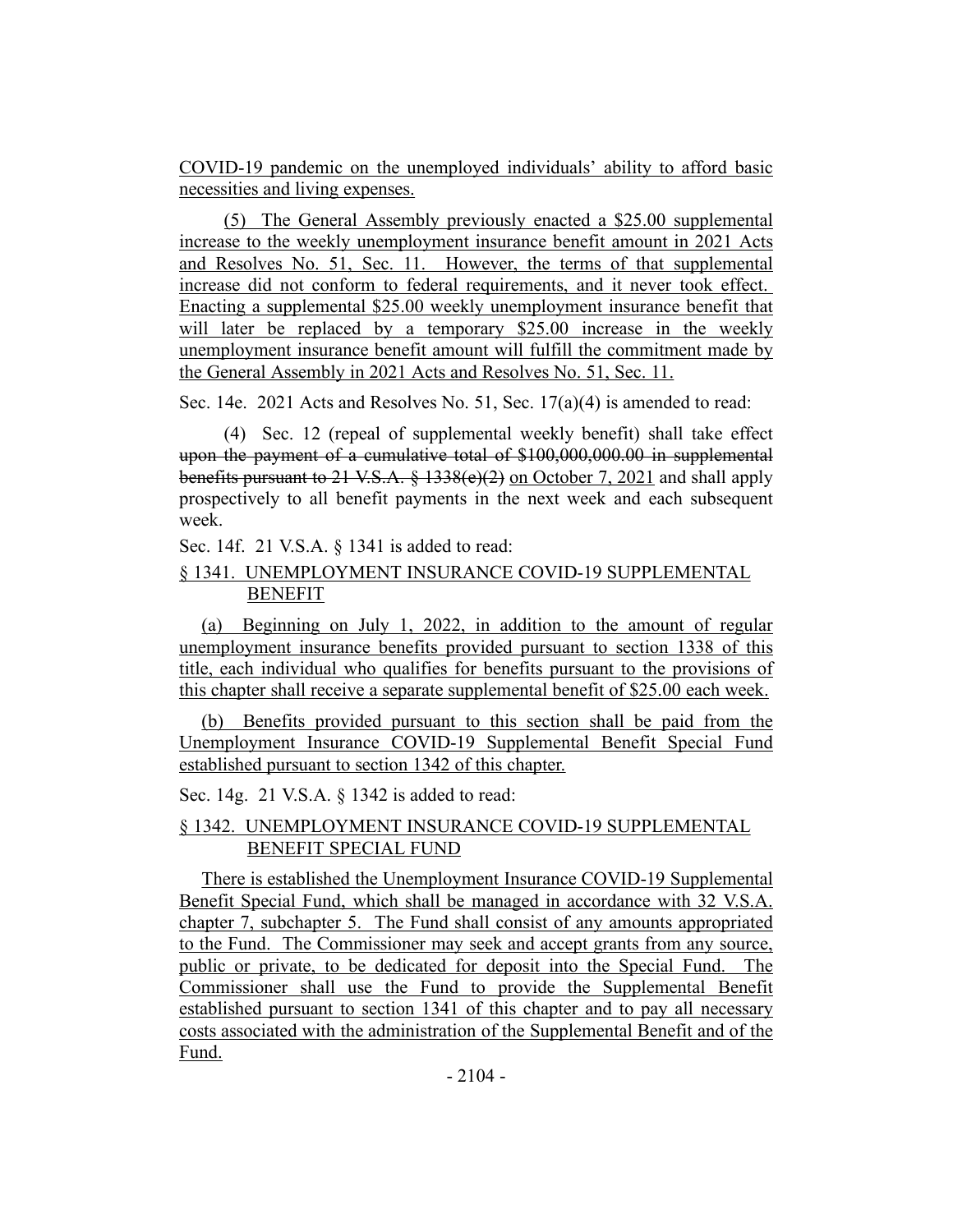COVID-19 pandemic on the unemployed individuals' ability to afford basic necessities and living expenses.

(5) The General Assembly previously enacted a $25.00 supplemental increase to the weekly unemployment insurance benefit amount in 2021 Acts and Resolves No. 51, Sec. 11. However, the terms of that supplemental increase did not conform to federal requirements, and it never took effect. Enacting a supplemental $25.00 weekly unemployment insurance benefit that will later be replaced by a temporary $25.00 increase in the weekly unemployment insurance benefit amount will fulfill the commitment made by the General Assembly in 2021 Acts and Resolves No. 51, Sec. 11.

Sec. 14e. 2021 Acts and Resolves No. 51, Sec. 17(a)(4) is amended to read:

(4) Sec. 12 (repeal of supplemental weekly benefit) shall take effect ~~upon the payment of a cumulative total of $100,000,000.00 in supplemental benefits pursuant to 21 V.S.A. § 1338(e)(2)~~ on October 7, 2021 and shall apply prospectively to all benefit payments in the next week and each subsequent week.

Sec. 14f. 21 V.S.A. § 1341 is added to read:

§ 1341. UNEMPLOYMENT INSURANCE COVID-19 SUPPLEMENTAL BENEFIT

(a) Beginning on July 1, 2022, in addition to the amount of regular unemployment insurance benefits provided pursuant to section 1338 of this title, each individual who qualifies for benefits pursuant to the provisions of this chapter shall receive a separate supplemental benefit of $25.00 each week.

(b) Benefits provided pursuant to this section shall be paid from the Unemployment Insurance COVID-19 Supplemental Benefit Special Fund established pursuant to section 1342 of this chapter.

Sec. 14g. 21 V.S.A. § 1342 is added to read:

§ 1342. UNEMPLOYMENT INSURANCE COVID-19 SUPPLEMENTAL BENEFIT SPECIAL FUND

There is established the Unemployment Insurance COVID-19 Supplemental Benefit Special Fund, which shall be managed in accordance with 32 V.S.A. chapter 7, subchapter 5. The Fund shall consist of any amounts appropriated to the Fund. The Commissioner may seek and accept grants from any source, public or private, to be dedicated for deposit into the Special Fund. The Commissioner shall use the Fund to provide the Supplemental Benefit established pursuant to section 1341 of this chapter and to pay all necessary costs associated with the administration of the Supplemental Benefit and of the Fund.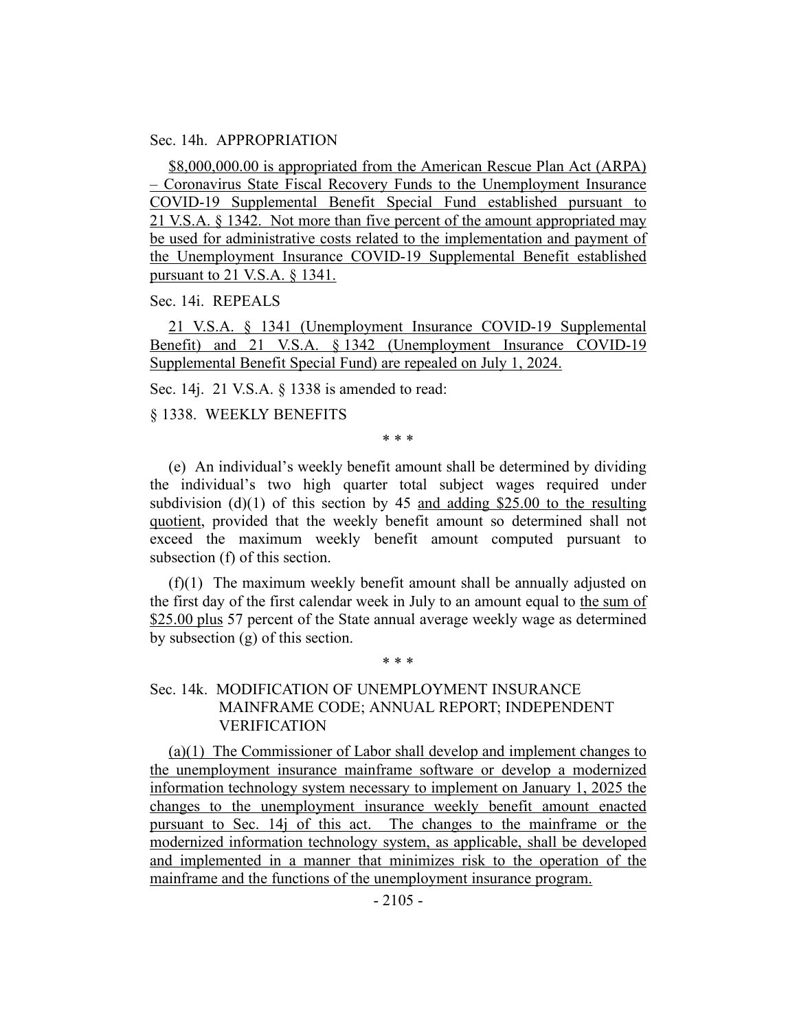Sec. 14h. APPROPRIATION

$8,000,000.00 is appropriated from the American Rescue Plan Act (ARPA) – Coronavirus State Fiscal Recovery Funds to the Unemployment Insurance COVID-19 Supplemental Benefit Special Fund established pursuant to 21 V.S.A. § 1342. Not more than five percent of the amount appropriated may be used for administrative costs related to the implementation and payment of the Unemployment Insurance COVID-19 Supplemental Benefit established pursuant to 21 V.S.A. § 1341.

Sec. 14i. REPEALS

21 V.S.A. § 1341 (Unemployment Insurance COVID-19 Supplemental Benefit) and 21 V.S.A. § 1342 (Unemployment Insurance COVID-19 Supplemental Benefit Special Fund) are repealed on July 1, 2024.

Sec. 14j. 21 V.S.A. § 1338 is amended to read:

§ 1338. WEEKLY BENEFITS

\* \* \*

(e) An individual's weekly benefit amount shall be determined by dividing the individual's two high quarter total subject wages required under subdivision (d)(1) of this section by 45 and adding $25.00 to the resulting quotient, provided that the weekly benefit amount so determined shall not exceed the maximum weekly benefit amount computed pursuant to subsection (f) of this section.

(f)(1) The maximum weekly benefit amount shall be annually adjusted on the first day of the first calendar week in July to an amount equal to the sum of $25.00 plus 57 percent of the State annual average weekly wage as determined by subsection (g) of this section.

\* \* \*

Sec. 14k. MODIFICATION OF UNEMPLOYMENT INSURANCE MAINFRAME CODE; ANNUAL REPORT; INDEPENDENT VERIFICATION

(a)(1) The Commissioner of Labor shall develop and implement changes to the unemployment insurance mainframe software or develop a modernized information technology system necessary to implement on January 1, 2025 the changes to the unemployment insurance weekly benefit amount enacted pursuant to Sec. 14j of this act. The changes to the mainframe or the modernized information technology system, as applicable, shall be developed and implemented in a manner that minimizes risk to the operation of the mainframe and the functions of the unemployment insurance program.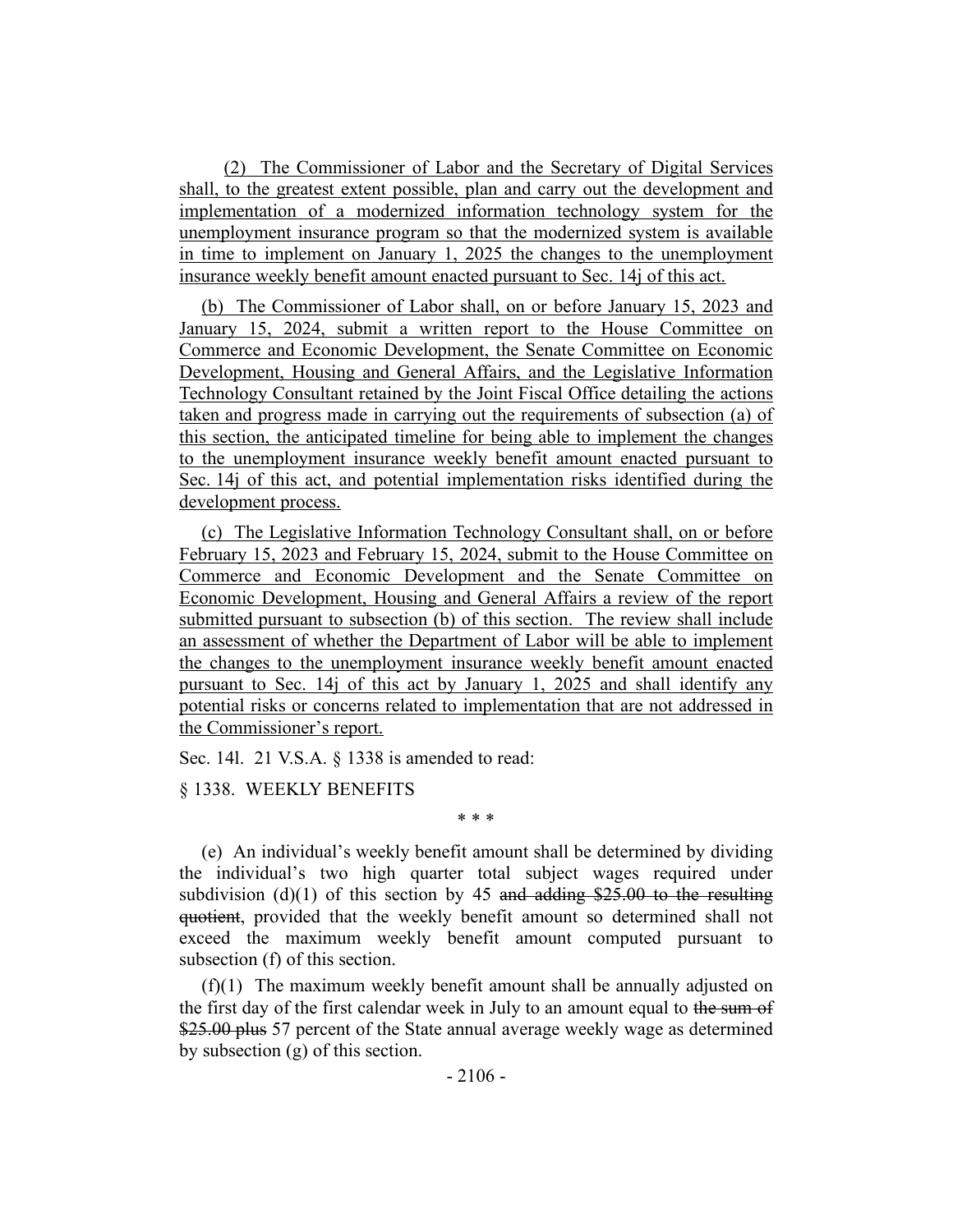(2) The Commissioner of Labor and the Secretary of Digital Services shall, to the greatest extent possible, plan and carry out the development and implementation of a modernized information technology system for the unemployment insurance program so that the modernized system is available in time to implement on January 1, 2025 the changes to the unemployment insurance weekly benefit amount enacted pursuant to Sec. 14j of this act.

(b) The Commissioner of Labor shall, on or before January 15, 2023 and January 15, 2024, submit a written report to the House Committee on Commerce and Economic Development, the Senate Committee on Economic Development, Housing and General Affairs, and the Legislative Information Technology Consultant retained by the Joint Fiscal Office detailing the actions taken and progress made in carrying out the requirements of subsection (a) of this section, the anticipated timeline for being able to implement the changes to the unemployment insurance weekly benefit amount enacted pursuant to Sec. 14j of this act, and potential implementation risks identified during the development process.

(c) The Legislative Information Technology Consultant shall, on or before February 15, 2023 and February 15, 2024, submit to the House Committee on Commerce and Economic Development and the Senate Committee on Economic Development, Housing and General Affairs a review of the report submitted pursuant to subsection (b) of this section. The review shall include an assessment of whether the Department of Labor will be able to implement the changes to the unemployment insurance weekly benefit amount enacted pursuant to Sec. 14j of this act by January 1, 2025 and shall identify any potential risks or concerns related to implementation that are not addressed in the Commissioner's report.

Sec. 14l. 21 V.S.A. § 1338 is amended to read:

§ 1338. WEEKLY BENEFITS

\* \* \*

(e) An individual's weekly benefit amount shall be determined by dividing the individual's two high quarter total subject wages required under subdivision (d)(1) of this section by 45 ~~and adding $25.00 to the resulting quotient~~, provided that the weekly benefit amount so determined shall not exceed the maximum weekly benefit amount computed pursuant to subsection (f) of this section.

(f)(1) The maximum weekly benefit amount shall be annually adjusted on the first day of the first calendar week in July to an amount equal to ~~the sum of $25.00 plus~~ 57 percent of the State annual average weekly wage as determined by subsection (g) of this section.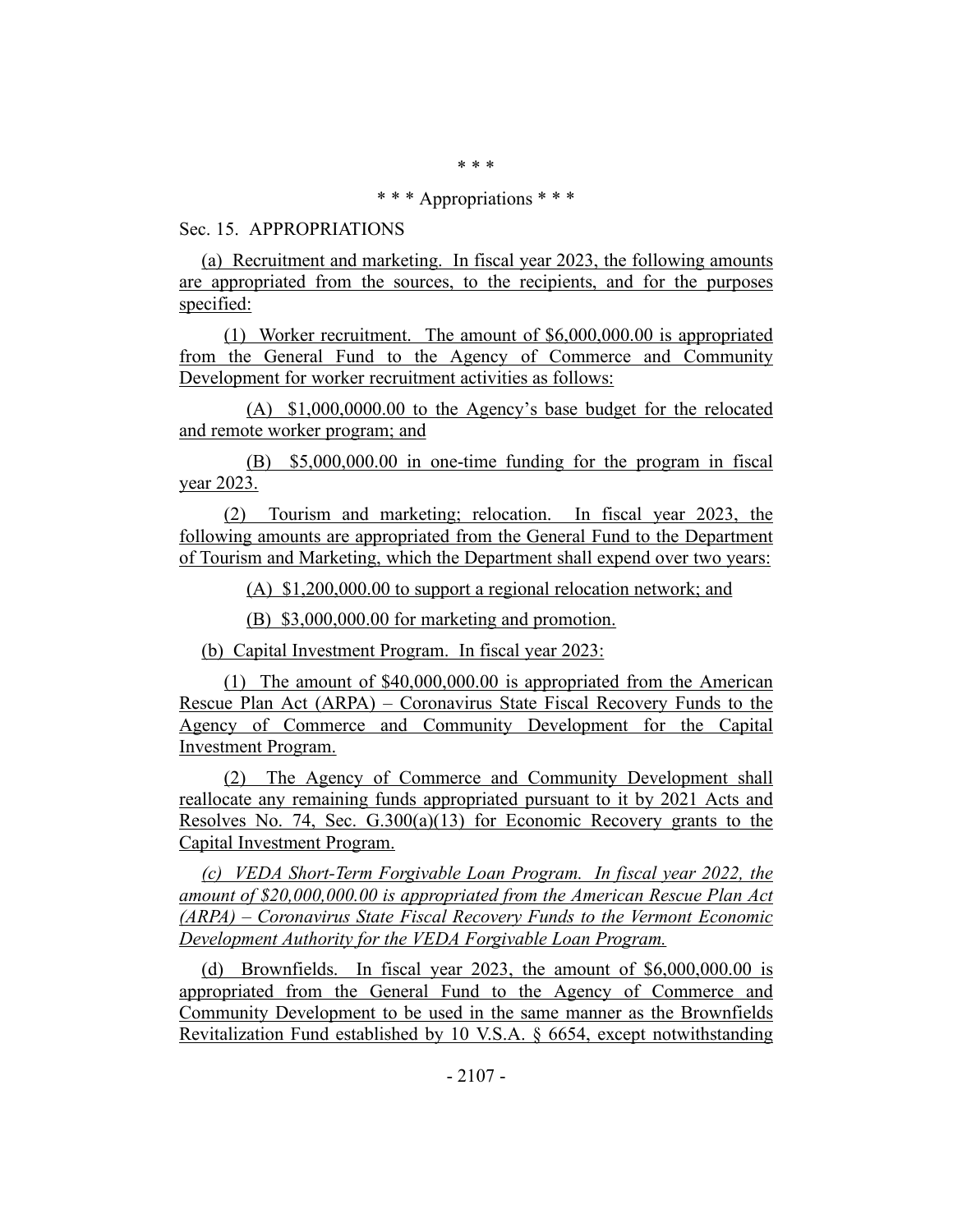\* \* \*

\* \* \* Appropriations \* \* \*

Sec. 15. APPROPRIATIONS

(a) Recruitment and marketing. In fiscal year 2023, the following amounts are appropriated from the sources, to the recipients, and for the purposes specified:

(1) Worker recruitment. The amount of $6,000,000.00 is appropriated from the General Fund to the Agency of Commerce and Community Development for worker recruitment activities as follows:

(A) $1,000,0000.00 to the Agency's base budget for the relocated and remote worker program; and

(B) $5,000,000.00 in one-time funding for the program in fiscal year 2023.

(2) Tourism and marketing; relocation. In fiscal year 2023, the following amounts are appropriated from the General Fund to the Department of Tourism and Marketing, which the Department shall expend over two years:

(A) $1,200,000.00 to support a regional relocation network; and

(B) $3,000,000.00 for marketing and promotion.

(b) Capital Investment Program. In fiscal year 2023:

(1) The amount of $40,000,000.00 is appropriated from the American Rescue Plan Act (ARPA) – Coronavirus State Fiscal Recovery Funds to the Agency of Commerce and Community Development for the Capital Investment Program.

(2) The Agency of Commerce and Community Development shall reallocate any remaining funds appropriated pursuant to it by 2021 Acts and Resolves No. 74, Sec. G.300(a)(13) for Economic Recovery grants to the Capital Investment Program.

*(c) VEDA Short-Term Forgivable Loan Program. In fiscal year 2022, the amount of $20,000,000.00 is appropriated from the American Rescue Plan Act (ARPA) – Coronavirus State Fiscal Recovery Funds to the Vermont Economic Development Authority for the VEDA Forgivable Loan Program.*

(d) Brownfields. In fiscal year 2023, the amount of $6,000,000.00 is appropriated from the General Fund to the Agency of Commerce and Community Development to be used in the same manner as the Brownfields Revitalization Fund established by 10 V.S.A. § 6654, except notwithstanding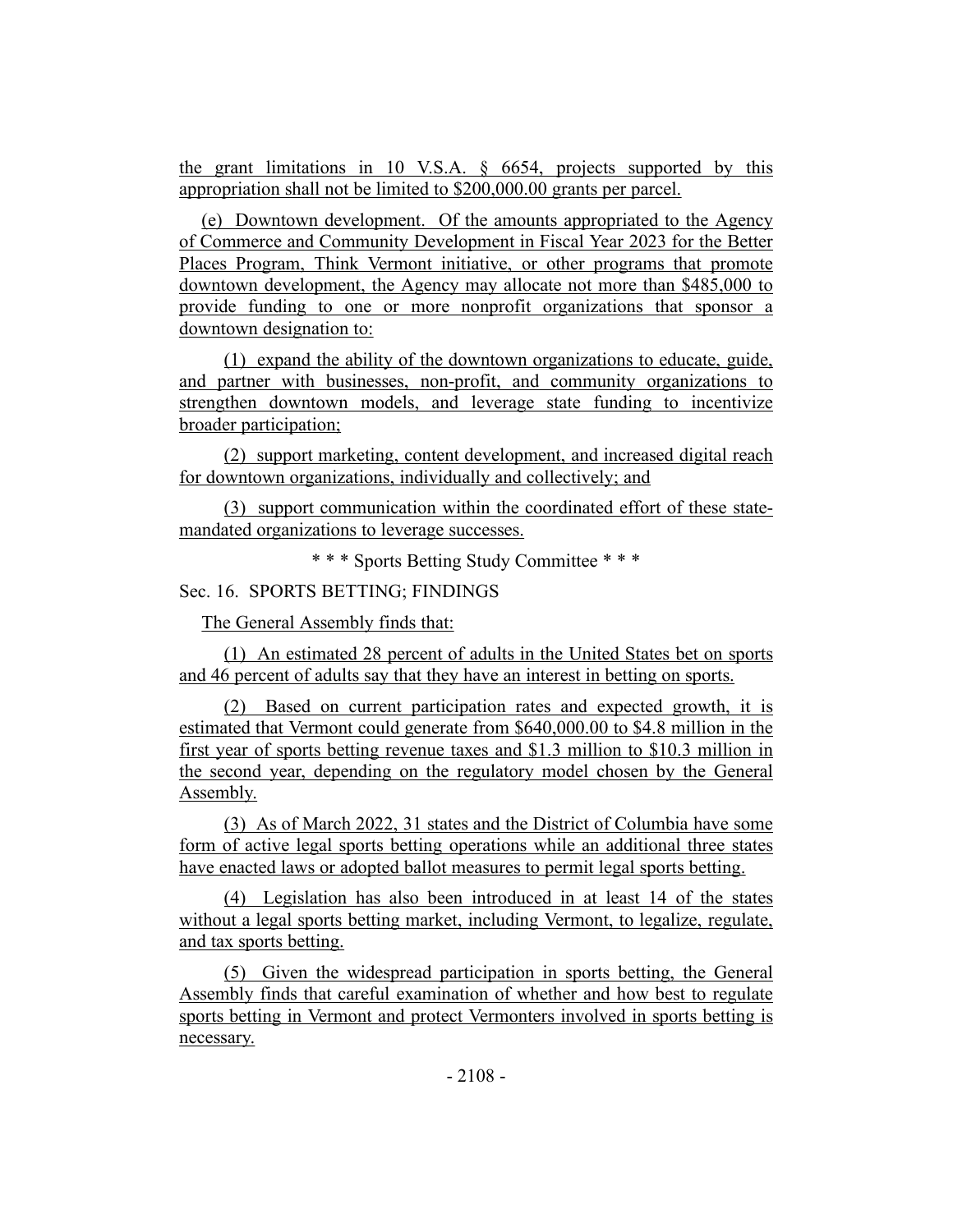the grant limitations in 10 V.S.A. § 6654, projects supported by this appropriation shall not be limited to $200,000.00 grants per parcel.

(e) Downtown development. Of the amounts appropriated to the Agency of Commerce and Community Development in Fiscal Year 2023 for the Better Places Program, Think Vermont initiative, or other programs that promote downtown development, the Agency may allocate not more than $485,000 to provide funding to one or more nonprofit organizations that sponsor a downtown designation to:

(1) expand the ability of the downtown organizations to educate, guide, and partner with businesses, non-profit, and community organizations to strengthen downtown models, and leverage state funding to incentivize broader participation;

(2) support marketing, content development, and increased digital reach for downtown organizations, individually and collectively; and

(3) support communication within the coordinated effort of these state-mandated organizations to leverage successes.

\* \* \* Sports Betting Study Committee \* \* \*

Sec. 16. SPORTS BETTING; FINDINGS

The General Assembly finds that:

(1) An estimated 28 percent of adults in the United States bet on sports and 46 percent of adults say that they have an interest in betting on sports.

(2) Based on current participation rates and expected growth, it is estimated that Vermont could generate from $640,000.00 to $4.8 million in the first year of sports betting revenue taxes and $1.3 million to $10.3 million in the second year, depending on the regulatory model chosen by the General Assembly.

(3) As of March 2022, 31 states and the District of Columbia have some form of active legal sports betting operations while an additional three states have enacted laws or adopted ballot measures to permit legal sports betting.

(4) Legislation has also been introduced in at least 14 of the states without a legal sports betting market, including Vermont, to legalize, regulate, and tax sports betting.

(5) Given the widespread participation in sports betting, the General Assembly finds that careful examination of whether and how best to regulate sports betting in Vermont and protect Vermonters involved in sports betting is necessary.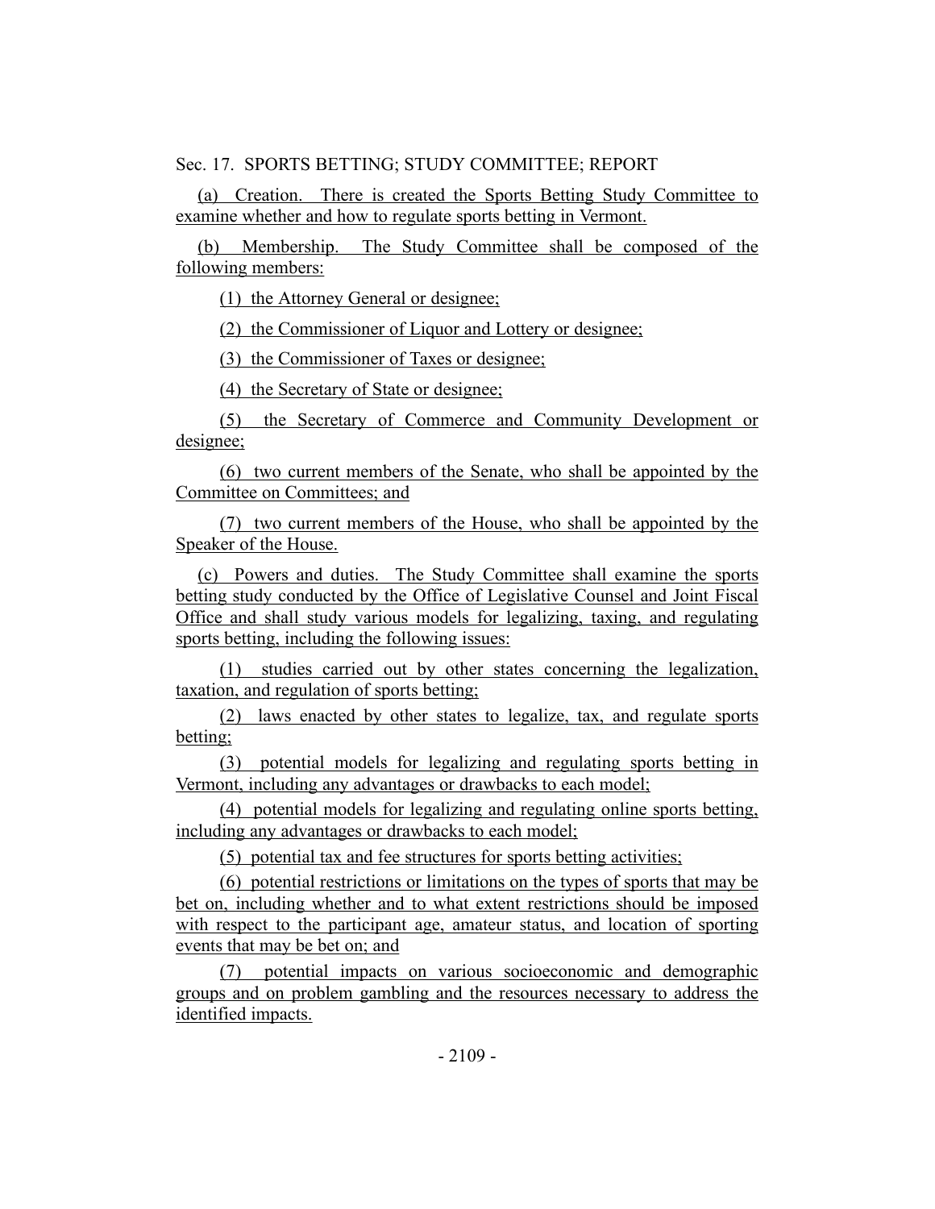Sec. 17. SPORTS BETTING; STUDY COMMITTEE; REPORT

(a) Creation. There is created the Sports Betting Study Committee to examine whether and how to regulate sports betting in Vermont.

(b) Membership. The Study Committee shall be composed of the following members:

(1) the Attorney General or designee;

(2) the Commissioner of Liquor and Lottery or designee;

(3) the Commissioner of Taxes or designee;

(4) the Secretary of State or designee;

(5) the Secretary of Commerce and Community Development or designee;

(6) two current members of the Senate, who shall be appointed by the Committee on Committees; and

(7) two current members of the House, who shall be appointed by the Speaker of the House.

(c) Powers and duties. The Study Committee shall examine the sports betting study conducted by the Office of Legislative Counsel and Joint Fiscal Office and shall study various models for legalizing, taxing, and regulating sports betting, including the following issues:

(1) studies carried out by other states concerning the legalization, taxation, and regulation of sports betting;

(2) laws enacted by other states to legalize, tax, and regulate sports betting;

(3) potential models for legalizing and regulating sports betting in Vermont, including any advantages or drawbacks to each model;

(4) potential models for legalizing and regulating online sports betting, including any advantages or drawbacks to each model;

(5) potential tax and fee structures for sports betting activities;

(6) potential restrictions or limitations on the types of sports that may be bet on, including whether and to what extent restrictions should be imposed with respect to the participant age, amateur status, and location of sporting events that may be bet on; and

(7) potential impacts on various socioeconomic and demographic groups and on problem gambling and the resources necessary to address the identified impacts.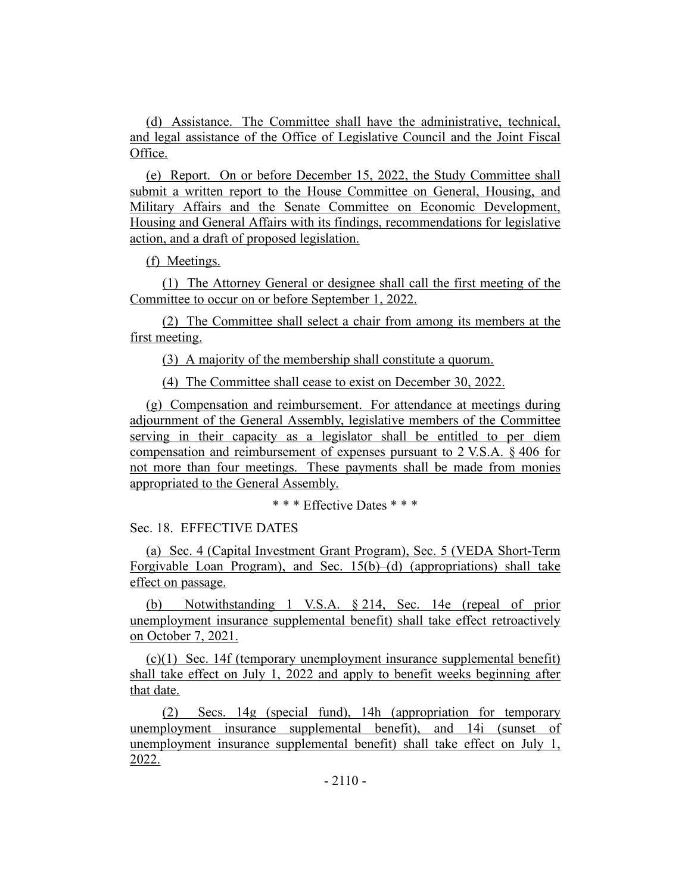(d) Assistance. The Committee shall have the administrative, technical, and legal assistance of the Office of Legislative Council and the Joint Fiscal Office.

(e) Report. On or before December 15, 2022, the Study Committee shall submit a written report to the House Committee on General, Housing, and Military Affairs and the Senate Committee on Economic Development, Housing and General Affairs with its findings, recommendations for legislative action, and a draft of proposed legislation.

(f) Meetings.

(1) The Attorney General or designee shall call the first meeting of the Committee to occur on or before September 1, 2022.

(2) The Committee shall select a chair from among its members at the first meeting.

(3) A majority of the membership shall constitute a quorum.

(4) The Committee shall cease to exist on December 30, 2022.

(g) Compensation and reimbursement. For attendance at meetings during adjournment of the General Assembly, legislative members of the Committee serving in their capacity as a legislator shall be entitled to per diem compensation and reimbursement of expenses pursuant to 2 V.S.A. § 406 for not more than four meetings. These payments shall be made from monies appropriated to the General Assembly.

\* \* \* Effective Dates \* \* \*

Sec. 18. EFFECTIVE DATES

(a) Sec. 4 (Capital Investment Grant Program), Sec. 5 (VEDA Short-Term Forgivable Loan Program), and Sec. 15(b)–(d) (appropriations) shall take effect on passage.

(b) Notwithstanding 1 V.S.A. § 214, Sec. 14e (repeal of prior unemployment insurance supplemental benefit) shall take effect retroactively on October 7, 2021.

(c)(1) Sec. 14f (temporary unemployment insurance supplemental benefit) shall take effect on July 1, 2022 and apply to benefit weeks beginning after that date.

(2) Secs. 14g (special fund), 14h (appropriation for temporary unemployment insurance supplemental benefit), and 14i (sunset of unemployment insurance supplemental benefit) shall take effect on July 1, 2022.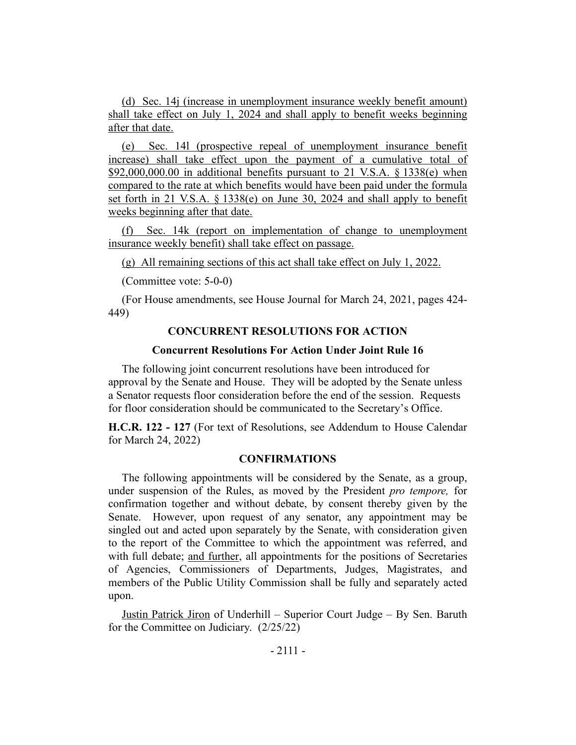(d) Sec. 14j (increase in unemployment insurance weekly benefit amount) shall take effect on July 1, 2024 and shall apply to benefit weeks beginning after that date.

(e) Sec. 14l (prospective repeal of unemployment insurance benefit increase) shall take effect upon the payment of a cumulative total of $92,000,000.00 in additional benefits pursuant to 21 V.S.A. § 1338(e) when compared to the rate at which benefits would have been paid under the formula set forth in 21 V.S.A. § 1338(e) on June 30, 2024 and shall apply to benefit weeks beginning after that date.

(f) Sec. 14k (report on implementation of change to unemployment insurance weekly benefit) shall take effect on passage.

(g) All remaining sections of this act shall take effect on July 1, 2022.

(Committee vote: 5-0-0)

(For House amendments, see House Journal for March 24, 2021, pages 424-449)

## CONCURRENT RESOLUTIONS FOR ACTION

### Concurrent Resolutions For Action Under Joint Rule 16

The following joint concurrent resolutions have been introduced for approval by the Senate and House. They will be adopted by the Senate unless a Senator requests floor consideration before the end of the session. Requests for floor consideration should be communicated to the Secretary's Office.

**H.C.R. 122 - 127** (For text of Resolutions, see Addendum to House Calendar for March 24, 2022)

## CONFIRMATIONS

The following appointments will be considered by the Senate, as a group, under suspension of the Rules, as moved by the President *pro tempore,* for confirmation together and without debate, by consent thereby given by the Senate. However, upon request of any senator, any appointment may be singled out and acted upon separately by the Senate, with consideration given to the report of the Committee to which the appointment was referred, and with full debate; and further, all appointments for the positions of Secretaries of Agencies, Commissioners of Departments, Judges, Magistrates, and members of the Public Utility Commission shall be fully and separately acted upon.

Justin Patrick Jiron of Underhill – Superior Court Judge – By Sen. Baruth for the Committee on Judiciary. (2/25/22)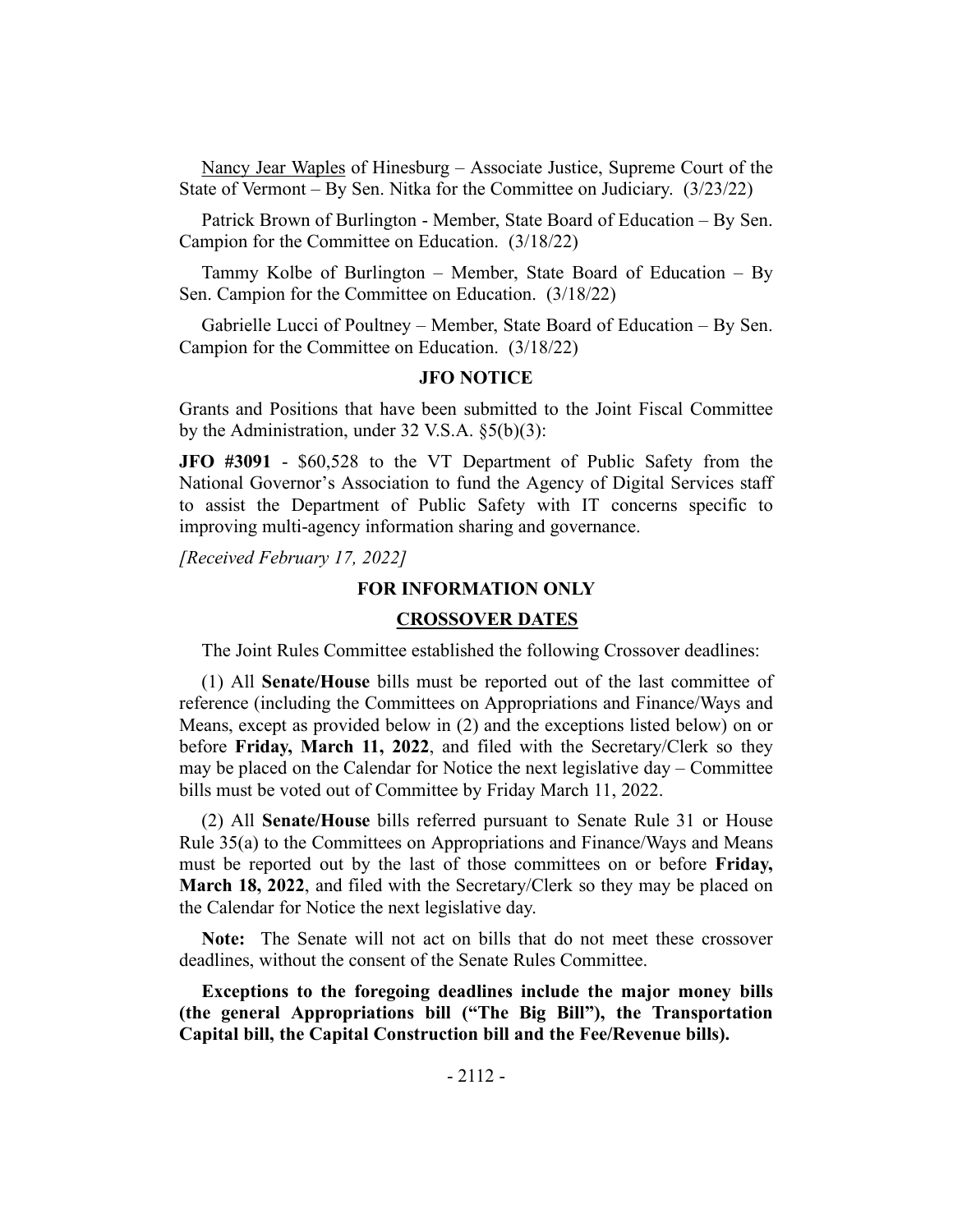<u>Nancy Jear Waples</u> of Hinesburg – Associate Justice, Supreme Court of the State of Vermont – By Sen. Nitka for the Committee on Judiciary. (3/23/22)

Patrick Brown of Burlington - Member, State Board of Education – By Sen. Campion for the Committee on Education. (3/18/22)

Tammy Kolbe of Burlington – Member, State Board of Education – By Sen. Campion for the Committee on Education. (3/18/22)

Gabrielle Lucci of Poultney – Member, State Board of Education – By Sen. Campion for the Committee on Education. (3/18/22)

## JFO NOTICE

Grants and Positions that have been submitted to the Joint Fiscal Committee by the Administration, under 32 V.S.A. §5(b)(3):

**JFO #3091** - $60,528 to the VT Department of Public Safety from the National Governor's Association to fund the Agency of Digital Services staff to assist the Department of Public Safety with IT concerns specific to improving multi-agency information sharing and governance.

*[Received February 17, 2022]*

## FOR INFORMATION ONLY

## <u>CROSSOVER DATES</u>

The Joint Rules Committee established the following Crossover deadlines:

(1) All **Senate/House** bills must be reported out of the last committee of reference (including the Committees on Appropriations and Finance/Ways and Means, except as provided below in (2) and the exceptions listed below) on or before **Friday, March 11, 2022**, and filed with the Secretary/Clerk so they may be placed on the Calendar for Notice the next legislative day – Committee bills must be voted out of Committee by Friday March 11, 2022.

(2) All **Senate/House** bills referred pursuant to Senate Rule 31 or House Rule 35(a) to the Committees on Appropriations and Finance/Ways and Means must be reported out by the last of those committees on or before **Friday, March 18, 2022**, and filed with the Secretary/Clerk so they may be placed on the Calendar for Notice the next legislative day.

**Note:** The Senate will not act on bills that do not meet these crossover deadlines, without the consent of the Senate Rules Committee.

**Exceptions to the foregoing deadlines include the major money bills (the general Appropriations bill ("The Big Bill"), the Transportation Capital bill, the Capital Construction bill and the Fee/Revenue bills).**